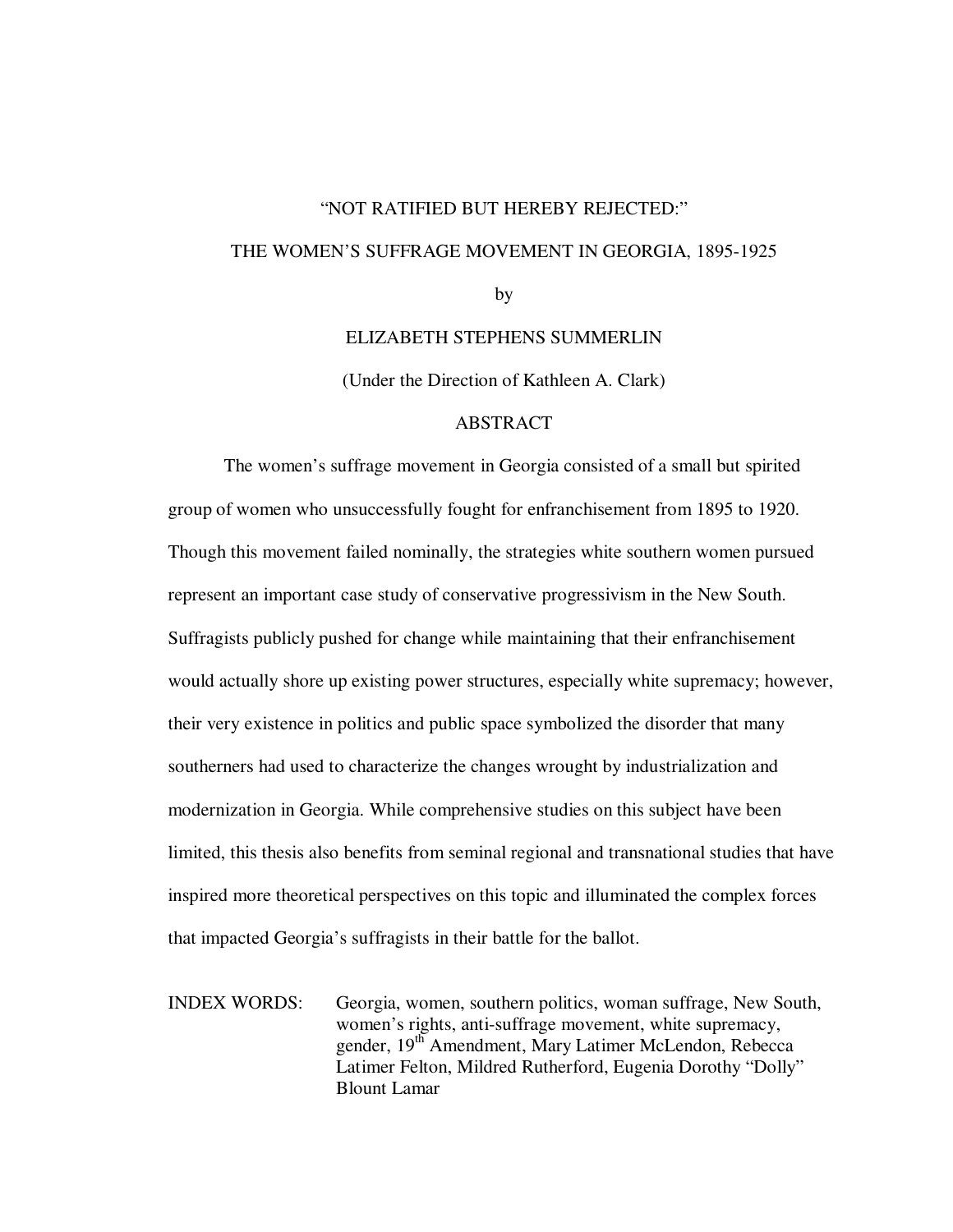# "NOT RATIFIED BUT HEREBY REJECTED:"

# THE WOMEN'S SUFFRAGE MOVEMENT IN GEORGIA, 1895-1925

by

ELIZABETH STEPHENS SUMMERLIN

(Under the Direction of Kathleen A. Clark)

## ABSTRACT

The women's suffrage movement in Georgia consisted of a small but spirited group of women who unsuccessfully fought for enfranchisement from 1895 to 1920. Though this movement failed nominally, the strategies white southern women pursued represent an important case study of conservative progressivism in the New South. Suffragists publicly pushed for change while maintaining that their enfranchisement would actually shore up existing power structures, especially white supremacy; however, their very existence in politics and public space symbolized the disorder that many southerners had used to characterize the changes wrought by industrialization and modernization in Georgia. While comprehensive studies on this subject have been limited, this thesis also benefits from seminal regional and transnational studies that have inspired more theoretical perspectives on this topic and illuminated the complex forces that impacted Georgia's suffragists in their battle for the ballot.

INDEX WORDS: Georgia, women, southern politics, woman suffrage, New South, women's rights, anti-suffrage movement, white supremacy, gender, 19th Amendment, Mary Latimer McLendon, Rebecca Latimer Felton, Mildred Rutherford, Eugenia Dorothy "Dolly" Blount Lamar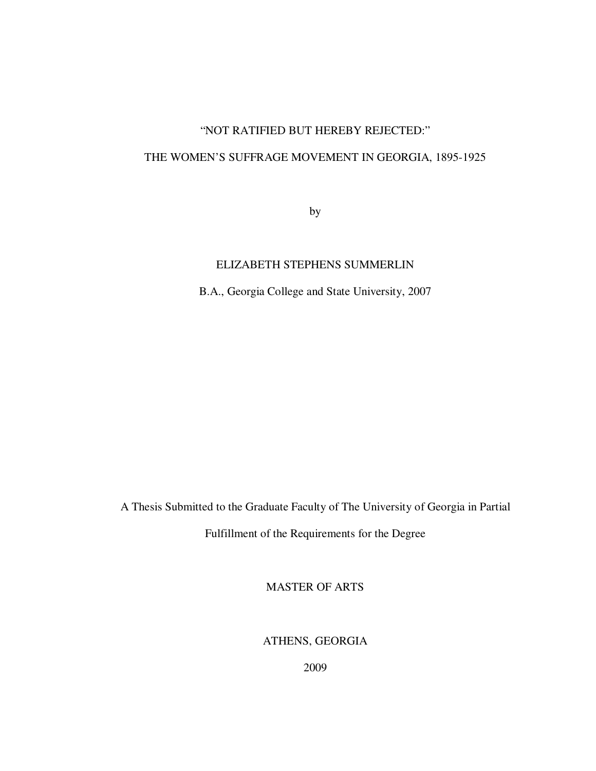“NOT RATIFIED BUT HEREBY REJECTED:”

THE WOMEN’S SUFFRAGE MOVEMENT IN GEORGIA, 1895-1925

by

ELIZABETH STEPHENS SUMMERLIN

B.A., Georgia College and State University, 2007

A Thesis Submitted to the Graduate Faculty of The University of Georgia in Partial Fulfillment of the Requirements for the Degree

MASTER OF ARTS

ATHENS, GEORGIA

2009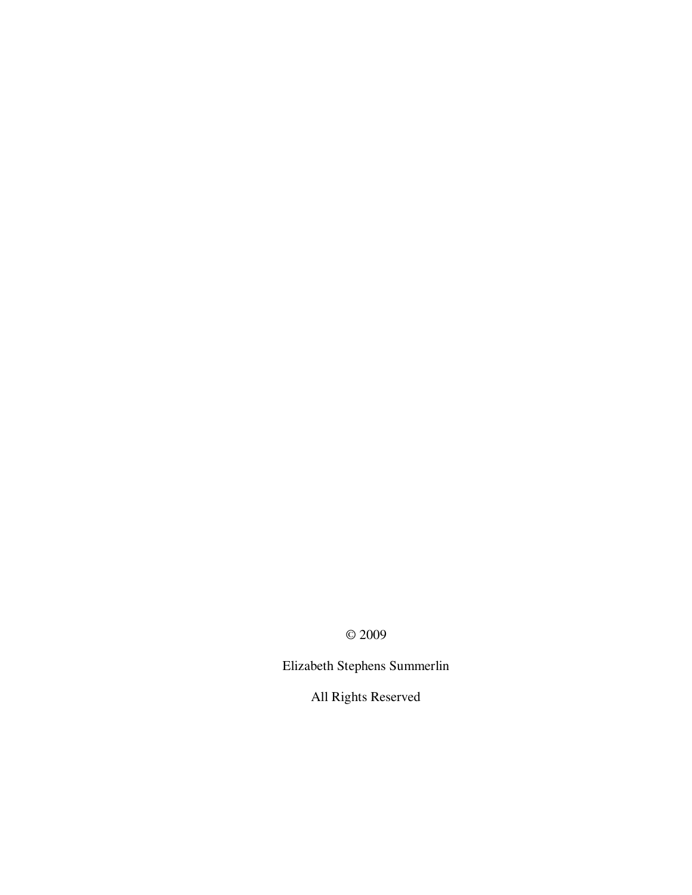© 2009

Elizabeth Stephens Summerlin

All Rights Reserved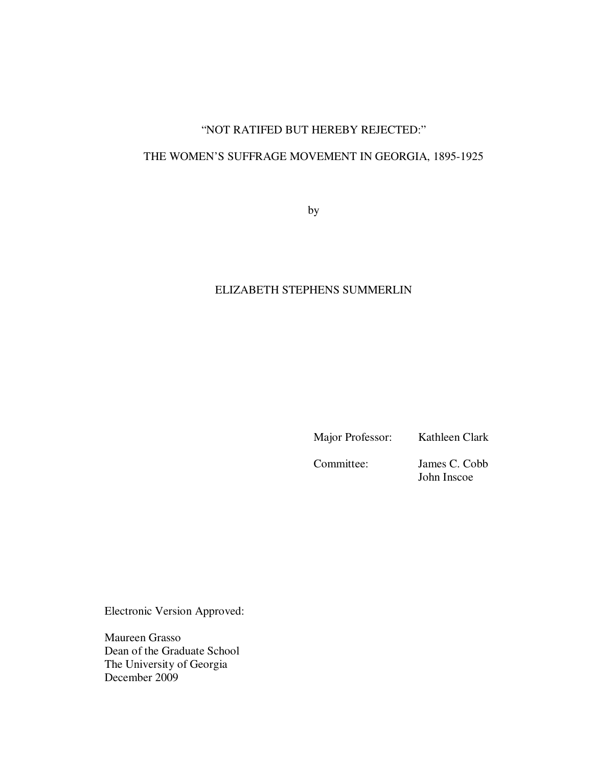"NOT RATIFED BUT HEREBY REJECTED:"

THE WOMEN'S SUFFRAGE MOVEMENT IN GEORGIA, 1895-1925

by

ELIZABETH STEPHENS SUMMERLIN

Major Professor: Kathleen Clark

Committee: James C. Cobb
John Inscoe

Electronic Version Approved:

Maureen Grasso
Dean of the Graduate School
The University of Georgia
December 2009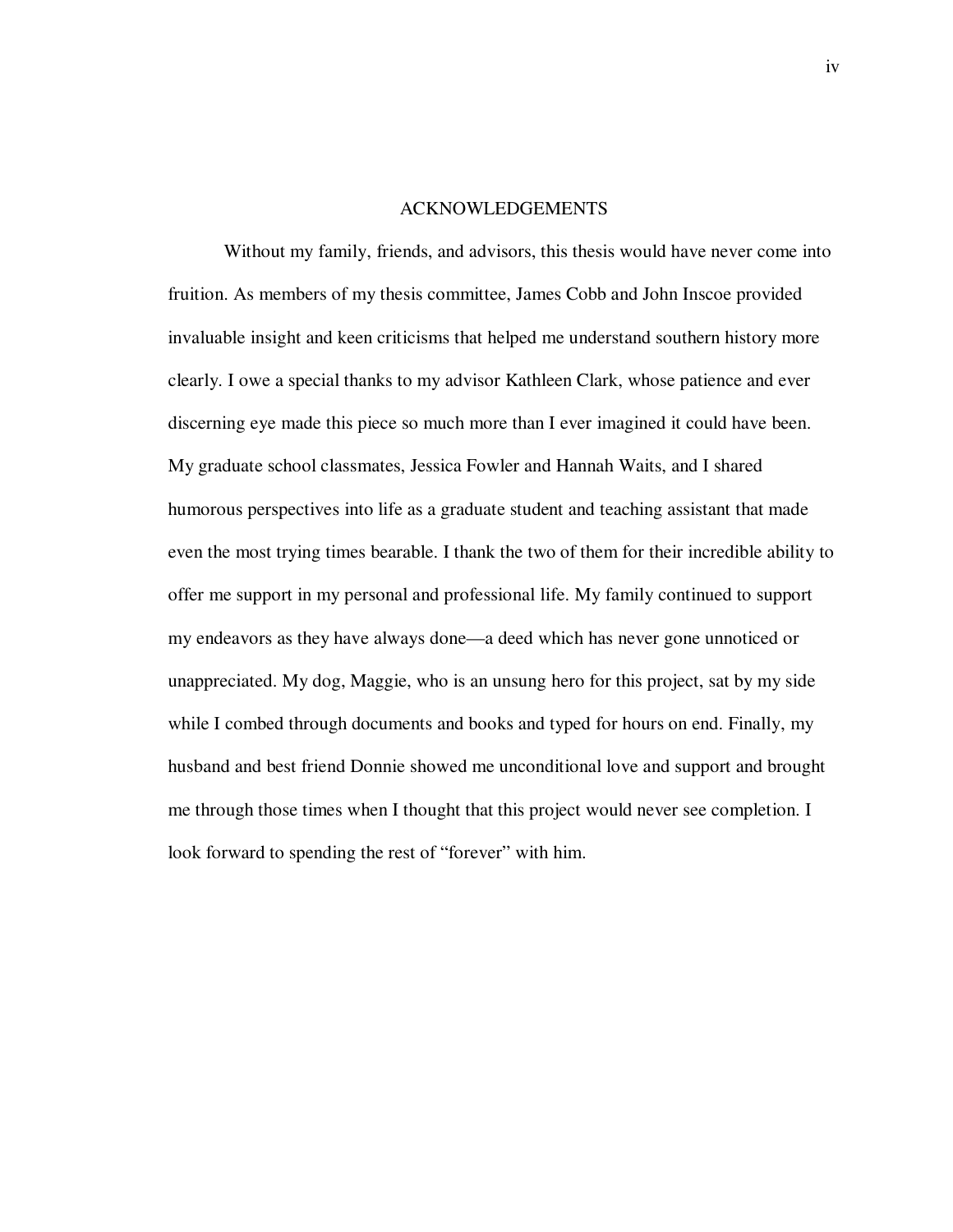# ACKNOWLEDGEMENTS

Without my family, friends, and advisors, this thesis would have never come into fruition. As members of my thesis committee, James Cobb and John Inscoe provided invaluable insight and keen criticisms that helped me understand southern history more clearly. I owe a special thanks to my advisor Kathleen Clark, whose patience and ever discerning eye made this piece so much more than I ever imagined it could have been. My graduate school classmates, Jessica Fowler and Hannah Waits, and I shared humorous perspectives into life as a graduate student and teaching assistant that made even the most trying times bearable. I thank the two of them for their incredible ability to offer me support in my personal and professional life. My family continued to support my endeavors as they have always done—a deed which has never gone unnoticed or unappreciated. My dog, Maggie, who is an unsung hero for this project, sat by my side while I combed through documents and books and typed for hours on end. Finally, my husband and best friend Donnie showed me unconditional love and support and brought me through those times when I thought that this project would never see completion. I look forward to spending the rest of "forever" with him.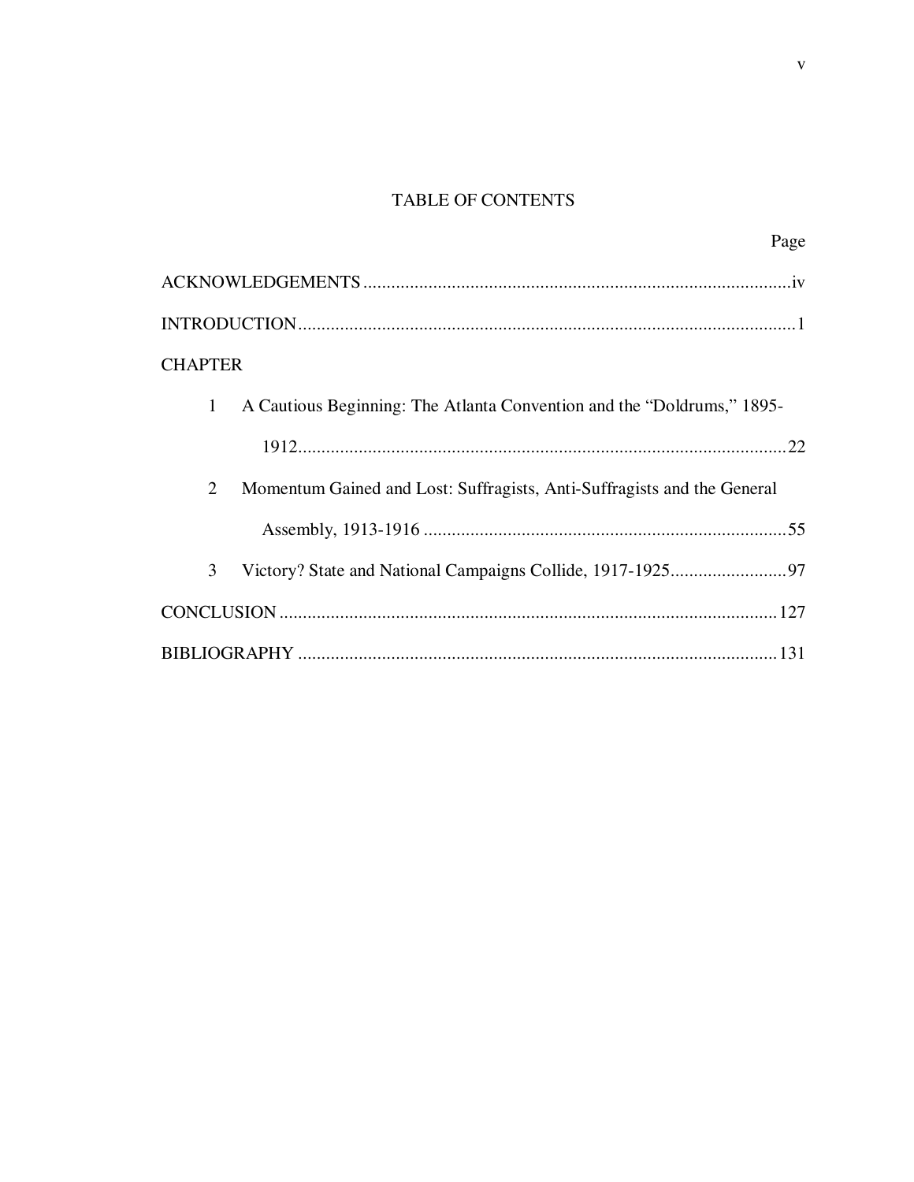# TABLE OF CONTENTS

| | Page |
|---|---|
| ACKNOWLEDGEMENTS | iv |
| INTRODUCTION | 1 |
| CHAPTER | |
| 1 A Cautious Beginning: The Atlanta Convention and the "Doldrums," 1895-1912 | 22 |
| 2 Momentum Gained and Lost: Suffragists, Anti-Suffragists and the General Assembly, 1913-1916 | 55 |
| 3 Victory? State and National Campaigns Collide, 1917-1925 | 97 |
| CONCLUSION | 127 |
| BIBLIOGRAPHY | 131 |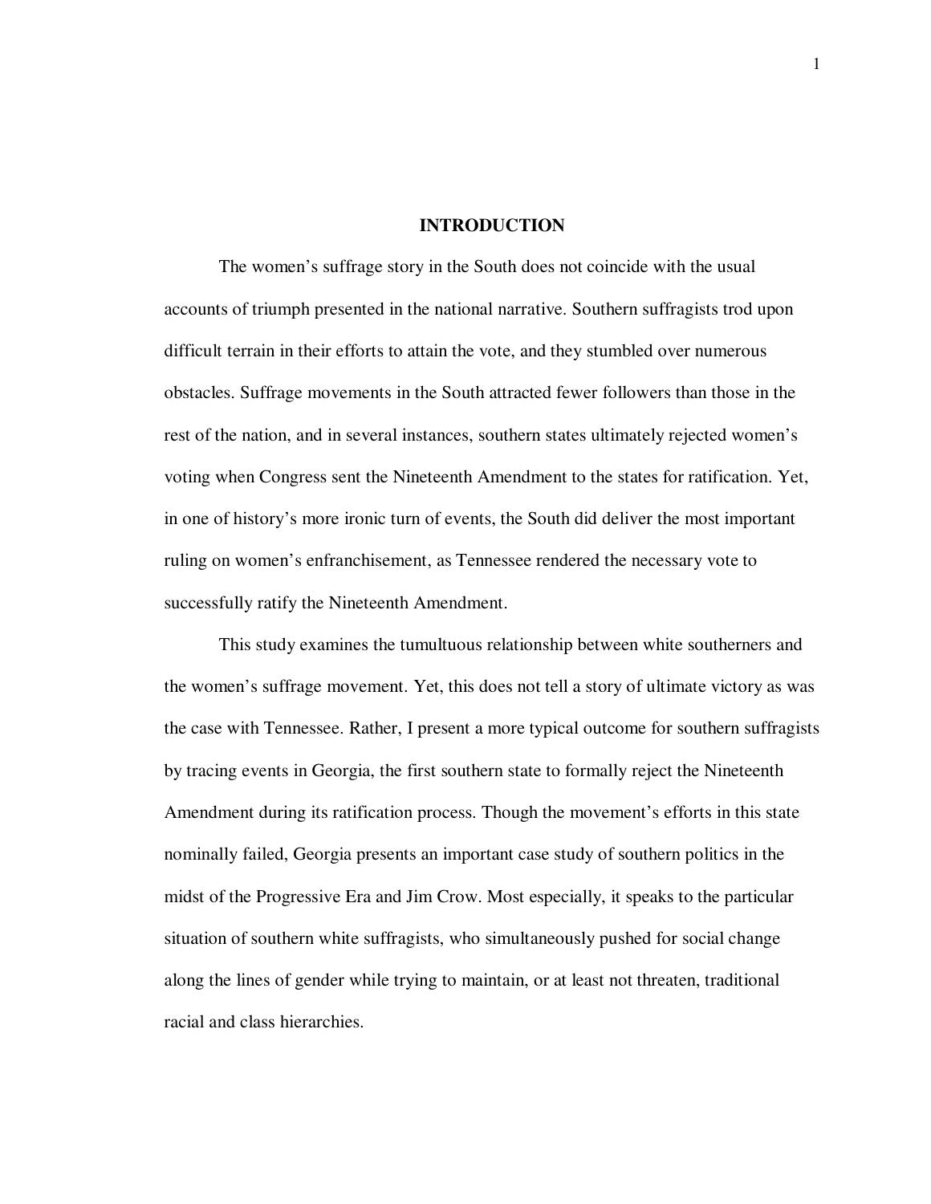# INTRODUCTION

The women's suffrage story in the South does not coincide with the usual accounts of triumph presented in the national narrative. Southern suffragists trod upon difficult terrain in their efforts to attain the vote, and they stumbled over numerous obstacles. Suffrage movements in the South attracted fewer followers than those in the rest of the nation, and in several instances, southern states ultimately rejected women's voting when Congress sent the Nineteenth Amendment to the states for ratification. Yet, in one of history's more ironic turn of events, the South did deliver the most important ruling on women's enfranchisement, as Tennessee rendered the necessary vote to successfully ratify the Nineteenth Amendment.

This study examines the tumultuous relationship between white southerners and the women's suffrage movement. Yet, this does not tell a story of ultimate victory as was the case with Tennessee. Rather, I present a more typical outcome for southern suffragists by tracing events in Georgia, the first southern state to formally reject the Nineteenth Amendment during its ratification process. Though the movement's efforts in this state nominally failed, Georgia presents an important case study of southern politics in the midst of the Progressive Era and Jim Crow. Most especially, it speaks to the particular situation of southern white suffragists, who simultaneously pushed for social change along the lines of gender while trying to maintain, or at least not threaten, traditional racial and class hierarchies.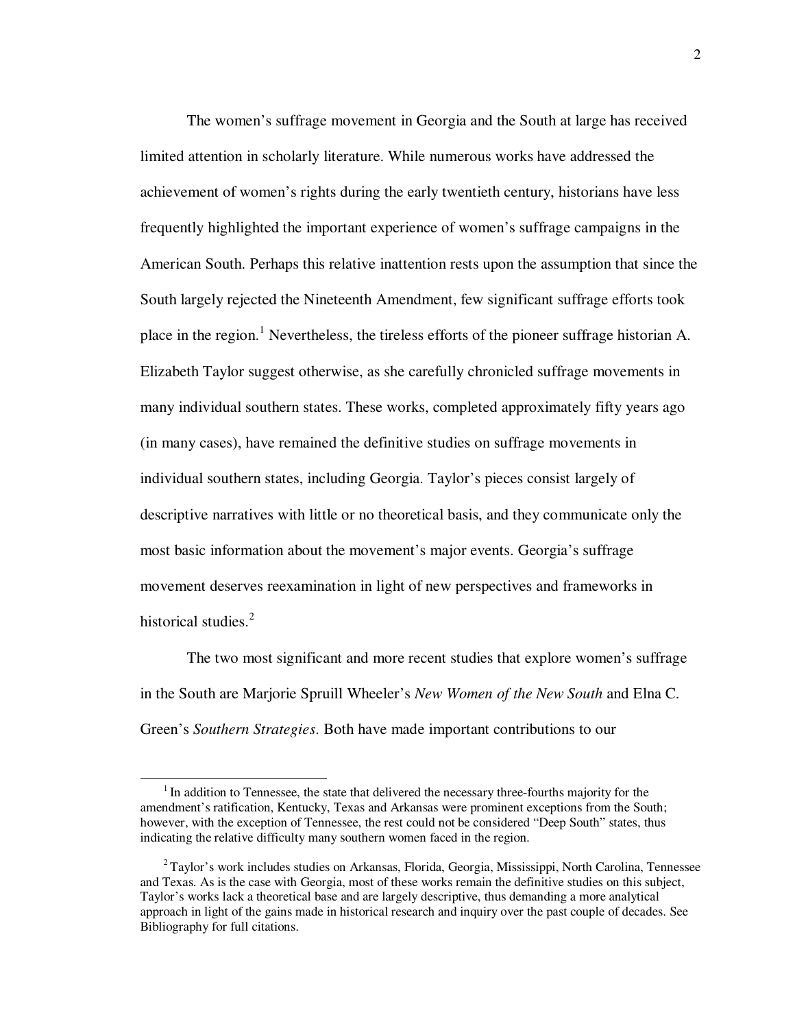The women's suffrage movement in Georgia and the South at large has received limited attention in scholarly literature. While numerous works have addressed the achievement of women's rights during the early twentieth century, historians have less frequently highlighted the important experience of women's suffrage campaigns in the American South. Perhaps this relative inattention rests upon the assumption that since the South largely rejected the Nineteenth Amendment, few significant suffrage efforts took place in the region.[1] Nevertheless, the tireless efforts of the pioneer suffrage historian A. Elizabeth Taylor suggest otherwise, as she carefully chronicled suffrage movements in many individual southern states. These works, completed approximately fifty years ago (in many cases), have remained the definitive studies on suffrage movements in individual southern states, including Georgia. Taylor's pieces consist largely of descriptive narratives with little or no theoretical basis, and they communicate only the most basic information about the movement's major events. Georgia's suffrage movement deserves reexamination in light of new perspectives and frameworks in historical studies.[2]

The two most significant and more recent studies that explore women's suffrage in the South are Marjorie Spruill Wheeler's *New Women of the New South* and Elna C. Green's *Southern Strategies*. Both have made important contributions to our

---

[1] In addition to Tennessee, the state that delivered the necessary three-fourths majority for the amendment's ratification, Kentucky, Texas and Arkansas were prominent exceptions from the South; however, with the exception of Tennessee, the rest could not be considered "Deep South" states, thus indicating the relative difficulty many southern women faced in the region.

[2] Taylor's work includes studies on Arkansas, Florida, Georgia, Mississippi, North Carolina, Tennessee and Texas. As is the case with Georgia, most of these works remain the definitive studies on this subject, Taylor's works lack a theoretical base and are largely descriptive, thus demanding a more analytical approach in light of the gains made in historical research and inquiry over the past couple of decades. See Bibliography for full citations.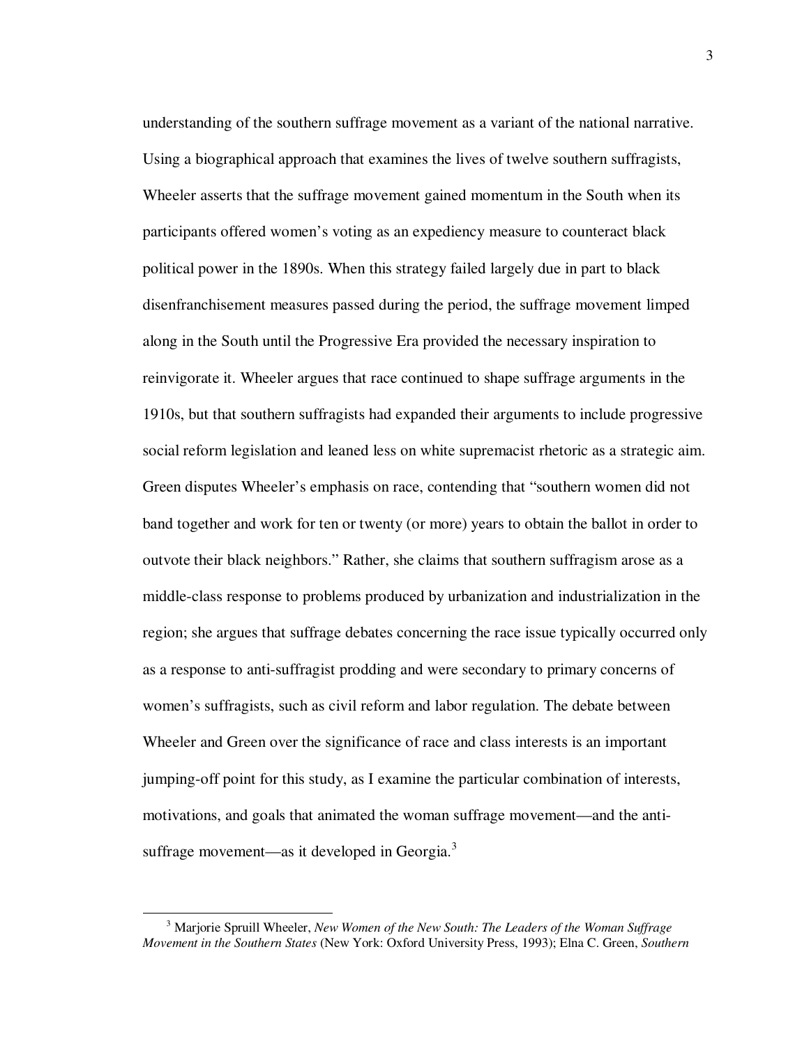understanding of the southern suffrage movement as a variant of the national narrative. Using a biographical approach that examines the lives of twelve southern suffragists, Wheeler asserts that the suffrage movement gained momentum in the South when its participants offered women's voting as an expediency measure to counteract black political power in the 1890s. When this strategy failed largely due in part to black disenfranchisement measures passed during the period, the suffrage movement limped along in the South until the Progressive Era provided the necessary inspiration to reinvigorate it. Wheeler argues that race continued to shape suffrage arguments in the 1910s, but that southern suffragists had expanded their arguments to include progressive social reform legislation and leaned less on white supremacist rhetoric as a strategic aim. Green disputes Wheeler's emphasis on race, contending that "southern women did not band together and work for ten or twenty (or more) years to obtain the ballot in order to outvote their black neighbors." Rather, she claims that southern suffragism arose as a middle-class response to problems produced by urbanization and industrialization in the region; she argues that suffrage debates concerning the race issue typically occurred only as a response to anti-suffragist prodding and were secondary to primary concerns of women's suffragists, such as civil reform and labor regulation. The debate between Wheeler and Green over the significance of race and class interests is an important jumping-off point for this study, as I examine the particular combination of interests, motivations, and goals that animated the woman suffrage movement—and the anti-suffrage movement—as it developed in Georgia.[3]

---

[3] Marjorie Spruill Wheeler, *New Women of the New South: The Leaders of the Woman Suffrage Movement in the Southern States* (New York: Oxford University Press, 1993); Elna C. Green, *Southern*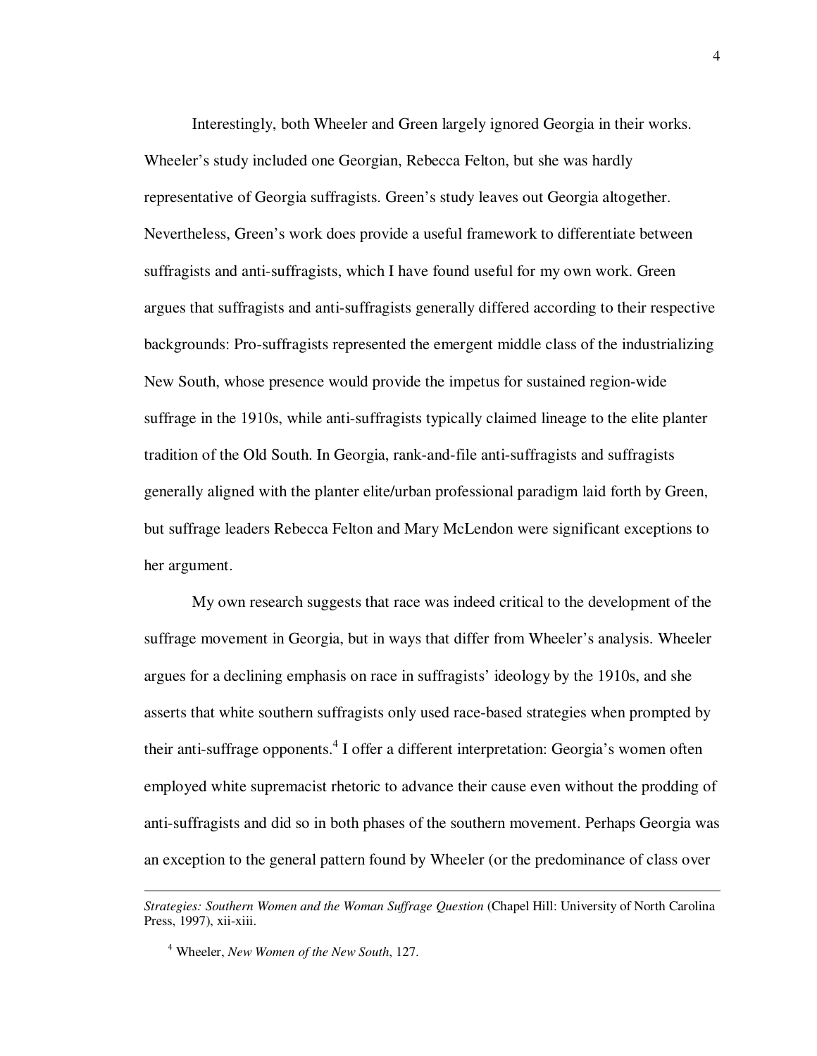Interestingly, both Wheeler and Green largely ignored Georgia in their works. Wheeler's study included one Georgian, Rebecca Felton, but she was hardly representative of Georgia suffragists. Green's study leaves out Georgia altogether. Nevertheless, Green's work does provide a useful framework to differentiate between suffragists and anti-suffragists, which I have found useful for my own work. Green argues that suffragists and anti-suffragists generally differed according to their respective backgrounds: Pro-suffragists represented the emergent middle class of the industrializing New South, whose presence would provide the impetus for sustained region-wide suffrage in the 1910s, while anti-suffragists typically claimed lineage to the elite planter tradition of the Old South. In Georgia, rank-and-file anti-suffragists and suffragists generally aligned with the planter elite/urban professional paradigm laid forth by Green, but suffrage leaders Rebecca Felton and Mary McLendon were significant exceptions to her argument.

My own research suggests that race was indeed critical to the development of the suffrage movement in Georgia, but in ways that differ from Wheeler's analysis. Wheeler argues for a declining emphasis on race in suffragists' ideology by the 1910s, and she asserts that white southern suffragists only used race-based strategies when prompted by their anti-suffrage opponents.[4] I offer a different interpretation: Georgia's women often employed white supremacist rhetoric to advance their cause even without the prodding of anti-suffragists and did so in both phases of the southern movement. Perhaps Georgia was an exception to the general pattern found by Wheeler (or the predominance of class over

---

*Strategies: Southern Women and the Woman Suffrage Question* (Chapel Hill: University of North Carolina Press, 1997), xii-xiii.

[4] Wheeler, *New Women of the New South*, 127.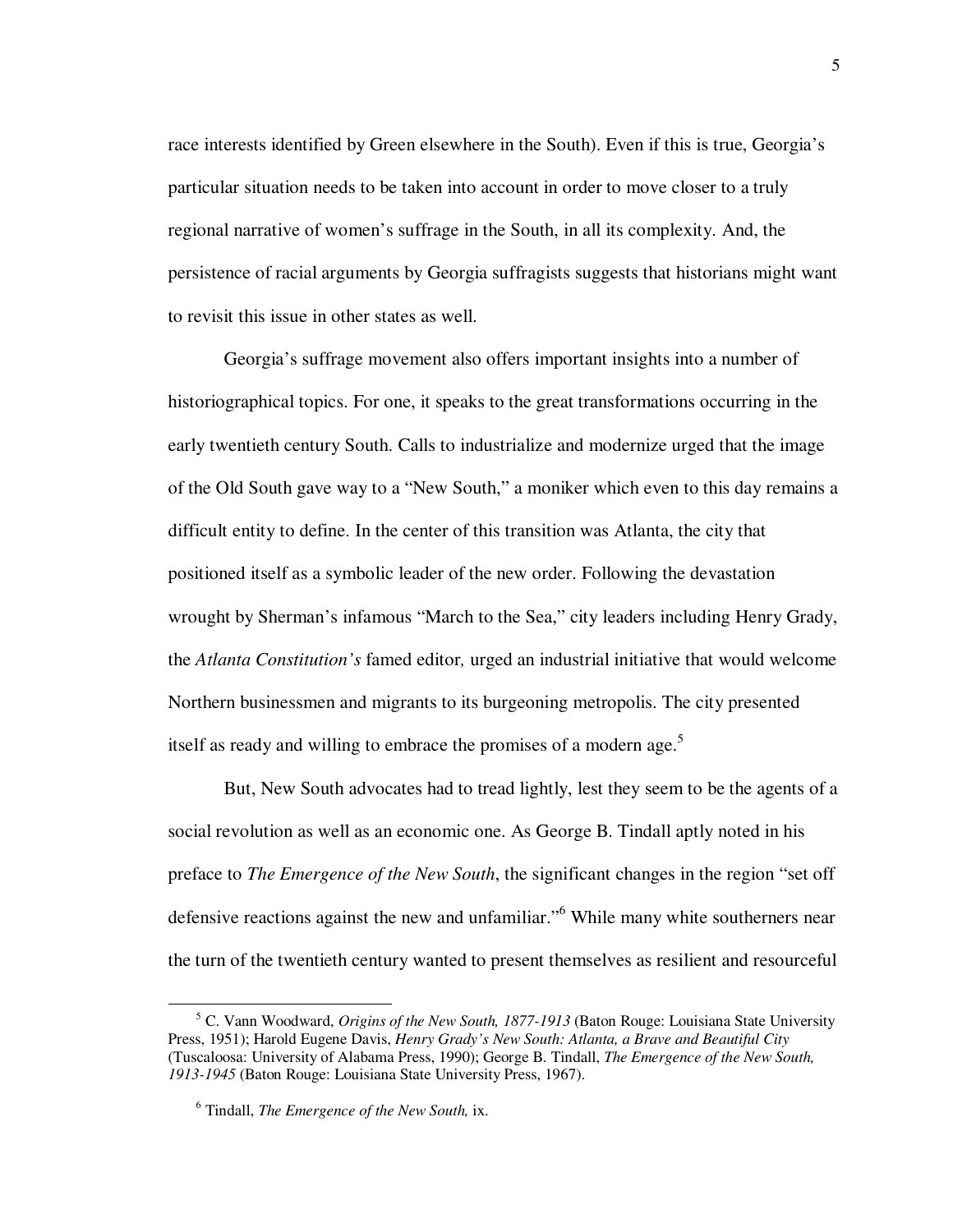race interests identified by Green elsewhere in the South). Even if this is true, Georgia's particular situation needs to be taken into account in order to move closer to a truly regional narrative of women's suffrage in the South, in all its complexity. And, the persistence of racial arguments by Georgia suffragists suggests that historians might want to revisit this issue in other states as well.

Georgia's suffrage movement also offers important insights into a number of historiographical topics. For one, it speaks to the great transformations occurring in the early twentieth century South. Calls to industrialize and modernize urged that the image of the Old South gave way to a "New South," a moniker which even to this day remains a difficult entity to define. In the center of this transition was Atlanta, the city that positioned itself as a symbolic leader of the new order. Following the devastation wrought by Sherman's infamous "March to the Sea," city leaders including Henry Grady, the *Atlanta Constitution's* famed editor, urged an industrial initiative that would welcome Northern businessmen and migrants to its burgeoning metropolis. The city presented itself as ready and willing to embrace the promises of a modern age.[5]

But, New South advocates had to tread lightly, lest they seem to be the agents of a social revolution as well as an economic one. As George B. Tindall aptly noted in his preface to *The Emergence of the New South*, the significant changes in the region "set off defensive reactions against the new and unfamiliar."[6] While many white southerners near the turn of the twentieth century wanted to present themselves as resilient and resourceful

---

[5] C. Vann Woodward, *Origins of the New South, 1877-1913* (Baton Rouge: Louisiana State University Press, 1951); Harold Eugene Davis, *Henry Grady's New South: Atlanta, a Brave and Beautiful City* (Tuscaloosa: University of Alabama Press, 1990); George B. Tindall, *The Emergence of the New South, 1913-1945* (Baton Rouge: Louisiana State University Press, 1967).

[6] Tindall, *The Emergence of the New South,* ix.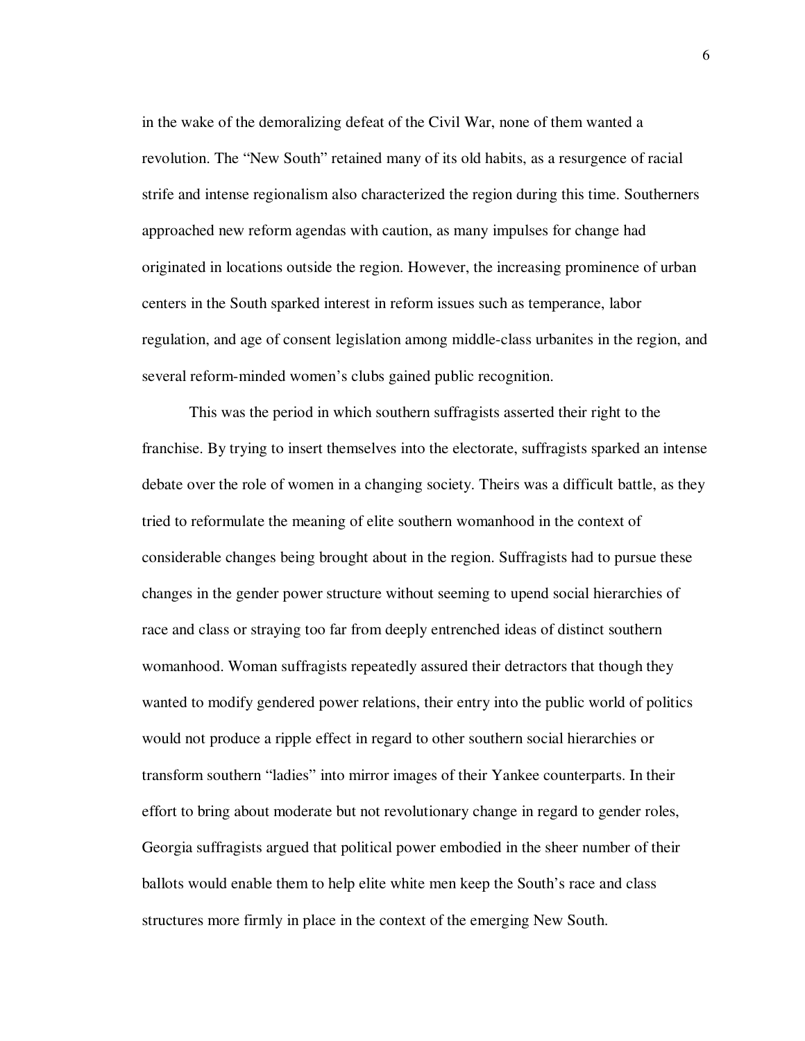in the wake of the demoralizing defeat of the Civil War, none of them wanted a revolution. The "New South" retained many of its old habits, as a resurgence of racial strife and intense regionalism also characterized the region during this time. Southerners approached new reform agendas with caution, as many impulses for change had originated in locations outside the region. However, the increasing prominence of urban centers in the South sparked interest in reform issues such as temperance, labor regulation, and age of consent legislation among middle-class urbanites in the region, and several reform-minded women's clubs gained public recognition.

This was the period in which southern suffragists asserted their right to the franchise. By trying to insert themselves into the electorate, suffragists sparked an intense debate over the role of women in a changing society. Theirs was a difficult battle, as they tried to reformulate the meaning of elite southern womanhood in the context of considerable changes being brought about in the region. Suffragists had to pursue these changes in the gender power structure without seeming to upend social hierarchies of race and class or straying too far from deeply entrenched ideas of distinct southern womanhood. Woman suffragists repeatedly assured their detractors that though they wanted to modify gendered power relations, their entry into the public world of politics would not produce a ripple effect in regard to other southern social hierarchies or transform southern "ladies" into mirror images of their Yankee counterparts. In their effort to bring about moderate but not revolutionary change in regard to gender roles, Georgia suffragists argued that political power embodied in the sheer number of their ballots would enable them to help elite white men keep the South's race and class structures more firmly in place in the context of the emerging New South.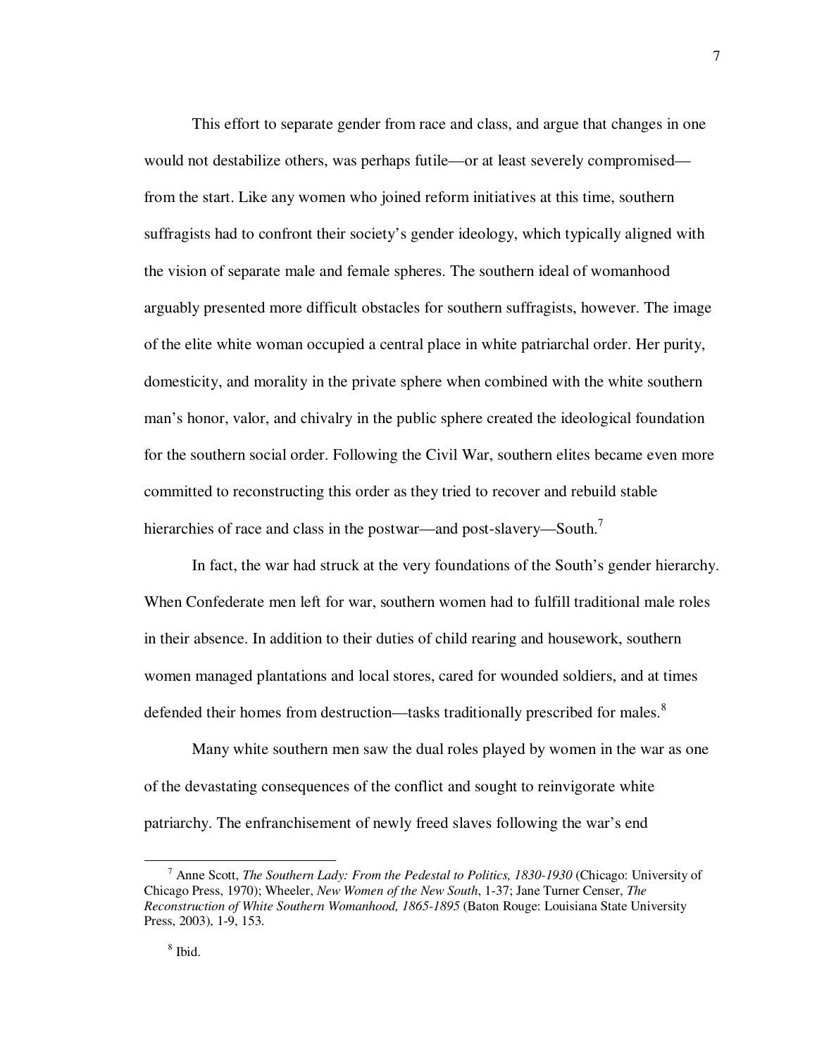This effort to separate gender from race and class, and argue that changes in one would not destabilize others, was perhaps futile—or at least severely compromised—from the start. Like any women who joined reform initiatives at this time, southern suffragists had to confront their society's gender ideology, which typically aligned with the vision of separate male and female spheres. The southern ideal of womanhood arguably presented more difficult obstacles for southern suffragists, however. The image of the elite white woman occupied a central place in white patriarchal order. Her purity, domesticity, and morality in the private sphere when combined with the white southern man's honor, valor, and chivalry in the public sphere created the ideological foundation for the southern social order. Following the Civil War, southern elites became even more committed to reconstructing this order as they tried to recover and rebuild stable hierarchies of race and class in the postwar—and post-slavery—South.[7]

In fact, the war had struck at the very foundations of the South's gender hierarchy. When Confederate men left for war, southern women had to fulfill traditional male roles in their absence. In addition to their duties of child rearing and housework, southern women managed plantations and local stores, cared for wounded soldiers, and at times defended their homes from destruction—tasks traditionally prescribed for males.[8]

Many white southern men saw the dual roles played by women in the war as one of the devastating consequences of the conflict and sought to reinvigorate white patriarchy. The enfranchisement of newly freed slaves following the war's end

---

[7] Anne Scott, *The Southern Lady: From the Pedestal to Politics, 1830-1930* (Chicago: University of Chicago Press, 1970); Wheeler, *New Women of the New South*, 1-37; Jane Turner Censer, *The Reconstruction of White Southern Womanhood, 1865-1895* (Baton Rouge: Louisiana State University Press, 2003), 1-9, 153.

[8] Ibid.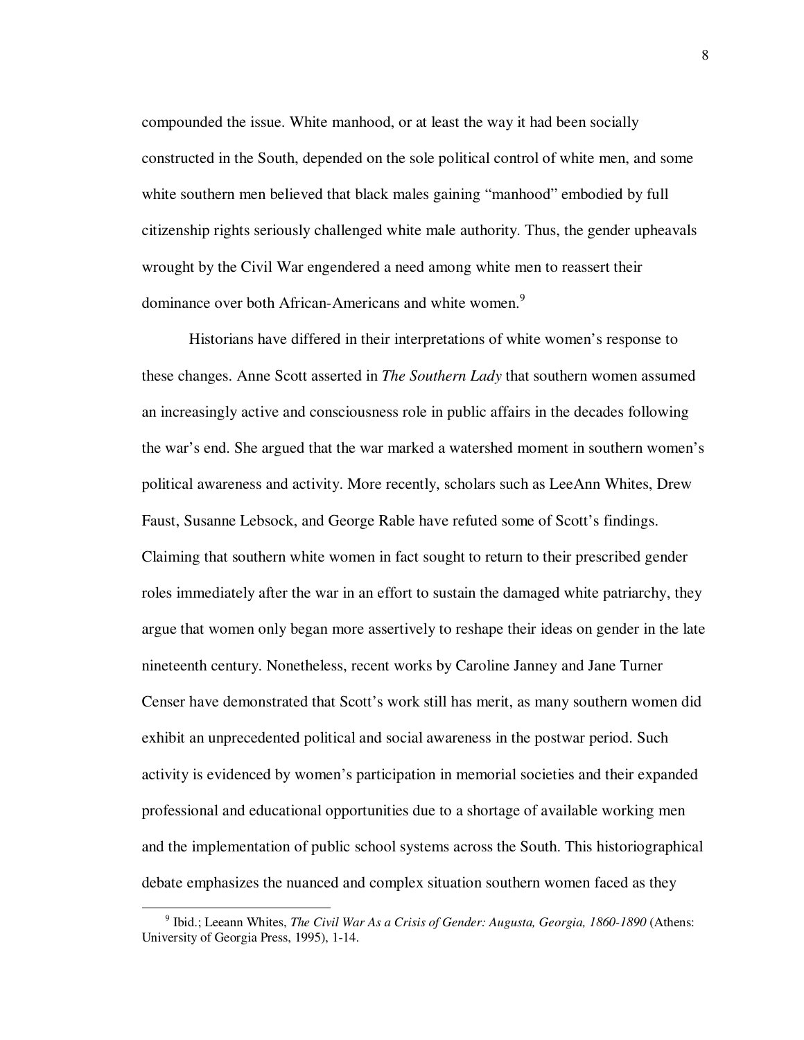compounded the issue. White manhood, or at least the way it had been socially constructed in the South, depended on the sole political control of white men, and some white southern men believed that black males gaining "manhood" embodied by full citizenship rights seriously challenged white male authority. Thus, the gender upheavals wrought by the Civil War engendered a need among white men to reassert their dominance over both African-Americans and white women.[9]

Historians have differed in their interpretations of white women's response to these changes. Anne Scott asserted in *The Southern Lady* that southern women assumed an increasingly active and consciousness role in public affairs in the decades following the war's end. She argued that the war marked a watershed moment in southern women's political awareness and activity. More recently, scholars such as LeeAnn Whites, Drew Faust, Susanne Lebsock, and George Rable have refuted some of Scott's findings. Claiming that southern white women in fact sought to return to their prescribed gender roles immediately after the war in an effort to sustain the damaged white patriarchy, they argue that women only began more assertively to reshape their ideas on gender in the late nineteenth century. Nonetheless, recent works by Caroline Janney and Jane Turner Censer have demonstrated that Scott's work still has merit, as many southern women did exhibit an unprecedented political and social awareness in the postwar period. Such activity is evidenced by women's participation in memorial societies and their expanded professional and educational opportunities due to a shortage of available working men and the implementation of public school systems across the South. This historiographical debate emphasizes the nuanced and complex situation southern women faced as they

[9] Ibid.; Leeann Whites, *The Civil War As a Crisis of Gender: Augusta, Georgia, 1860-1890* (Athens: University of Georgia Press, 1995), 1-14.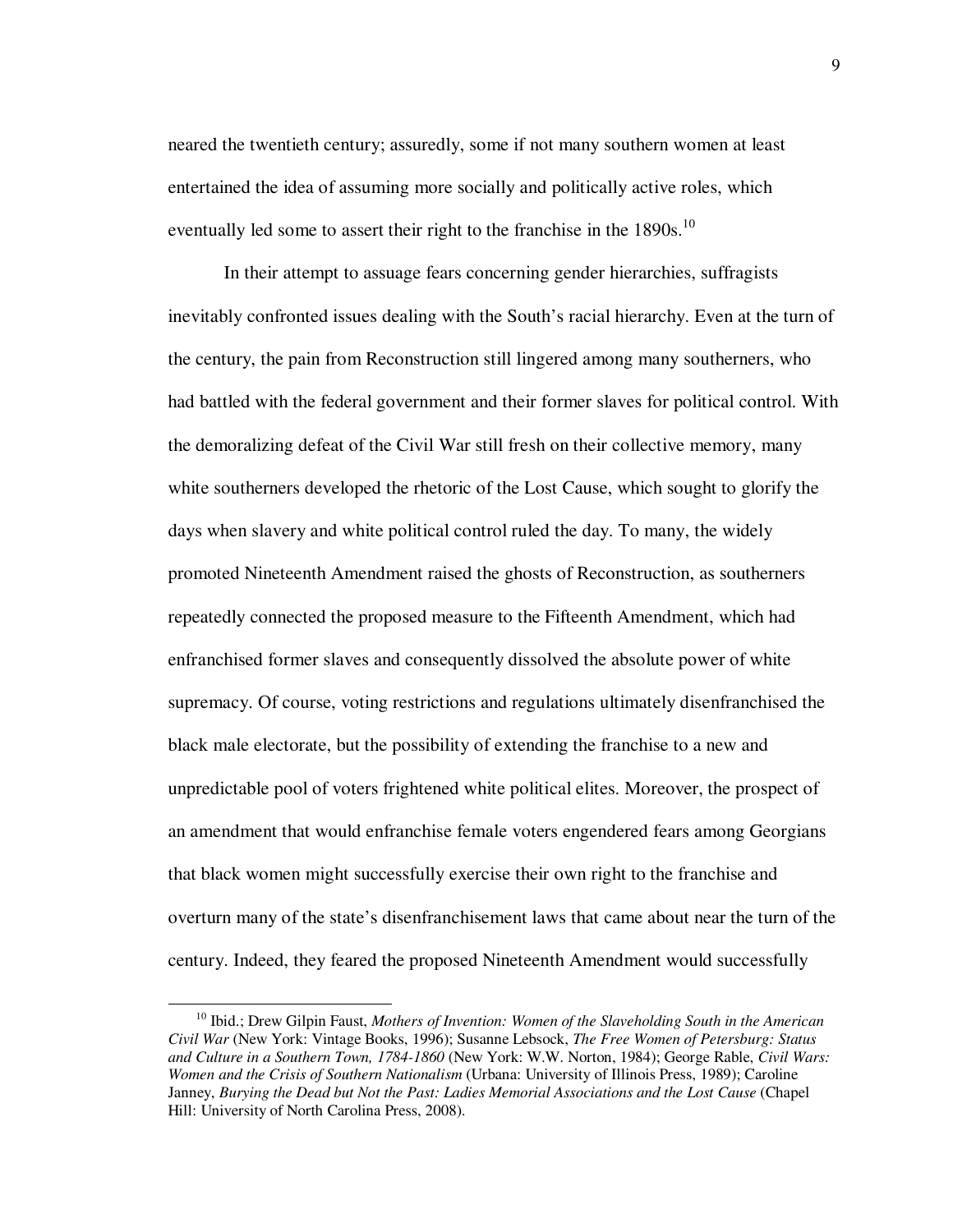neared the twentieth century; assuredly, some if not many southern women at least entertained the idea of assuming more socially and politically active roles, which eventually led some to assert their right to the franchise in the 1890s.[10]

In their attempt to assuage fears concerning gender hierarchies, suffragists inevitably confronted issues dealing with the South's racial hierarchy. Even at the turn of the century, the pain from Reconstruction still lingered among many southerners, who had battled with the federal government and their former slaves for political control. With the demoralizing defeat of the Civil War still fresh on their collective memory, many white southerners developed the rhetoric of the Lost Cause, which sought to glorify the days when slavery and white political control ruled the day. To many, the widely promoted Nineteenth Amendment raised the ghosts of Reconstruction, as southerners repeatedly connected the proposed measure to the Fifteenth Amendment, which had enfranchised former slaves and consequently dissolved the absolute power of white supremacy. Of course, voting restrictions and regulations ultimately disenfranchised the black male electorate, but the possibility of extending the franchise to a new and unpredictable pool of voters frightened white political elites. Moreover, the prospect of an amendment that would enfranchise female voters engendered fears among Georgians that black women might successfully exercise their own right to the franchise and overturn many of the state's disenfranchisement laws that came about near the turn of the century. Indeed, they feared the proposed Nineteenth Amendment would successfully

---

[10] Ibid.; Drew Gilpin Faust, *Mothers of Invention: Women of the Slaveholding South in the American Civil War* (New York: Vintage Books, 1996); Susanne Lebsock, *The Free Women of Petersburg: Status and Culture in a Southern Town, 1784-1860* (New York: W.W. Norton, 1984); George Rable, *Civil Wars: Women and the Crisis of Southern Nationalism* (Urbana: University of Illinois Press, 1989); Caroline Janney, *Burying the Dead but Not the Past: Ladies Memorial Associations and the Lost Cause* (Chapel Hill: University of North Carolina Press, 2008).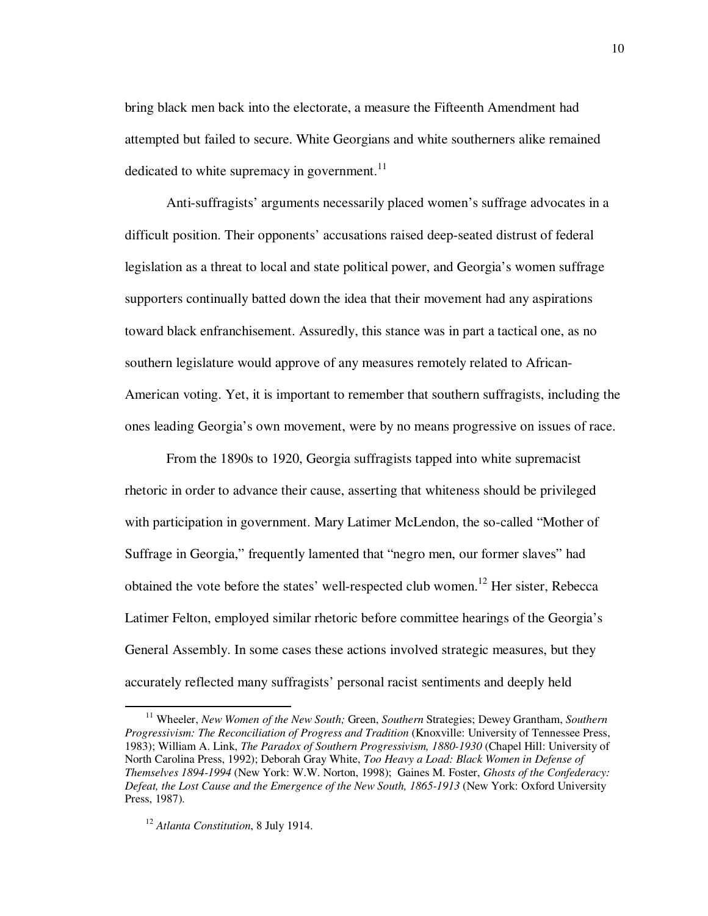bring black men back into the electorate, a measure the Fifteenth Amendment had attempted but failed to secure. White Georgians and white southerners alike remained dedicated to white supremacy in government.[11]

Anti-suffragists' arguments necessarily placed women's suffrage advocates in a difficult position. Their opponents' accusations raised deep-seated distrust of federal legislation as a threat to local and state political power, and Georgia's women suffrage supporters continually batted down the idea that their movement had any aspirations toward black enfranchisement. Assuredly, this stance was in part a tactical one, as no southern legislature would approve of any measures remotely related to African-American voting. Yet, it is important to remember that southern suffragists, including the ones leading Georgia's own movement, were by no means progressive on issues of race.

From the 1890s to 1920, Georgia suffragists tapped into white supremacist rhetoric in order to advance their cause, asserting that whiteness should be privileged with participation in government. Mary Latimer McLendon, the so-called "Mother of Suffrage in Georgia," frequently lamented that "negro men, our former slaves" had obtained the vote before the states' well-respected club women.[12] Her sister, Rebecca Latimer Felton, employed similar rhetoric before committee hearings of the Georgia's General Assembly. In some cases these actions involved strategic measures, but they accurately reflected many suffragists' personal racist sentiments and deeply held

---

[11] Wheeler, *New Women of the New South;* Green, *Southern* Strategies; Dewey Grantham, *Southern Progressivism: The Reconciliation of Progress and Tradition* (Knoxville: University of Tennessee Press, 1983); William A. Link, *The Paradox of Southern Progressivism, 1880-1930* (Chapel Hill: University of North Carolina Press, 1992); Deborah Gray White, *Too Heavy a Load: Black Women in Defense of Themselves 1894-1994* (New York: W.W. Norton, 1998); Gaines M. Foster, *Ghosts of the Confederacy: Defeat, the Lost Cause and the Emergence of the New South, 1865-1913* (New York: Oxford University Press, 1987).

[12] *Atlanta Constitution*, 8 July 1914.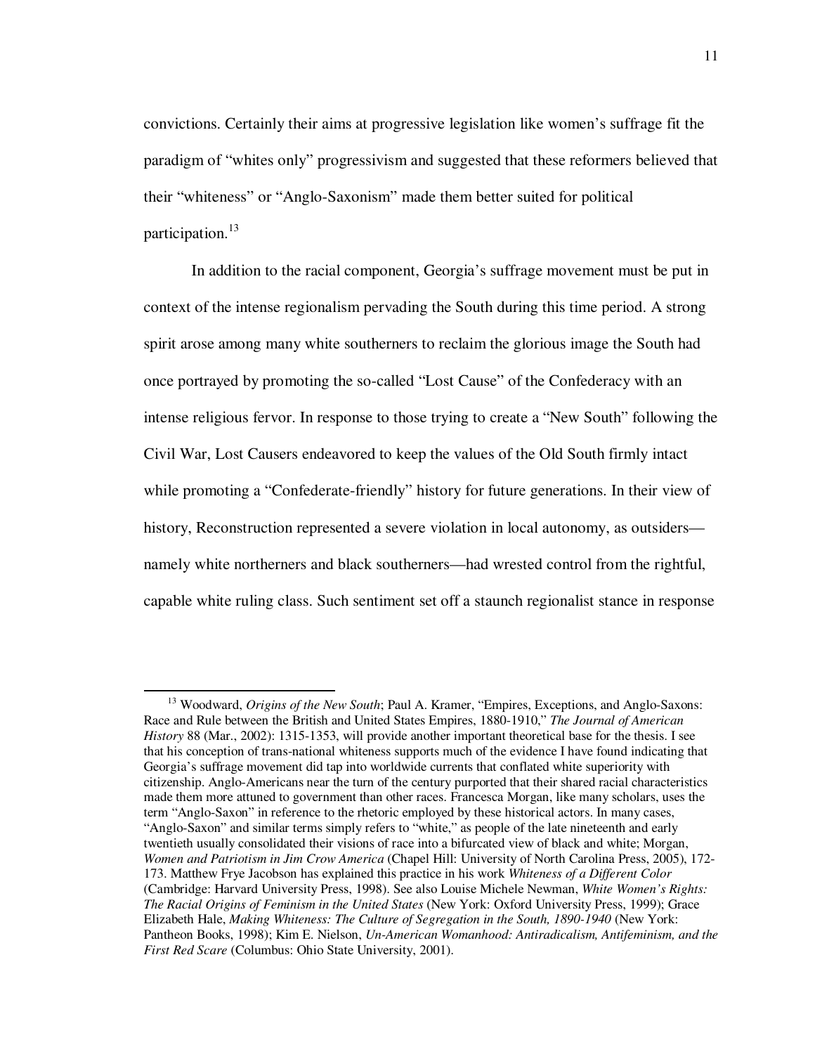convictions. Certainly their aims at progressive legislation like women's suffrage fit the paradigm of "whites only" progressivism and suggested that these reformers believed that their "whiteness" or "Anglo-Saxonism" made them better suited for political participation.[13]

In addition to the racial component, Georgia's suffrage movement must be put in context of the intense regionalism pervading the South during this time period. A strong spirit arose among many white southerners to reclaim the glorious image the South had once portrayed by promoting the so-called "Lost Cause" of the Confederacy with an intense religious fervor. In response to those trying to create a "New South" following the Civil War, Lost Causers endeavored to keep the values of the Old South firmly intact while promoting a "Confederate-friendly" history for future generations. In their view of history, Reconstruction represented a severe violation in local autonomy, as outsiders—namely white northerners and black southerners—had wrested control from the rightful, capable white ruling class. Such sentiment set off a staunch regionalist stance in response

---

[13] Woodward, *Origins of the New South*; Paul A. Kramer, "Empires, Exceptions, and Anglo-Saxons: Race and Rule between the British and United States Empires, 1880-1910," *The Journal of American History* 88 (Mar., 2002): 1315-1353, will provide another important theoretical base for the thesis. I see that his conception of trans-national whiteness supports much of the evidence I have found indicating that Georgia's suffrage movement did tap into worldwide currents that conflated white superiority with citizenship. Anglo-Americans near the turn of the century purported that their shared racial characteristics made them more attuned to government than other races. Francesca Morgan, like many scholars, uses the term "Anglo-Saxon" in reference to the rhetoric employed by these historical actors. In many cases, "Anglo-Saxon" and similar terms simply refers to "white," as people of the late nineteenth and early twentieth usually consolidated their visions of race into a bifurcated view of black and white; Morgan, *Women and Patriotism in Jim Crow America* (Chapel Hill: University of North Carolina Press, 2005), 172-173. Matthew Frye Jacobson has explained this practice in his work *Whiteness of a Different Color* (Cambridge: Harvard University Press, 1998). See also Louise Michele Newman, *White Women's Rights: The Racial Origins of Feminism in the United States* (New York: Oxford University Press, 1999); Grace Elizabeth Hale, *Making Whiteness: The Culture of Segregation in the South, 1890-1940* (New York: Pantheon Books, 1998); Kim E. Nielson, *Un-American Womanhood: Antiradicalism, Antifeminism, and the First Red Scare* (Columbus: Ohio State University, 2001).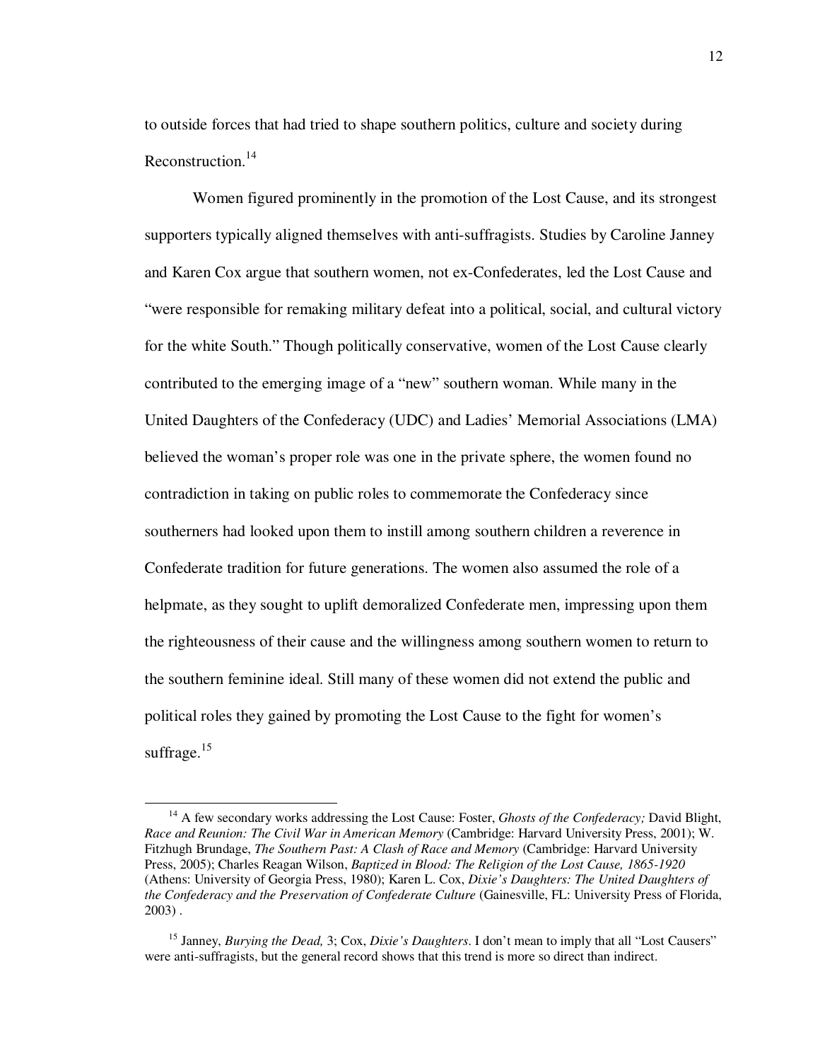to outside forces that had tried to shape southern politics, culture and society during Reconstruction.[14]

Women figured prominently in the promotion of the Lost Cause, and its strongest supporters typically aligned themselves with anti-suffragists. Studies by Caroline Janney and Karen Cox argue that southern women, not ex-Confederates, led the Lost Cause and "were responsible for remaking military defeat into a political, social, and cultural victory for the white South." Though politically conservative, women of the Lost Cause clearly contributed to the emerging image of a "new" southern woman. While many in the United Daughters of the Confederacy (UDC) and Ladies' Memorial Associations (LMA) believed the woman's proper role was one in the private sphere, the women found no contradiction in taking on public roles to commemorate the Confederacy since southerners had looked upon them to instill among southern children a reverence in Confederate tradition for future generations. The women also assumed the role of a helpmate, as they sought to uplift demoralized Confederate men, impressing upon them the righteousness of their cause and the willingness among southern women to return to the southern feminine ideal. Still many of these women did not extend the public and political roles they gained by promoting the Lost Cause to the fight for women's suffrage.[15]

---

[14] A few secondary works addressing the Lost Cause: Foster, *Ghosts of the Confederacy;* David Blight, *Race and Reunion: The Civil War in American Memory* (Cambridge: Harvard University Press, 2001); W. Fitzhugh Brundage, *The Southern Past: A Clash of Race and Memory* (Cambridge: Harvard University Press, 2005); Charles Reagan Wilson, *Baptized in Blood: The Religion of the Lost Cause, 1865-1920* (Athens: University of Georgia Press, 1980); Karen L. Cox, *Dixie's Daughters: The United Daughters of the Confederacy and the Preservation of Confederate Culture* (Gainesville, FL: University Press of Florida, 2003) .

[15] Janney, *Burying the Dead,* 3; Cox, *Dixie's Daughters*. I don't mean to imply that all "Lost Causers" were anti-suffragists, but the general record shows that this trend is more so direct than indirect.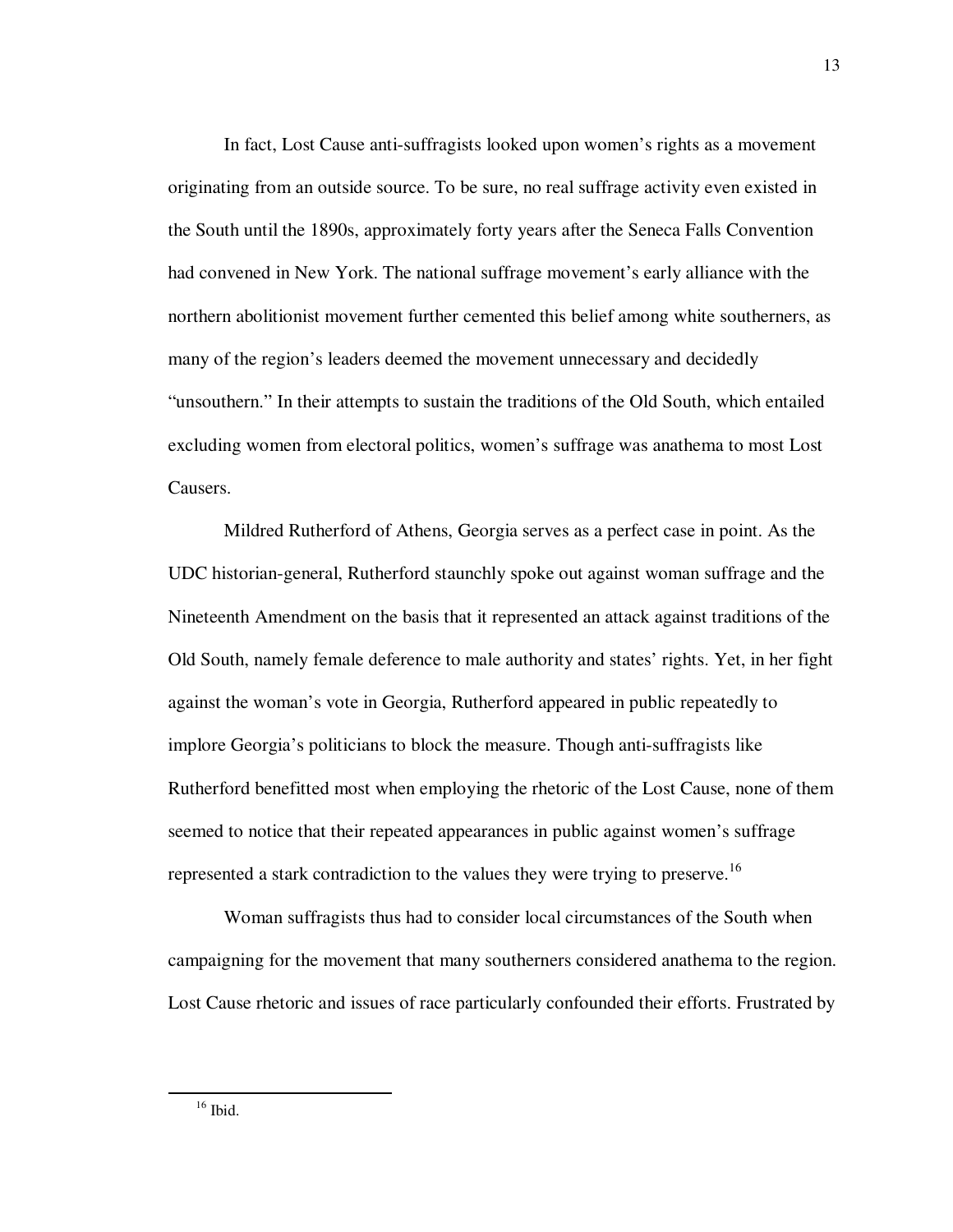In fact, Lost Cause anti-suffragists looked upon women's rights as a movement originating from an outside source. To be sure, no real suffrage activity even existed in the South until the 1890s, approximately forty years after the Seneca Falls Convention had convened in New York. The national suffrage movement's early alliance with the northern abolitionist movement further cemented this belief among white southerners, as many of the region's leaders deemed the movement unnecessary and decidedly "unsouthern." In their attempts to sustain the traditions of the Old South, which entailed excluding women from electoral politics, women's suffrage was anathema to most Lost Causers.

Mildred Rutherford of Athens, Georgia serves as a perfect case in point. As the UDC historian-general, Rutherford staunchly spoke out against woman suffrage and the Nineteenth Amendment on the basis that it represented an attack against traditions of the Old South, namely female deference to male authority and states' rights. Yet, in her fight against the woman's vote in Georgia, Rutherford appeared in public repeatedly to implore Georgia's politicians to block the measure. Though anti-suffragists like Rutherford benefitted most when employing the rhetoric of the Lost Cause, none of them seemed to notice that their repeated appearances in public against women's suffrage represented a stark contradiction to the values they were trying to preserve.[16]

Woman suffragists thus had to consider local circumstances of the South when campaigning for the movement that many southerners considered anathema to the region. Lost Cause rhetoric and issues of race particularly confounded their efforts. Frustrated by

---

[16] Ibid.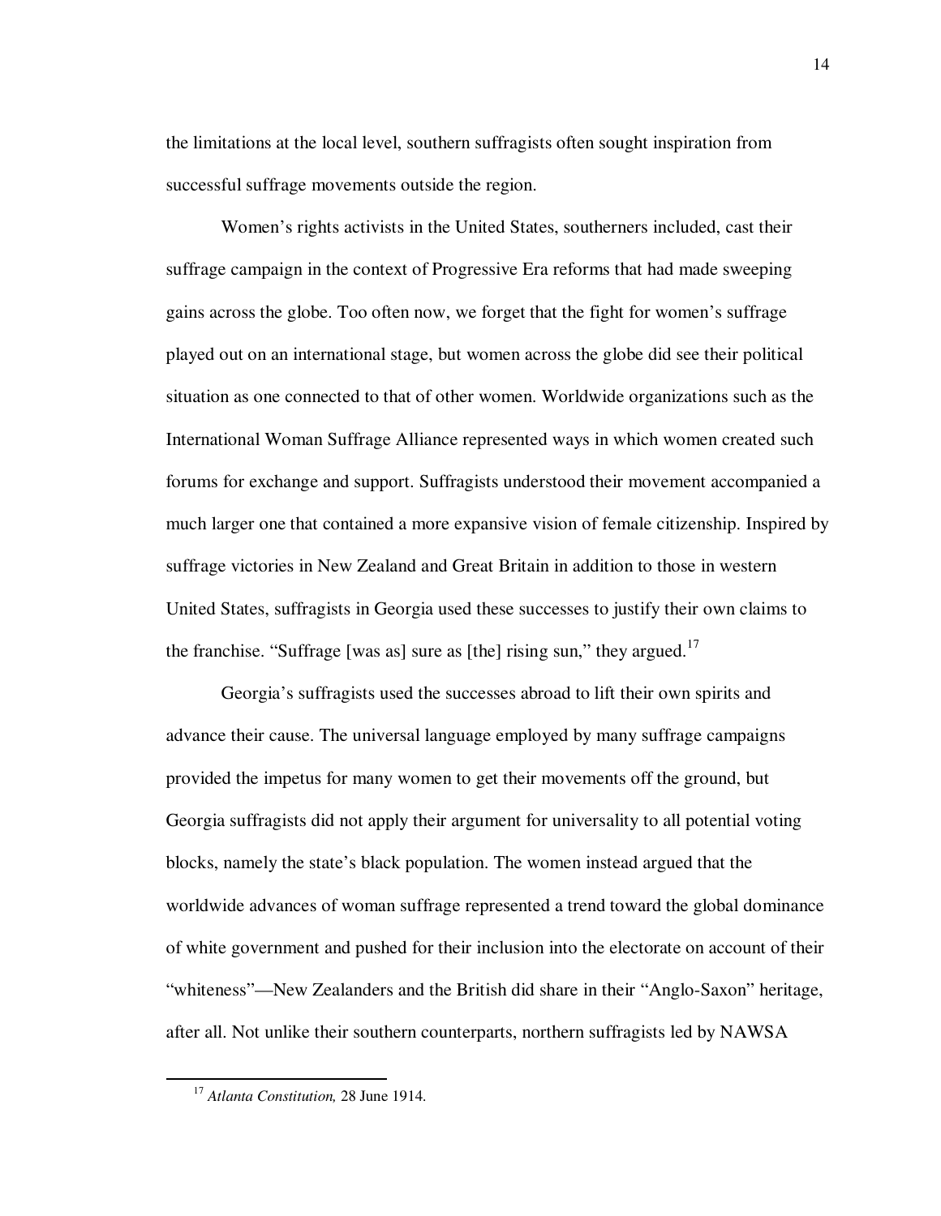the limitations at the local level, southern suffragists often sought inspiration from successful suffrage movements outside the region.

Women's rights activists in the United States, southerners included, cast their suffrage campaign in the context of Progressive Era reforms that had made sweeping gains across the globe. Too often now, we forget that the fight for women's suffrage played out on an international stage, but women across the globe did see their political situation as one connected to that of other women. Worldwide organizations such as the International Woman Suffrage Alliance represented ways in which women created such forums for exchange and support. Suffragists understood their movement accompanied a much larger one that contained a more expansive vision of female citizenship. Inspired by suffrage victories in New Zealand and Great Britain in addition to those in western United States, suffragists in Georgia used these successes to justify their own claims to the franchise. "Suffrage [was as] sure as [the] rising sun," they argued.[17]

Georgia's suffragists used the successes abroad to lift their own spirits and advance their cause. The universal language employed by many suffrage campaigns provided the impetus for many women to get their movements off the ground, but Georgia suffragists did not apply their argument for universality to all potential voting blocks, namely the state's black population. The women instead argued that the worldwide advances of woman suffrage represented a trend toward the global dominance of white government and pushed for their inclusion into the electorate on account of their "whiteness"—New Zealanders and the British did share in their "Anglo-Saxon" heritage, after all. Not unlike their southern counterparts, northern suffragists led by NAWSA

[17] *Atlanta Constitution,* 28 June 1914.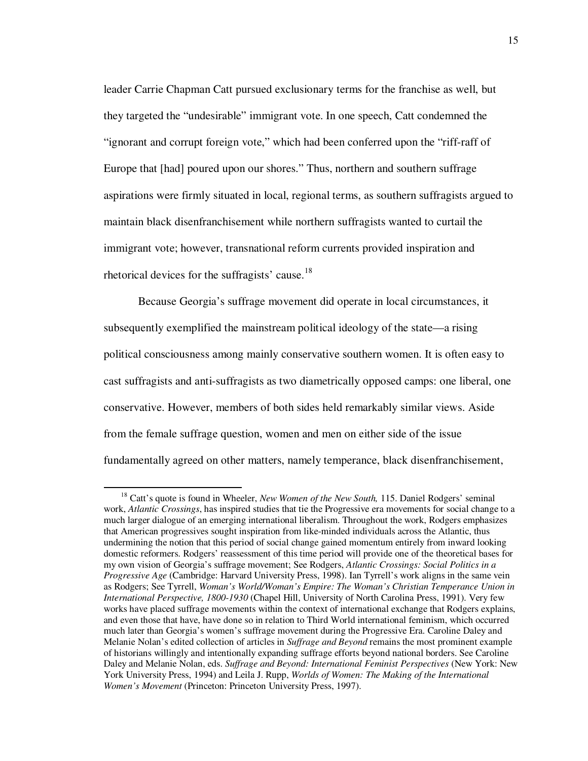leader Carrie Chapman Catt pursued exclusionary terms for the franchise as well, but they targeted the "undesirable" immigrant vote. In one speech, Catt condemned the "ignorant and corrupt foreign vote," which had been conferred upon the "riff-raff of Europe that [had] poured upon our shores." Thus, northern and southern suffrage aspirations were firmly situated in local, regional terms, as southern suffragists argued to maintain black disenfranchisement while northern suffragists wanted to curtail the immigrant vote; however, transnational reform currents provided inspiration and rhetorical devices for the suffragists' cause.[18]

Because Georgia's suffrage movement did operate in local circumstances, it subsequently exemplified the mainstream political ideology of the state—a rising political consciousness among mainly conservative southern women. It is often easy to cast suffragists and anti-suffragists as two diametrically opposed camps: one liberal, one conservative. However, members of both sides held remarkably similar views. Aside from the female suffrage question, women and men on either side of the issue fundamentally agreed on other matters, namely temperance, black disenfranchisement,

---

[18] Catt's quote is found in Wheeler, *New Women of the New South,* 115. Daniel Rodgers' seminal work, *Atlantic Crossings*, has inspired studies that tie the Progressive era movements for social change to a much larger dialogue of an emerging international liberalism. Throughout the work, Rodgers emphasizes that American progressives sought inspiration from like-minded individuals across the Atlantic, thus undermining the notion that this period of social change gained momentum entirely from inward looking domestic reformers. Rodgers' reassessment of this time period will provide one of the theoretical bases for my own vision of Georgia's suffrage movement; See Rodgers, *Atlantic Crossings: Social Politics in a Progressive Age* (Cambridge: Harvard University Press, 1998). Ian Tyrrell's work aligns in the same vein as Rodgers; See Tyrrell, *Woman's World/Woman's Empire: The Woman's Christian Temperance Union in International Perspective, 1800-1930* (Chapel Hill, University of North Carolina Press, 1991). Very few works have placed suffrage movements within the context of international exchange that Rodgers explains, and even those that have, have done so in relation to Third World international feminism, which occurred much later than Georgia's women's suffrage movement during the Progressive Era. Caroline Daley and Melanie Nolan's edited collection of articles in *Suffrage and Beyond* remains the most prominent example of historians willingly and intentionally expanding suffrage efforts beyond national borders. See Caroline Daley and Melanie Nolan, eds. *Suffrage and Beyond: International Feminist Perspectives* (New York: New York University Press, 1994) and Leila J. Rupp, *Worlds of Women: The Making of the International Women's Movement* (Princeton: Princeton University Press, 1997).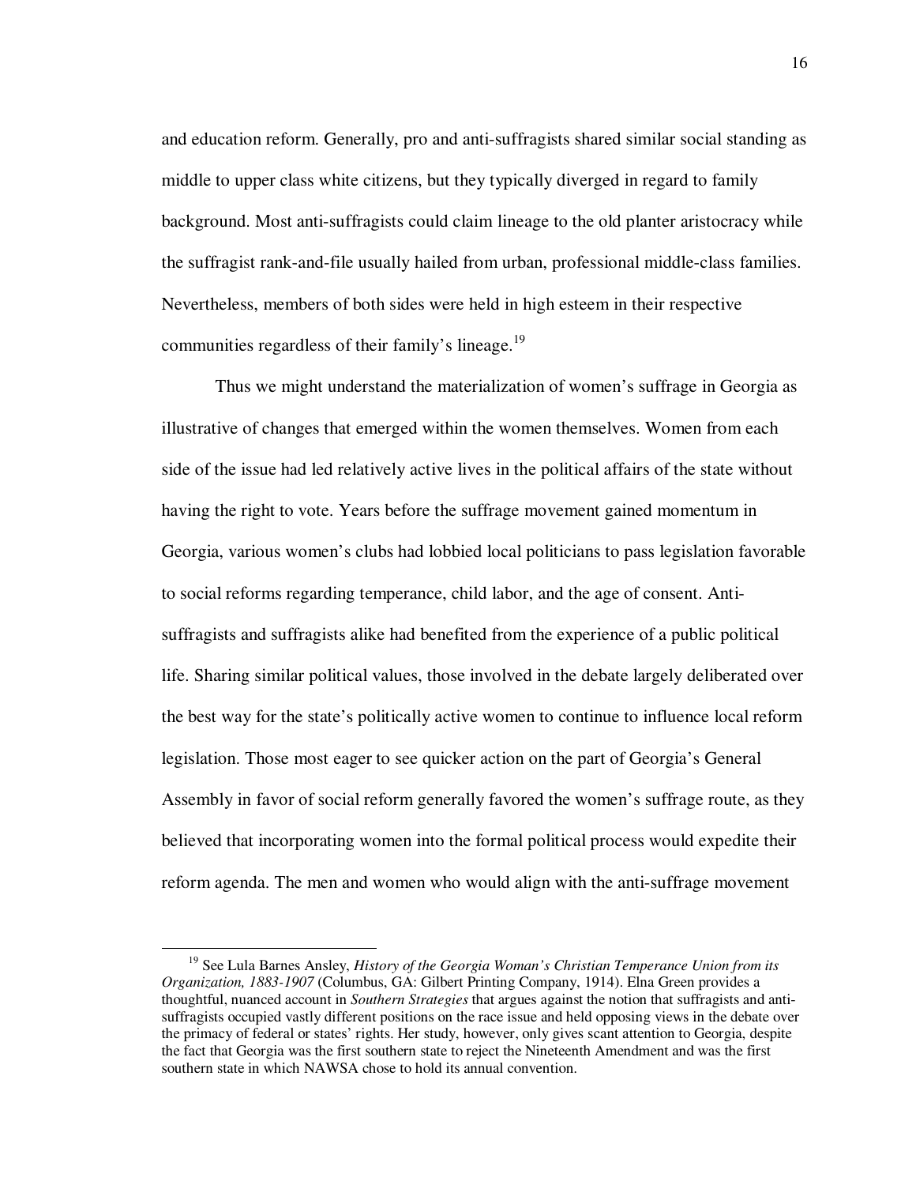and education reform. Generally, pro and anti-suffragists shared similar social standing as middle to upper class white citizens, but they typically diverged in regard to family background. Most anti-suffragists could claim lineage to the old planter aristocracy while the suffragist rank-and-file usually hailed from urban, professional middle-class families. Nevertheless, members of both sides were held in high esteem in their respective communities regardless of their family's lineage.[19]

Thus we might understand the materialization of women's suffrage in Georgia as illustrative of changes that emerged within the women themselves. Women from each side of the issue had led relatively active lives in the political affairs of the state without having the right to vote. Years before the suffrage movement gained momentum in Georgia, various women's clubs had lobbied local politicians to pass legislation favorable to social reforms regarding temperance, child labor, and the age of consent. Anti-suffragists and suffragists alike had benefited from the experience of a public political life. Sharing similar political values, those involved in the debate largely deliberated over the best way for the state's politically active women to continue to influence local reform legislation. Those most eager to see quicker action on the part of Georgia's General Assembly in favor of social reform generally favored the women's suffrage route, as they believed that incorporating women into the formal political process would expedite their reform agenda. The men and women who would align with the anti-suffrage movement

---

[19] See Lula Barnes Ansley, *History of the Georgia Woman's Christian Temperance Union from its Organization, 1883-1907* (Columbus, GA: Gilbert Printing Company, 1914). Elna Green provides a thoughtful, nuanced account in *Southern Strategies* that argues against the notion that suffragists and anti-suffragists occupied vastly different positions on the race issue and held opposing views in the debate over the primacy of federal or states' rights. Her study, however, only gives scant attention to Georgia, despite the fact that Georgia was the first southern state to reject the Nineteenth Amendment and was the first southern state in which NAWSA chose to hold its annual convention.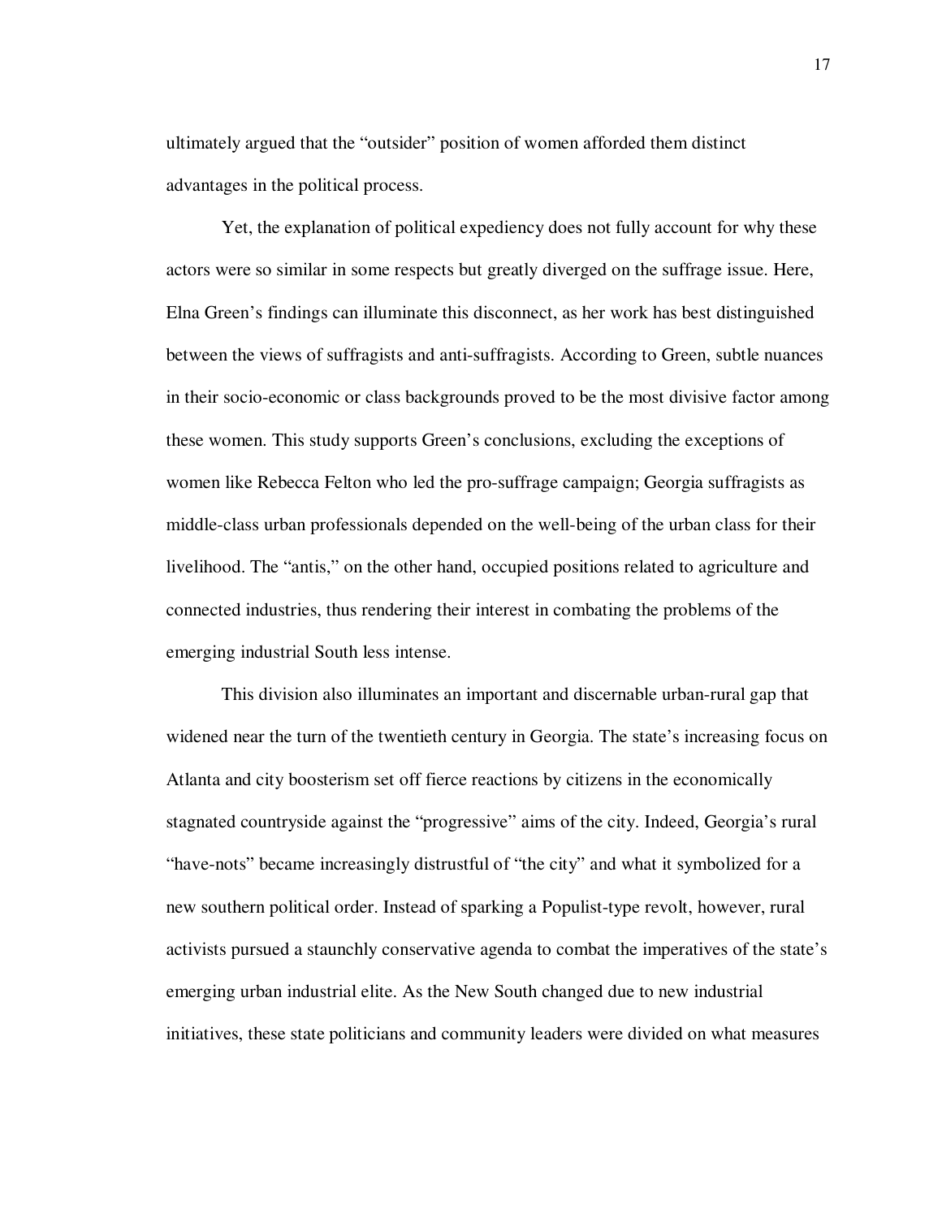ultimately argued that the "outsider" position of women afforded them distinct advantages in the political process.

Yet, the explanation of political expediency does not fully account for why these actors were so similar in some respects but greatly diverged on the suffrage issue. Here, Elna Green's findings can illuminate this disconnect, as her work has best distinguished between the views of suffragists and anti-suffragists. According to Green, subtle nuances in their socio-economic or class backgrounds proved to be the most divisive factor among these women. This study supports Green's conclusions, excluding the exceptions of women like Rebecca Felton who led the pro-suffrage campaign; Georgia suffragists as middle-class urban professionals depended on the well-being of the urban class for their livelihood. The "antis," on the other hand, occupied positions related to agriculture and connected industries, thus rendering their interest in combating the problems of the emerging industrial South less intense.

This division also illuminates an important and discernable urban-rural gap that widened near the turn of the twentieth century in Georgia. The state's increasing focus on Atlanta and city boosterism set off fierce reactions by citizens in the economically stagnated countryside against the "progressive" aims of the city. Indeed, Georgia's rural "have-nots" became increasingly distrustful of "the city" and what it symbolized for a new southern political order. Instead of sparking a Populist-type revolt, however, rural activists pursued a staunchly conservative agenda to combat the imperatives of the state's emerging urban industrial elite. As the New South changed due to new industrial initiatives, these state politicians and community leaders were divided on what measures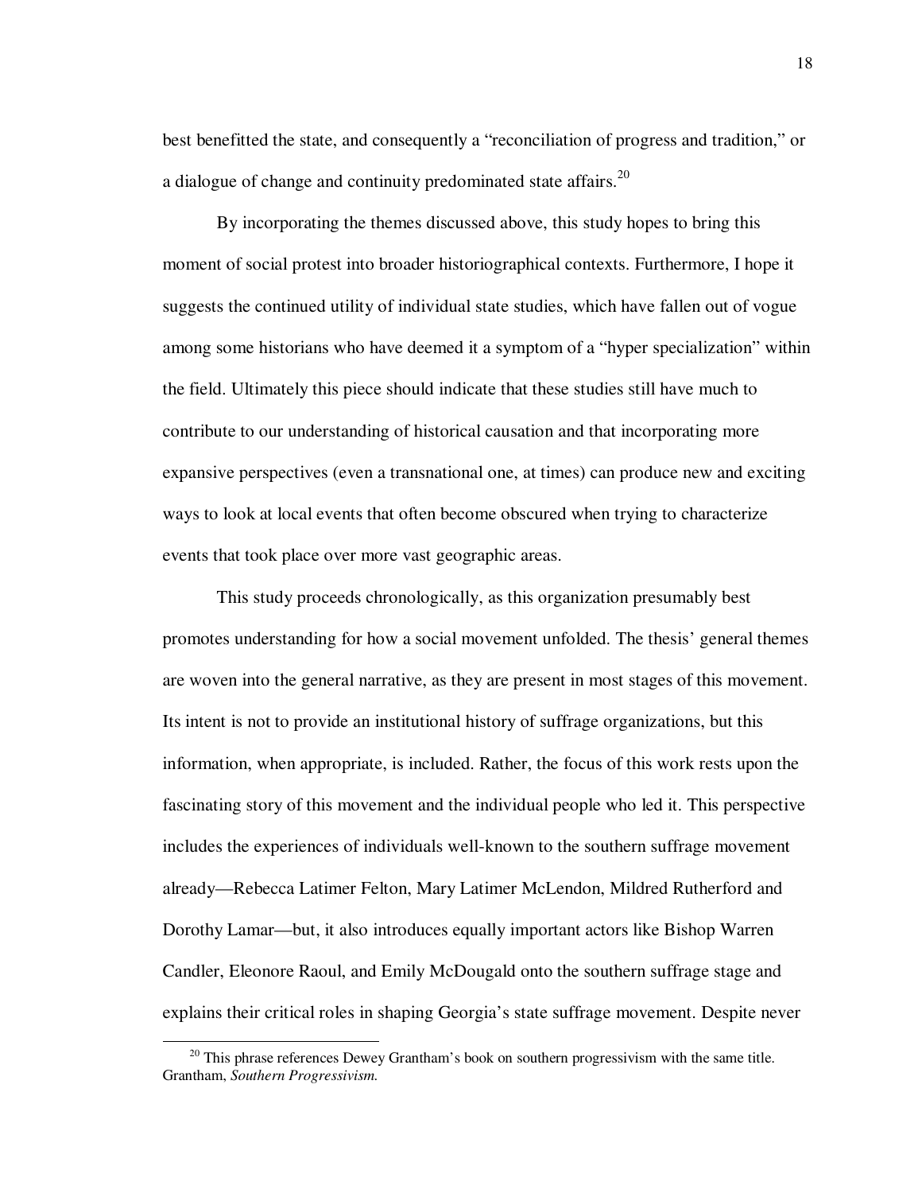best benefitted the state, and consequently a "reconciliation of progress and tradition," or a dialogue of change and continuity predominated state affairs.[20]

By incorporating the themes discussed above, this study hopes to bring this moment of social protest into broader historiographical contexts. Furthermore, I hope it suggests the continued utility of individual state studies, which have fallen out of vogue among some historians who have deemed it a symptom of a "hyper specialization" within the field. Ultimately this piece should indicate that these studies still have much to contribute to our understanding of historical causation and that incorporating more expansive perspectives (even a transnational one, at times) can produce new and exciting ways to look at local events that often become obscured when trying to characterize events that took place over more vast geographic areas.

This study proceeds chronologically, as this organization presumably best promotes understanding for how a social movement unfolded. The thesis' general themes are woven into the general narrative, as they are present in most stages of this movement. Its intent is not to provide an institutional history of suffrage organizations, but this information, when appropriate, is included. Rather, the focus of this work rests upon the fascinating story of this movement and the individual people who led it. This perspective includes the experiences of individuals well-known to the southern suffrage movement already—Rebecca Latimer Felton, Mary Latimer McLendon, Mildred Rutherford and Dorothy Lamar—but, it also introduces equally important actors like Bishop Warren Candler, Eleonore Raoul, and Emily McDougald onto the southern suffrage stage and explains their critical roles in shaping Georgia's state suffrage movement. Despite never

---

[20] This phrase references Dewey Grantham's book on southern progressivism with the same title. Grantham, *Southern Progressivism.*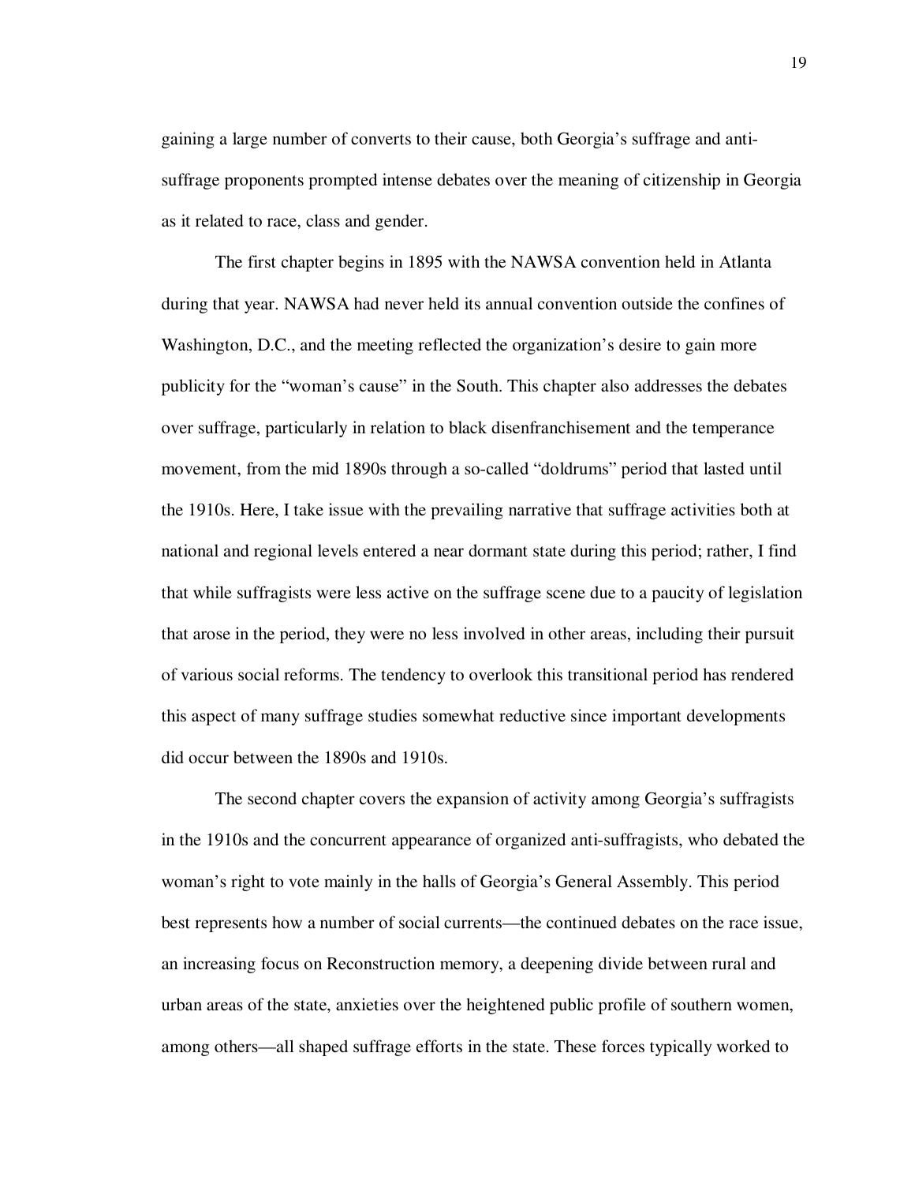gaining a large number of converts to their cause, both Georgia's suffrage and anti-suffrage proponents prompted intense debates over the meaning of citizenship in Georgia as it related to race, class and gender.

The first chapter begins in 1895 with the NAWSA convention held in Atlanta during that year. NAWSA had never held its annual convention outside the confines of Washington, D.C., and the meeting reflected the organization's desire to gain more publicity for the "woman's cause" in the South. This chapter also addresses the debates over suffrage, particularly in relation to black disenfranchisement and the temperance movement, from the mid 1890s through a so-called "doldrums" period that lasted until the 1910s. Here, I take issue with the prevailing narrative that suffrage activities both at national and regional levels entered a near dormant state during this period; rather, I find that while suffragists were less active on the suffrage scene due to a paucity of legislation that arose in the period, they were no less involved in other areas, including their pursuit of various social reforms. The tendency to overlook this transitional period has rendered this aspect of many suffrage studies somewhat reductive since important developments did occur between the 1890s and 1910s.

The second chapter covers the expansion of activity among Georgia's suffragists in the 1910s and the concurrent appearance of organized anti-suffragists, who debated the woman's right to vote mainly in the halls of Georgia's General Assembly. This period best represents how a number of social currents—the continued debates on the race issue, an increasing focus on Reconstruction memory, a deepening divide between rural and urban areas of the state, anxieties over the heightened public profile of southern women, among others—all shaped suffrage efforts in the state. These forces typically worked to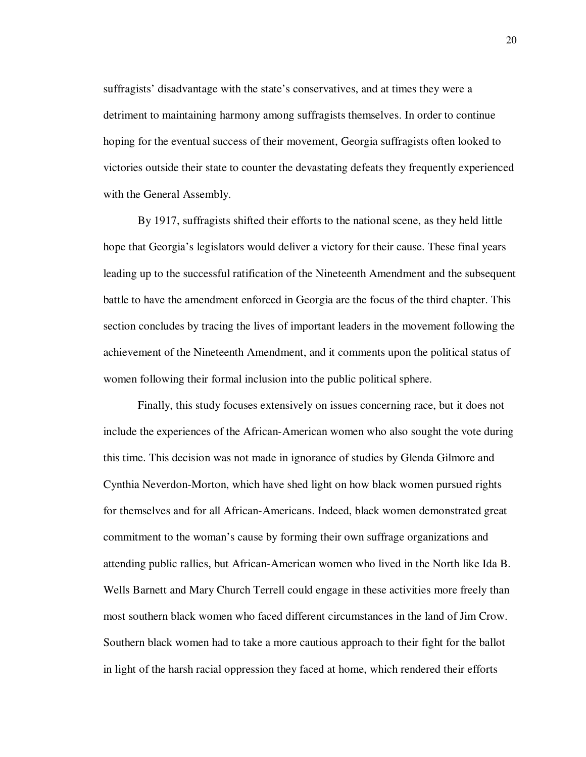suffragists' disadvantage with the state's conservatives, and at times they were a detriment to maintaining harmony among suffragists themselves. In order to continue hoping for the eventual success of their movement, Georgia suffragists often looked to victories outside their state to counter the devastating defeats they frequently experienced with the General Assembly.

By 1917, suffragists shifted their efforts to the national scene, as they held little hope that Georgia's legislators would deliver a victory for their cause. These final years leading up to the successful ratification of the Nineteenth Amendment and the subsequent battle to have the amendment enforced in Georgia are the focus of the third chapter. This section concludes by tracing the lives of important leaders in the movement following the achievement of the Nineteenth Amendment, and it comments upon the political status of women following their formal inclusion into the public political sphere.

Finally, this study focuses extensively on issues concerning race, but it does not include the experiences of the African-American women who also sought the vote during this time. This decision was not made in ignorance of studies by Glenda Gilmore and Cynthia Neverdon-Morton, which have shed light on how black women pursued rights for themselves and for all African-Americans. Indeed, black women demonstrated great commitment to the woman's cause by forming their own suffrage organizations and attending public rallies, but African-American women who lived in the North like Ida B. Wells Barnett and Mary Church Terrell could engage in these activities more freely than most southern black women who faced different circumstances in the land of Jim Crow. Southern black women had to take a more cautious approach to their fight for the ballot in light of the harsh racial oppression they faced at home, which rendered their efforts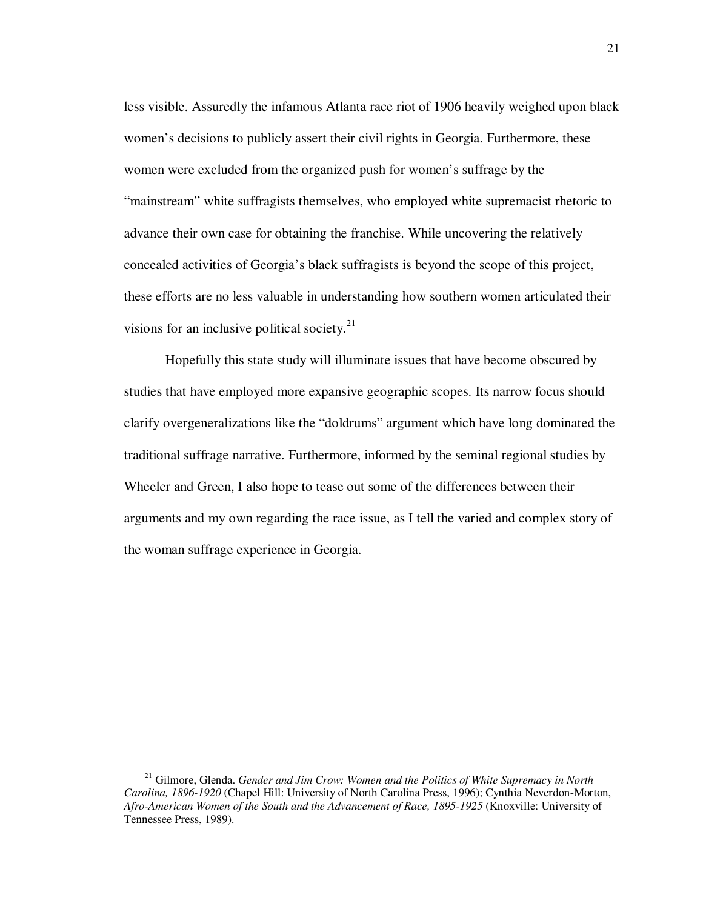less visible. Assuredly the infamous Atlanta race riot of 1906 heavily weighed upon black women's decisions to publicly assert their civil rights in Georgia. Furthermore, these women were excluded from the organized push for women's suffrage by the "mainstream" white suffragists themselves, who employed white supremacist rhetoric to advance their own case for obtaining the franchise. While uncovering the relatively concealed activities of Georgia's black suffragists is beyond the scope of this project, these efforts are no less valuable in understanding how southern women articulated their visions for an inclusive political society.[21]

Hopefully this state study will illuminate issues that have become obscured by studies that have employed more expansive geographic scopes. Its narrow focus should clarify overgeneralizations like the "doldrums" argument which have long dominated the traditional suffrage narrative. Furthermore, informed by the seminal regional studies by Wheeler and Green, I also hope to tease out some of the differences between their arguments and my own regarding the race issue, as I tell the varied and complex story of the woman suffrage experience in Georgia.

---

[21] Gilmore, Glenda. *Gender and Jim Crow: Women and the Politics of White Supremacy in North Carolina, 1896-1920* (Chapel Hill: University of North Carolina Press, 1996); Cynthia Neverdon-Morton, *Afro-American Women of the South and the Advancement of Race, 1895-1925* (Knoxville: University of Tennessee Press, 1989).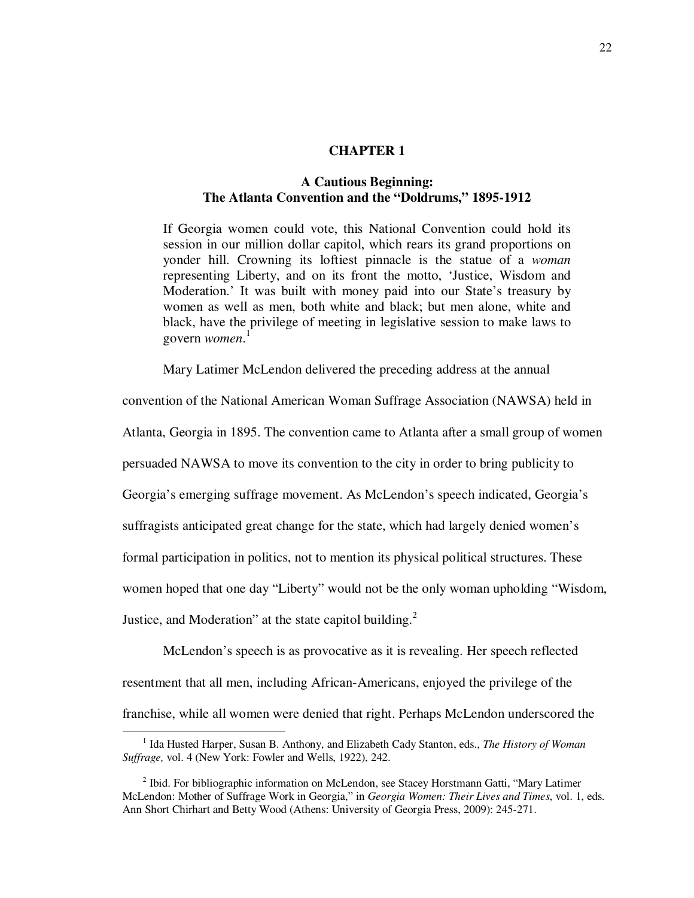# CHAPTER 1

## A Cautious Beginning: The Atlanta Convention and the "Doldrums," 1895-1912

> If Georgia women could vote, this National Convention could hold its session in our million dollar capitol, which rears its grand proportions on yonder hill. Crowning its loftiest pinnacle is the statue of a *woman* representing Liberty, and on its front the motto, 'Justice, Wisdom and Moderation.' It was built with money paid into our State's treasury by women as well as men, both white and black; but men alone, white and black, have the privilege of meeting in legislative session to make laws to govern *women*.[1]

Mary Latimer McLendon delivered the preceding address at the annual convention of the National American Woman Suffrage Association (NAWSA) held in Atlanta, Georgia in 1895. The convention came to Atlanta after a small group of women persuaded NAWSA to move its convention to the city in order to bring publicity to Georgia's emerging suffrage movement. As McLendon's speech indicated, Georgia's suffragists anticipated great change for the state, which had largely denied women's formal participation in politics, not to mention its physical political structures. These women hoped that one day "Liberty" would not be the only woman upholding "Wisdom, Justice, and Moderation" at the state capitol building.[2]

McLendon's speech is as provocative as it is revealing. Her speech reflected resentment that all men, including African-Americans, enjoyed the privilege of the franchise, while all women were denied that right. Perhaps McLendon underscored the

---

[1] Ida Husted Harper, Susan B. Anthony, and Elizabeth Cady Stanton, eds., *The History of Woman Suffrage,* vol. 4 (New York: Fowler and Wells, 1922), 242.

[2] Ibid. For bibliographic information on McLendon, see Stacey Horstmann Gatti, "Mary Latimer McLendon: Mother of Suffrage Work in Georgia," in *Georgia Women: Their Lives and Times*, vol. 1, eds. Ann Short Chirhart and Betty Wood (Athens: University of Georgia Press, 2009): 245-271.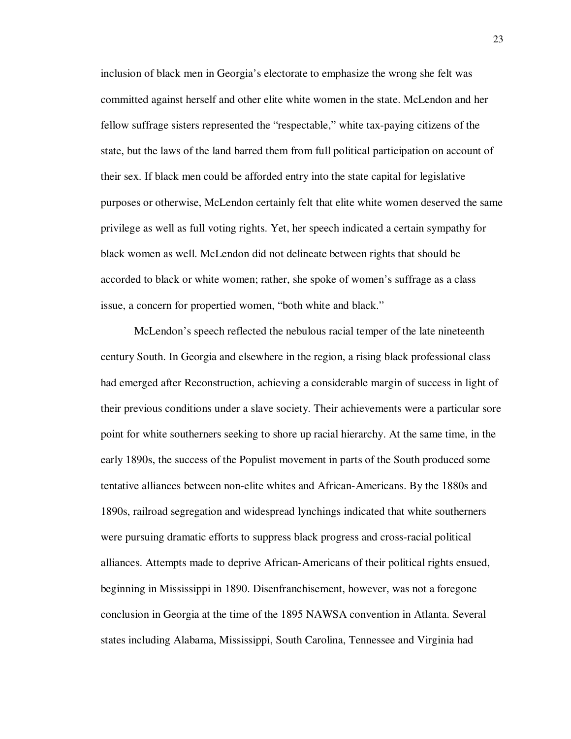inclusion of black men in Georgia's electorate to emphasize the wrong she felt was committed against herself and other elite white women in the state. McLendon and her fellow suffrage sisters represented the "respectable," white tax-paying citizens of the state, but the laws of the land barred them from full political participation on account of their sex. If black men could be afforded entry into the state capital for legislative purposes or otherwise, McLendon certainly felt that elite white women deserved the same privilege as well as full voting rights. Yet, her speech indicated a certain sympathy for black women as well. McLendon did not delineate between rights that should be accorded to black or white women; rather, she spoke of women's suffrage as a class issue, a concern for propertied women, "both white and black."

McLendon's speech reflected the nebulous racial temper of the late nineteenth century South. In Georgia and elsewhere in the region, a rising black professional class had emerged after Reconstruction, achieving a considerable margin of success in light of their previous conditions under a slave society. Their achievements were a particular sore point for white southerners seeking to shore up racial hierarchy. At the same time, in the early 1890s, the success of the Populist movement in parts of the South produced some tentative alliances between non-elite whites and African-Americans. By the 1880s and 1890s, railroad segregation and widespread lynchings indicated that white southerners were pursuing dramatic efforts to suppress black progress and cross-racial political alliances. Attempts made to deprive African-Americans of their political rights ensued, beginning in Mississippi in 1890. Disenfranchisement, however, was not a foregone conclusion in Georgia at the time of the 1895 NAWSA convention in Atlanta. Several states including Alabama, Mississippi, South Carolina, Tennessee and Virginia had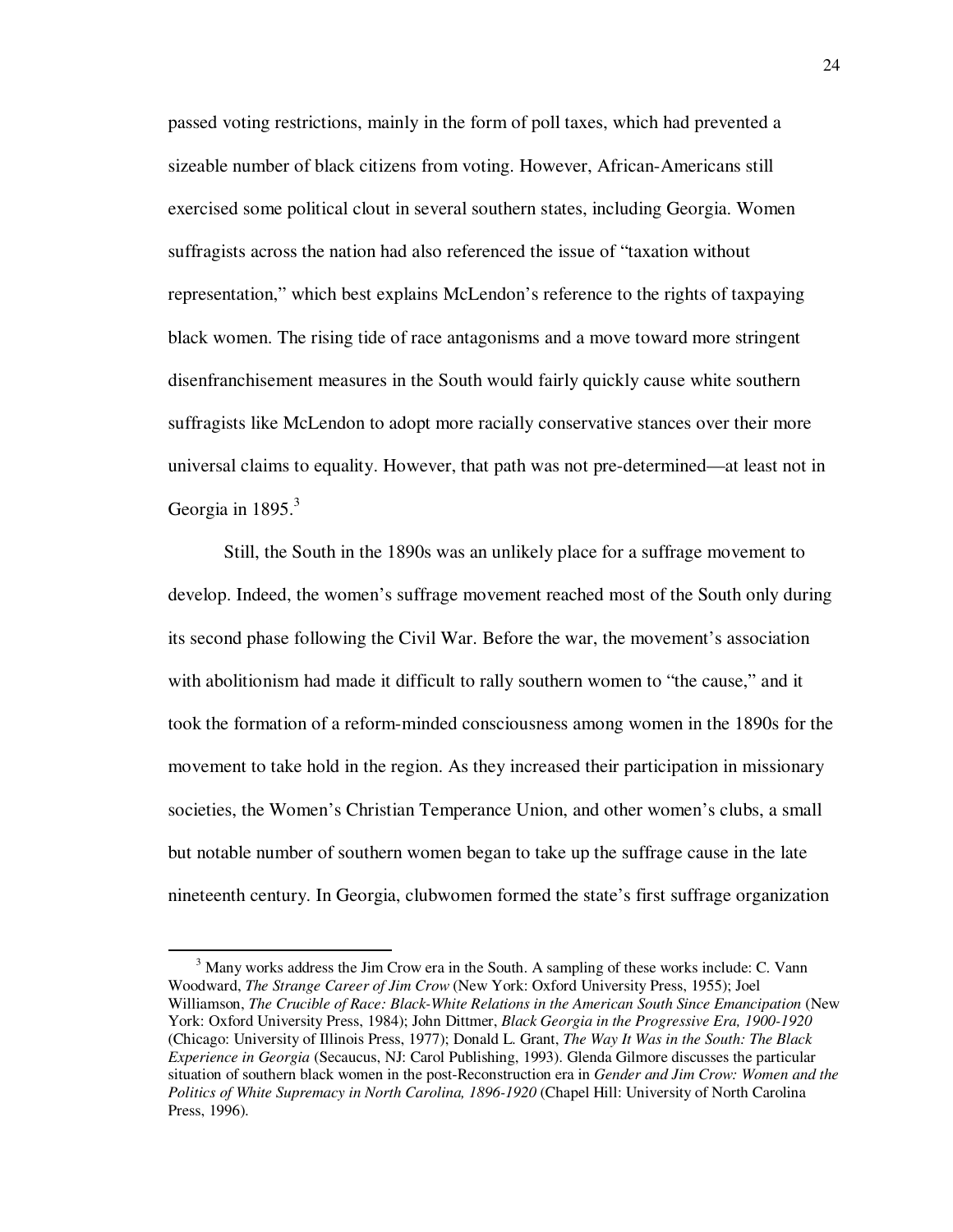passed voting restrictions, mainly in the form of poll taxes, which had prevented a sizeable number of black citizens from voting. However, African-Americans still exercised some political clout in several southern states, including Georgia. Women suffragists across the nation had also referenced the issue of "taxation without representation," which best explains McLendon's reference to the rights of taxpaying black women. The rising tide of race antagonisms and a move toward more stringent disenfranchisement measures in the South would fairly quickly cause white southern suffragists like McLendon to adopt more racially conservative stances over their more universal claims to equality. However, that path was not pre-determined—at least not in Georgia in 1895.[3]

Still, the South in the 1890s was an unlikely place for a suffrage movement to develop. Indeed, the women's suffrage movement reached most of the South only during its second phase following the Civil War. Before the war, the movement's association with abolitionism had made it difficult to rally southern women to "the cause," and it took the formation of a reform-minded consciousness among women in the 1890s for the movement to take hold in the region. As they increased their participation in missionary societies, the Women's Christian Temperance Union, and other women's clubs, a small but notable number of southern women began to take up the suffrage cause in the late nineteenth century. In Georgia, clubwomen formed the state's first suffrage organization

---

[3] Many works address the Jim Crow era in the South. A sampling of these works include: C. Vann Woodward, *The Strange Career of Jim Crow* (New York: Oxford University Press, 1955); Joel Williamson, *The Crucible of Race: Black-White Relations in the American South Since Emancipation* (New York: Oxford University Press, 1984); John Dittmer, *Black Georgia in the Progressive Era, 1900-1920* (Chicago: University of Illinois Press, 1977); Donald L. Grant, *The Way It Was in the South: The Black Experience in Georgia* (Secaucus, NJ: Carol Publishing, 1993). Glenda Gilmore discusses the particular situation of southern black women in the post-Reconstruction era in *Gender and Jim Crow: Women and the Politics of White Supremacy in North Carolina, 1896-1920* (Chapel Hill: University of North Carolina Press, 1996).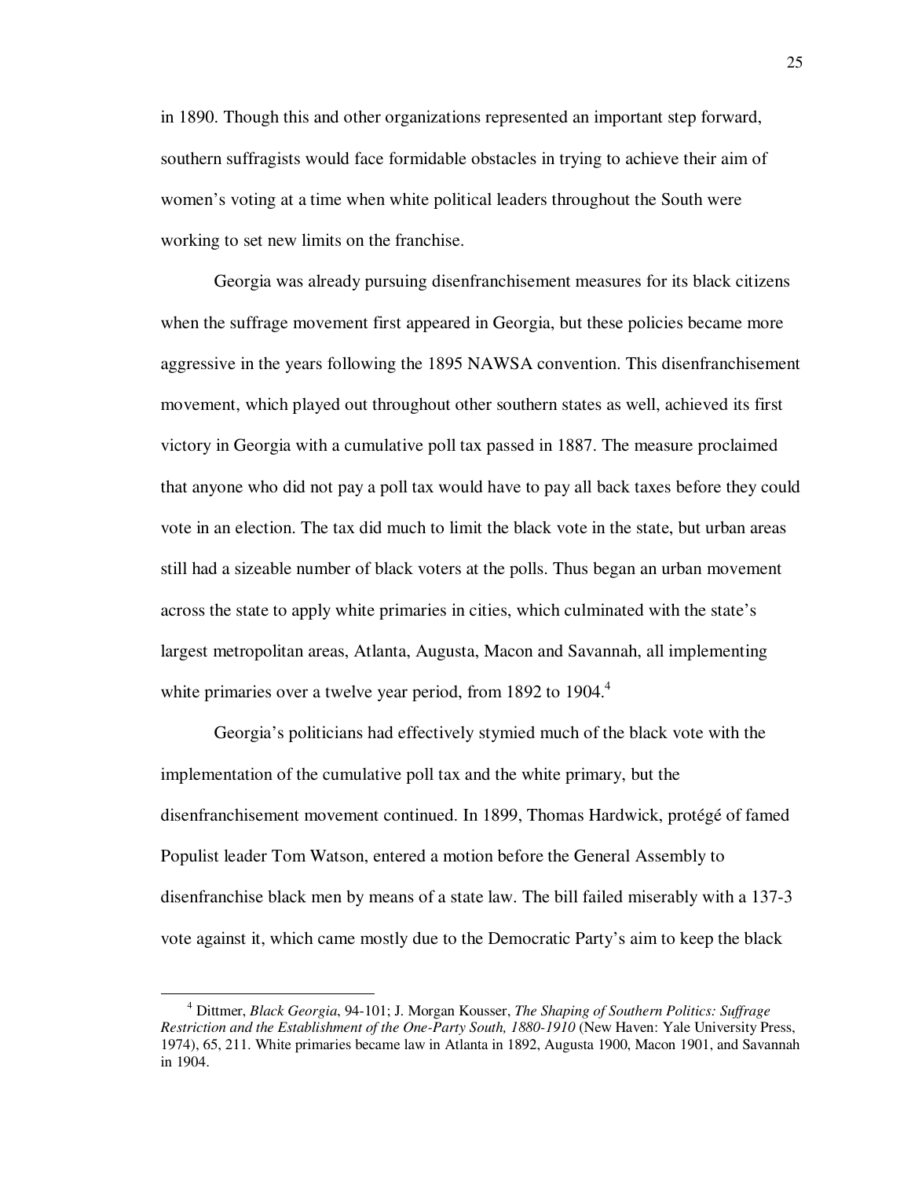in 1890. Though this and other organizations represented an important step forward, southern suffragists would face formidable obstacles in trying to achieve their aim of women's voting at a time when white political leaders throughout the South were working to set new limits on the franchise.

Georgia was already pursuing disenfranchisement measures for its black citizens when the suffrage movement first appeared in Georgia, but these policies became more aggressive in the years following the 1895 NAWSA convention. This disenfranchisement movement, which played out throughout other southern states as well, achieved its first victory in Georgia with a cumulative poll tax passed in 1887. The measure proclaimed that anyone who did not pay a poll tax would have to pay all back taxes before they could vote in an election. The tax did much to limit the black vote in the state, but urban areas still had a sizeable number of black voters at the polls. Thus began an urban movement across the state to apply white primaries in cities, which culminated with the state's largest metropolitan areas, Atlanta, Augusta, Macon and Savannah, all implementing white primaries over a twelve year period, from 1892 to 1904.[4]

Georgia's politicians had effectively stymied much of the black vote with the implementation of the cumulative poll tax and the white primary, but the disenfranchisement movement continued. In 1899, Thomas Hardwick, protégé of famed Populist leader Tom Watson, entered a motion before the General Assembly to disenfranchise black men by means of a state law. The bill failed miserably with a 137-3 vote against it, which came mostly due to the Democratic Party's aim to keep the black

---

[4] Dittmer, *Black Georgia*, 94-101; J. Morgan Kousser, *The Shaping of Southern Politics: Suffrage Restriction and the Establishment of the One-Party South, 1880-1910* (New Haven: Yale University Press, 1974), 65, 211. White primaries became law in Atlanta in 1892, Augusta 1900, Macon 1901, and Savannah in 1904.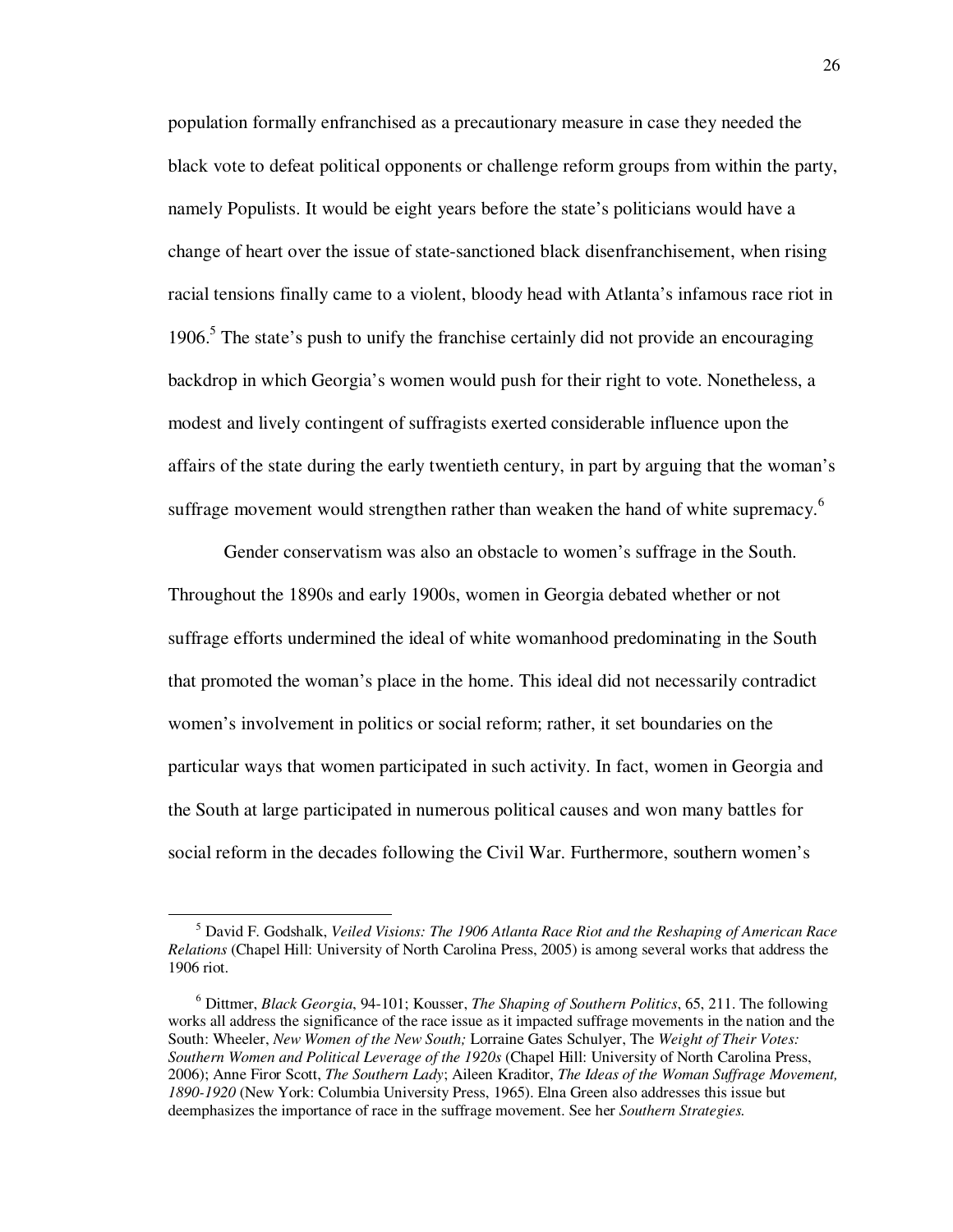population formally enfranchised as a precautionary measure in case they needed the black vote to defeat political opponents or challenge reform groups from within the party, namely Populists. It would be eight years before the state's politicians would have a change of heart over the issue of state-sanctioned black disenfranchisement, when rising racial tensions finally came to a violent, bloody head with Atlanta's infamous race riot in 1906.[5] The state's push to unify the franchise certainly did not provide an encouraging backdrop in which Georgia's women would push for their right to vote. Nonetheless, a modest and lively contingent of suffragists exerted considerable influence upon the affairs of the state during the early twentieth century, in part by arguing that the woman's suffrage movement would strengthen rather than weaken the hand of white supremacy.[6]

Gender conservatism was also an obstacle to women's suffrage in the South. Throughout the 1890s and early 1900s, women in Georgia debated whether or not suffrage efforts undermined the ideal of white womanhood predominating in the South that promoted the woman's place in the home. This ideal did not necessarily contradict women's involvement in politics or social reform; rather, it set boundaries on the particular ways that women participated in such activity. In fact, women in Georgia and the South at large participated in numerous political causes and won many battles for social reform in the decades following the Civil War. Furthermore, southern women's

---

[5] David F. Godshalk, *Veiled Visions: The 1906 Atlanta Race Riot and the Reshaping of American Race Relations* (Chapel Hill: University of North Carolina Press, 2005) is among several works that address the 1906 riot.

[6] Dittmer, *Black Georgia*, 94-101; Kousser, *The Shaping of Southern Politics*, 65, 211. The following works all address the significance of the race issue as it impacted suffrage movements in the nation and the South: Wheeler, *New Women of the New South;* Lorraine Gates Schulyer, The *Weight of Their Votes: Southern Women and Political Leverage of the 1920s* (Chapel Hill: University of North Carolina Press, 2006); Anne Firor Scott, *The Southern Lady*; Aileen Kraditor, *The Ideas of the Woman Suffrage Movement, 1890-1920* (New York: Columbia University Press, 1965). Elna Green also addresses this issue but deemphasizes the importance of race in the suffrage movement. See her *Southern Strategies.*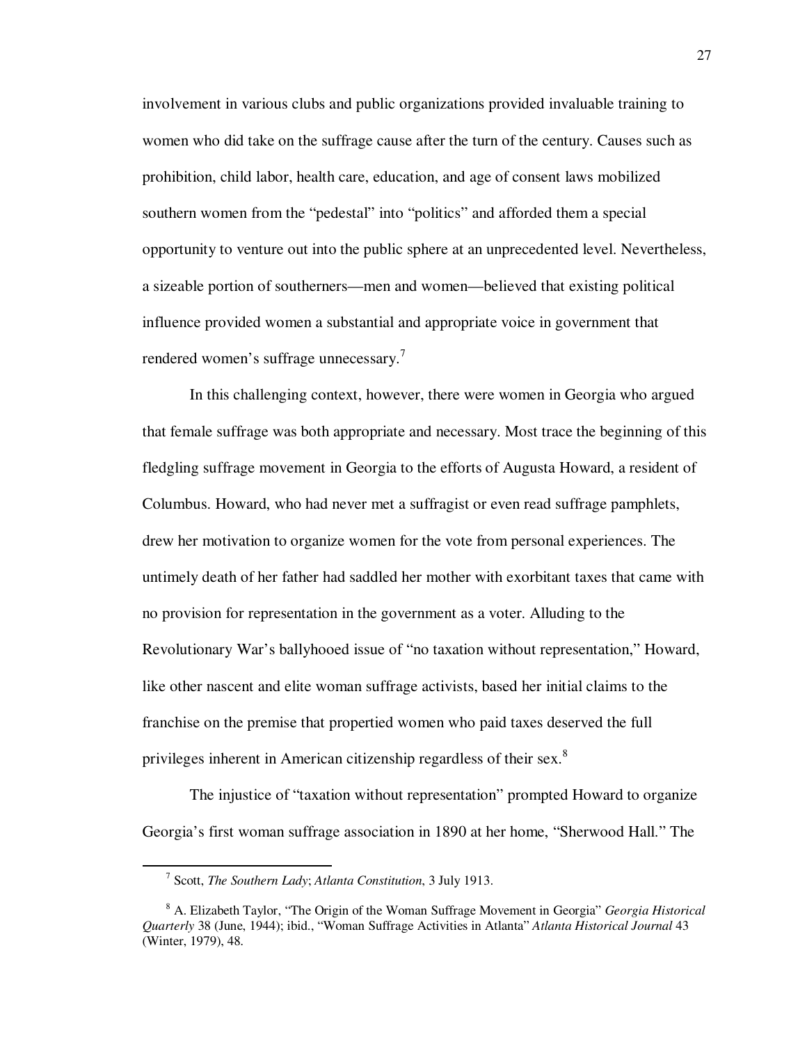involvement in various clubs and public organizations provided invaluable training to women who did take on the suffrage cause after the turn of the century. Causes such as prohibition, child labor, health care, education, and age of consent laws mobilized southern women from the "pedestal" into "politics" and afforded them a special opportunity to venture out into the public sphere at an unprecedented level. Nevertheless, a sizeable portion of southerners—men and women—believed that existing political influence provided women a substantial and appropriate voice in government that rendered women's suffrage unnecessary.[7]

In this challenging context, however, there were women in Georgia who argued that female suffrage was both appropriate and necessary. Most trace the beginning of this fledgling suffrage movement in Georgia to the efforts of Augusta Howard, a resident of Columbus. Howard, who had never met a suffragist or even read suffrage pamphlets, drew her motivation to organize women for the vote from personal experiences. The untimely death of her father had saddled her mother with exorbitant taxes that came with no provision for representation in the government as a voter. Alluding to the Revolutionary War's ballyhooed issue of "no taxation without representation," Howard, like other nascent and elite woman suffrage activists, based her initial claims to the franchise on the premise that propertied women who paid taxes deserved the full privileges inherent in American citizenship regardless of their sex.[8]

The injustice of "taxation without representation" prompted Howard to organize Georgia's first woman suffrage association in 1890 at her home, "Sherwood Hall." The

---

[7] Scott, *The Southern Lady*; *Atlanta Constitution*, 3 July 1913.

[8] A. Elizabeth Taylor, "The Origin of the Woman Suffrage Movement in Georgia" *Georgia Historical Quarterly* 38 (June, 1944); ibid., "Woman Suffrage Activities in Atlanta" *Atlanta Historical Journal* 43 (Winter, 1979), 48.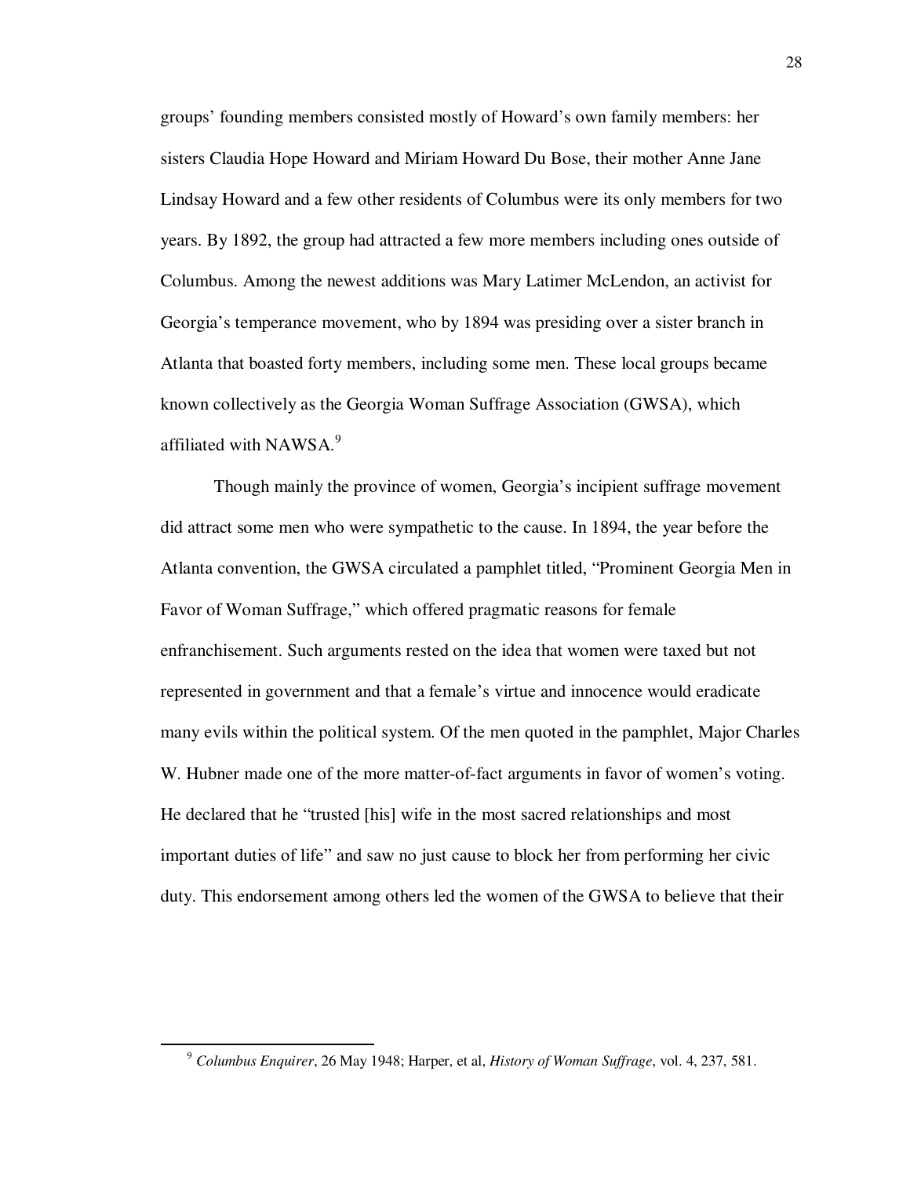groups' founding members consisted mostly of Howard's own family members: her sisters Claudia Hope Howard and Miriam Howard Du Bose, their mother Anne Jane Lindsay Howard and a few other residents of Columbus were its only members for two years. By 1892, the group had attracted a few more members including ones outside of Columbus. Among the newest additions was Mary Latimer McLendon, an activist for Georgia's temperance movement, who by 1894 was presiding over a sister branch in Atlanta that boasted forty members, including some men. These local groups became known collectively as the Georgia Woman Suffrage Association (GWSA), which affiliated with NAWSA.[9]

Though mainly the province of women, Georgia's incipient suffrage movement did attract some men who were sympathetic to the cause. In 1894, the year before the Atlanta convention, the GWSA circulated a pamphlet titled, "Prominent Georgia Men in Favor of Woman Suffrage," which offered pragmatic reasons for female enfranchisement. Such arguments rested on the idea that women were taxed but not represented in government and that a female's virtue and innocence would eradicate many evils within the political system. Of the men quoted in the pamphlet, Major Charles W. Hubner made one of the more matter-of-fact arguments in favor of women's voting. He declared that he "trusted [his] wife in the most sacred relationships and most important duties of life" and saw no just cause to block her from performing her civic duty. This endorsement among others led the women of the GWSA to believe that their

[9] *Columbus Enquirer*, 26 May 1948; Harper, et al, *History of Woman Suffrage*, vol. 4, 237, 581.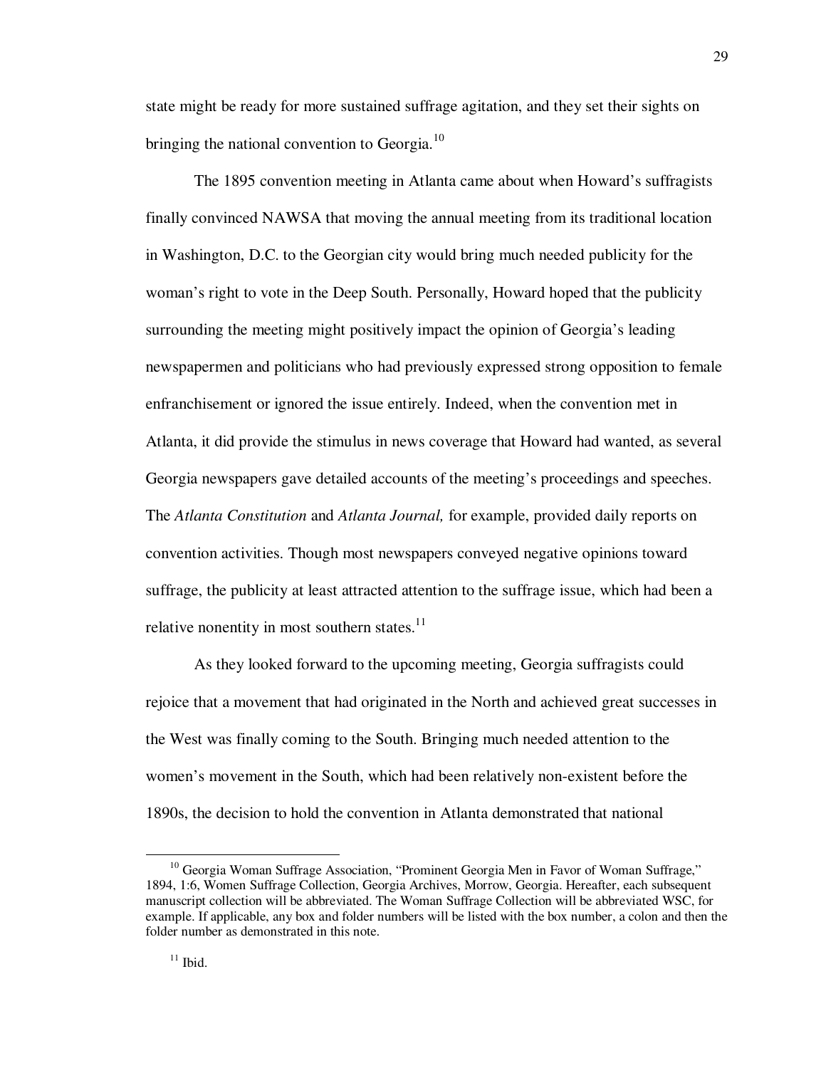state might be ready for more sustained suffrage agitation, and they set their sights on bringing the national convention to Georgia.[10]

The 1895 convention meeting in Atlanta came about when Howard's suffragists finally convinced NAWSA that moving the annual meeting from its traditional location in Washington, D.C. to the Georgian city would bring much needed publicity for the woman's right to vote in the Deep South. Personally, Howard hoped that the publicity surrounding the meeting might positively impact the opinion of Georgia's leading newspapermen and politicians who had previously expressed strong opposition to female enfranchisement or ignored the issue entirely. Indeed, when the convention met in Atlanta, it did provide the stimulus in news coverage that Howard had wanted, as several Georgia newspapers gave detailed accounts of the meeting's proceedings and speeches. The *Atlanta Constitution* and *Atlanta Journal,* for example, provided daily reports on convention activities. Though most newspapers conveyed negative opinions toward suffrage, the publicity at least attracted attention to the suffrage issue, which had been a relative nonentity in most southern states.[11]

As they looked forward to the upcoming meeting, Georgia suffragists could rejoice that a movement that had originated in the North and achieved great successes in the West was finally coming to the South. Bringing much needed attention to the women's movement in the South, which had been relatively non-existent before the 1890s, the decision to hold the convention in Atlanta demonstrated that national

---

[10] Georgia Woman Suffrage Association, "Prominent Georgia Men in Favor of Woman Suffrage," 1894, 1:6, Women Suffrage Collection, Georgia Archives, Morrow, Georgia. Hereafter, each subsequent manuscript collection will be abbreviated. The Woman Suffrage Collection will be abbreviated WSC, for example. If applicable, any box and folder numbers will be listed with the box number, a colon and then the folder number as demonstrated in this note.

[11] Ibid.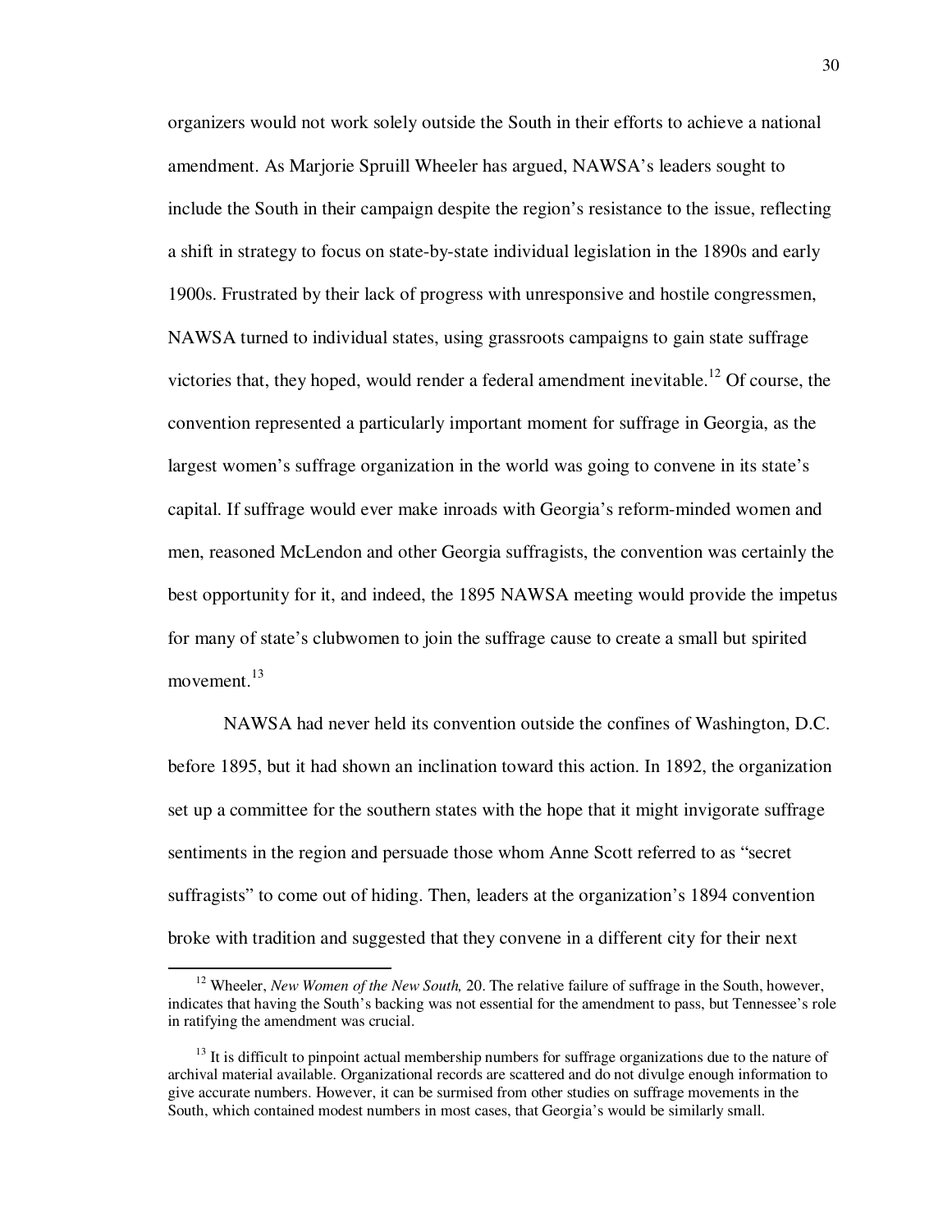organizers would not work solely outside the South in their efforts to achieve a national amendment. As Marjorie Spruill Wheeler has argued, NAWSA's leaders sought to include the South in their campaign despite the region's resistance to the issue, reflecting a shift in strategy to focus on state-by-state individual legislation in the 1890s and early 1900s. Frustrated by their lack of progress with unresponsive and hostile congressmen, NAWSA turned to individual states, using grassroots campaigns to gain state suffrage victories that, they hoped, would render a federal amendment inevitable.[12] Of course, the convention represented a particularly important moment for suffrage in Georgia, as the largest women's suffrage organization in the world was going to convene in its state's capital. If suffrage would ever make inroads with Georgia's reform-minded women and men, reasoned McLendon and other Georgia suffragists, the convention was certainly the best opportunity for it, and indeed, the 1895 NAWSA meeting would provide the impetus for many of state's clubwomen to join the suffrage cause to create a small but spirited movement.[13]

NAWSA had never held its convention outside the confines of Washington, D.C. before 1895, but it had shown an inclination toward this action. In 1892, the organization set up a committee for the southern states with the hope that it might invigorate suffrage sentiments in the region and persuade those whom Anne Scott referred to as "secret suffragists" to come out of hiding. Then, leaders at the organization's 1894 convention broke with tradition and suggested that they convene in a different city for their next

---

[12] Wheeler, *New Women of the New South,* 20. The relative failure of suffrage in the South, however, indicates that having the South's backing was not essential for the amendment to pass, but Tennessee's role in ratifying the amendment was crucial.

[13] It is difficult to pinpoint actual membership numbers for suffrage organizations due to the nature of archival material available. Organizational records are scattered and do not divulge enough information to give accurate numbers. However, it can be surmised from other studies on suffrage movements in the South, which contained modest numbers in most cases, that Georgia's would be similarly small.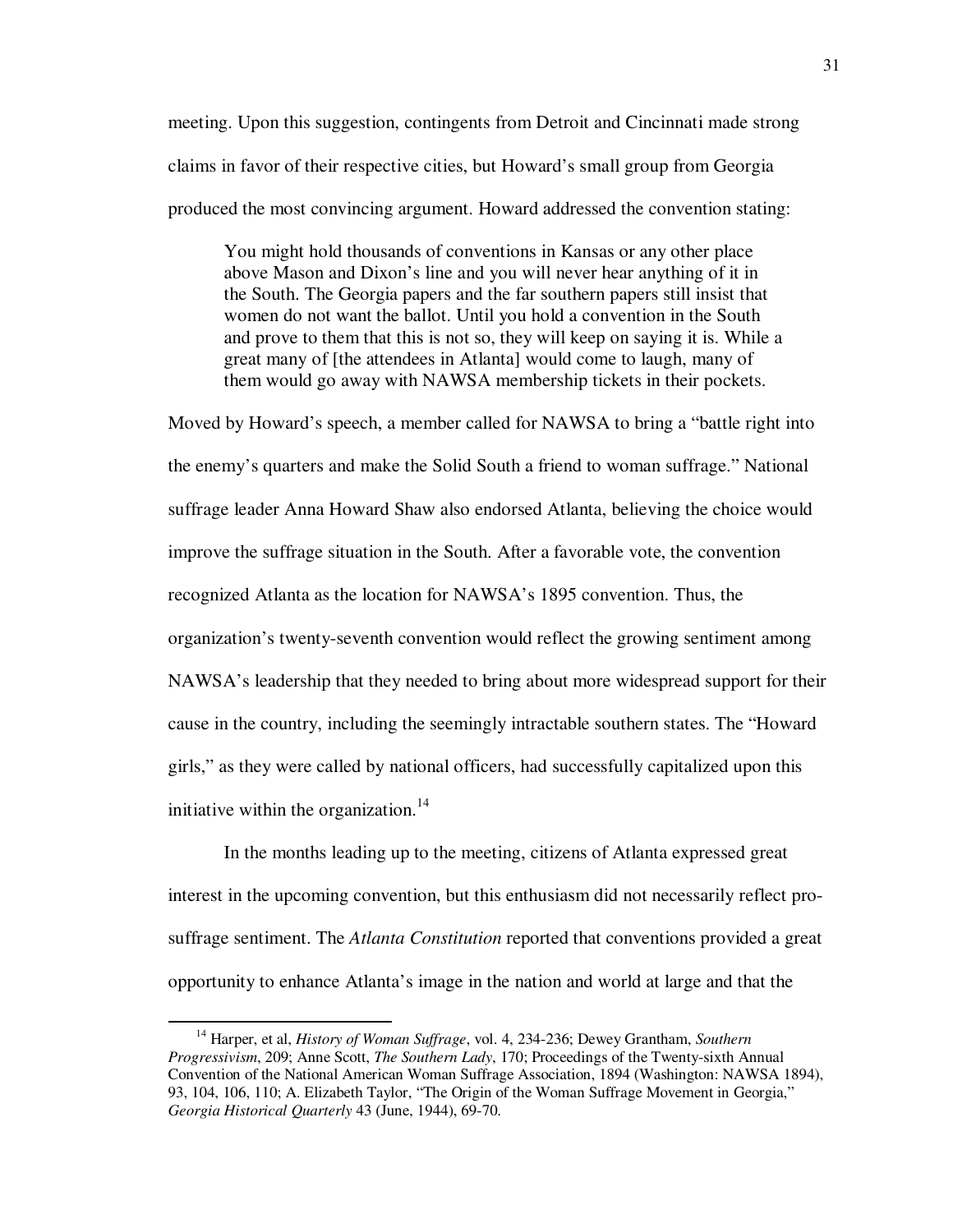meeting. Upon this suggestion, contingents from Detroit and Cincinnati made strong claims in favor of their respective cities, but Howard's small group from Georgia produced the most convincing argument. Howard addressed the convention stating:

> You might hold thousands of conventions in Kansas or any other place above Mason and Dixon's line and you will never hear anything of it in the South. The Georgia papers and the far southern papers still insist that women do not want the ballot. Until you hold a convention in the South and prove to them that this is not so, they will keep on saying it is. While a great many of [the attendees in Atlanta] would come to laugh, many of them would go away with NAWSA membership tickets in their pockets.

Moved by Howard's speech, a member called for NAWSA to bring a "battle right into the enemy's quarters and make the Solid South a friend to woman suffrage." National suffrage leader Anna Howard Shaw also endorsed Atlanta, believing the choice would improve the suffrage situation in the South. After a favorable vote, the convention recognized Atlanta as the location for NAWSA's 1895 convention. Thus, the organization's twenty-seventh convention would reflect the growing sentiment among NAWSA's leadership that they needed to bring about more widespread support for their cause in the country, including the seemingly intractable southern states. The "Howard girls," as they were called by national officers, had successfully capitalized upon this initiative within the organization.[14]

In the months leading up to the meeting, citizens of Atlanta expressed great interest in the upcoming convention, but this enthusiasm did not necessarily reflect pro-suffrage sentiment. The *Atlanta Constitution* reported that conventions provided a great opportunity to enhance Atlanta's image in the nation and world at large and that the

---

[14] Harper, et al, *History of Woman Suffrage*, vol. 4, 234-236; Dewey Grantham, *Southern Progressivism*, 209; Anne Scott, *The Southern Lady*, 170; Proceedings of the Twenty-sixth Annual Convention of the National American Woman Suffrage Association, 1894 (Washington: NAWSA 1894), 93, 104, 106, 110; A. Elizabeth Taylor, "The Origin of the Woman Suffrage Movement in Georgia," *Georgia Historical Quarterly* 43 (June, 1944), 69-70.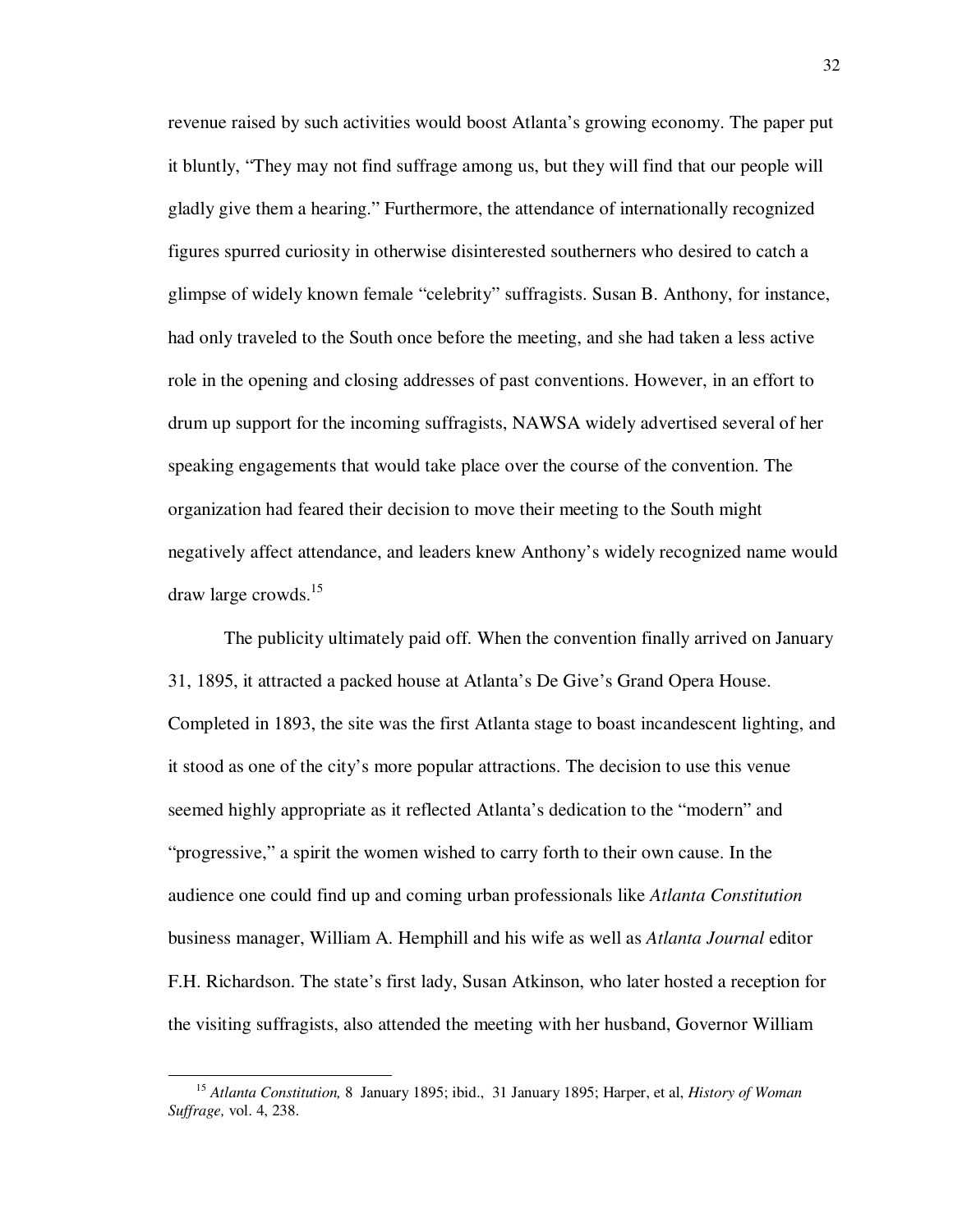revenue raised by such activities would boost Atlanta's growing economy. The paper put it bluntly, "They may not find suffrage among us, but they will find that our people will gladly give them a hearing." Furthermore, the attendance of internationally recognized figures spurred curiosity in otherwise disinterested southerners who desired to catch a glimpse of widely known female "celebrity" suffragists. Susan B. Anthony, for instance, had only traveled to the South once before the meeting, and she had taken a less active role in the opening and closing addresses of past conventions. However, in an effort to drum up support for the incoming suffragists, NAWSA widely advertised several of her speaking engagements that would take place over the course of the convention. The organization had feared their decision to move their meeting to the South might negatively affect attendance, and leaders knew Anthony's widely recognized name would draw large crowds.[15]

The publicity ultimately paid off. When the convention finally arrived on January 31, 1895, it attracted a packed house at Atlanta's De Give's Grand Opera House. Completed in 1893, the site was the first Atlanta stage to boast incandescent lighting, and it stood as one of the city's more popular attractions. The decision to use this venue seemed highly appropriate as it reflected Atlanta's dedication to the "modern" and "progressive," a spirit the women wished to carry forth to their own cause. In the audience one could find up and coming urban professionals like *Atlanta Constitution* business manager, William A. Hemphill and his wife as well as *Atlanta Journal* editor F.H. Richardson. The state's first lady, Susan Atkinson, who later hosted a reception for the visiting suffragists, also attended the meeting with her husband, Governor William

[15] *Atlanta Constitution,* 8 January 1895; ibid., 31 January 1895; Harper, et al, *History of Woman Suffrage,* vol. 4, 238.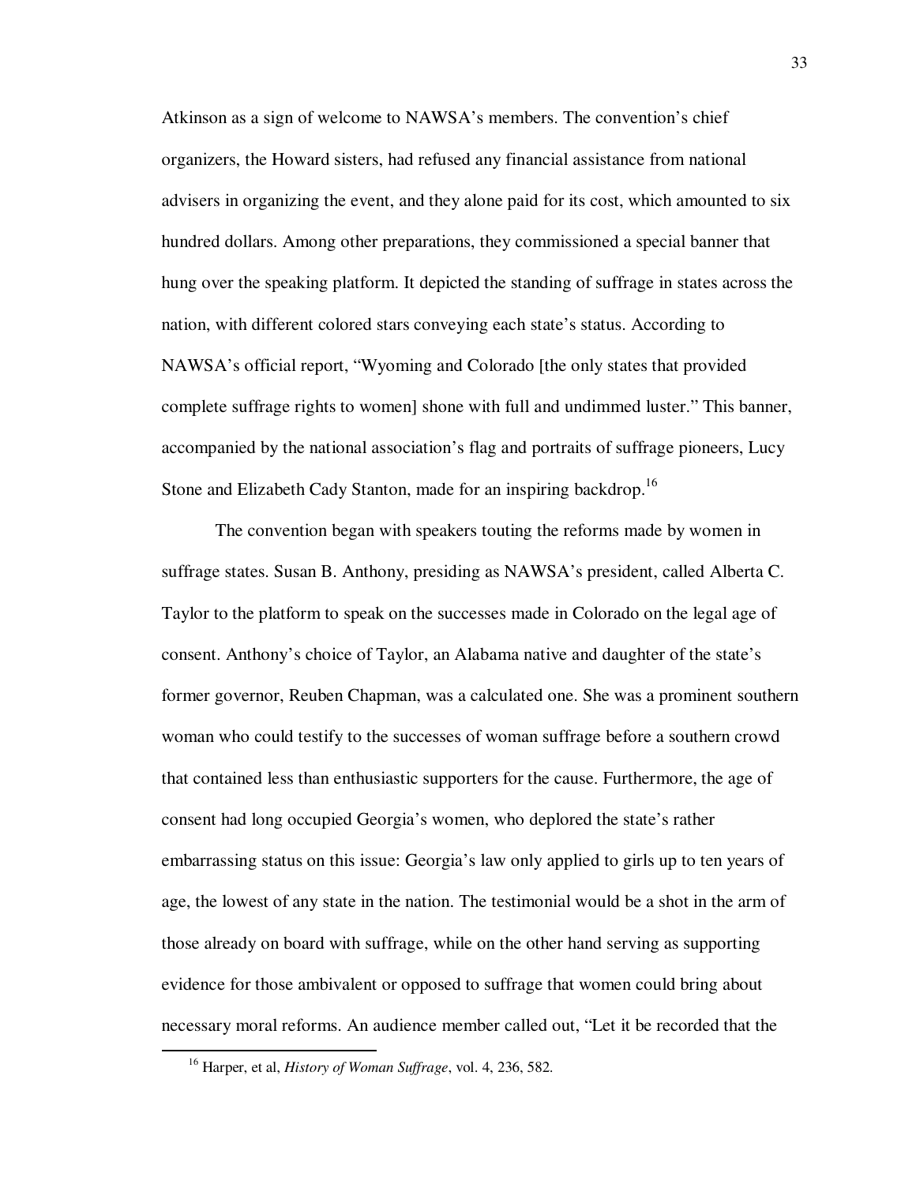Atkinson as a sign of welcome to NAWSA's members. The convention's chief organizers, the Howard sisters, had refused any financial assistance from national advisers in organizing the event, and they alone paid for its cost, which amounted to six hundred dollars. Among other preparations, they commissioned a special banner that hung over the speaking platform. It depicted the standing of suffrage in states across the nation, with different colored stars conveying each state's status. According to NAWSA's official report, "Wyoming and Colorado [the only states that provided complete suffrage rights to women] shone with full and undimmed luster." This banner, accompanied by the national association's flag and portraits of suffrage pioneers, Lucy Stone and Elizabeth Cady Stanton, made for an inspiring backdrop.[16]

The convention began with speakers touting the reforms made by women in suffrage states. Susan B. Anthony, presiding as NAWSA's president, called Alberta C. Taylor to the platform to speak on the successes made in Colorado on the legal age of consent. Anthony's choice of Taylor, an Alabama native and daughter of the state's former governor, Reuben Chapman, was a calculated one. She was a prominent southern woman who could testify to the successes of woman suffrage before a southern crowd that contained less than enthusiastic supporters for the cause. Furthermore, the age of consent had long occupied Georgia's women, who deplored the state's rather embarrassing status on this issue: Georgia's law only applied to girls up to ten years of age, the lowest of any state in the nation. The testimonial would be a shot in the arm of those already on board with suffrage, while on the other hand serving as supporting evidence for those ambivalent or opposed to suffrage that women could bring about necessary moral reforms. An audience member called out, "Let it be recorded that the

---

[16] Harper, et al, *History of Woman Suffrage*, vol. 4, 236, 582.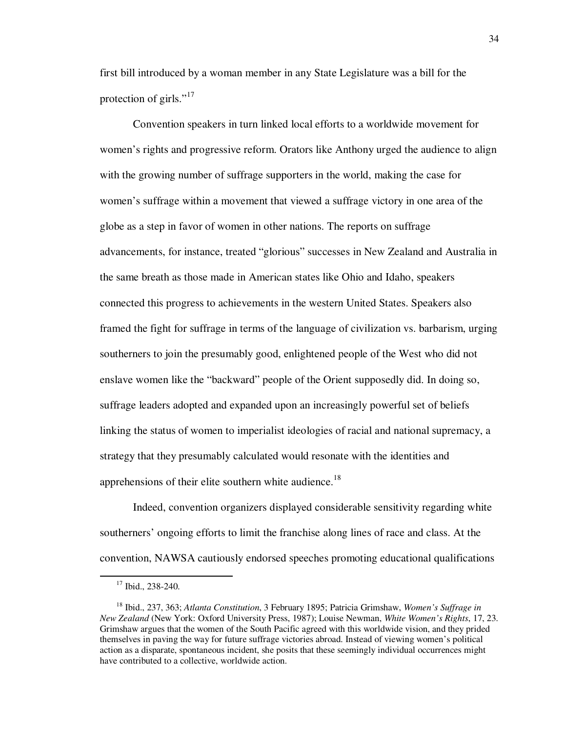first bill introduced by a woman member in any State Legislature was a bill for the protection of girls."[17]

Convention speakers in turn linked local efforts to a worldwide movement for women's rights and progressive reform. Orators like Anthony urged the audience to align with the growing number of suffrage supporters in the world, making the case for women's suffrage within a movement that viewed a suffrage victory in one area of the globe as a step in favor of women in other nations. The reports on suffrage advancements, for instance, treated "glorious" successes in New Zealand and Australia in the same breath as those made in American states like Ohio and Idaho, speakers connected this progress to achievements in the western United States. Speakers also framed the fight for suffrage in terms of the language of civilization vs. barbarism, urging southerners to join the presumably good, enlightened people of the West who did not enslave women like the "backward" people of the Orient supposedly did. In doing so, suffrage leaders adopted and expanded upon an increasingly powerful set of beliefs linking the status of women to imperialist ideologies of racial and national supremacy, a strategy that they presumably calculated would resonate with the identities and apprehensions of their elite southern white audience.[18]

Indeed, convention organizers displayed considerable sensitivity regarding white southerners' ongoing efforts to limit the franchise along lines of race and class. At the convention, NAWSA cautiously endorsed speeches promoting educational qualifications

---

[17] Ibid., 238-240.

[18] Ibid., 237, 363; *Atlanta Constitution*, 3 February 1895; Patricia Grimshaw, *Women's Suffrage in New Zealand* (New York: Oxford University Press, 1987); Louise Newman, *White Women's Rights*, 17, 23. Grimshaw argues that the women of the South Pacific agreed with this worldwide vision, and they prided themselves in paving the way for future suffrage victories abroad. Instead of viewing women's political action as a disparate, spontaneous incident, she posits that these seemingly individual occurrences might have contributed to a collective, worldwide action.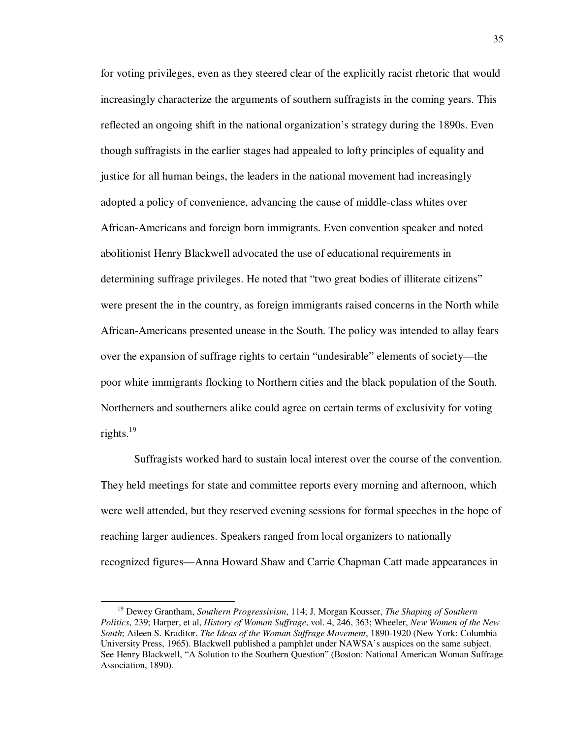for voting privileges, even as they steered clear of the explicitly racist rhetoric that would increasingly characterize the arguments of southern suffragists in the coming years. This reflected an ongoing shift in the national organization's strategy during the 1890s. Even though suffragists in the earlier stages had appealed to lofty principles of equality and justice for all human beings, the leaders in the national movement had increasingly adopted a policy of convenience, advancing the cause of middle-class whites over African-Americans and foreign born immigrants. Even convention speaker and noted abolitionist Henry Blackwell advocated the use of educational requirements in determining suffrage privileges. He noted that "two great bodies of illiterate citizens" were present the in the country, as foreign immigrants raised concerns in the North while African-Americans presented unease in the South. The policy was intended to allay fears over the expansion of suffrage rights to certain "undesirable" elements of society—the poor white immigrants flocking to Northern cities and the black population of the South. Northerners and southerners alike could agree on certain terms of exclusivity for voting rights.[19]

Suffragists worked hard to sustain local interest over the course of the convention. They held meetings for state and committee reports every morning and afternoon, which were well attended, but they reserved evening sessions for formal speeches in the hope of reaching larger audiences. Speakers ranged from local organizers to nationally recognized figures—Anna Howard Shaw and Carrie Chapman Catt made appearances in

---

[19] Dewey Grantham, *Southern Progressivism*, 114; J. Morgan Kousser, *The Shaping of Southern Politics*, 239; Harper, et al, *History of Woman Suffrage*, vol. 4, 246, 363; Wheeler, *New Women of the New South*; Aileen S. Kraditor, *The Ideas of the Woman Suffrage Movement*, 1890-1920 (New York: Columbia University Press, 1965). Blackwell published a pamphlet under NAWSA's auspices on the same subject. See Henry Blackwell, "A Solution to the Southern Question" (Boston: National American Woman Suffrage Association, 1890).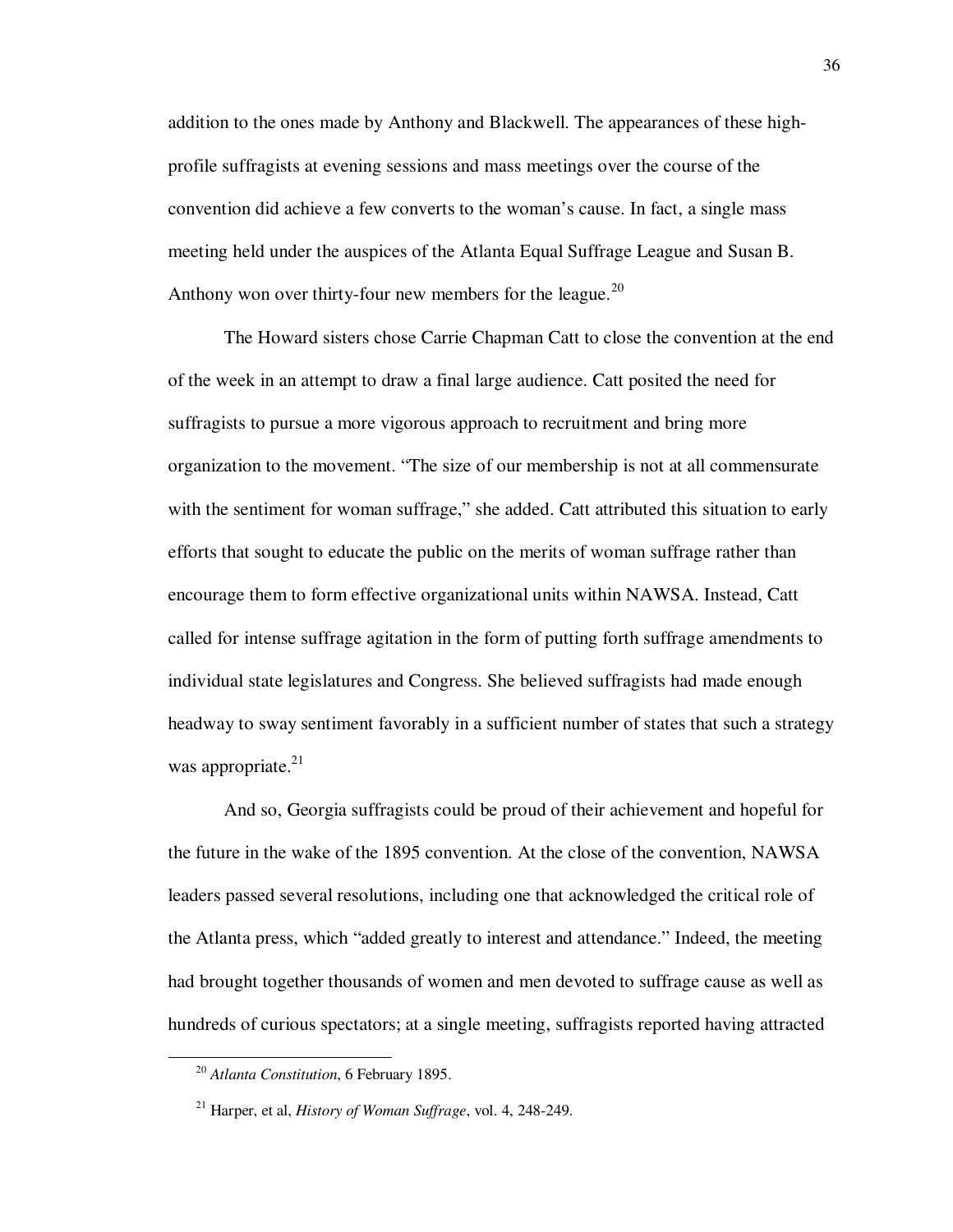addition to the ones made by Anthony and Blackwell. The appearances of these high-profile suffragists at evening sessions and mass meetings over the course of the convention did achieve a few converts to the woman's cause. In fact, a single mass meeting held under the auspices of the Atlanta Equal Suffrage League and Susan B. Anthony won over thirty-four new members for the league.[20]

The Howard sisters chose Carrie Chapman Catt to close the convention at the end of the week in an attempt to draw a final large audience. Catt posited the need for suffragists to pursue a more vigorous approach to recruitment and bring more organization to the movement. "The size of our membership is not at all commensurate with the sentiment for woman suffrage," she added. Catt attributed this situation to early efforts that sought to educate the public on the merits of woman suffrage rather than encourage them to form effective organizational units within NAWSA. Instead, Catt called for intense suffrage agitation in the form of putting forth suffrage amendments to individual state legislatures and Congress. She believed suffragists had made enough headway to sway sentiment favorably in a sufficient number of states that such a strategy was appropriate.[21]

And so, Georgia suffragists could be proud of their achievement and hopeful for the future in the wake of the 1895 convention. At the close of the convention, NAWSA leaders passed several resolutions, including one that acknowledged the critical role of the Atlanta press, which "added greatly to interest and attendance." Indeed, the meeting had brought together thousands of women and men devoted to suffrage cause as well as hundreds of curious spectators; at a single meeting, suffragists reported having attracted

---

[20] *Atlanta Constitution*, 6 February 1895.

[21] Harper, et al, *History of Woman Suffrage*, vol. 4, 248-249.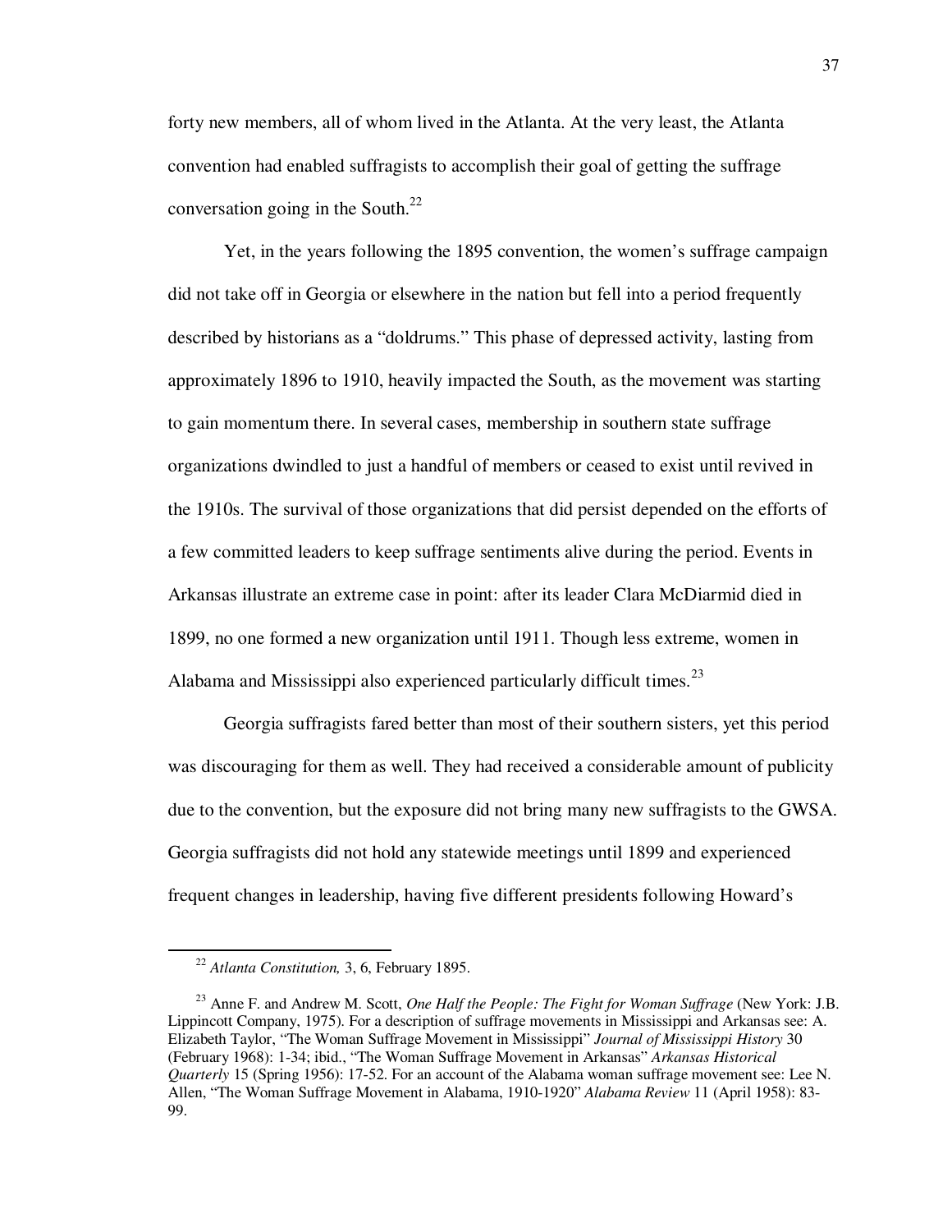forty new members, all of whom lived in the Atlanta. At the very least, the Atlanta convention had enabled suffragists to accomplish their goal of getting the suffrage conversation going in the South.[22]

Yet, in the years following the 1895 convention, the women's suffrage campaign did not take off in Georgia or elsewhere in the nation but fell into a period frequently described by historians as a "doldrums." This phase of depressed activity, lasting from approximately 1896 to 1910, heavily impacted the South, as the movement was starting to gain momentum there. In several cases, membership in southern state suffrage organizations dwindled to just a handful of members or ceased to exist until revived in the 1910s. The survival of those organizations that did persist depended on the efforts of a few committed leaders to keep suffrage sentiments alive during the period. Events in Arkansas illustrate an extreme case in point: after its leader Clara McDiarmid died in 1899, no one formed a new organization until 1911. Though less extreme, women in Alabama and Mississippi also experienced particularly difficult times.[23]

Georgia suffragists fared better than most of their southern sisters, yet this period was discouraging for them as well. They had received a considerable amount of publicity due to the convention, but the exposure did not bring many new suffragists to the GWSA. Georgia suffragists did not hold any statewide meetings until 1899 and experienced frequent changes in leadership, having five different presidents following Howard's

---

[22] *Atlanta Constitution,* 3, 6, February 1895.

[23] Anne F. and Andrew M. Scott, *One Half the People: The Fight for Woman Suffrage* (New York: J.B. Lippincott Company, 1975). For a description of suffrage movements in Mississippi and Arkansas see: A. Elizabeth Taylor, "The Woman Suffrage Movement in Mississippi" *Journal of Mississippi History* 30 (February 1968): 1-34; ibid., "The Woman Suffrage Movement in Arkansas" *Arkansas Historical Quarterly* 15 (Spring 1956): 17-52. For an account of the Alabama woman suffrage movement see: Lee N. Allen, "The Woman Suffrage Movement in Alabama, 1910-1920" *Alabama Review* 11 (April 1958): 83-99.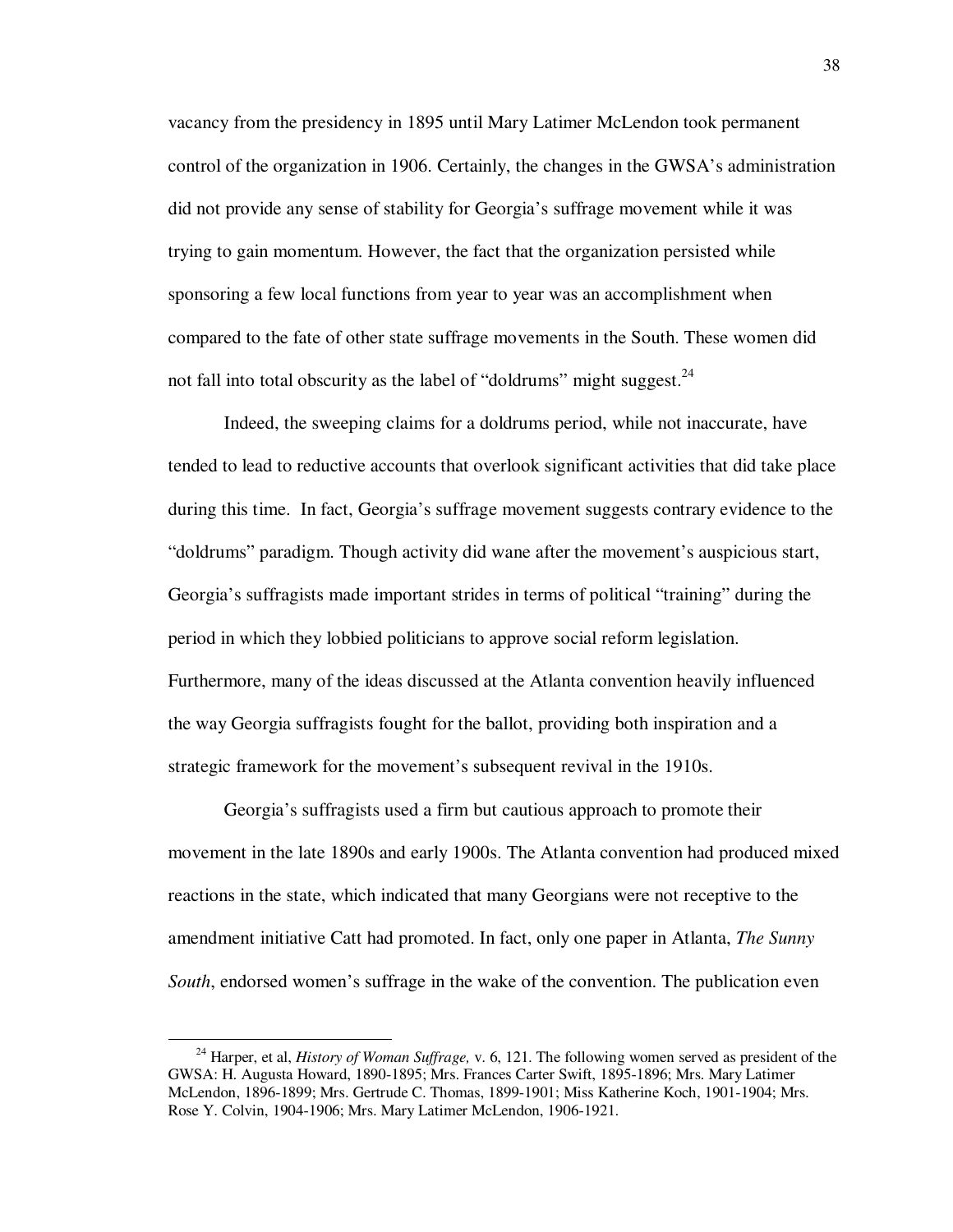vacancy from the presidency in 1895 until Mary Latimer McLendon took permanent control of the organization in 1906. Certainly, the changes in the GWSA's administration did not provide any sense of stability for Georgia's suffrage movement while it was trying to gain momentum. However, the fact that the organization persisted while sponsoring a few local functions from year to year was an accomplishment when compared to the fate of other state suffrage movements in the South. These women did not fall into total obscurity as the label of "doldrums" might suggest.[24]

Indeed, the sweeping claims for a doldrums period, while not inaccurate, have tended to lead to reductive accounts that overlook significant activities that did take place during this time. In fact, Georgia's suffrage movement suggests contrary evidence to the "doldrums" paradigm. Though activity did wane after the movement's auspicious start, Georgia's suffragists made important strides in terms of political "training" during the period in which they lobbied politicians to approve social reform legislation. Furthermore, many of the ideas discussed at the Atlanta convention heavily influenced the way Georgia suffragists fought for the ballot, providing both inspiration and a strategic framework for the movement's subsequent revival in the 1910s.

Georgia's suffragists used a firm but cautious approach to promote their movement in the late 1890s and early 1900s. The Atlanta convention had produced mixed reactions in the state, which indicated that many Georgians were not receptive to the amendment initiative Catt had promoted. In fact, only one paper in Atlanta, *The Sunny South*, endorsed women's suffrage in the wake of the convention. The publication even

---

[24] Harper, et al, *History of Woman Suffrage,* v. 6, 121. The following women served as president of the GWSA: H. Augusta Howard, 1890-1895; Mrs. Frances Carter Swift, 1895-1896; Mrs. Mary Latimer McLendon, 1896-1899; Mrs. Gertrude C. Thomas, 1899-1901; Miss Katherine Koch, 1901-1904; Mrs. Rose Y. Colvin, 1904-1906; Mrs. Mary Latimer McLendon, 1906-1921.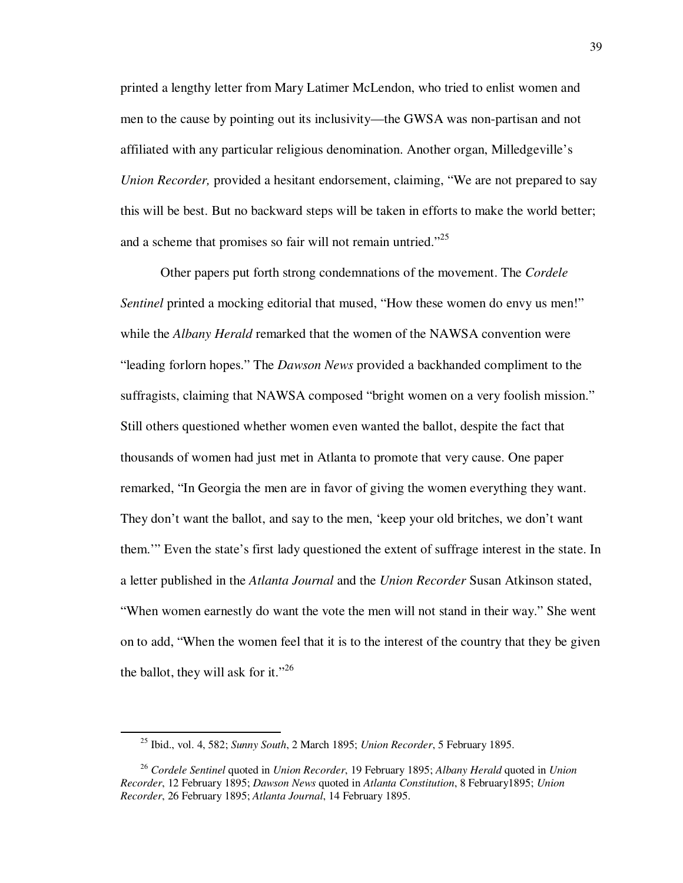printed a lengthy letter from Mary Latimer McLendon, who tried to enlist women and men to the cause by pointing out its inclusivity—the GWSA was non-partisan and not affiliated with any particular religious denomination. Another organ, Milledgeville's *Union Recorder,* provided a hesitant endorsement, claiming, "We are not prepared to say this will be best. But no backward steps will be taken in efforts to make the world better; and a scheme that promises so fair will not remain untried."[25]

Other papers put forth strong condemnations of the movement. The *Cordele Sentinel* printed a mocking editorial that mused, "How these women do envy us men!" while the *Albany Herald* remarked that the women of the NAWSA convention were "leading forlorn hopes." The *Dawson News* provided a backhanded compliment to the suffragists, claiming that NAWSA composed "bright women on a very foolish mission." Still others questioned whether women even wanted the ballot, despite the fact that thousands of women had just met in Atlanta to promote that very cause. One paper remarked, "In Georgia the men are in favor of giving the women everything they want. They don't want the ballot, and say to the men, 'keep your old britches, we don't want them.'" Even the state's first lady questioned the extent of suffrage interest in the state. In a letter published in the *Atlanta Journal* and the *Union Recorder* Susan Atkinson stated, "When women earnestly do want the vote the men will not stand in their way." She went on to add, "When the women feel that it is to the interest of the country that they be given the ballot, they will ask for it."[26]

---

[25] Ibid., vol. 4, 582; *Sunny South*, 2 March 1895; *Union Recorder*, 5 February 1895.

[26] *Cordele Sentinel* quoted in *Union Recorder*, 19 February 1895; *Albany Herald* quoted in *Union Recorder*, 12 February 1895; *Dawson News* quoted in *Atlanta Constitution*, 8 February1895; *Union Recorder*, 26 February 1895; *Atlanta Journal*, 14 February 1895.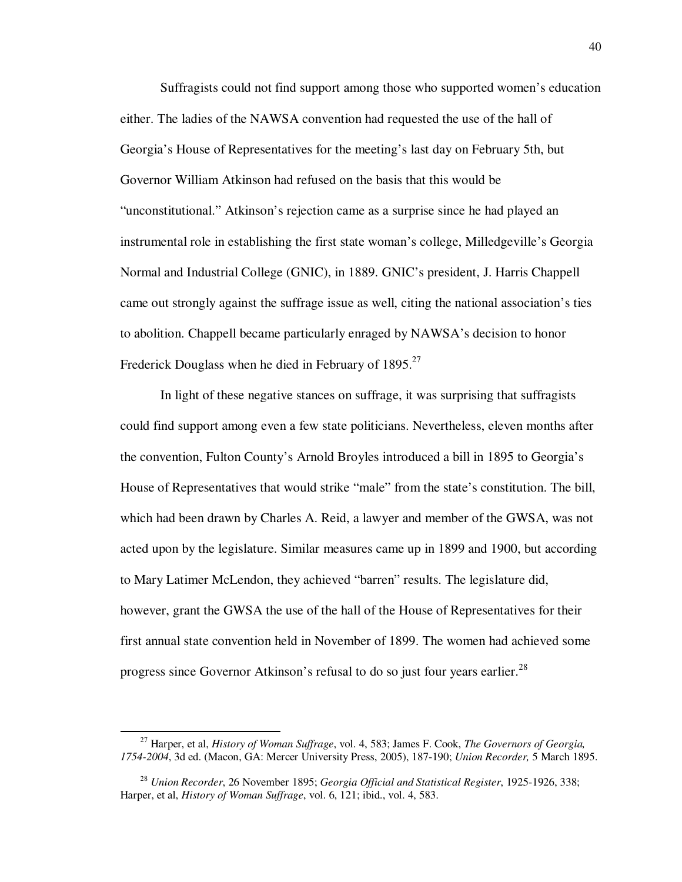Suffragists could not find support among those who supported women's education either. The ladies of the NAWSA convention had requested the use of the hall of Georgia's House of Representatives for the meeting's last day on February 5th, but Governor William Atkinson had refused on the basis that this would be "unconstitutional." Atkinson's rejection came as a surprise since he had played an instrumental role in establishing the first state woman's college, Milledgeville's Georgia Normal and Industrial College (GNIC), in 1889. GNIC's president, J. Harris Chappell came out strongly against the suffrage issue as well, citing the national association's ties to abolition. Chappell became particularly enraged by NAWSA's decision to honor Frederick Douglass when he died in February of 1895.[27]

In light of these negative stances on suffrage, it was surprising that suffragists could find support among even a few state politicians. Nevertheless, eleven months after the convention, Fulton County's Arnold Broyles introduced a bill in 1895 to Georgia's House of Representatives that would strike "male" from the state's constitution. The bill, which had been drawn by Charles A. Reid, a lawyer and member of the GWSA, was not acted upon by the legislature. Similar measures came up in 1899 and 1900, but according to Mary Latimer McLendon, they achieved "barren" results. The legislature did, however, grant the GWSA the use of the hall of the House of Representatives for their first annual state convention held in November of 1899. The women had achieved some progress since Governor Atkinson's refusal to do so just four years earlier.[28]

---

[27] Harper, et al, *History of Woman Suffrage*, vol. 4, 583; James F. Cook, *The Governors of Georgia, 1754-2004*, 3d ed. (Macon, GA: Mercer University Press, 2005), 187-190; *Union Recorder,* 5 March 1895.

[28] *Union Recorder*, 26 November 1895; *Georgia Official and Statistical Register*, 1925-1926, 338; Harper, et al, *History of Woman Suffrage*, vol. 6, 121; ibid., vol. 4, 583.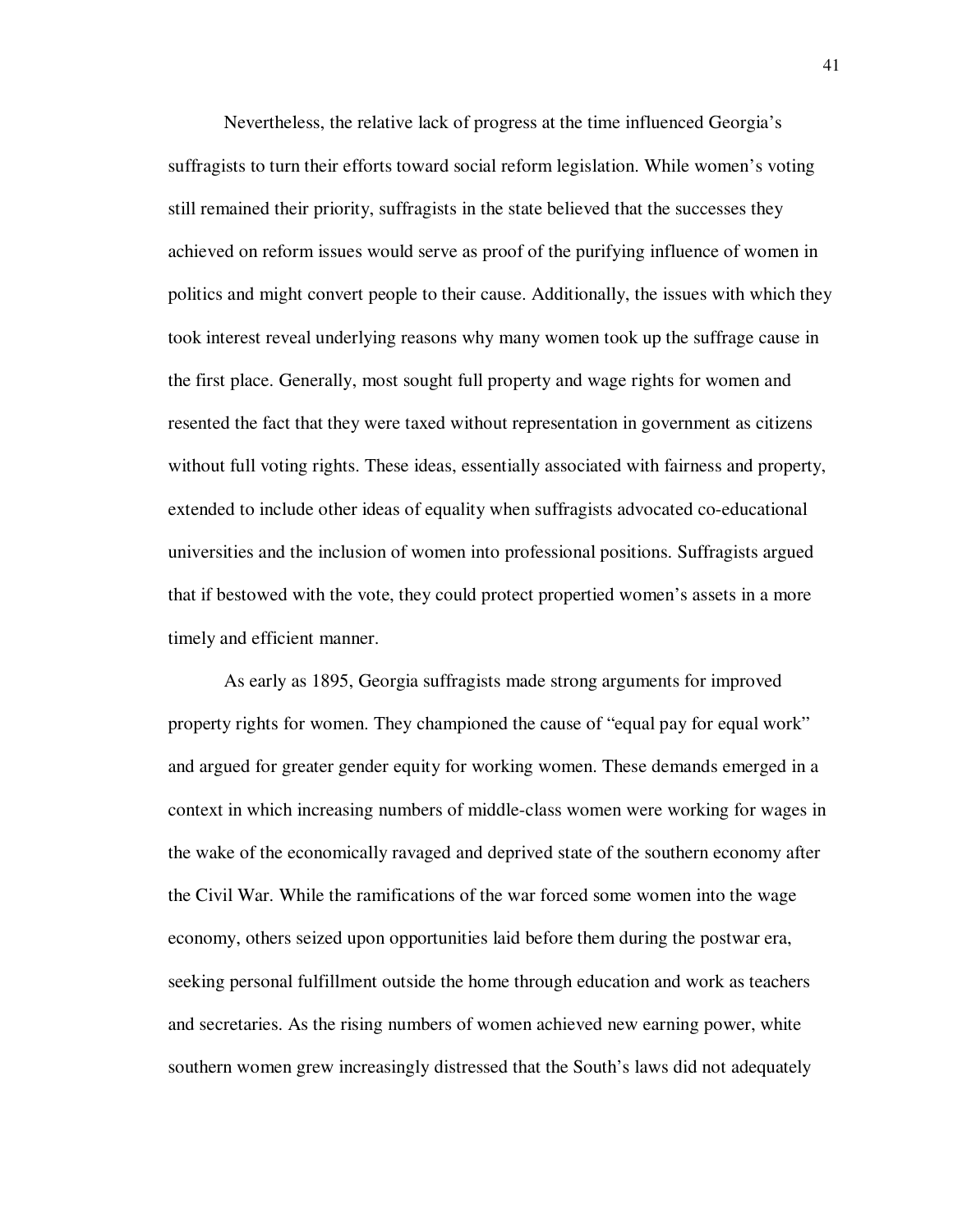Nevertheless, the relative lack of progress at the time influenced Georgia's suffragists to turn their efforts toward social reform legislation. While women's voting still remained their priority, suffragists in the state believed that the successes they achieved on reform issues would serve as proof of the purifying influence of women in politics and might convert people to their cause. Additionally, the issues with which they took interest reveal underlying reasons why many women took up the suffrage cause in the first place. Generally, most sought full property and wage rights for women and resented the fact that they were taxed without representation in government as citizens without full voting rights. These ideas, essentially associated with fairness and property, extended to include other ideas of equality when suffragists advocated co-educational universities and the inclusion of women into professional positions. Suffragists argued that if bestowed with the vote, they could protect propertied women's assets in a more timely and efficient manner.

As early as 1895, Georgia suffragists made strong arguments for improved property rights for women. They championed the cause of "equal pay for equal work" and argued for greater gender equity for working women. These demands emerged in a context in which increasing numbers of middle-class women were working for wages in the wake of the economically ravaged and deprived state of the southern economy after the Civil War. While the ramifications of the war forced some women into the wage economy, others seized upon opportunities laid before them during the postwar era, seeking personal fulfillment outside the home through education and work as teachers and secretaries. As the rising numbers of women achieved new earning power, white southern women grew increasingly distressed that the South's laws did not adequately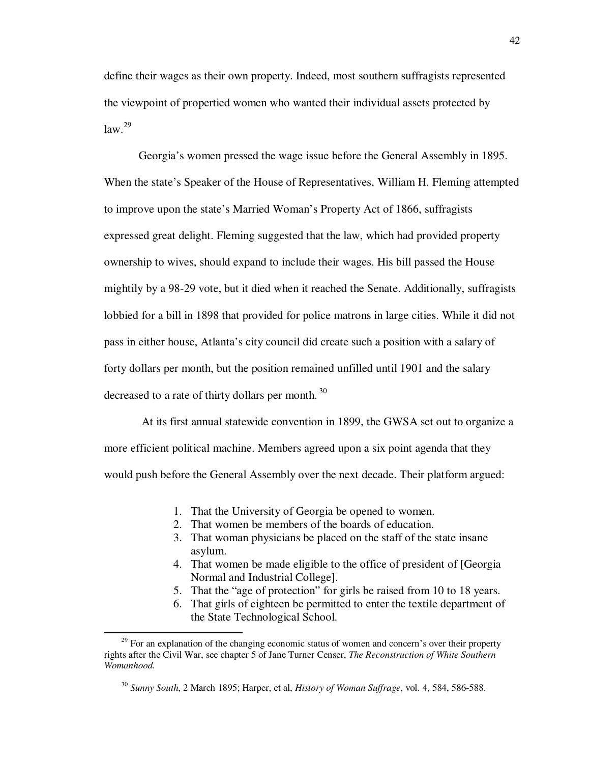define their wages as their own property. Indeed, most southern suffragists represented the viewpoint of propertied women who wanted their individual assets protected by law.[29]

Georgia's women pressed the wage issue before the General Assembly in 1895. When the state's Speaker of the House of Representatives, William H. Fleming attempted to improve upon the state's Married Woman's Property Act of 1866, suffragists expressed great delight. Fleming suggested that the law, which had provided property ownership to wives, should expand to include their wages. His bill passed the House mightily by a 98-29 vote, but it died when it reached the Senate. Additionally, suffragists lobbied for a bill in 1898 that provided for police matrons in large cities. While it did not pass in either house, Atlanta's city council did create such a position with a salary of forty dollars per month, but the position remained unfilled until 1901 and the salary decreased to a rate of thirty dollars per month.[30]

At its first annual statewide convention in 1899, the GWSA set out to organize a more efficient political machine. Members agreed upon a six point agenda that they would push before the General Assembly over the next decade. Their platform argued:

> 1. That the University of Georgia be opened to women.
> 2. That women be members of the boards of education.
> 3. That woman physicians be placed on the staff of the state insane asylum.
> 4. That women be made eligible to the office of president of [Georgia Normal and Industrial College].
> 5. That the "age of protection" for girls be raised from 10 to 18 years.
> 6. That girls of eighteen be permitted to enter the textile department of the State Technological School.

---

[29] For an explanation of the changing economic status of women and concern's over their property rights after the Civil War, see chapter 5 of Jane Turner Censer, *The Reconstruction of White Southern Womanhood.*

[30] *Sunny South*, 2 March 1895; Harper, et al, *History of Woman Suffrage*, vol. 4, 584, 586-588.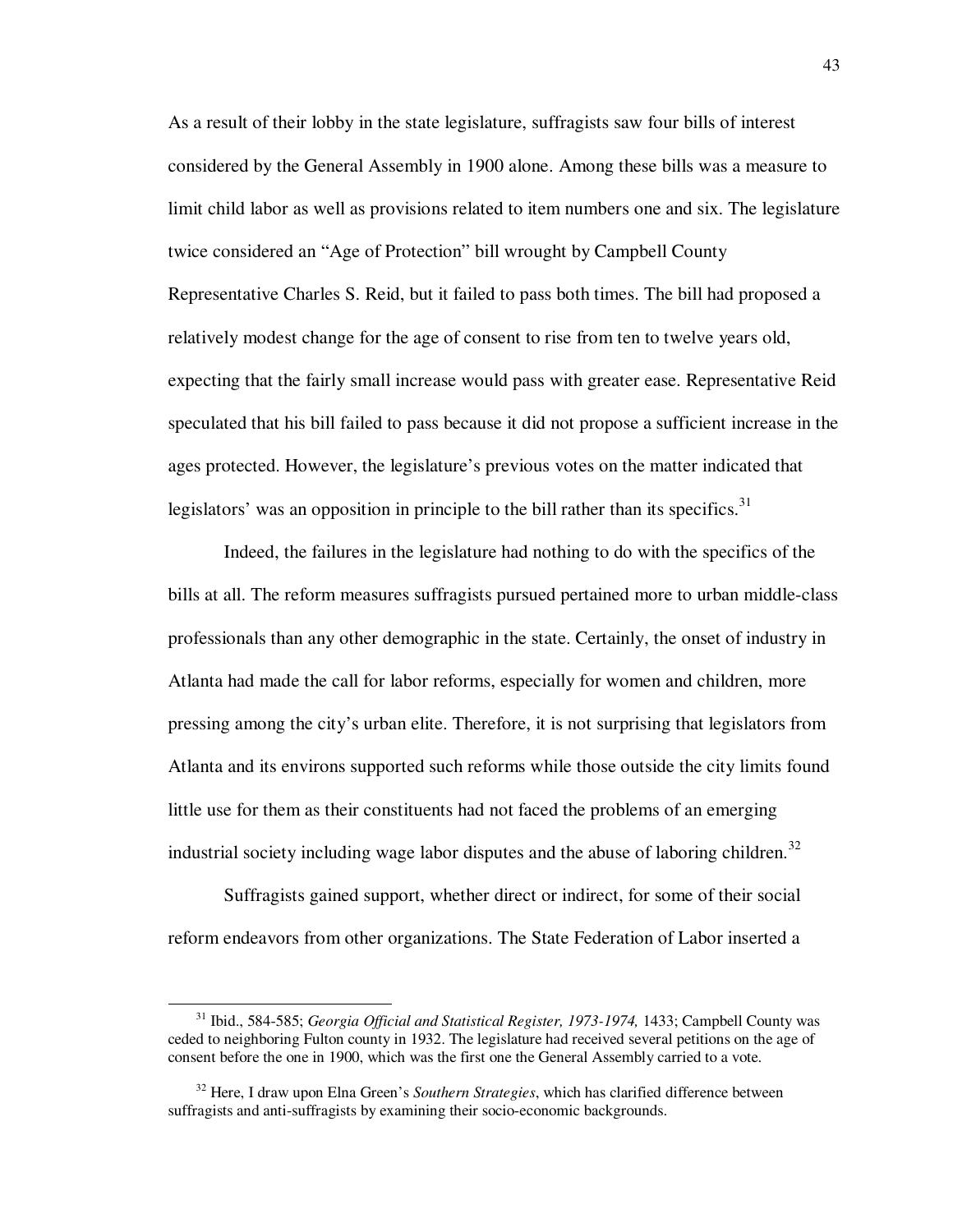As a result of their lobby in the state legislature, suffragists saw four bills of interest considered by the General Assembly in 1900 alone. Among these bills was a measure to limit child labor as well as provisions related to item numbers one and six. The legislature twice considered an "Age of Protection" bill wrought by Campbell County Representative Charles S. Reid, but it failed to pass both times. The bill had proposed a relatively modest change for the age of consent to rise from ten to twelve years old, expecting that the fairly small increase would pass with greater ease. Representative Reid speculated that his bill failed to pass because it did not propose a sufficient increase in the ages protected. However, the legislature's previous votes on the matter indicated that legislators' was an opposition in principle to the bill rather than its specifics.[31]

Indeed, the failures in the legislature had nothing to do with the specifics of the bills at all. The reform measures suffragists pursued pertained more to urban middle-class professionals than any other demographic in the state. Certainly, the onset of industry in Atlanta had made the call for labor reforms, especially for women and children, more pressing among the city's urban elite. Therefore, it is not surprising that legislators from Atlanta and its environs supported such reforms while those outside the city limits found little use for them as their constituents had not faced the problems of an emerging industrial society including wage labor disputes and the abuse of laboring children.[32]

Suffragists gained support, whether direct or indirect, for some of their social reform endeavors from other organizations. The State Federation of Labor inserted a

---

[31] Ibid., 584-585; *Georgia Official and Statistical Register, 1973-1974,* 1433; Campbell County was ceded to neighboring Fulton county in 1932. The legislature had received several petitions on the age of consent before the one in 1900, which was the first one the General Assembly carried to a vote.

[32] Here, I draw upon Elna Green's *Southern Strategies*, which has clarified difference between suffragists and anti-suffragists by examining their socio-economic backgrounds.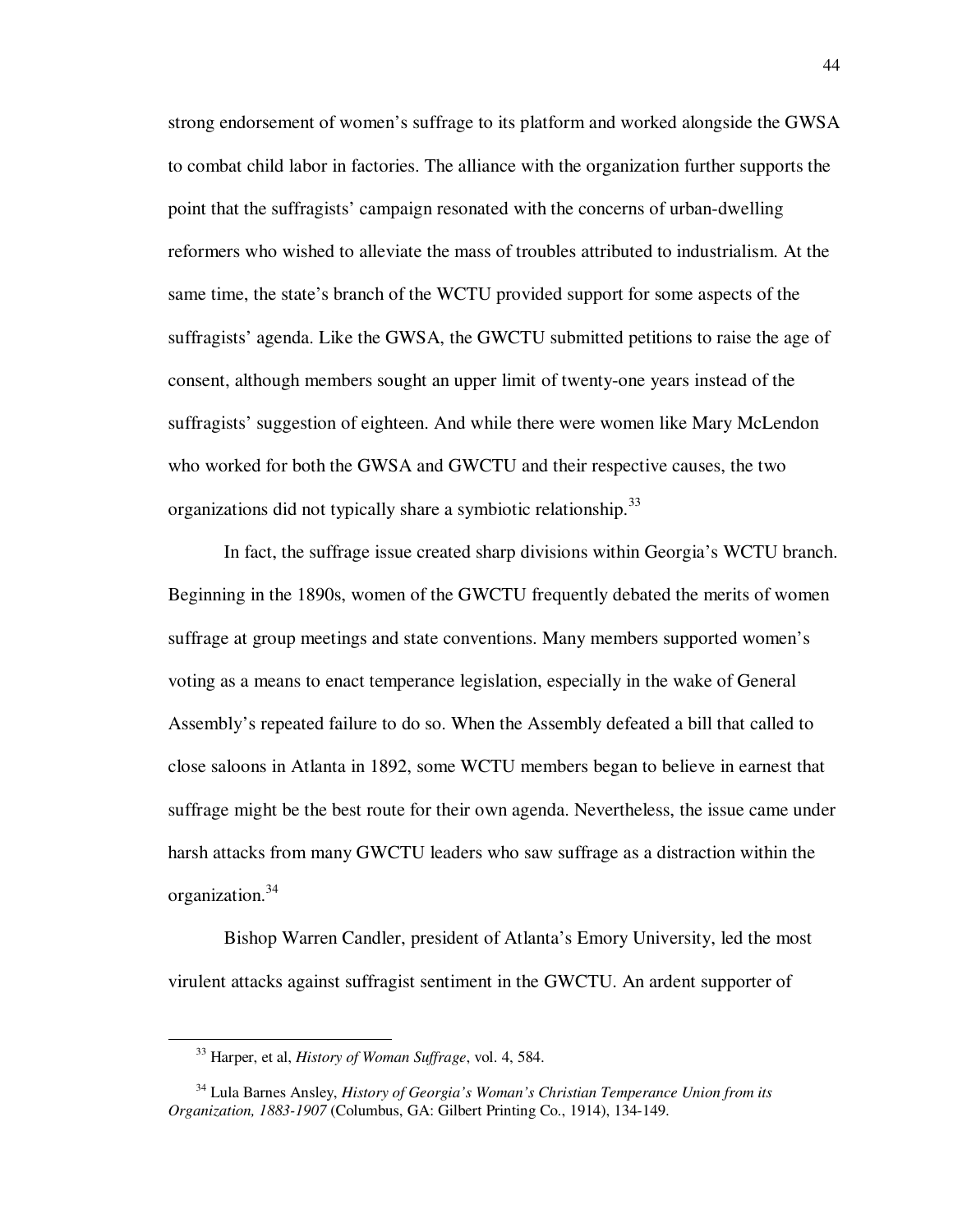strong endorsement of women's suffrage to its platform and worked alongside the GWSA to combat child labor in factories. The alliance with the organization further supports the point that the suffragists' campaign resonated with the concerns of urban-dwelling reformers who wished to alleviate the mass of troubles attributed to industrialism. At the same time, the state's branch of the WCTU provided support for some aspects of the suffragists' agenda. Like the GWSA, the GWCTU submitted petitions to raise the age of consent, although members sought an upper limit of twenty-one years instead of the suffragists' suggestion of eighteen. And while there were women like Mary McLendon who worked for both the GWSA and GWCTU and their respective causes, the two organizations did not typically share a symbiotic relationship.[33]

In fact, the suffrage issue created sharp divisions within Georgia's WCTU branch. Beginning in the 1890s, women of the GWCTU frequently debated the merits of women suffrage at group meetings and state conventions. Many members supported women's voting as a means to enact temperance legislation, especially in the wake of General Assembly's repeated failure to do so. When the Assembly defeated a bill that called to close saloons in Atlanta in 1892, some WCTU members began to believe in earnest that suffrage might be the best route for their own agenda. Nevertheless, the issue came under harsh attacks from many GWCTU leaders who saw suffrage as a distraction within the organization.[34]

Bishop Warren Candler, president of Atlanta's Emory University, led the most virulent attacks against suffragist sentiment in the GWCTU. An ardent supporter of

---

[33] Harper, et al, *History of Woman Suffrage*, vol. 4, 584.

[34] Lula Barnes Ansley, *History of Georgia's Woman's Christian Temperance Union from its Organization, 1883-1907* (Columbus, GA: Gilbert Printing Co., 1914), 134-149.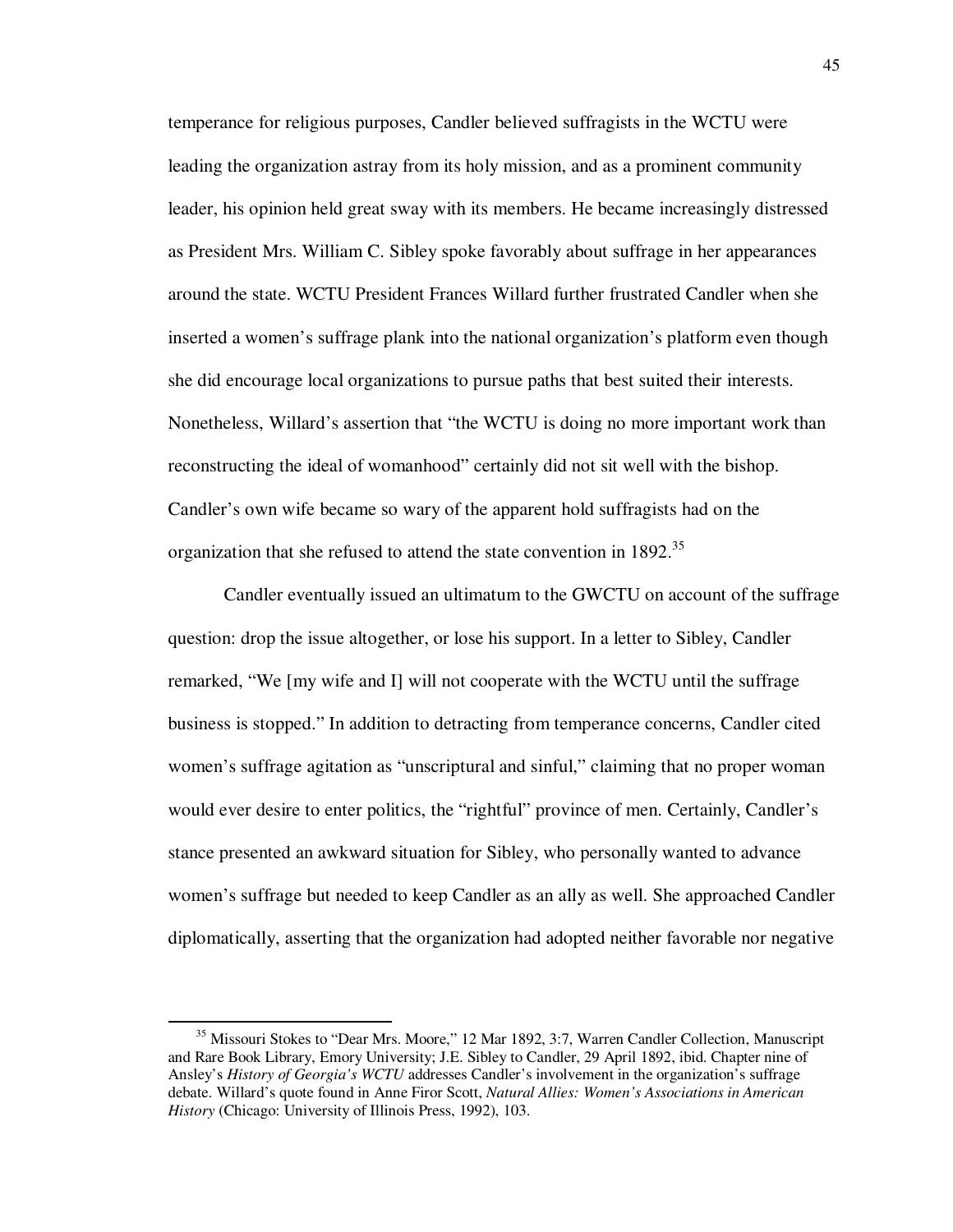temperance for religious purposes, Candler believed suffragists in the WCTU were leading the organization astray from its holy mission, and as a prominent community leader, his opinion held great sway with its members. He became increasingly distressed as President Mrs. William C. Sibley spoke favorably about suffrage in her appearances around the state. WCTU President Frances Willard further frustrated Candler when she inserted a women's suffrage plank into the national organization's platform even though she did encourage local organizations to pursue paths that best suited their interests. Nonetheless, Willard's assertion that "the WCTU is doing no more important work than reconstructing the ideal of womanhood" certainly did not sit well with the bishop. Candler's own wife became so wary of the apparent hold suffragists had on the organization that she refused to attend the state convention in 1892.[35]

Candler eventually issued an ultimatum to the GWCTU on account of the suffrage question: drop the issue altogether, or lose his support. In a letter to Sibley, Candler remarked, "We [my wife and I] will not cooperate with the WCTU until the suffrage business is stopped." In addition to detracting from temperance concerns, Candler cited women's suffrage agitation as "unscriptural and sinful," claiming that no proper woman would ever desire to enter politics, the "rightful" province of men. Certainly, Candler's stance presented an awkward situation for Sibley, who personally wanted to advance women's suffrage but needed to keep Candler as an ally as well. She approached Candler diplomatically, asserting that the organization had adopted neither favorable nor negative

---

[35] Missouri Stokes to "Dear Mrs. Moore," 12 Mar 1892, 3:7, Warren Candler Collection, Manuscript and Rare Book Library, Emory University; J.E. Sibley to Candler, 29 April 1892, ibid. Chapter nine of Ansley's *History of Georgia's WCTU* addresses Candler's involvement in the organization's suffrage debate. Willard's quote found in Anne Firor Scott, *Natural Allies: Women's Associations in American History* (Chicago: University of Illinois Press, 1992), 103.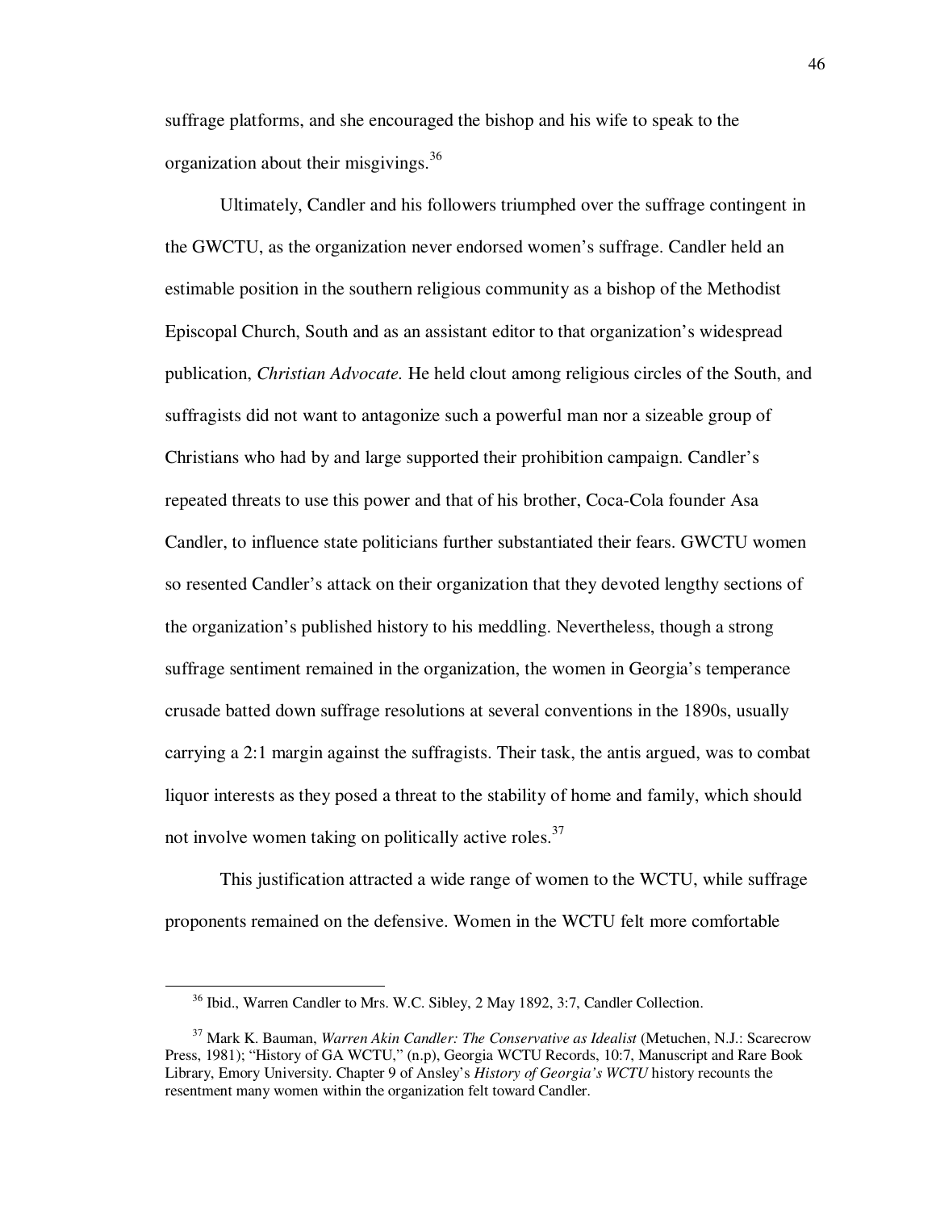suffrage platforms, and she encouraged the bishop and his wife to speak to the organization about their misgivings.[36]

Ultimately, Candler and his followers triumphed over the suffrage contingent in the GWCTU, as the organization never endorsed women's suffrage. Candler held an estimable position in the southern religious community as a bishop of the Methodist Episcopal Church, South and as an assistant editor to that organization's widespread publication, *Christian Advocate.* He held clout among religious circles of the South, and suffragists did not want to antagonize such a powerful man nor a sizeable group of Christians who had by and large supported their prohibition campaign. Candler's repeated threats to use this power and that of his brother, Coca-Cola founder Asa Candler, to influence state politicians further substantiated their fears. GWCTU women so resented Candler's attack on their organization that they devoted lengthy sections of the organization's published history to his meddling. Nevertheless, though a strong suffrage sentiment remained in the organization, the women in Georgia's temperance crusade batted down suffrage resolutions at several conventions in the 1890s, usually carrying a 2:1 margin against the suffragists. Their task, the antis argued, was to combat liquor interests as they posed a threat to the stability of home and family, which should not involve women taking on politically active roles.[37]

This justification attracted a wide range of women to the WCTU, while suffrage proponents remained on the defensive. Women in the WCTU felt more comfortable

---

[36] Ibid., Warren Candler to Mrs. W.C. Sibley, 2 May 1892, 3:7, Candler Collection.

[37] Mark K. Bauman, *Warren Akin Candler: The Conservative as Idealist* (Metuchen, N.J.: Scarecrow Press, 1981); "History of GA WCTU," (n.p), Georgia WCTU Records, 10:7, Manuscript and Rare Book Library, Emory University. Chapter 9 of Ansley's *History of Georgia's WCTU* history recounts the resentment many women within the organization felt toward Candler.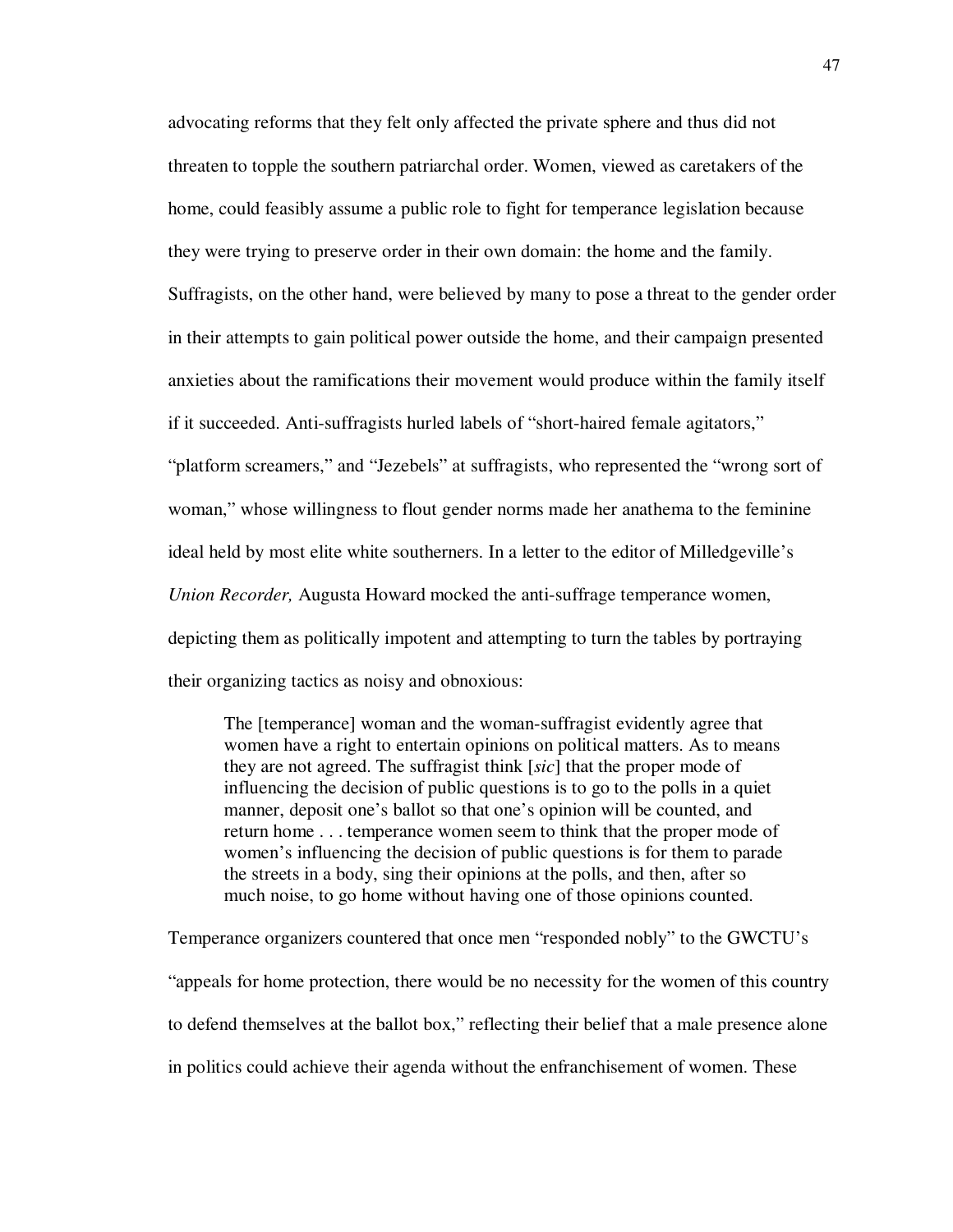advocating reforms that they felt only affected the private sphere and thus did not threaten to topple the southern patriarchal order. Women, viewed as caretakers of the home, could feasibly assume a public role to fight for temperance legislation because they were trying to preserve order in their own domain: the home and the family. Suffragists, on the other hand, were believed by many to pose a threat to the gender order in their attempts to gain political power outside the home, and their campaign presented anxieties about the ramifications their movement would produce within the family itself if it succeeded. Anti-suffragists hurled labels of "short-haired female agitators," "platform screamers," and "Jezebels" at suffragists, who represented the "wrong sort of woman," whose willingness to flout gender norms made her anathema to the feminine ideal held by most elite white southerners. In a letter to the editor of Milledgeville's *Union Recorder,* Augusta Howard mocked the anti-suffrage temperance women, depicting them as politically impotent and attempting to turn the tables by portraying their organizing tactics as noisy and obnoxious:

> The [temperance] woman and the woman-suffragist evidently agree that women have a right to entertain opinions on political matters. As to means they are not agreed. The suffragist think [*sic*] that the proper mode of influencing the decision of public questions is to go to the polls in a quiet manner, deposit one's ballot so that one's opinion will be counted, and return home . . . temperance women seem to think that the proper mode of women's influencing the decision of public questions is for them to parade the streets in a body, sing their opinions at the polls, and then, after so much noise, to go home without having one of those opinions counted.

Temperance organizers countered that once men "responded nobly" to the GWCTU's "appeals for home protection, there would be no necessity for the women of this country to defend themselves at the ballot box," reflecting their belief that a male presence alone in politics could achieve their agenda without the enfranchisement of women. These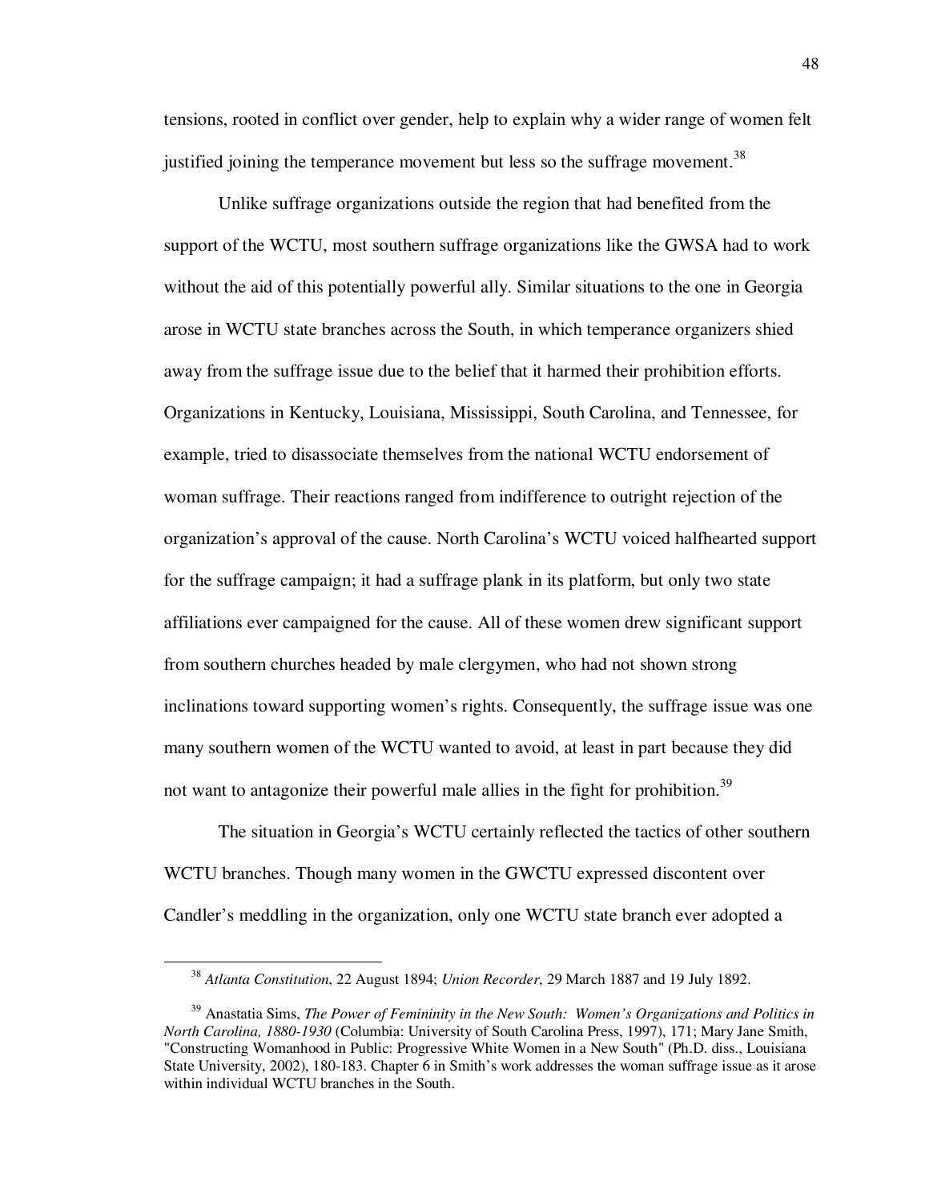tensions, rooted in conflict over gender, help to explain why a wider range of women felt justified joining the temperance movement but less so the suffrage movement.[38]

Unlike suffrage organizations outside the region that had benefited from the support of the WCTU, most southern suffrage organizations like the GWSA had to work without the aid of this potentially powerful ally. Similar situations to the one in Georgia arose in WCTU state branches across the South, in which temperance organizers shied away from the suffrage issue due to the belief that it harmed their prohibition efforts. Organizations in Kentucky, Louisiana, Mississippi, South Carolina, and Tennessee, for example, tried to disassociate themselves from the national WCTU endorsement of woman suffrage. Their reactions ranged from indifference to outright rejection of the organization's approval of the cause. North Carolina's WCTU voiced halfhearted support for the suffrage campaign; it had a suffrage plank in its platform, but only two state affiliations ever campaigned for the cause. All of these women drew significant support from southern churches headed by male clergymen, who had not shown strong inclinations toward supporting women's rights. Consequently, the suffrage issue was one many southern women of the WCTU wanted to avoid, at least in part because they did not want to antagonize their powerful male allies in the fight for prohibition.[39]

The situation in Georgia's WCTU certainly reflected the tactics of other southern WCTU branches. Though many women in the GWCTU expressed discontent over Candler's meddling in the organization, only one WCTU state branch ever adopted a

---

[38] *Atlanta Constitution*, 22 August 1894; *Union Recorder*, 29 March 1887 and 19 July 1892.

[39] Anastatia Sims, *The Power of Femininity in the New South: Women's Organizations and Politics in North Carolina, 1880-1930* (Columbia: University of South Carolina Press, 1997), 171; Mary Jane Smith, "Constructing Womanhood in Public: Progressive White Women in a New South" (Ph.D. diss., Louisiana State University, 2002), 180-183. Chapter 6 in Smith's work addresses the woman suffrage issue as it arose within individual WCTU branches in the South.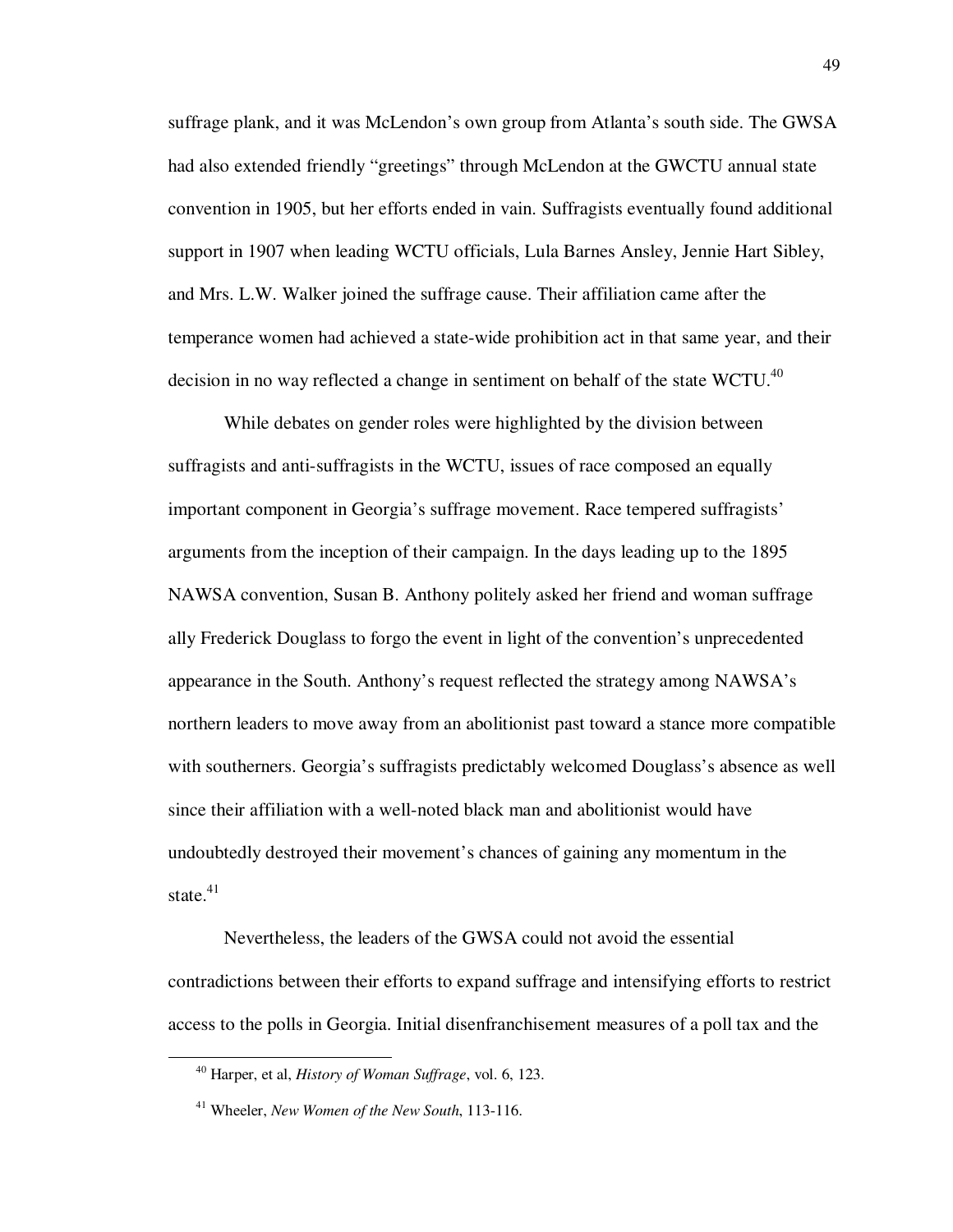suffrage plank, and it was McLendon's own group from Atlanta's south side. The GWSA had also extended friendly "greetings" through McLendon at the GWCTU annual state convention in 1905, but her efforts ended in vain. Suffragists eventually found additional support in 1907 when leading WCTU officials, Lula Barnes Ansley, Jennie Hart Sibley, and Mrs. L.W. Walker joined the suffrage cause. Their affiliation came after the temperance women had achieved a state-wide prohibition act in that same year, and their decision in no way reflected a change in sentiment on behalf of the state WCTU.[40]

While debates on gender roles were highlighted by the division between suffragists and anti-suffragists in the WCTU, issues of race composed an equally important component in Georgia's suffrage movement. Race tempered suffragists' arguments from the inception of their campaign. In the days leading up to the 1895 NAWSA convention, Susan B. Anthony politely asked her friend and woman suffrage ally Frederick Douglass to forgo the event in light of the convention's unprecedented appearance in the South. Anthony's request reflected the strategy among NAWSA's northern leaders to move away from an abolitionist past toward a stance more compatible with southerners. Georgia's suffragists predictably welcomed Douglass's absence as well since their affiliation with a well-noted black man and abolitionist would have undoubtedly destroyed their movement's chances of gaining any momentum in the state.[41]

Nevertheless, the leaders of the GWSA could not avoid the essential contradictions between their efforts to expand suffrage and intensifying efforts to restrict access to the polls in Georgia. Initial disenfranchisement measures of a poll tax and the

---

[40] Harper, et al, *History of Woman Suffrage*, vol. 6, 123.

[41] Wheeler, *New Women of the New South*, 113-116.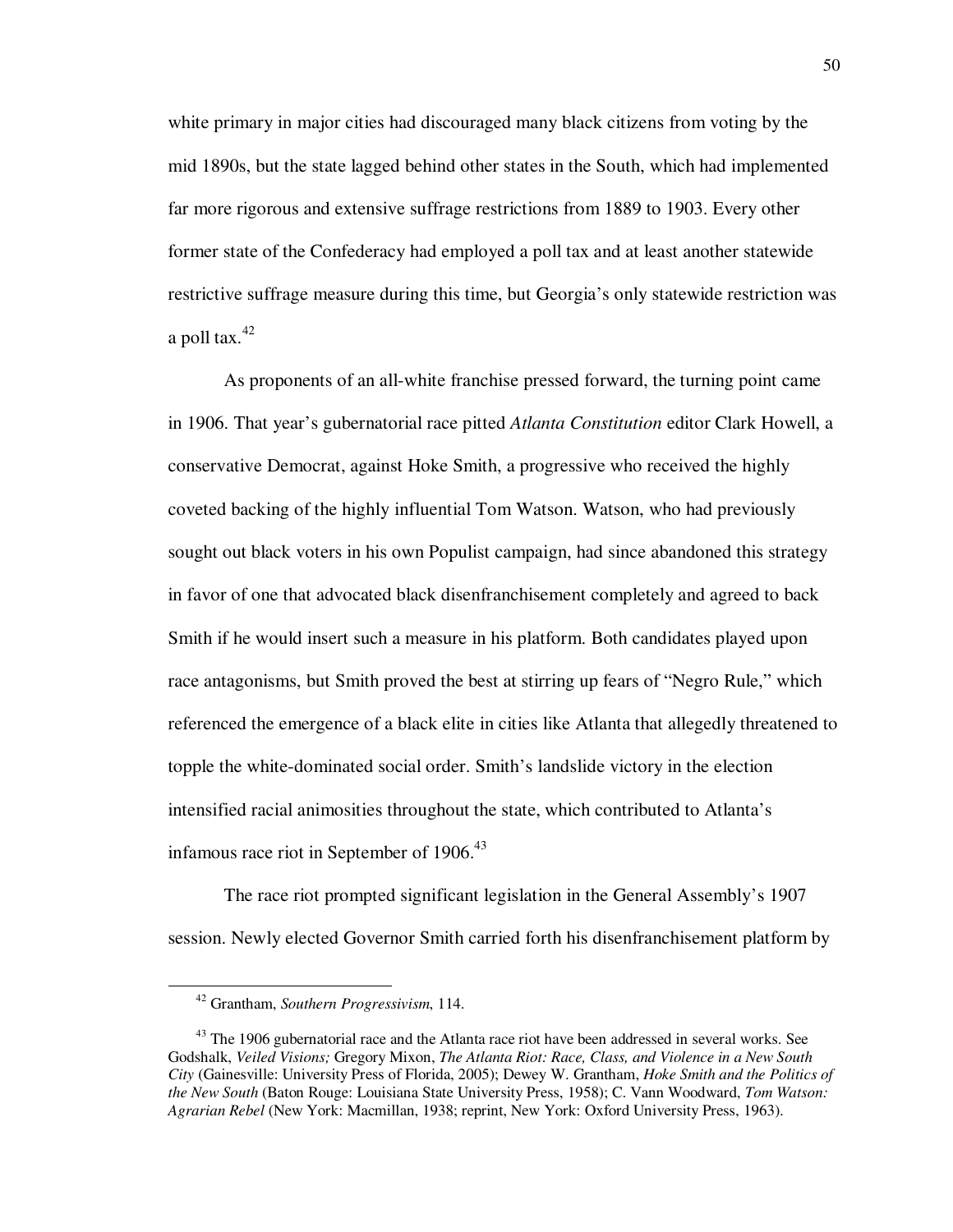white primary in major cities had discouraged many black citizens from voting by the mid 1890s, but the state lagged behind other states in the South, which had implemented far more rigorous and extensive suffrage restrictions from 1889 to 1903. Every other former state of the Confederacy had employed a poll tax and at least another statewide restrictive suffrage measure during this time, but Georgia's only statewide restriction was a poll tax.[42]

As proponents of an all-white franchise pressed forward, the turning point came in 1906. That year's gubernatorial race pitted *Atlanta Constitution* editor Clark Howell, a conservative Democrat, against Hoke Smith, a progressive who received the highly coveted backing of the highly influential Tom Watson. Watson, who had previously sought out black voters in his own Populist campaign, had since abandoned this strategy in favor of one that advocated black disenfranchisement completely and agreed to back Smith if he would insert such a measure in his platform. Both candidates played upon race antagonisms, but Smith proved the best at stirring up fears of "Negro Rule," which referenced the emergence of a black elite in cities like Atlanta that allegedly threatened to topple the white-dominated social order. Smith's landslide victory in the election intensified racial animosities throughout the state, which contributed to Atlanta's infamous race riot in September of 1906.[43]

The race riot prompted significant legislation in the General Assembly's 1907 session. Newly elected Governor Smith carried forth his disenfranchisement platform by

---

[42] Grantham, *Southern Progressivism*, 114.

[43] The 1906 gubernatorial race and the Atlanta race riot have been addressed in several works. See Godshalk, *Veiled Visions;* Gregory Mixon, *The Atlanta Riot: Race, Class, and Violence in a New South City* (Gainesville: University Press of Florida, 2005); Dewey W. Grantham, *Hoke Smith and the Politics of the New South* (Baton Rouge: Louisiana State University Press, 1958); C. Vann Woodward, *Tom Watson: Agrarian Rebel* (New York: Macmillan, 1938; reprint, New York: Oxford University Press, 1963).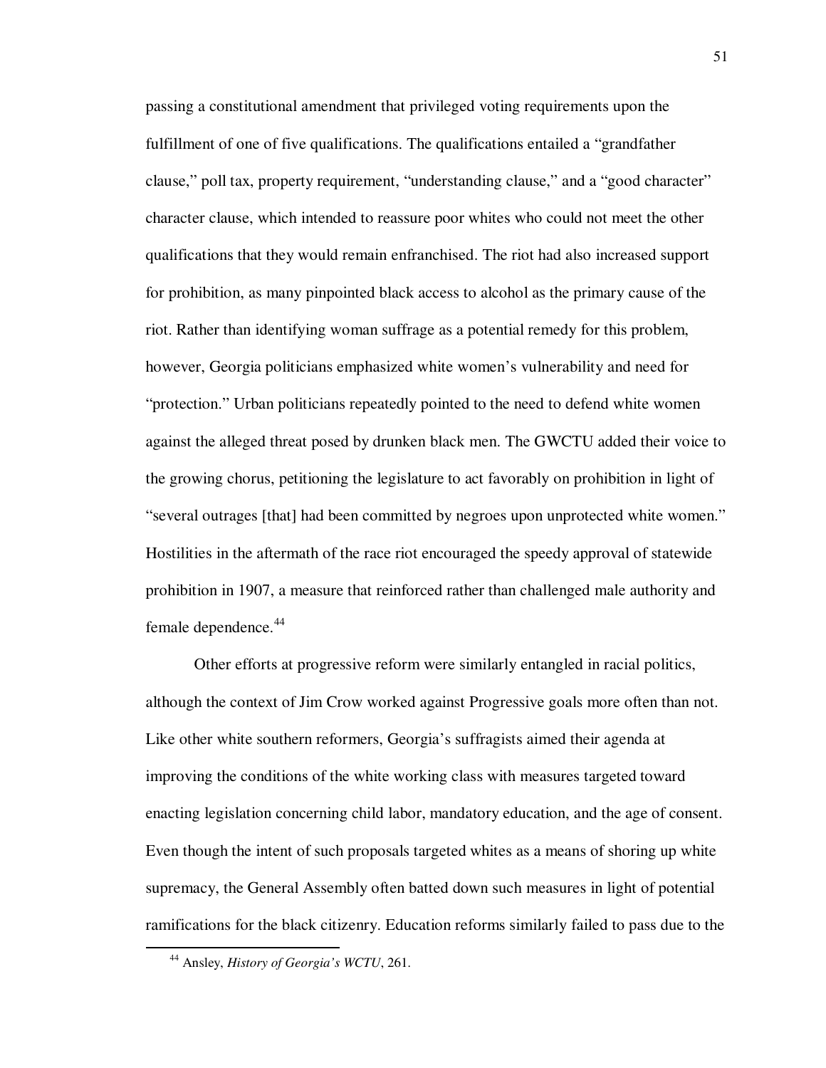passing a constitutional amendment that privileged voting requirements upon the fulfillment of one of five qualifications. The qualifications entailed a "grandfather clause," poll tax, property requirement, "understanding clause," and a "good character" character clause, which intended to reassure poor whites who could not meet the other qualifications that they would remain enfranchised. The riot had also increased support for prohibition, as many pinpointed black access to alcohol as the primary cause of the riot. Rather than identifying woman suffrage as a potential remedy for this problem, however, Georgia politicians emphasized white women's vulnerability and need for "protection." Urban politicians repeatedly pointed to the need to defend white women against the alleged threat posed by drunken black men. The GWCTU added their voice to the growing chorus, petitioning the legislature to act favorably on prohibition in light of "several outrages [that] had been committed by negroes upon unprotected white women." Hostilities in the aftermath of the race riot encouraged the speedy approval of statewide prohibition in 1907, a measure that reinforced rather than challenged male authority and female dependence.[44]

Other efforts at progressive reform were similarly entangled in racial politics, although the context of Jim Crow worked against Progressive goals more often than not. Like other white southern reformers, Georgia's suffragists aimed their agenda at improving the conditions of the white working class with measures targeted toward enacting legislation concerning child labor, mandatory education, and the age of consent. Even though the intent of such proposals targeted whites as a means of shoring up white supremacy, the General Assembly often batted down such measures in light of potential ramifications for the black citizenry. Education reforms similarly failed to pass due to the

[44] Ansley, *History of Georgia's WCTU*, 261.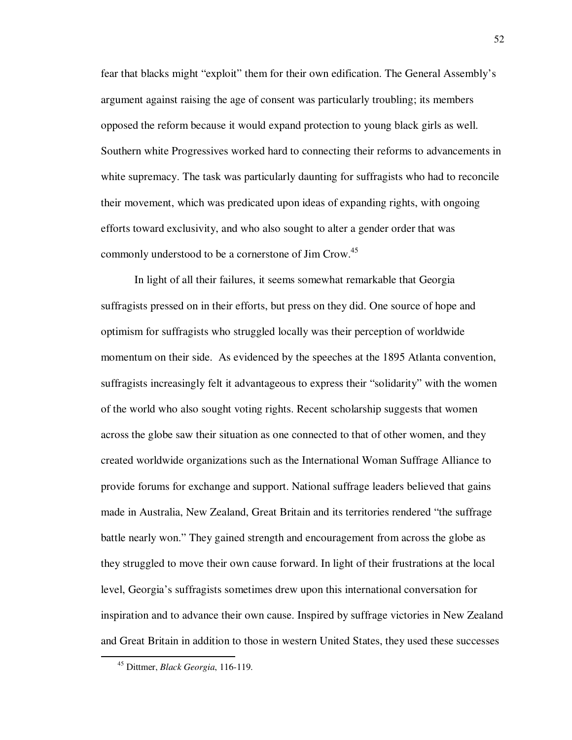fear that blacks might "exploit" them for their own edification. The General Assembly's argument against raising the age of consent was particularly troubling; its members opposed the reform because it would expand protection to young black girls as well. Southern white Progressives worked hard to connecting their reforms to advancements in white supremacy. The task was particularly daunting for suffragists who had to reconcile their movement, which was predicated upon ideas of expanding rights, with ongoing efforts toward exclusivity, and who also sought to alter a gender order that was commonly understood to be a cornerstone of Jim Crow.[45]

In light of all their failures, it seems somewhat remarkable that Georgia suffragists pressed on in their efforts, but press on they did. One source of hope and optimism for suffragists who struggled locally was their perception of worldwide momentum on their side. As evidenced by the speeches at the 1895 Atlanta convention, suffragists increasingly felt it advantageous to express their "solidarity" with the women of the world who also sought voting rights. Recent scholarship suggests that women across the globe saw their situation as one connected to that of other women, and they created worldwide organizations such as the International Woman Suffrage Alliance to provide forums for exchange and support. National suffrage leaders believed that gains made in Australia, New Zealand, Great Britain and its territories rendered "the suffrage battle nearly won." They gained strength and encouragement from across the globe as they struggled to move their own cause forward. In light of their frustrations at the local level, Georgia's suffragists sometimes drew upon this international conversation for inspiration and to advance their own cause. Inspired by suffrage victories in New Zealand and Great Britain in addition to those in western United States, they used these successes

[45] Dittmer, *Black Georgia*, 116-119.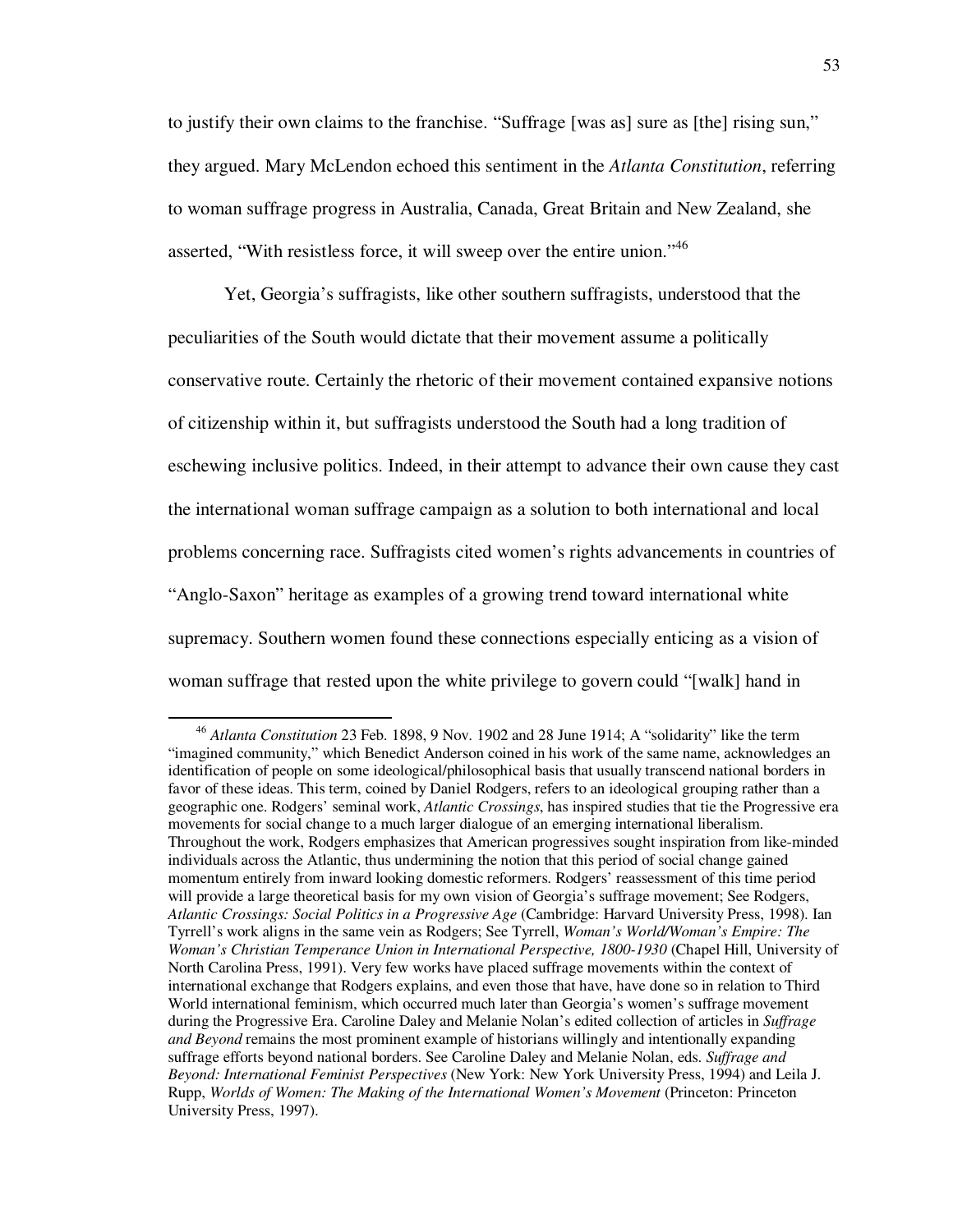to justify their own claims to the franchise. "Suffrage [was as] sure as [the] rising sun," they argued. Mary McLendon echoed this sentiment in the *Atlanta Constitution*, referring to woman suffrage progress in Australia, Canada, Great Britain and New Zealand, she asserted, "With resistless force, it will sweep over the entire union."[46]

Yet, Georgia's suffragists, like other southern suffragists, understood that the peculiarities of the South would dictate that their movement assume a politically conservative route. Certainly the rhetoric of their movement contained expansive notions of citizenship within it, but suffragists understood the South had a long tradition of eschewing inclusive politics. Indeed, in their attempt to advance their own cause they cast the international woman suffrage campaign as a solution to both international and local problems concerning race. Suffragists cited women's rights advancements in countries of "Anglo-Saxon" heritage as examples of a growing trend toward international white supremacy. Southern women found these connections especially enticing as a vision of woman suffrage that rested upon the white privilege to govern could "[walk] hand in

---

[46] *Atlanta Constitution* 23 Feb. 1898, 9 Nov. 1902 and 28 June 1914; A "solidarity" like the term "imagined community," which Benedict Anderson coined in his work of the same name, acknowledges an identification of people on some ideological/philosophical basis that usually transcend national borders in favor of these ideas. This term, coined by Daniel Rodgers, refers to an ideological grouping rather than a geographic one. Rodgers' seminal work, *Atlantic Crossings*, has inspired studies that tie the Progressive era movements for social change to a much larger dialogue of an emerging international liberalism. Throughout the work, Rodgers emphasizes that American progressives sought inspiration from like-minded individuals across the Atlantic, thus undermining the notion that this period of social change gained momentum entirely from inward looking domestic reformers. Rodgers' reassessment of this time period will provide a large theoretical basis for my own vision of Georgia's suffrage movement; See Rodgers, *Atlantic Crossings: Social Politics in a Progressive Age* (Cambridge: Harvard University Press, 1998). Ian Tyrrell's work aligns in the same vein as Rodgers; See Tyrrell, *Woman's World/Woman's Empire: The Woman's Christian Temperance Union in International Perspective, 1800-1930* (Chapel Hill, University of North Carolina Press, 1991). Very few works have placed suffrage movements within the context of international exchange that Rodgers explains, and even those that have, have done so in relation to Third World international feminism, which occurred much later than Georgia's women's suffrage movement during the Progressive Era. Caroline Daley and Melanie Nolan's edited collection of articles in *Suffrage and Beyond* remains the most prominent example of historians willingly and intentionally expanding suffrage efforts beyond national borders. See Caroline Daley and Melanie Nolan, eds. *Suffrage and Beyond: International Feminist Perspectives* (New York: New York University Press, 1994) and Leila J. Rupp, *Worlds of Women: The Making of the International Women's Movement* (Princeton: Princeton University Press, 1997).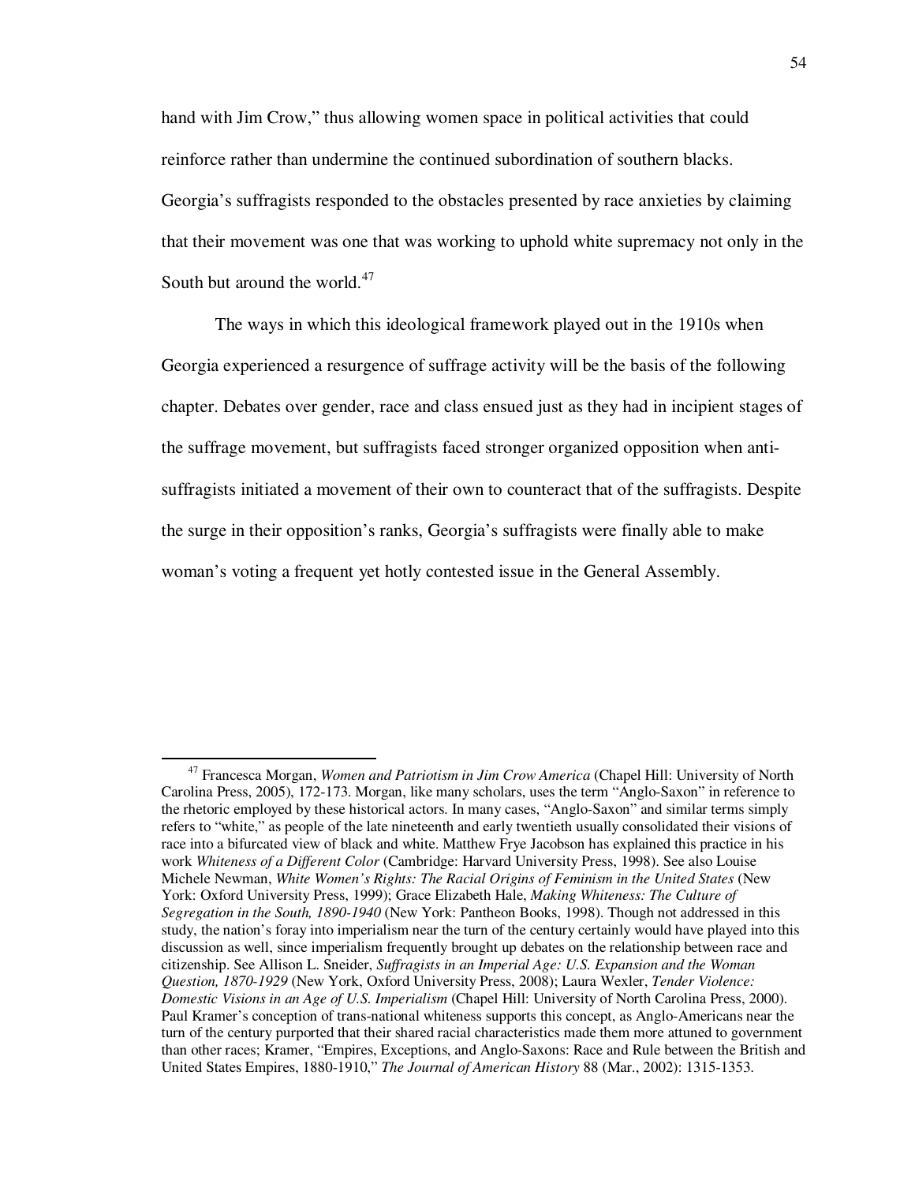hand with Jim Crow," thus allowing women space in political activities that could reinforce rather than undermine the continued subordination of southern blacks. Georgia's suffragists responded to the obstacles presented by race anxieties by claiming that their movement was one that was working to uphold white supremacy not only in the South but around the world.[47]

The ways in which this ideological framework played out in the 1910s when Georgia experienced a resurgence of suffrage activity will be the basis of the following chapter. Debates over gender, race and class ensued just as they had in incipient stages of the suffrage movement, but suffragists faced stronger organized opposition when anti-suffragists initiated a movement of their own to counteract that of the suffragists. Despite the surge in their opposition's ranks, Georgia's suffragists were finally able to make woman's voting a frequent yet hotly contested issue in the General Assembly.

---

[47] Francesca Morgan, *Women and Patriotism in Jim Crow America* (Chapel Hill: University of North Carolina Press, 2005), 172-173. Morgan, like many scholars, uses the term "Anglo-Saxon" in reference to the rhetoric employed by these historical actors. In many cases, "Anglo-Saxon" and similar terms simply refers to "white," as people of the late nineteenth and early twentieth usually consolidated their visions of race into a bifurcated view of black and white. Matthew Frye Jacobson has explained this practice in his work *Whiteness of a Different Color* (Cambridge: Harvard University Press, 1998). See also Louise Michele Newman, *White Women's Rights: The Racial Origins of Feminism in the United States* (New York: Oxford University Press, 1999); Grace Elizabeth Hale, *Making Whiteness: The Culture of Segregation in the South, 1890-1940* (New York: Pantheon Books, 1998). Though not addressed in this study, the nation's foray into imperialism near the turn of the century certainly would have played into this discussion as well, since imperialism frequently brought up debates on the relationship between race and citizenship. See Allison L. Sneider, *Suffragists in an Imperial Age: U.S. Expansion and the Woman Question, 1870-1929* (New York, Oxford University Press, 2008); Laura Wexler, *Tender Violence: Domestic Visions in an Age of U.S. Imperialism* (Chapel Hill: University of North Carolina Press, 2000). Paul Kramer's conception of trans-national whiteness supports this concept, as Anglo-Americans near the turn of the century purported that their shared racial characteristics made them more attuned to government than other races; Kramer, "Empires, Exceptions, and Anglo-Saxons: Race and Rule between the British and United States Empires, 1880-1910," *The Journal of American History* 88 (Mar., 2002): 1315-1353.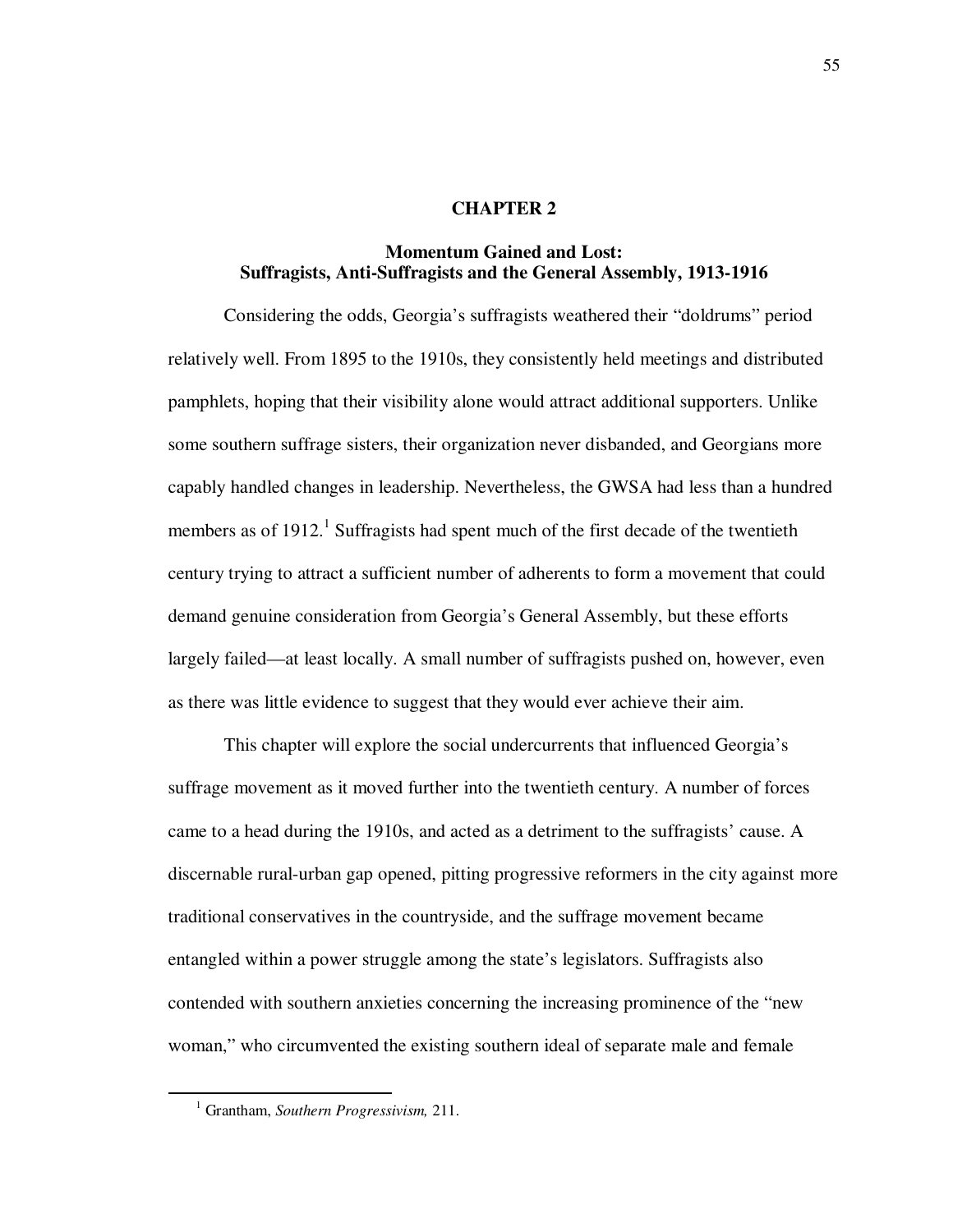# CHAPTER 2

## Momentum Gained and Lost: Suffragists, Anti-Suffragists and the General Assembly, 1913-1916

Considering the odds, Georgia's suffragists weathered their "doldrums" period relatively well. From 1895 to the 1910s, they consistently held meetings and distributed pamphlets, hoping that their visibility alone would attract additional supporters. Unlike some southern suffrage sisters, their organization never disbanded, and Georgians more capably handled changes in leadership. Nevertheless, the GWSA had less than a hundred members as of 1912.[1] Suffragists had spent much of the first decade of the twentieth century trying to attract a sufficient number of adherents to form a movement that could demand genuine consideration from Georgia's General Assembly, but these efforts largely failed—at least locally. A small number of suffragists pushed on, however, even as there was little evidence to suggest that they would ever achieve their aim.

This chapter will explore the social undercurrents that influenced Georgia's suffrage movement as it moved further into the twentieth century. A number of forces came to a head during the 1910s, and acted as a detriment to the suffragists' cause. A discernable rural-urban gap opened, pitting progressive reformers in the city against more traditional conservatives in the countryside, and the suffrage movement became entangled within a power struggle among the state's legislators. Suffragists also contended with southern anxieties concerning the increasing prominence of the "new woman," who circumvented the existing southern ideal of separate male and female

---

[1] Grantham, *Southern Progressivism,* 211.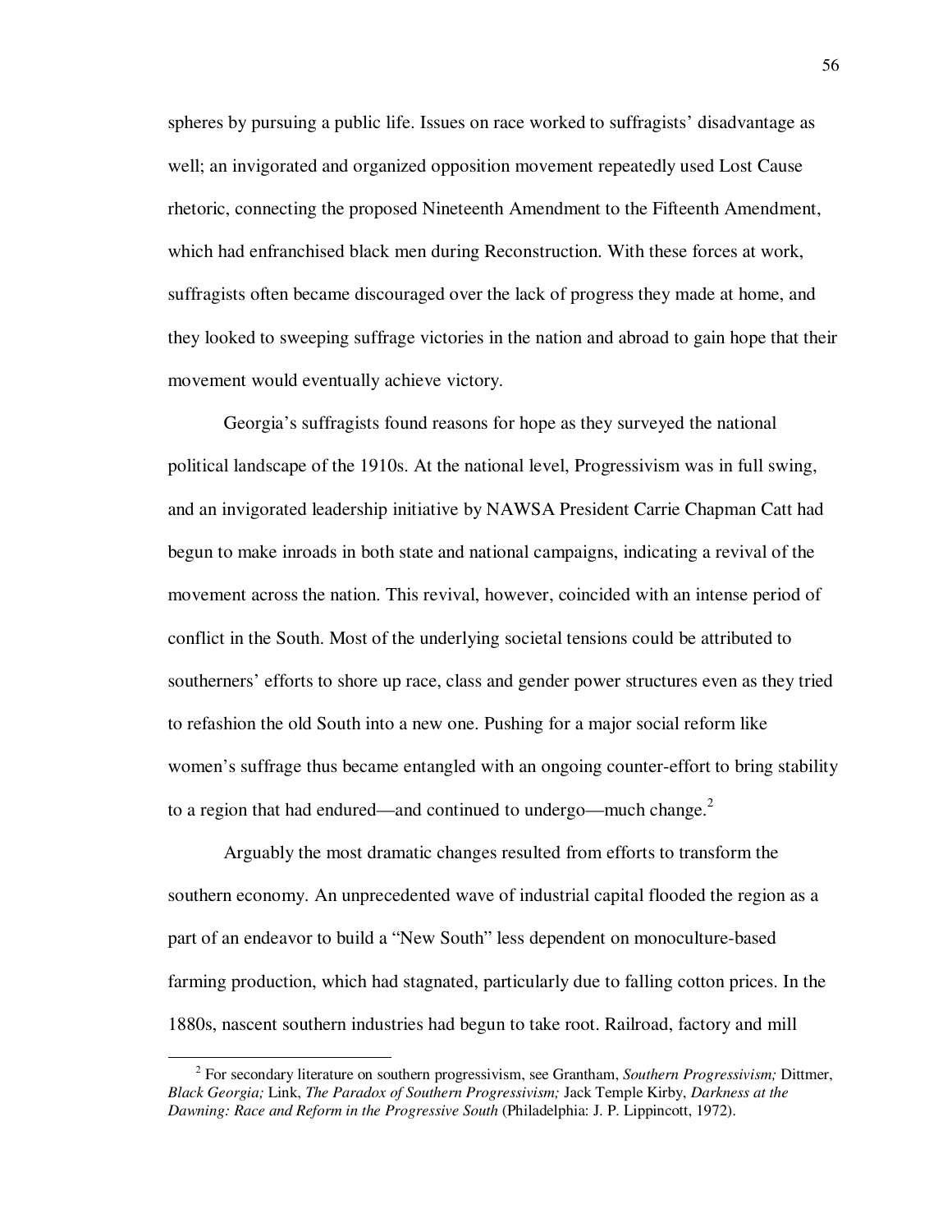spheres by pursuing a public life. Issues on race worked to suffragists' disadvantage as well; an invigorated and organized opposition movement repeatedly used Lost Cause rhetoric, connecting the proposed Nineteenth Amendment to the Fifteenth Amendment, which had enfranchised black men during Reconstruction. With these forces at work, suffragists often became discouraged over the lack of progress they made at home, and they looked to sweeping suffrage victories in the nation and abroad to gain hope that their movement would eventually achieve victory.

Georgia's suffragists found reasons for hope as they surveyed the national political landscape of the 1910s. At the national level, Progressivism was in full swing, and an invigorated leadership initiative by NAWSA President Carrie Chapman Catt had begun to make inroads in both state and national campaigns, indicating a revival of the movement across the nation. This revival, however, coincided with an intense period of conflict in the South. Most of the underlying societal tensions could be attributed to southerners' efforts to shore up race, class and gender power structures even as they tried to refashion the old South into a new one. Pushing for a major social reform like women's suffrage thus became entangled with an ongoing counter-effort to bring stability to a region that had endured—and continued to undergo—much change.[2]

Arguably the most dramatic changes resulted from efforts to transform the southern economy. An unprecedented wave of industrial capital flooded the region as a part of an endeavor to build a "New South" less dependent on monoculture-based farming production, which had stagnated, particularly due to falling cotton prices. In the 1880s, nascent southern industries had begun to take root. Railroad, factory and mill

---

[2] For secondary literature on southern progressivism, see Grantham, *Southern Progressivism;* Dittmer, *Black Georgia;* Link, *The Paradox of Southern Progressivism;* Jack Temple Kirby, *Darkness at the Dawning: Race and Reform in the Progressive South* (Philadelphia: J. P. Lippincott, 1972).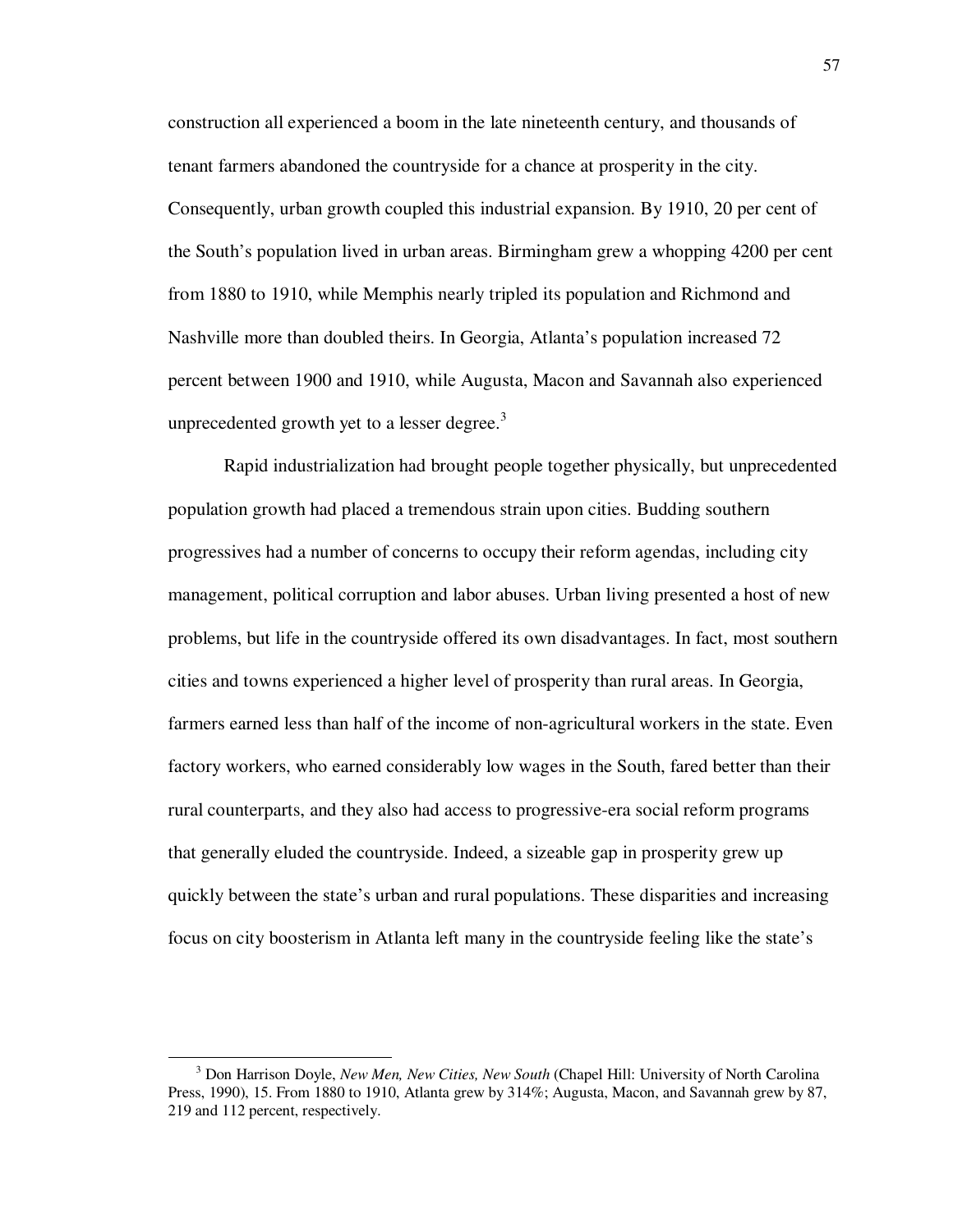construction all experienced a boom in the late nineteenth century, and thousands of tenant farmers abandoned the countryside for a chance at prosperity in the city. Consequently, urban growth coupled this industrial expansion. By 1910, 20 per cent of the South's population lived in urban areas. Birmingham grew a whopping 4200 per cent from 1880 to 1910, while Memphis nearly tripled its population and Richmond and Nashville more than doubled theirs. In Georgia, Atlanta's population increased 72 percent between 1900 and 1910, while Augusta, Macon and Savannah also experienced unprecedented growth yet to a lesser degree.[3]

Rapid industrialization had brought people together physically, but unprecedented population growth had placed a tremendous strain upon cities. Budding southern progressives had a number of concerns to occupy their reform agendas, including city management, political corruption and labor abuses. Urban living presented a host of new problems, but life in the countryside offered its own disadvantages. In fact, most southern cities and towns experienced a higher level of prosperity than rural areas. In Georgia, farmers earned less than half of the income of non-agricultural workers in the state. Even factory workers, who earned considerably low wages in the South, fared better than their rural counterparts, and they also had access to progressive-era social reform programs that generally eluded the countryside. Indeed, a sizeable gap in prosperity grew up quickly between the state's urban and rural populations. These disparities and increasing focus on city boosterism in Atlanta left many in the countryside feeling like the state's

---

[3] Don Harrison Doyle, *New Men, New Cities, New South* (Chapel Hill: University of North Carolina Press, 1990), 15. From 1880 to 1910, Atlanta grew by 314%; Augusta, Macon, and Savannah grew by 87, 219 and 112 percent, respectively.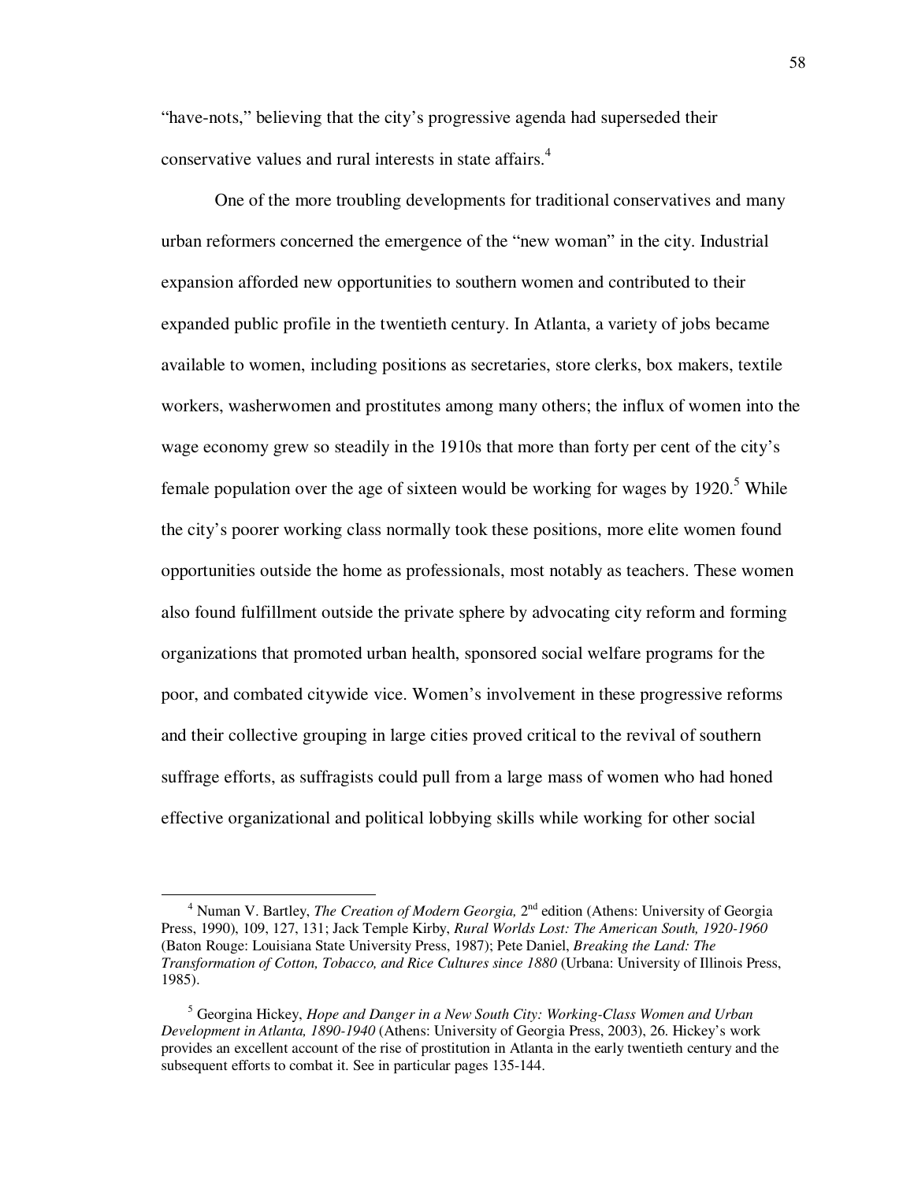"have-nots," believing that the city's progressive agenda had superseded their conservative values and rural interests in state affairs.[4]

One of the more troubling developments for traditional conservatives and many urban reformers concerned the emergence of the "new woman" in the city. Industrial expansion afforded new opportunities to southern women and contributed to their expanded public profile in the twentieth century. In Atlanta, a variety of jobs became available to women, including positions as secretaries, store clerks, box makers, textile workers, washerwomen and prostitutes among many others; the influx of women into the wage economy grew so steadily in the 1910s that more than forty per cent of the city's female population over the age of sixteen would be working for wages by 1920.[5] While the city's poorer working class normally took these positions, more elite women found opportunities outside the home as professionals, most notably as teachers. These women also found fulfillment outside the private sphere by advocating city reform and forming organizations that promoted urban health, sponsored social welfare programs for the poor, and combated citywide vice. Women's involvement in these progressive reforms and their collective grouping in large cities proved critical to the revival of southern suffrage efforts, as suffragists could pull from a large mass of women who had honed effective organizational and political lobbying skills while working for other social

---

[4] Numan V. Bartley, *The Creation of Modern Georgia,* 2nd edition (Athens: University of Georgia Press, 1990), 109, 127, 131; Jack Temple Kirby, *Rural Worlds Lost: The American South, 1920-1960* (Baton Rouge: Louisiana State University Press, 1987); Pete Daniel, *Breaking the Land: The Transformation of Cotton, Tobacco, and Rice Cultures since 1880* (Urbana: University of Illinois Press, 1985).

[5] Georgina Hickey, *Hope and Danger in a New South City: Working-Class Women and Urban Development in Atlanta, 1890-1940* (Athens: University of Georgia Press, 2003), 26. Hickey's work provides an excellent account of the rise of prostitution in Atlanta in the early twentieth century and the subsequent efforts to combat it. See in particular pages 135-144.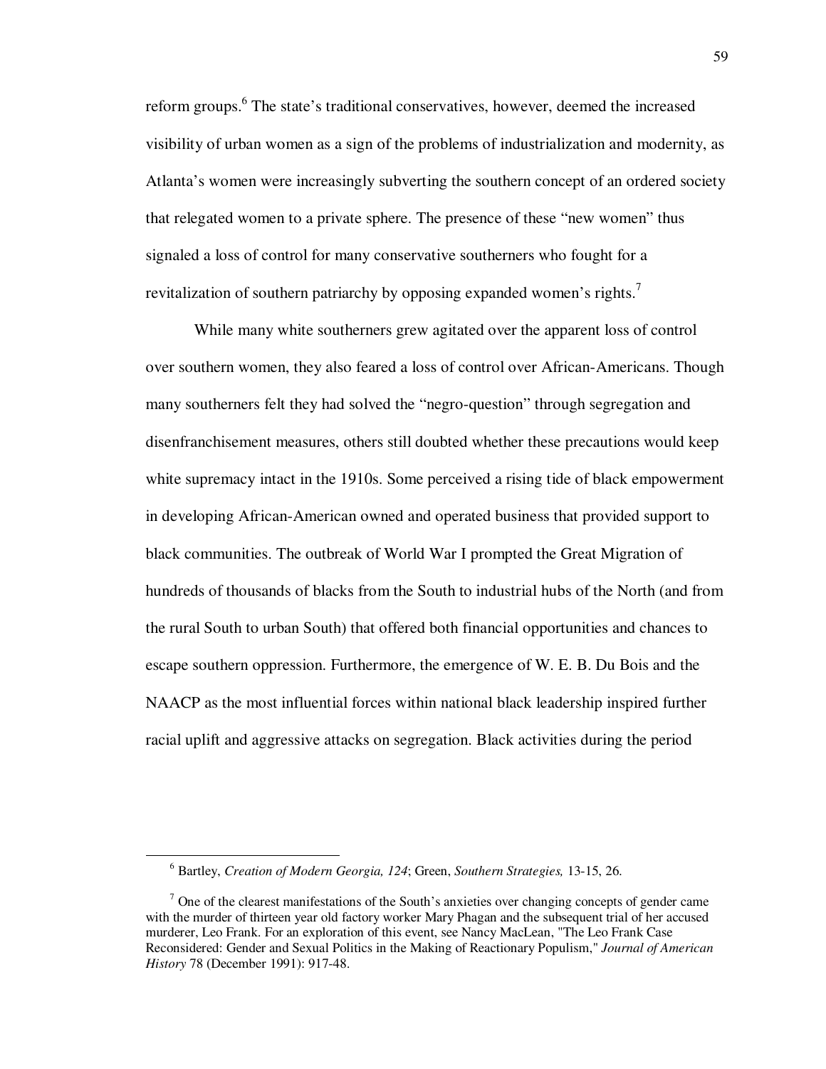reform groups.[6] The state's traditional conservatives, however, deemed the increased visibility of urban women as a sign of the problems of industrialization and modernity, as Atlanta's women were increasingly subverting the southern concept of an ordered society that relegated women to a private sphere. The presence of these "new women" thus signaled a loss of control for many conservative southerners who fought for a revitalization of southern patriarchy by opposing expanded women's rights.[7]

While many white southerners grew agitated over the apparent loss of control over southern women, they also feared a loss of control over African-Americans. Though many southerners felt they had solved the "negro-question" through segregation and disenfranchisement measures, others still doubted whether these precautions would keep white supremacy intact in the 1910s. Some perceived a rising tide of black empowerment in developing African-American owned and operated business that provided support to black communities. The outbreak of World War I prompted the Great Migration of hundreds of thousands of blacks from the South to industrial hubs of the North (and from the rural South to urban South) that offered both financial opportunities and chances to escape southern oppression. Furthermore, the emergence of W. E. B. Du Bois and the NAACP as the most influential forces within national black leadership inspired further racial uplift and aggressive attacks on segregation. Black activities during the period

---

[6] Bartley, *Creation of Modern Georgia, 124*; Green, *Southern Strategies,* 13-15, 26.

[7] One of the clearest manifestations of the South's anxieties over changing concepts of gender came with the murder of thirteen year old factory worker Mary Phagan and the subsequent trial of her accused murderer, Leo Frank. For an exploration of this event, see Nancy MacLean, "The Leo Frank Case Reconsidered: Gender and Sexual Politics in the Making of Reactionary Populism," *Journal of American History* 78 (December 1991): 917-48.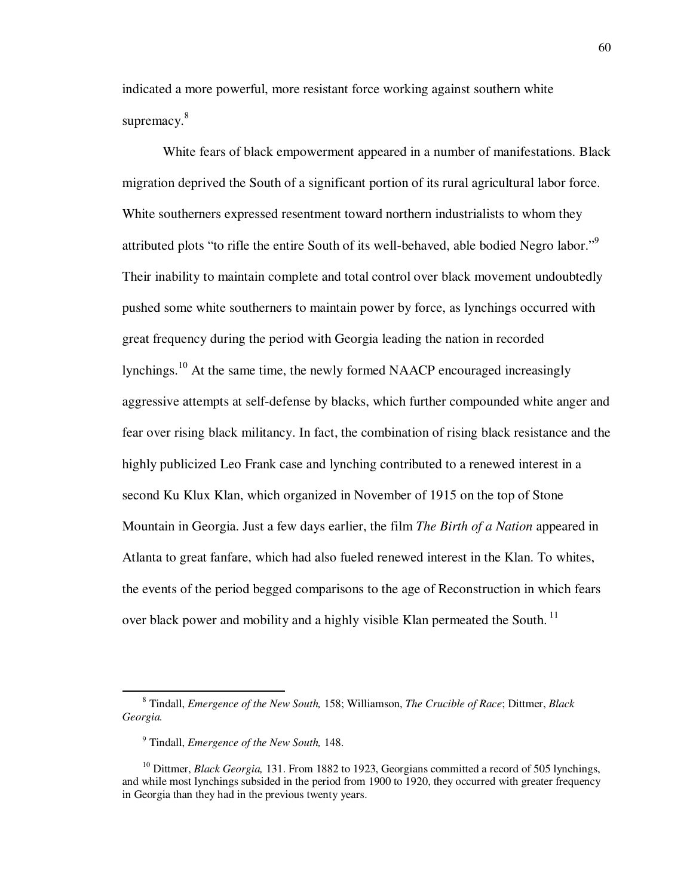indicated a more powerful, more resistant force working against southern white supremacy.[8]

White fears of black empowerment appeared in a number of manifestations. Black migration deprived the South of a significant portion of its rural agricultural labor force. White southerners expressed resentment toward northern industrialists to whom they attributed plots "to rifle the entire South of its well-behaved, able bodied Negro labor."[9] Their inability to maintain complete and total control over black movement undoubtedly pushed some white southerners to maintain power by force, as lynchings occurred with great frequency during the period with Georgia leading the nation in recorded lynchings.[10] At the same time, the newly formed NAACP encouraged increasingly aggressive attempts at self-defense by blacks, which further compounded white anger and fear over rising black militancy. In fact, the combination of rising black resistance and the highly publicized Leo Frank case and lynching contributed to a renewed interest in a second Ku Klux Klan, which organized in November of 1915 on the top of Stone Mountain in Georgia. Just a few days earlier, the film *The Birth of a Nation* appeared in Atlanta to great fanfare, which had also fueled renewed interest in the Klan. To whites, the events of the period begged comparisons to the age of Reconstruction in which fears over black power and mobility and a highly visible Klan permeated the South.[11]

---

[8] Tindall, *Emergence of the New South,* 158; Williamson, *The Crucible of Race*; Dittmer, *Black Georgia.*

[9] Tindall, *Emergence of the New South,* 148.

[10] Dittmer, *Black Georgia,* 131. From 1882 to 1923, Georgians committed a record of 505 lynchings, and while most lynchings subsided in the period from 1900 to 1920, they occurred with greater frequency in Georgia than they had in the previous twenty years.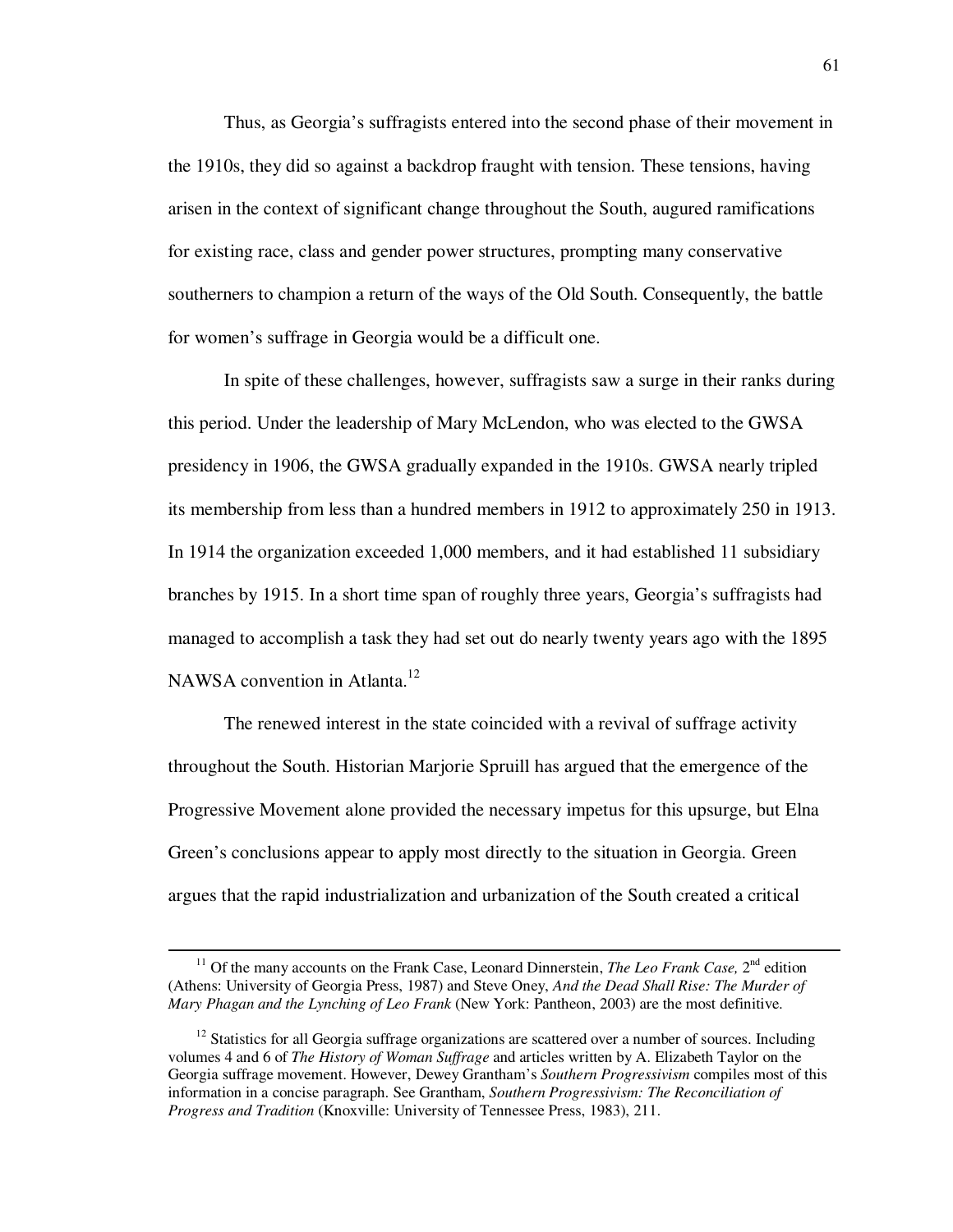Thus, as Georgia's suffragists entered into the second phase of their movement in the 1910s, they did so against a backdrop fraught with tension. These tensions, having arisen in the context of significant change throughout the South, augured ramifications for existing race, class and gender power structures, prompting many conservative southerners to champion a return of the ways of the Old South. Consequently, the battle for women's suffrage in Georgia would be a difficult one.

In spite of these challenges, however, suffragists saw a surge in their ranks during this period. Under the leadership of Mary McLendon, who was elected to the GWSA presidency in 1906, the GWSA gradually expanded in the 1910s. GWSA nearly tripled its membership from less than a hundred members in 1912 to approximately 250 in 1913. In 1914 the organization exceeded 1,000 members, and it had established 11 subsidiary branches by 1915. In a short time span of roughly three years, Georgia's suffragists had managed to accomplish a task they had set out do nearly twenty years ago with the 1895 NAWSA convention in Atlanta.[12]

The renewed interest in the state coincided with a revival of suffrage activity throughout the South. Historian Marjorie Spruill has argued that the emergence of the Progressive Movement alone provided the necessary impetus for this upsurge, but Elna Green's conclusions appear to apply most directly to the situation in Georgia. Green argues that the rapid industrialization and urbanization of the South created a critical

---

[11] Of the many accounts on the Frank Case, Leonard Dinnerstein, *The Leo Frank Case,* 2nd edition (Athens: University of Georgia Press, 1987) and Steve Oney, *And the Dead Shall Rise: The Murder of Mary Phagan and the Lynching of Leo Frank* (New York: Pantheon, 2003) are the most definitive.

[12] Statistics for all Georgia suffrage organizations are scattered over a number of sources. Including volumes 4 and 6 of *The History of Woman Suffrage* and articles written by A. Elizabeth Taylor on the Georgia suffrage movement. However, Dewey Grantham's *Southern Progressivism* compiles most of this information in a concise paragraph. See Grantham, *Southern Progressivism: The Reconciliation of Progress and Tradition* (Knoxville: University of Tennessee Press, 1983), 211.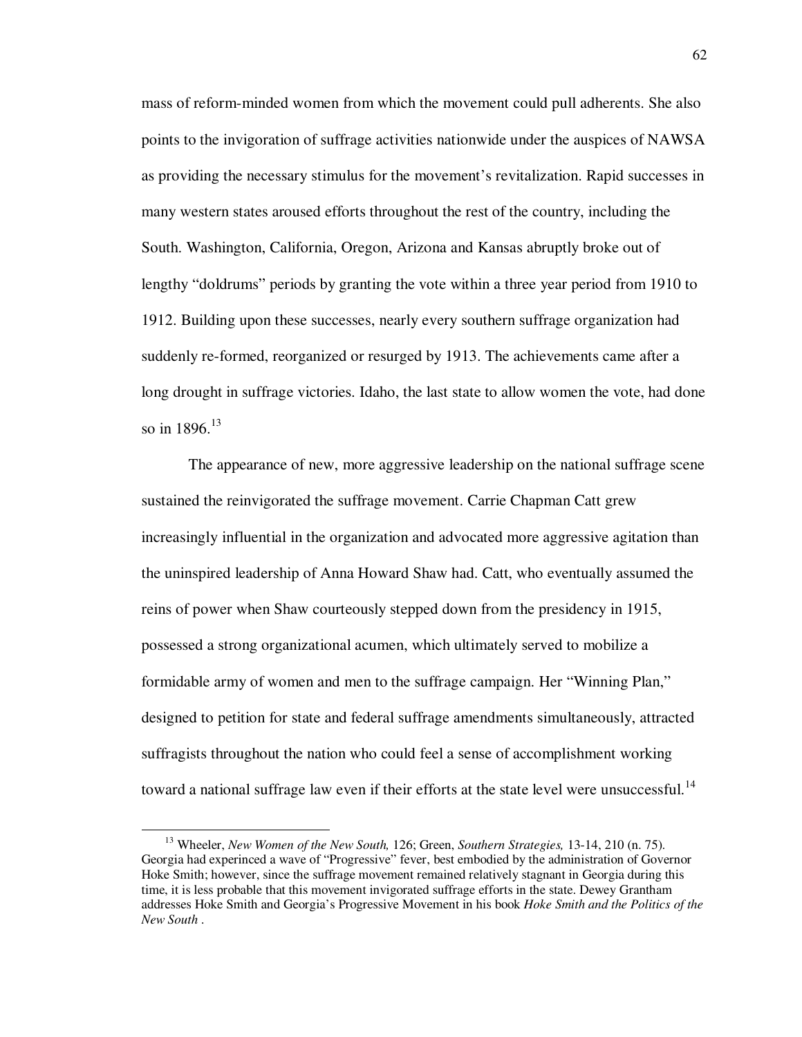mass of reform-minded women from which the movement could pull adherents. She also points to the invigoration of suffrage activities nationwide under the auspices of NAWSA as providing the necessary stimulus for the movement's revitalization. Rapid successes in many western states aroused efforts throughout the rest of the country, including the South. Washington, California, Oregon, Arizona and Kansas abruptly broke out of lengthy "doldrums" periods by granting the vote within a three year period from 1910 to 1912. Building upon these successes, nearly every southern suffrage organization had suddenly re-formed, reorganized or resurged by 1913. The achievements came after a long drought in suffrage victories. Idaho, the last state to allow women the vote, had done so in 1896.[13]

The appearance of new, more aggressive leadership on the national suffrage scene sustained the reinvigorated the suffrage movement. Carrie Chapman Catt grew increasingly influential in the organization and advocated more aggressive agitation than the uninspired leadership of Anna Howard Shaw had. Catt, who eventually assumed the reins of power when Shaw courteously stepped down from the presidency in 1915, possessed a strong organizational acumen, which ultimately served to mobilize a formidable army of women and men to the suffrage campaign. Her "Winning Plan," designed to petition for state and federal suffrage amendments simultaneously, attracted suffragists throughout the nation who could feel a sense of accomplishment working toward a national suffrage law even if their efforts at the state level were unsuccessful.[14]

---

[13] Wheeler, *New Women of the New South,* 126; Green, *Southern Strategies,* 13-14, 210 (n. 75). Georgia had experinced a wave of "Progressive" fever, best embodied by the administration of Governor Hoke Smith; however, since the suffrage movement remained relatively stagnant in Georgia during this time, it is less probable that this movement invigorated suffrage efforts in the state. Dewey Grantham addresses Hoke Smith and Georgia's Progressive Movement in his book *Hoke Smith and the Politics of the New South* .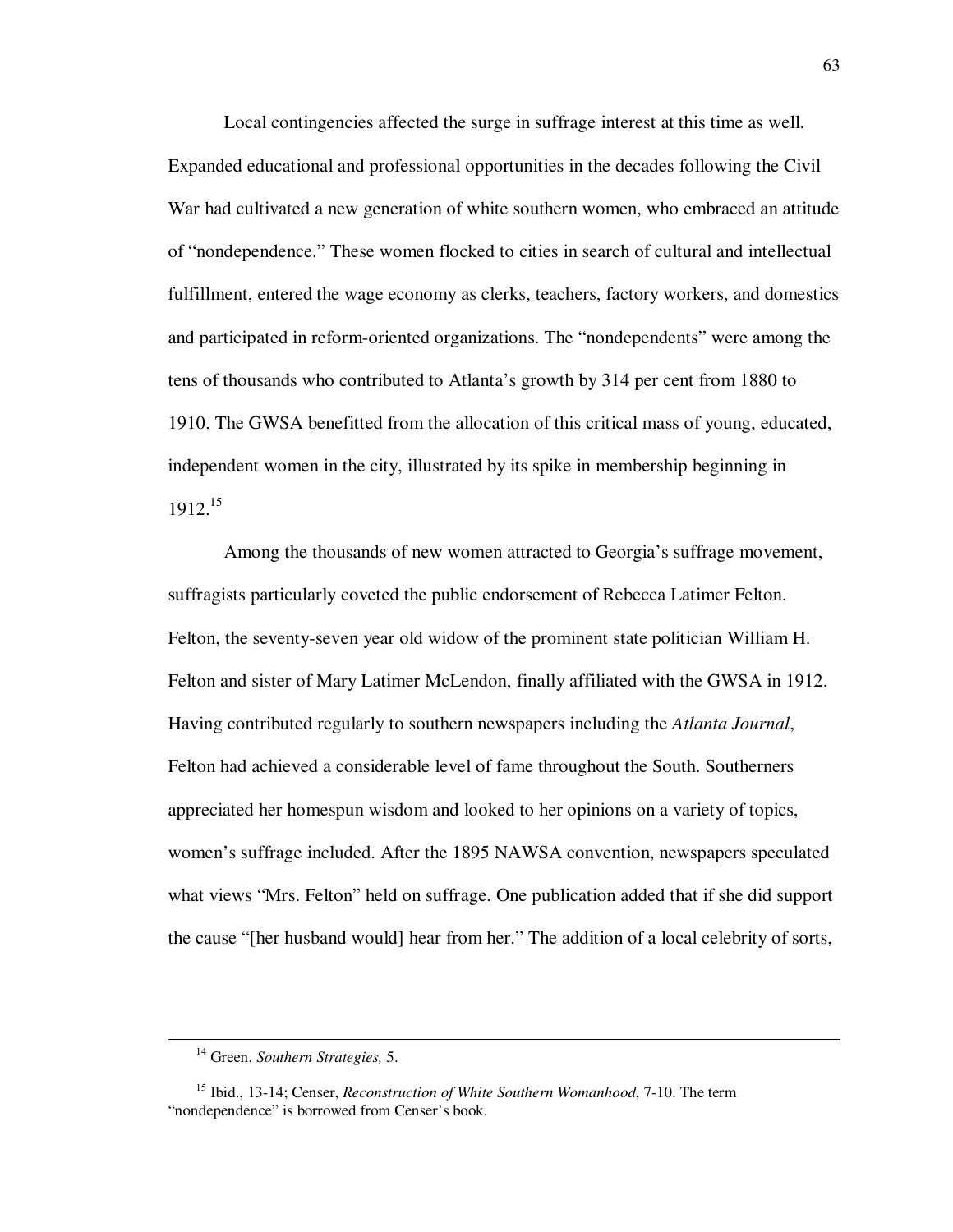Local contingencies affected the surge in suffrage interest at this time as well. Expanded educational and professional opportunities in the decades following the Civil War had cultivated a new generation of white southern women, who embraced an attitude of "nondependence." These women flocked to cities in search of cultural and intellectual fulfillment, entered the wage economy as clerks, teachers, factory workers, and domestics and participated in reform-oriented organizations. The "nondependents" were among the tens of thousands who contributed to Atlanta's growth by 314 per cent from 1880 to 1910. The GWSA benefitted from the allocation of this critical mass of young, educated, independent women in the city, illustrated by its spike in membership beginning in 1912.[15]

Among the thousands of new women attracted to Georgia's suffrage movement, suffragists particularly coveted the public endorsement of Rebecca Latimer Felton. Felton, the seventy-seven year old widow of the prominent state politician William H. Felton and sister of Mary Latimer McLendon, finally affiliated with the GWSA in 1912. Having contributed regularly to southern newspapers including the *Atlanta Journal*, Felton had achieved a considerable level of fame throughout the South. Southerners appreciated her homespun wisdom and looked to her opinions on a variety of topics, women's suffrage included. After the 1895 NAWSA convention, newspapers speculated what views "Mrs. Felton" held on suffrage. One publication added that if she did support the cause "[her husband would] hear from her." The addition of a local celebrity of sorts,

---

[14] Green, *Southern Strategies,* 5.

[15] Ibid., 13-14; Censer, *Reconstruction of White Southern Womanhood*, 7-10. The term "nondependence" is borrowed from Censer's book.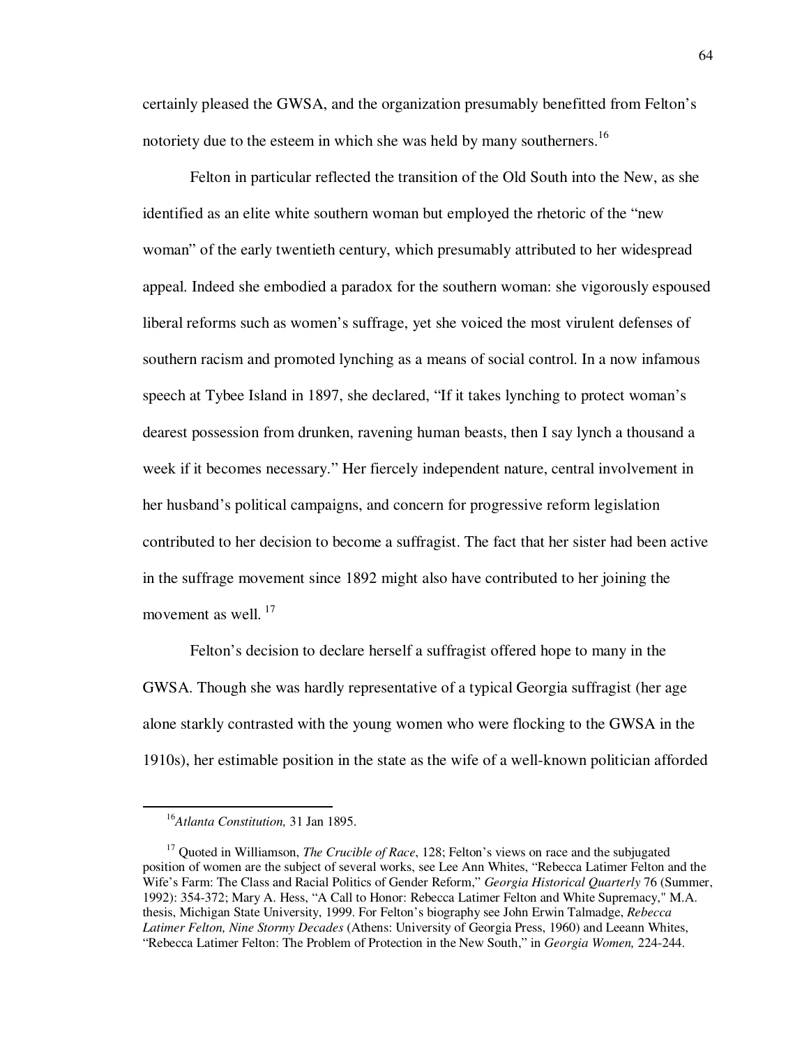certainly pleased the GWSA, and the organization presumably benefitted from Felton's notoriety due to the esteem in which she was held by many southerners.[16]

Felton in particular reflected the transition of the Old South into the New, as she identified as an elite white southern woman but employed the rhetoric of the "new woman" of the early twentieth century, which presumably attributed to her widespread appeal. Indeed she embodied a paradox for the southern woman: she vigorously espoused liberal reforms such as women's suffrage, yet she voiced the most virulent defenses of southern racism and promoted lynching as a means of social control. In a now infamous speech at Tybee Island in 1897, she declared, "If it takes lynching to protect woman's dearest possession from drunken, ravening human beasts, then I say lynch a thousand a week if it becomes necessary." Her fiercely independent nature, central involvement in her husband's political campaigns, and concern for progressive reform legislation contributed to her decision to become a suffragist. The fact that her sister had been active in the suffrage movement since 1892 might also have contributed to her joining the movement as well. [17]

Felton's decision to declare herself a suffragist offered hope to many in the GWSA. Though she was hardly representative of a typical Georgia suffragist (her age alone starkly contrasted with the young women who were flocking to the GWSA in the 1910s), her estimable position in the state as the wife of a well-known politician afforded

---

[16] *Atlanta Constitution,* 31 Jan 1895.

[17] Quoted in Williamson, *The Crucible of Race*, 128; Felton's views on race and the subjugated position of women are the subject of several works, see Lee Ann Whites, "Rebecca Latimer Felton and the Wife's Farm: The Class and Racial Politics of Gender Reform," *Georgia Historical Quarterly* 76 (Summer, 1992): 354-372; Mary A. Hess, "A Call to Honor: Rebecca Latimer Felton and White Supremacy," M.A. thesis, Michigan State University, 1999. For Felton's biography see John Erwin Talmadge, *Rebecca Latimer Felton, Nine Stormy Decades* (Athens: University of Georgia Press, 1960) and Leeann Whites, "Rebecca Latimer Felton: The Problem of Protection in the New South," in *Georgia Women,* 224-244.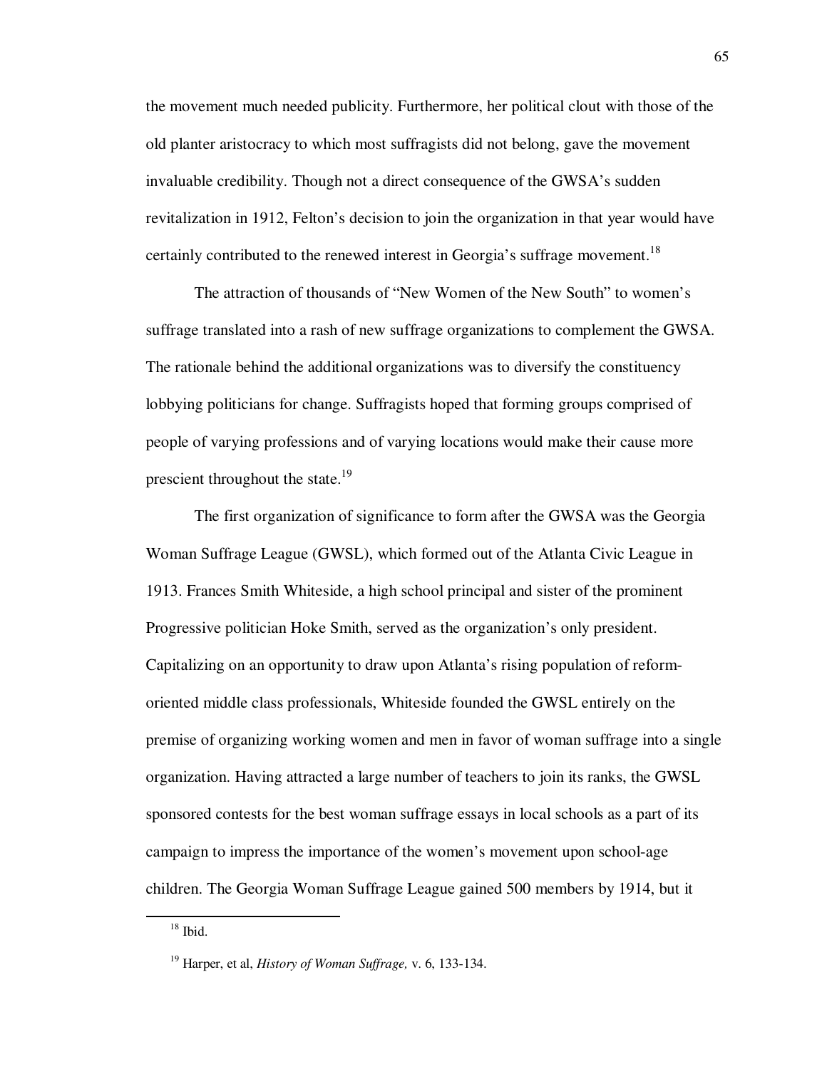the movement much needed publicity. Furthermore, her political clout with those of the old planter aristocracy to which most suffragists did not belong, gave the movement invaluable credibility. Though not a direct consequence of the GWSA's sudden revitalization in 1912, Felton's decision to join the organization in that year would have certainly contributed to the renewed interest in Georgia's suffrage movement.[18]

The attraction of thousands of "New Women of the New South" to women's suffrage translated into a rash of new suffrage organizations to complement the GWSA. The rationale behind the additional organizations was to diversify the constituency lobbying politicians for change. Suffragists hoped that forming groups comprised of people of varying professions and of varying locations would make their cause more prescient throughout the state.[19]

The first organization of significance to form after the GWSA was the Georgia Woman Suffrage League (GWSL), which formed out of the Atlanta Civic League in 1913. Frances Smith Whiteside, a high school principal and sister of the prominent Progressive politician Hoke Smith, served as the organization's only president. Capitalizing on an opportunity to draw upon Atlanta's rising population of reform-oriented middle class professionals, Whiteside founded the GWSL entirely on the premise of organizing working women and men in favor of woman suffrage into a single organization. Having attracted a large number of teachers to join its ranks, the GWSL sponsored contests for the best woman suffrage essays in local schools as a part of its campaign to impress the importance of the women's movement upon school-age children. The Georgia Woman Suffrage League gained 500 members by 1914, but it

[18] Ibid.

[19] Harper, et al, *History of Woman Suffrage,* v. 6, 133-134.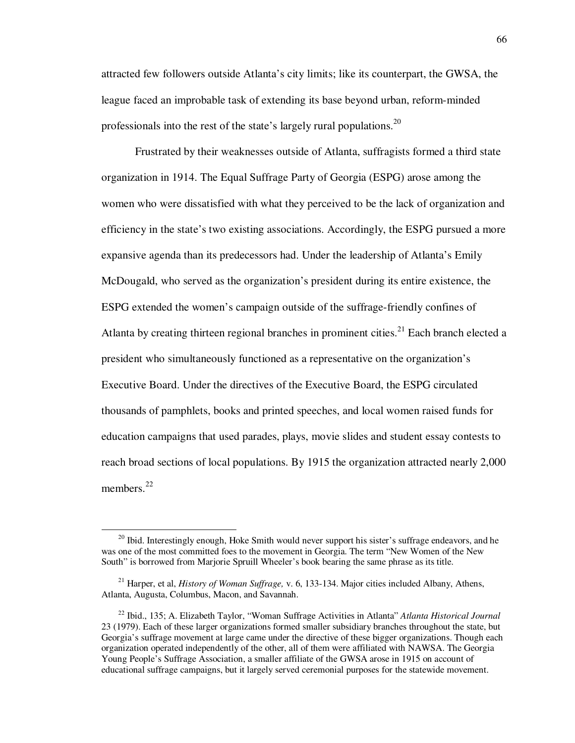attracted few followers outside Atlanta's city limits; like its counterpart, the GWSA, the league faced an improbable task of extending its base beyond urban, reform-minded professionals into the rest of the state's largely rural populations.[20]

Frustrated by their weaknesses outside of Atlanta, suffragists formed a third state organization in 1914. The Equal Suffrage Party of Georgia (ESPG) arose among the women who were dissatisfied with what they perceived to be the lack of organization and efficiency in the state's two existing associations. Accordingly, the ESPG pursued a more expansive agenda than its predecessors had. Under the leadership of Atlanta's Emily McDougald, who served as the organization's president during its entire existence, the ESPG extended the women's campaign outside of the suffrage-friendly confines of Atlanta by creating thirteen regional branches in prominent cities.[21] Each branch elected a president who simultaneously functioned as a representative on the organization's Executive Board. Under the directives of the Executive Board, the ESPG circulated thousands of pamphlets, books and printed speeches, and local women raised funds for education campaigns that used parades, plays, movie slides and student essay contests to reach broad sections of local populations. By 1915 the organization attracted nearly 2,000 members.[22]

---

[20] Ibid. Interestingly enough, Hoke Smith would never support his sister's suffrage endeavors, and he was one of the most committed foes to the movement in Georgia. The term "New Women of the New South" is borrowed from Marjorie Spruill Wheeler's book bearing the same phrase as its title.

[21] Harper, et al, *History of Woman Suffrage,* v. 6, 133-134. Major cities included Albany, Athens, Atlanta, Augusta, Columbus, Macon, and Savannah.

[22] Ibid., 135; A. Elizabeth Taylor, "Woman Suffrage Activities in Atlanta" *Atlanta Historical Journal* 23 (1979). Each of these larger organizations formed smaller subsidiary branches throughout the state, but Georgia's suffrage movement at large came under the directive of these bigger organizations. Though each organization operated independently of the other, all of them were affiliated with NAWSA. The Georgia Young People's Suffrage Association, a smaller affiliate of the GWSA arose in 1915 on account of educational suffrage campaigns, but it largely served ceremonial purposes for the statewide movement.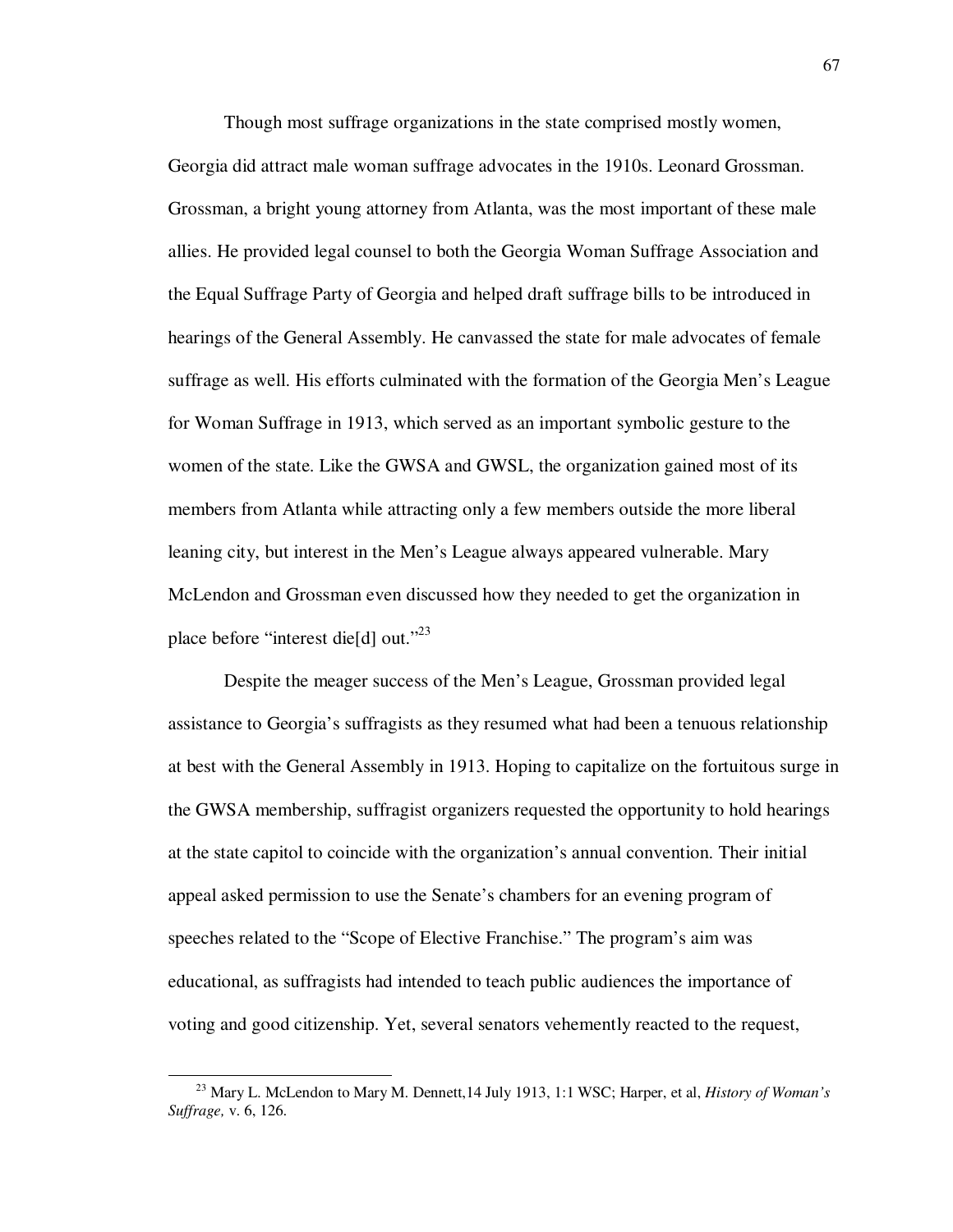Though most suffrage organizations in the state comprised mostly women, Georgia did attract male woman suffrage advocates in the 1910s. Leonard Grossman. Grossman, a bright young attorney from Atlanta, was the most important of these male allies. He provided legal counsel to both the Georgia Woman Suffrage Association and the Equal Suffrage Party of Georgia and helped draft suffrage bills to be introduced in hearings of the General Assembly. He canvassed the state for male advocates of female suffrage as well. His efforts culminated with the formation of the Georgia Men's League for Woman Suffrage in 1913, which served as an important symbolic gesture to the women of the state. Like the GWSA and GWSL, the organization gained most of its members from Atlanta while attracting only a few members outside the more liberal leaning city, but interest in the Men's League always appeared vulnerable. Mary McLendon and Grossman even discussed how they needed to get the organization in place before "interest die[d] out."[23]

Despite the meager success of the Men's League, Grossman provided legal assistance to Georgia's suffragists as they resumed what had been a tenuous relationship at best with the General Assembly in 1913. Hoping to capitalize on the fortuitous surge in the GWSA membership, suffragist organizers requested the opportunity to hold hearings at the state capitol to coincide with the organization's annual convention. Their initial appeal asked permission to use the Senate's chambers for an evening program of speeches related to the "Scope of Elective Franchise." The program's aim was educational, as suffragists had intended to teach public audiences the importance of voting and good citizenship. Yet, several senators vehemently reacted to the request,

---

[23] Mary L. McLendon to Mary M. Dennett,14 July 1913, 1:1 WSC; Harper, et al, *History of Woman's Suffrage,* v. 6, 126.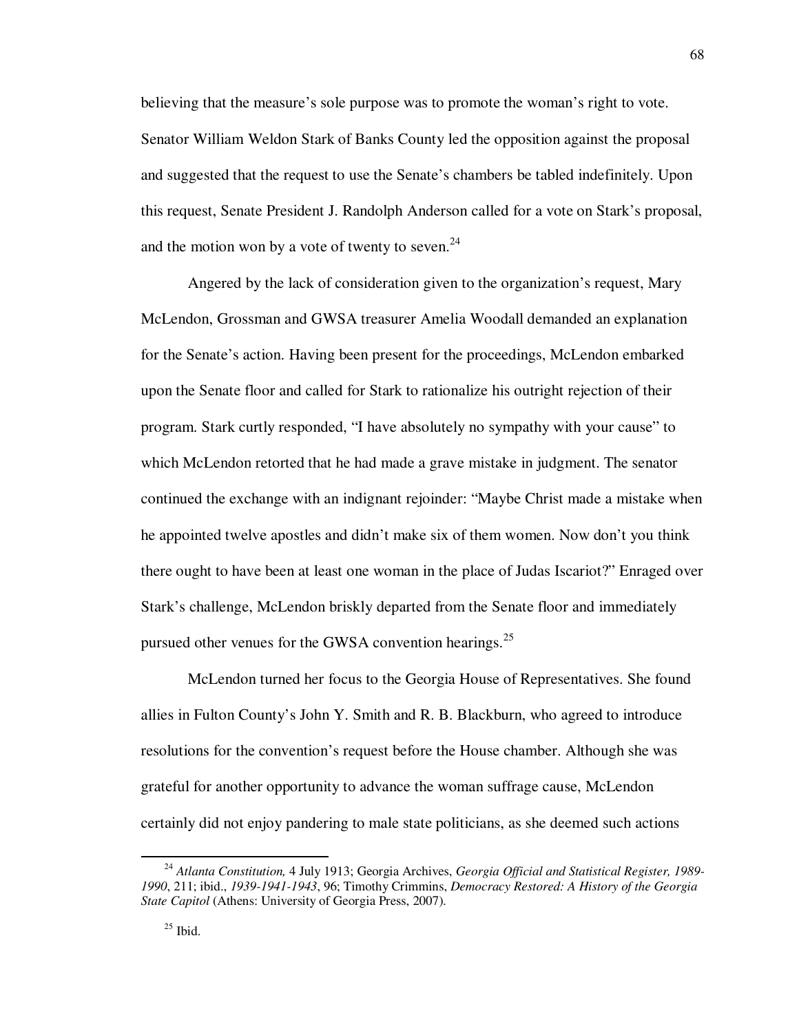believing that the measure's sole purpose was to promote the woman's right to vote. Senator William Weldon Stark of Banks County led the opposition against the proposal and suggested that the request to use the Senate's chambers be tabled indefinitely. Upon this request, Senate President J. Randolph Anderson called for a vote on Stark's proposal, and the motion won by a vote of twenty to seven.[24]

Angered by the lack of consideration given to the organization's request, Mary McLendon, Grossman and GWSA treasurer Amelia Woodall demanded an explanation for the Senate's action. Having been present for the proceedings, McLendon embarked upon the Senate floor and called for Stark to rationalize his outright rejection of their program. Stark curtly responded, "I have absolutely no sympathy with your cause" to which McLendon retorted that he had made a grave mistake in judgment. The senator continued the exchange with an indignant rejoinder: "Maybe Christ made a mistake when he appointed twelve apostles and didn't make six of them women. Now don't you think there ought to have been at least one woman in the place of Judas Iscariot?" Enraged over Stark's challenge, McLendon briskly departed from the Senate floor and immediately pursued other venues for the GWSA convention hearings.[25]

McLendon turned her focus to the Georgia House of Representatives. She found allies in Fulton County's John Y. Smith and R. B. Blackburn, who agreed to introduce resolutions for the convention's request before the House chamber. Although she was grateful for another opportunity to advance the woman suffrage cause, McLendon certainly did not enjoy pandering to male state politicians, as she deemed such actions

---

[24] *Atlanta Constitution,* 4 July 1913; Georgia Archives, *Georgia Official and Statistical Register, 1989-1990*, 211; ibid., *1939-1941-1943*, 96; Timothy Crimmins, *Democracy Restored: A History of the Georgia State Capitol* (Athens: University of Georgia Press, 2007).

[25] Ibid.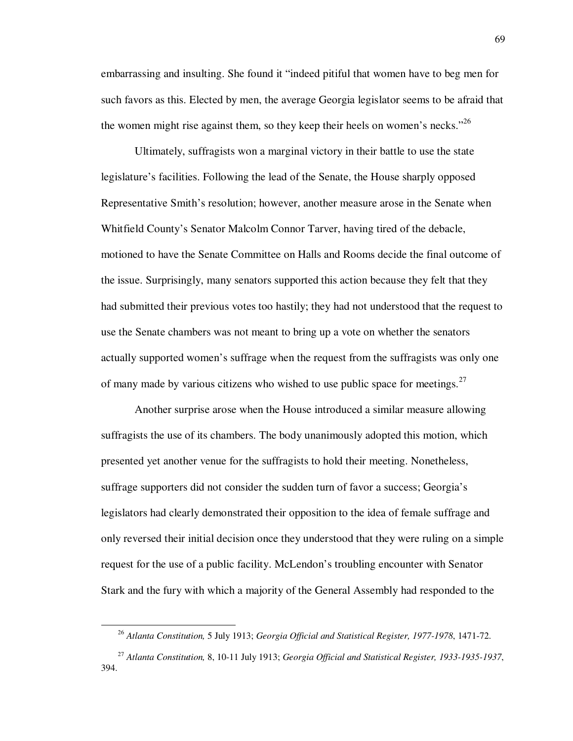embarrassing and insulting. She found it "indeed pitiful that women have to beg men for such favors as this. Elected by men, the average Georgia legislator seems to be afraid that the women might rise against them, so they keep their heels on women's necks."[26]

Ultimately, suffragists won a marginal victory in their battle to use the state legislature's facilities. Following the lead of the Senate, the House sharply opposed Representative Smith's resolution; however, another measure arose in the Senate when Whitfield County's Senator Malcolm Connor Tarver, having tired of the debacle, motioned to have the Senate Committee on Halls and Rooms decide the final outcome of the issue. Surprisingly, many senators supported this action because they felt that they had submitted their previous votes too hastily; they had not understood that the request to use the Senate chambers was not meant to bring up a vote on whether the senators actually supported women's suffrage when the request from the suffragists was only one of many made by various citizens who wished to use public space for meetings.[27]

Another surprise arose when the House introduced a similar measure allowing suffragists the use of its chambers. The body unanimously adopted this motion, which presented yet another venue for the suffragists to hold their meeting. Nonetheless, suffrage supporters did not consider the sudden turn of favor a success; Georgia's legislators had clearly demonstrated their opposition to the idea of female suffrage and only reversed their initial decision once they understood that they were ruling on a simple request for the use of a public facility. McLendon's troubling encounter with Senator Stark and the fury with which a majority of the General Assembly had responded to the

---

[26] *Atlanta Constitution,* 5 July 1913; *Georgia Official and Statistical Register, 1977-1978*, 1471-72.

[27] *Atlanta Constitution,* 8, 10-11 July 1913; *Georgia Official and Statistical Register, 1933-1935-1937*, 394.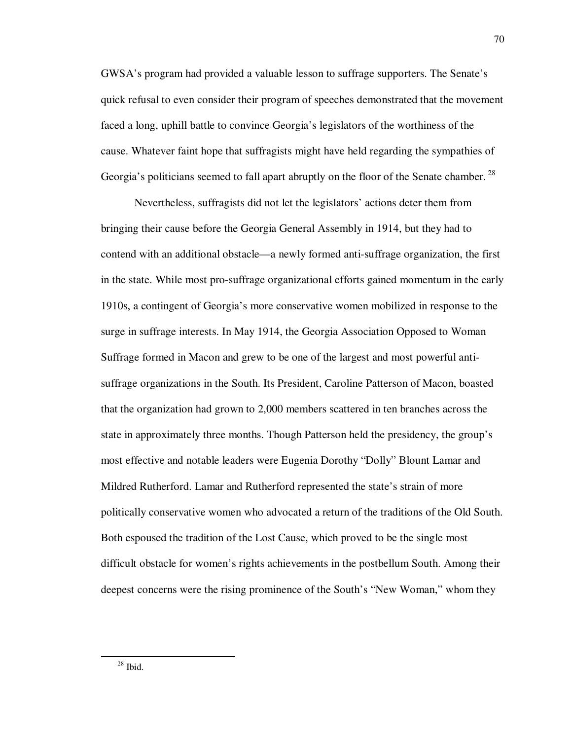GWSA's program had provided a valuable lesson to suffrage supporters. The Senate's quick refusal to even consider their program of speeches demonstrated that the movement faced a long, uphill battle to convince Georgia's legislators of the worthiness of the cause. Whatever faint hope that suffragists might have held regarding the sympathies of Georgia's politicians seemed to fall apart abruptly on the floor of the Senate chamber.[28]

Nevertheless, suffragists did not let the legislators' actions deter them from bringing their cause before the Georgia General Assembly in 1914, but they had to contend with an additional obstacle—a newly formed anti-suffrage organization, the first in the state. While most pro-suffrage organizational efforts gained momentum in the early 1910s, a contingent of Georgia's more conservative women mobilized in response to the surge in suffrage interests. In May 1914, the Georgia Association Opposed to Woman Suffrage formed in Macon and grew to be one of the largest and most powerful anti-suffrage organizations in the South. Its President, Caroline Patterson of Macon, boasted that the organization had grown to 2,000 members scattered in ten branches across the state in approximately three months. Though Patterson held the presidency, the group's most effective and notable leaders were Eugenia Dorothy "Dolly" Blount Lamar and Mildred Rutherford. Lamar and Rutherford represented the state's strain of more politically conservative women who advocated a return of the traditions of the Old South. Both espoused the tradition of the Lost Cause, which proved to be the single most difficult obstacle for women's rights achievements in the postbellum South. Among their deepest concerns were the rising prominence of the South's "New Woman," whom they

---

[28] Ibid.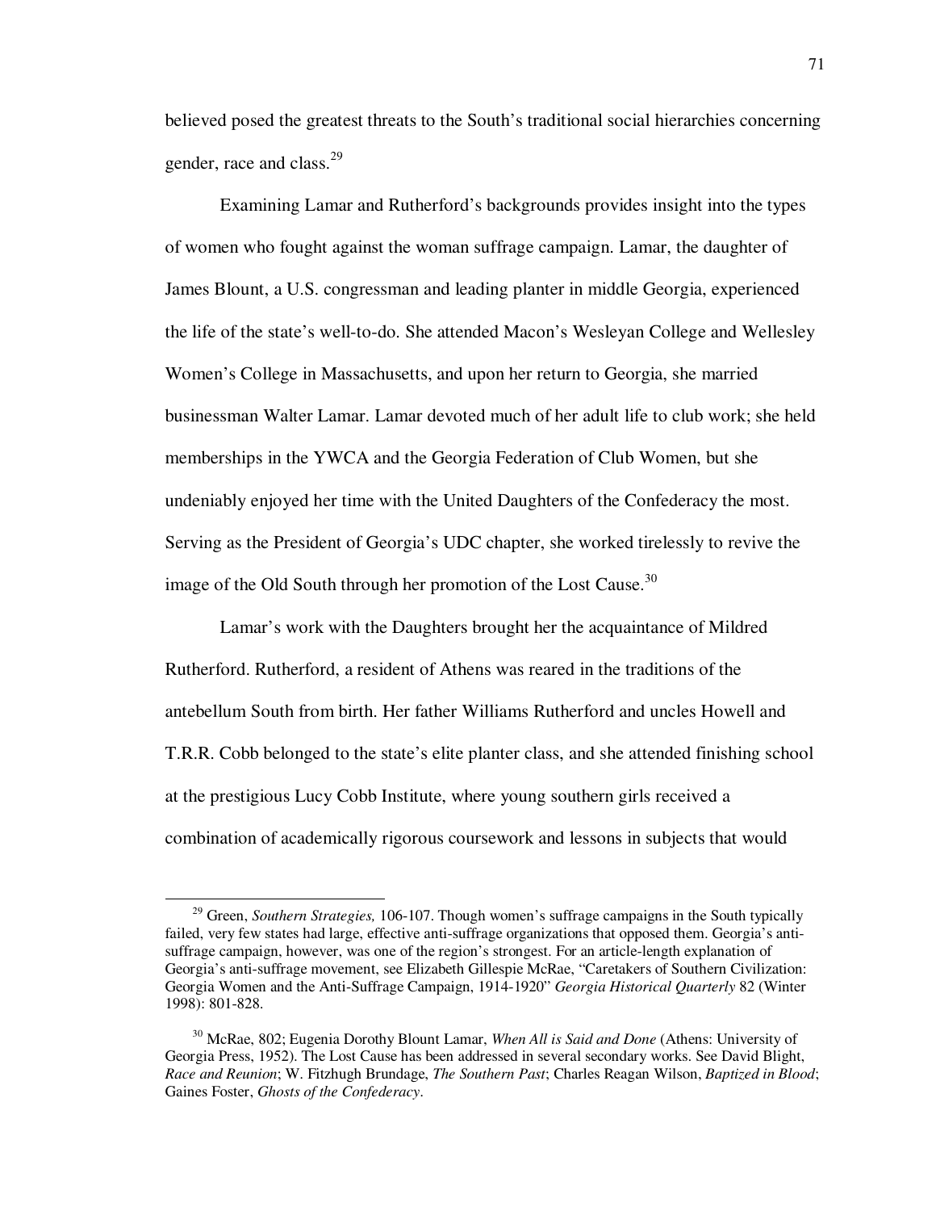believed posed the greatest threats to the South's traditional social hierarchies concerning gender, race and class.[29]

Examining Lamar and Rutherford's backgrounds provides insight into the types of women who fought against the woman suffrage campaign. Lamar, the daughter of James Blount, a U.S. congressman and leading planter in middle Georgia, experienced the life of the state's well-to-do. She attended Macon's Wesleyan College and Wellesley Women's College in Massachusetts, and upon her return to Georgia, she married businessman Walter Lamar. Lamar devoted much of her adult life to club work; she held memberships in the YWCA and the Georgia Federation of Club Women, but she undeniably enjoyed her time with the United Daughters of the Confederacy the most. Serving as the President of Georgia's UDC chapter, she worked tirelessly to revive the image of the Old South through her promotion of the Lost Cause.[30]

Lamar's work with the Daughters brought her the acquaintance of Mildred Rutherford. Rutherford, a resident of Athens was reared in the traditions of the antebellum South from birth. Her father Williams Rutherford and uncles Howell and T.R.R. Cobb belonged to the state's elite planter class, and she attended finishing school at the prestigious Lucy Cobb Institute, where young southern girls received a combination of academically rigorous coursework and lessons in subjects that would

---

[29] Green, *Southern Strategies,* 106-107. Though women's suffrage campaigns in the South typically failed, very few states had large, effective anti-suffrage organizations that opposed them. Georgia's anti-suffrage campaign, however, was one of the region's strongest. For an article-length explanation of Georgia's anti-suffrage movement, see Elizabeth Gillespie McRae, "Caretakers of Southern Civilization: Georgia Women and the Anti-Suffrage Campaign, 1914-1920" *Georgia Historical Quarterly* 82 (Winter 1998): 801-828.

[30] McRae, 802; Eugenia Dorothy Blount Lamar, *When All is Said and Done* (Athens: University of Georgia Press, 1952). The Lost Cause has been addressed in several secondary works. See David Blight, *Race and Reunion*; W. Fitzhugh Brundage, *The Southern Past*; Charles Reagan Wilson, *Baptized in Blood*; Gaines Foster, *Ghosts of the Confederacy*.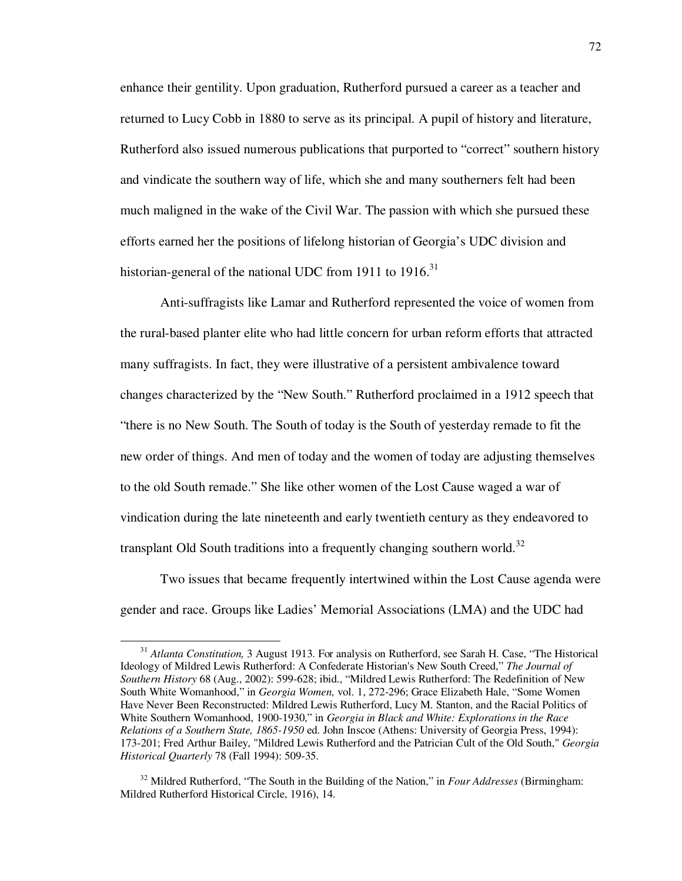enhance their gentility. Upon graduation, Rutherford pursued a career as a teacher and returned to Lucy Cobb in 1880 to serve as its principal. A pupil of history and literature, Rutherford also issued numerous publications that purported to "correct" southern history and vindicate the southern way of life, which she and many southerners felt had been much maligned in the wake of the Civil War. The passion with which she pursued these efforts earned her the positions of lifelong historian of Georgia's UDC division and historian-general of the national UDC from 1911 to 1916.[31]

Anti-suffragists like Lamar and Rutherford represented the voice of women from the rural-based planter elite who had little concern for urban reform efforts that attracted many suffragists. In fact, they were illustrative of a persistent ambivalence toward changes characterized by the "New South." Rutherford proclaimed in a 1912 speech that "there is no New South. The South of today is the South of yesterday remade to fit the new order of things. And men of today and the women of today are adjusting themselves to the old South remade." She like other women of the Lost Cause waged a war of vindication during the late nineteenth and early twentieth century as they endeavored to transplant Old South traditions into a frequently changing southern world.[32]

Two issues that became frequently intertwined within the Lost Cause agenda were gender and race. Groups like Ladies' Memorial Associations (LMA) and the UDC had

---

[31] *Atlanta Constitution,* 3 August 1913. For analysis on Rutherford, see Sarah H. Case, "The Historical Ideology of Mildred Lewis Rutherford: A Confederate Historian's New South Creed," *The Journal of Southern History* 68 (Aug., 2002): 599-628; ibid., "Mildred Lewis Rutherford: The Redefinition of New South White Womanhood," in *Georgia Women,* vol. 1, 272-296; Grace Elizabeth Hale, "Some Women Have Never Been Reconstructed: Mildred Lewis Rutherford, Lucy M. Stanton, and the Racial Politics of White Southern Womanhood, 1900-1930," in *Georgia in Black and White: Explorations in the Race Relations of a Southern State, 1865-1950* ed. John Inscoe (Athens: University of Georgia Press, 1994): 173-201; Fred Arthur Bailey, "Mildred Lewis Rutherford and the Patrician Cult of the Old South," *Georgia Historical Quarterly* 78 (Fall 1994): 509-35.

[32] Mildred Rutherford, "The South in the Building of the Nation," in *Four Addresses* (Birmingham: Mildred Rutherford Historical Circle, 1916), 14.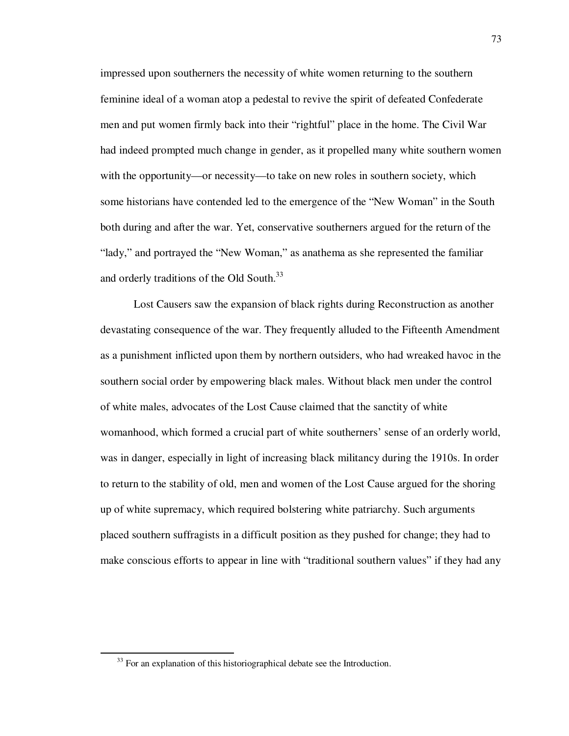impressed upon southerners the necessity of white women returning to the southern feminine ideal of a woman atop a pedestal to revive the spirit of defeated Confederate men and put women firmly back into their "rightful" place in the home. The Civil War had indeed prompted much change in gender, as it propelled many white southern women with the opportunity—or necessity—to take on new roles in southern society, which some historians have contended led to the emergence of the "New Woman" in the South both during and after the war. Yet, conservative southerners argued for the return of the "lady," and portrayed the "New Woman," as anathema as she represented the familiar and orderly traditions of the Old South.[33]

Lost Causers saw the expansion of black rights during Reconstruction as another devastating consequence of the war. They frequently alluded to the Fifteenth Amendment as a punishment inflicted upon them by northern outsiders, who had wreaked havoc in the southern social order by empowering black males. Without black men under the control of white males, advocates of the Lost Cause claimed that the sanctity of white womanhood, which formed a crucial part of white southerners' sense of an orderly world, was in danger, especially in light of increasing black militancy during the 1910s. In order to return to the stability of old, men and women of the Lost Cause argued for the shoring up of white supremacy, which required bolstering white patriarchy. Such arguments placed southern suffragists in a difficult position as they pushed for change; they had to make conscious efforts to appear in line with "traditional southern values" if they had any

[33] For an explanation of this historiographical debate see the Introduction.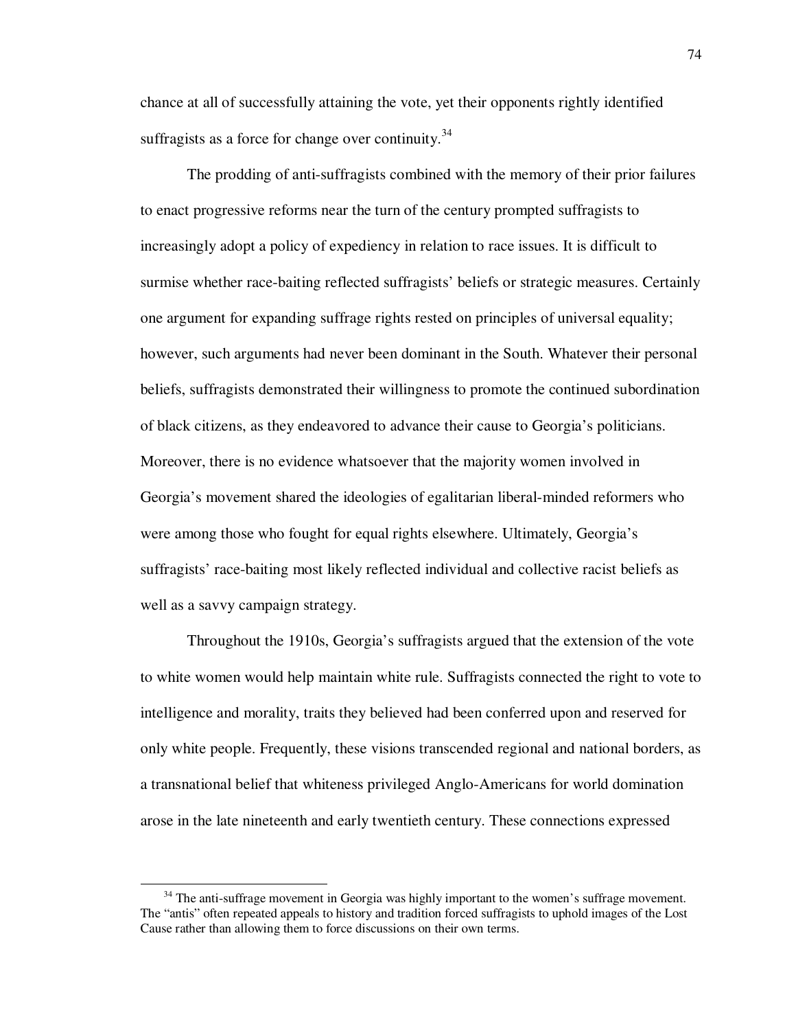chance at all of successfully attaining the vote, yet their opponents rightly identified suffragists as a force for change over continuity.[34]

The prodding of anti-suffragists combined with the memory of their prior failures to enact progressive reforms near the turn of the century prompted suffragists to increasingly adopt a policy of expediency in relation to race issues. It is difficult to surmise whether race-baiting reflected suffragists' beliefs or strategic measures. Certainly one argument for expanding suffrage rights rested on principles of universal equality; however, such arguments had never been dominant in the South. Whatever their personal beliefs, suffragists demonstrated their willingness to promote the continued subordination of black citizens, as they endeavored to advance their cause to Georgia's politicians. Moreover, there is no evidence whatsoever that the majority women involved in Georgia's movement shared the ideologies of egalitarian liberal-minded reformers who were among those who fought for equal rights elsewhere. Ultimately, Georgia's suffragists' race-baiting most likely reflected individual and collective racist beliefs as well as a savvy campaign strategy.

Throughout the 1910s, Georgia's suffragists argued that the extension of the vote to white women would help maintain white rule. Suffragists connected the right to vote to intelligence and morality, traits they believed had been conferred upon and reserved for only white people. Frequently, these visions transcended regional and national borders, as a transnational belief that whiteness privileged Anglo-Americans for world domination arose in the late nineteenth and early twentieth century. These connections expressed

---

[34] The anti-suffrage movement in Georgia was highly important to the women's suffrage movement. The "antis" often repeated appeals to history and tradition forced suffragists to uphold images of the Lost Cause rather than allowing them to force discussions on their own terms.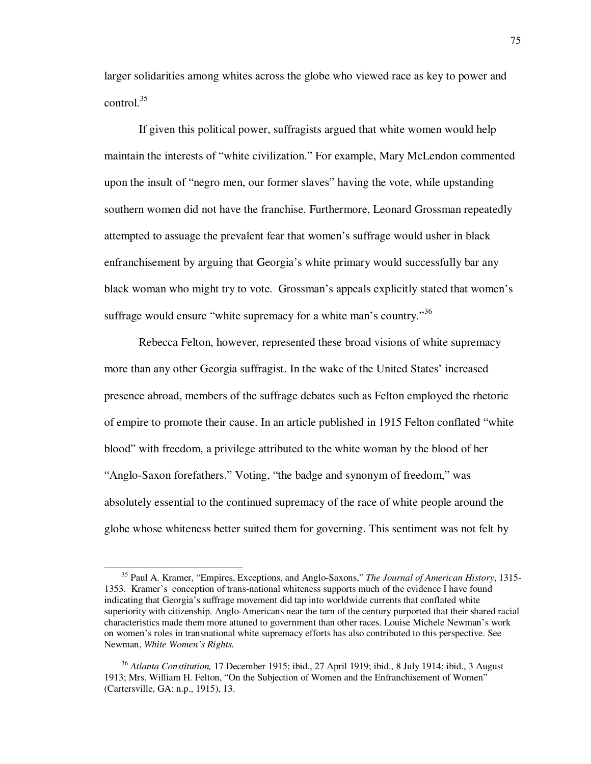larger solidarities among whites across the globe who viewed race as key to power and control.[35]

If given this political power, suffragists argued that white women would help maintain the interests of "white civilization." For example, Mary McLendon commented upon the insult of "negro men, our former slaves" having the vote, while upstanding southern women did not have the franchise. Furthermore, Leonard Grossman repeatedly attempted to assuage the prevalent fear that women's suffrage would usher in black enfranchisement by arguing that Georgia's white primary would successfully bar any black woman who might try to vote. Grossman's appeals explicitly stated that women's suffrage would ensure "white supremacy for a white man's country."[36]

Rebecca Felton, however, represented these broad visions of white supremacy more than any other Georgia suffragist. In the wake of the United States' increased presence abroad, members of the suffrage debates such as Felton employed the rhetoric of empire to promote their cause. In an article published in 1915 Felton conflated "white blood" with freedom, a privilege attributed to the white woman by the blood of her "Anglo-Saxon forefathers." Voting, "the badge and synonym of freedom," was absolutely essential to the continued supremacy of the race of white people around the globe whose whiteness better suited them for governing. This sentiment was not felt by

---

[35] Paul A. Kramer, "Empires, Exceptions, and Anglo-Saxons," *The Journal of American History*, 1315-1353. Kramer's conception of trans-national whiteness supports much of the evidence I have found indicating that Georgia's suffrage movement did tap into worldwide currents that conflated white superiority with citizenship. Anglo-Americans near the turn of the century purported that their shared racial characteristics made them more attuned to government than other races. Louise Michele Newman's work on women's roles in transnational white supremacy efforts has also contributed to this perspective. See Newman, *White Women's Rights.*

[36] *Atlanta Constitution,* 17 December 1915; ibid., 27 April 1919; ibid., 8 July 1914; ibid., 3 August 1913; Mrs. William H. Felton, "On the Subjection of Women and the Enfranchisement of Women" (Cartersville, GA: n.p., 1915), 13.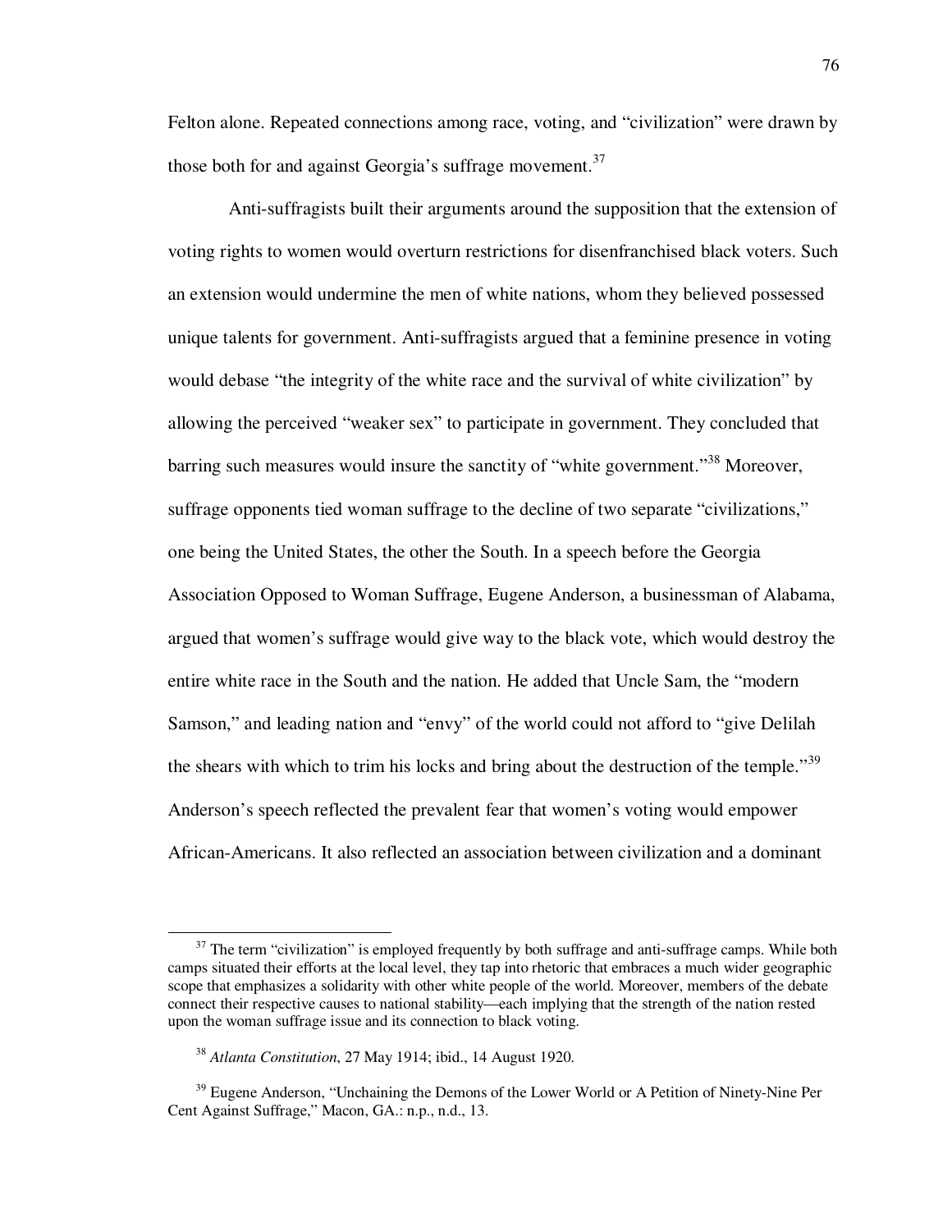Felton alone. Repeated connections among race, voting, and "civilization" were drawn by those both for and against Georgia's suffrage movement.[37]

Anti-suffragists built their arguments around the supposition that the extension of voting rights to women would overturn restrictions for disenfranchised black voters. Such an extension would undermine the men of white nations, whom they believed possessed unique talents for government. Anti-suffragists argued that a feminine presence in voting would debase "the integrity of the white race and the survival of white civilization" by allowing the perceived "weaker sex" to participate in government. They concluded that barring such measures would insure the sanctity of "white government."[38] Moreover, suffrage opponents tied woman suffrage to the decline of two separate "civilizations," one being the United States, the other the South. In a speech before the Georgia Association Opposed to Woman Suffrage, Eugene Anderson, a businessman of Alabama, argued that women's suffrage would give way to the black vote, which would destroy the entire white race in the South and the nation. He added that Uncle Sam, the "modern Samson," and leading nation and "envy" of the world could not afford to "give Delilah the shears with which to trim his locks and bring about the destruction of the temple."[39] Anderson's speech reflected the prevalent fear that women's voting would empower African-Americans. It also reflected an association between civilization and a dominant

---

[37] The term "civilization" is employed frequently by both suffrage and anti-suffrage camps. While both camps situated their efforts at the local level, they tap into rhetoric that embraces a much wider geographic scope that emphasizes a solidarity with other white people of the world. Moreover, members of the debate connect their respective causes to national stability—each implying that the strength of the nation rested upon the woman suffrage issue and its connection to black voting.

[38] *Atlanta Constitution*, 27 May 1914; ibid., 14 August 1920.

[39] Eugene Anderson, "Unchaining the Demons of the Lower World or A Petition of Ninety-Nine Per Cent Against Suffrage," Macon, GA.: n.p., n.d., 13.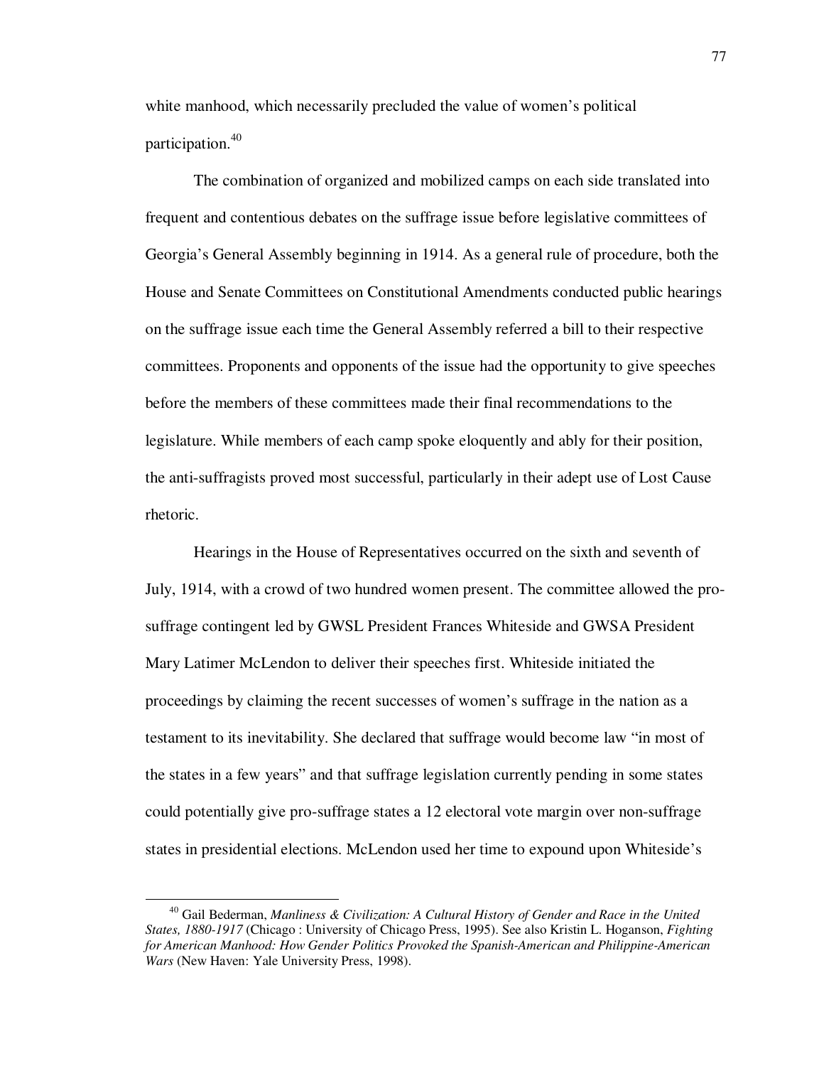white manhood, which necessarily precluded the value of women's political participation.[40]

The combination of organized and mobilized camps on each side translated into frequent and contentious debates on the suffrage issue before legislative committees of Georgia's General Assembly beginning in 1914. As a general rule of procedure, both the House and Senate Committees on Constitutional Amendments conducted public hearings on the suffrage issue each time the General Assembly referred a bill to their respective committees. Proponents and opponents of the issue had the opportunity to give speeches before the members of these committees made their final recommendations to the legislature. While members of each camp spoke eloquently and ably for their position, the anti-suffragists proved most successful, particularly in their adept use of Lost Cause rhetoric.

Hearings in the House of Representatives occurred on the sixth and seventh of July, 1914, with a crowd of two hundred women present. The committee allowed the pro-suffrage contingent led by GWSL President Frances Whiteside and GWSA President Mary Latimer McLendon to deliver their speeches first. Whiteside initiated the proceedings by claiming the recent successes of women's suffrage in the nation as a testament to its inevitability. She declared that suffrage would become law "in most of the states in a few years" and that suffrage legislation currently pending in some states could potentially give pro-suffrage states a 12 electoral vote margin over non-suffrage states in presidential elections. McLendon used her time to expound upon Whiteside's

---

[40] Gail Bederman, *Manliness & Civilization: A Cultural History of Gender and Race in the United States, 1880-1917* (Chicago : University of Chicago Press, 1995). See also Kristin L. Hoganson, *Fighting for American Manhood: How Gender Politics Provoked the Spanish-American and Philippine-American Wars* (New Haven: Yale University Press, 1998).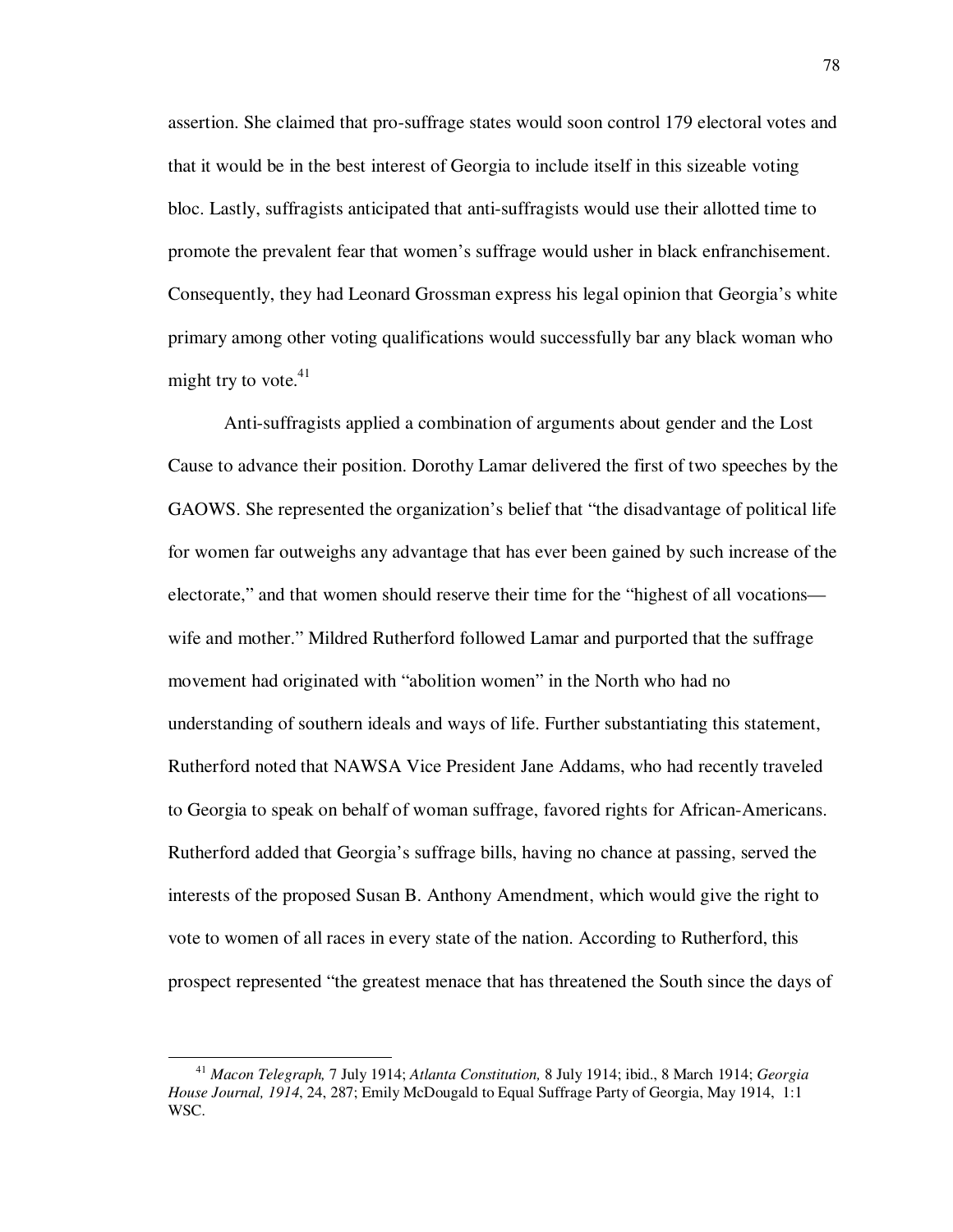assertion. She claimed that pro-suffrage states would soon control 179 electoral votes and that it would be in the best interest of Georgia to include itself in this sizeable voting bloc. Lastly, suffragists anticipated that anti-suffragists would use their allotted time to promote the prevalent fear that women's suffrage would usher in black enfranchisement. Consequently, they had Leonard Grossman express his legal opinion that Georgia's white primary among other voting qualifications would successfully bar any black woman who might try to vote.[41]

Anti-suffragists applied a combination of arguments about gender and the Lost Cause to advance their position. Dorothy Lamar delivered the first of two speeches by the GAOWS. She represented the organization's belief that "the disadvantage of political life for women far outweighs any advantage that has ever been gained by such increase of the electorate," and that women should reserve their time for the "highest of all vocations—wife and mother." Mildred Rutherford followed Lamar and purported that the suffrage movement had originated with "abolition women" in the North who had no understanding of southern ideals and ways of life. Further substantiating this statement, Rutherford noted that NAWSA Vice President Jane Addams, who had recently traveled to Georgia to speak on behalf of woman suffrage, favored rights for African-Americans. Rutherford added that Georgia's suffrage bills, having no chance at passing, served the interests of the proposed Susan B. Anthony Amendment, which would give the right to vote to women of all races in every state of the nation. According to Rutherford, this prospect represented "the greatest menace that has threatened the South since the days of

---

[41] *Macon Telegraph,* 7 July 1914; *Atlanta Constitution,* 8 July 1914; ibid., 8 March 1914; *Georgia House Journal, 1914*, 24, 287; Emily McDougald to Equal Suffrage Party of Georgia, May 1914, 1:1 WSC.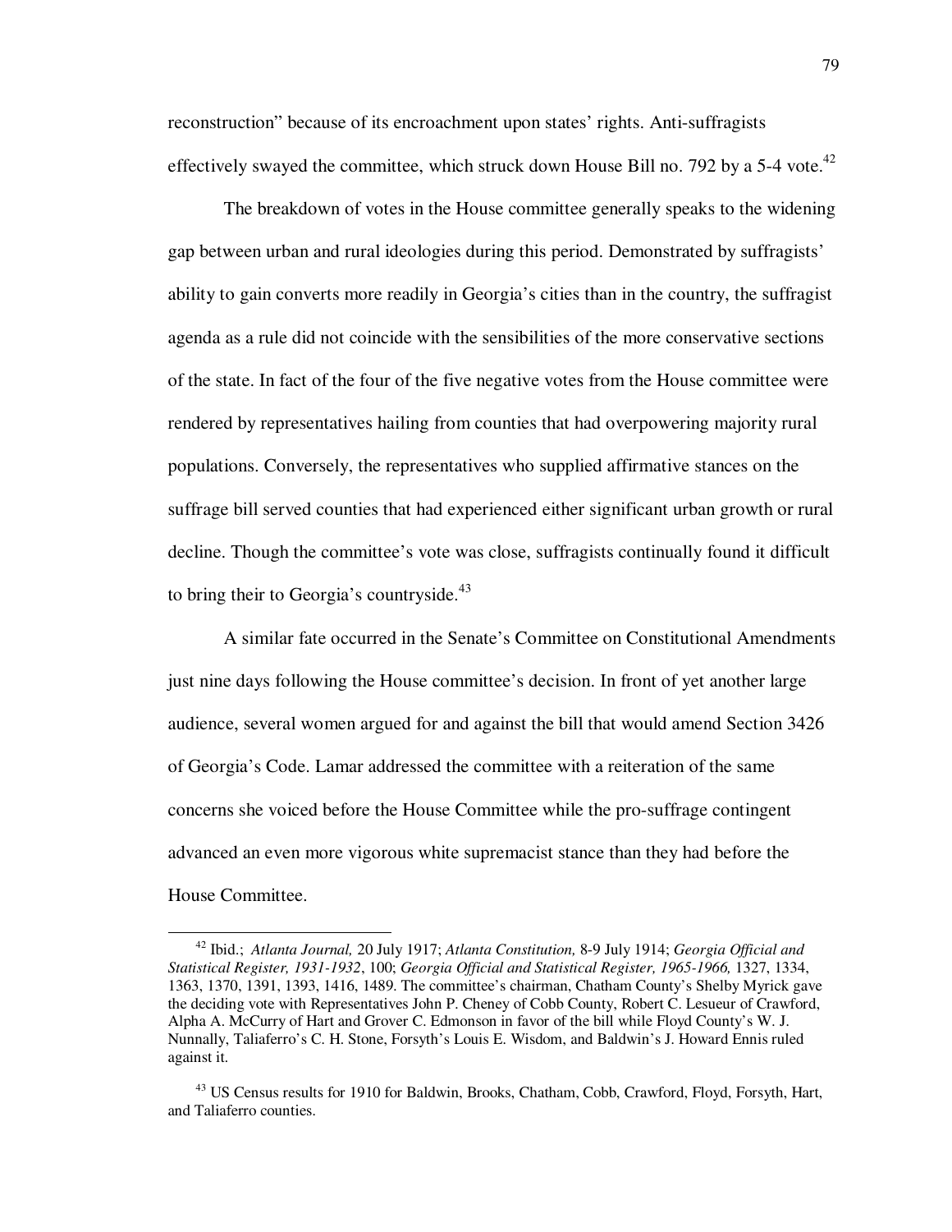reconstruction" because of its encroachment upon states' rights. Anti-suffragists effectively swayed the committee, which struck down House Bill no. 792 by a 5-4 vote.[42]

The breakdown of votes in the House committee generally speaks to the widening gap between urban and rural ideologies during this period. Demonstrated by suffragists' ability to gain converts more readily in Georgia's cities than in the country, the suffragist agenda as a rule did not coincide with the sensibilities of the more conservative sections of the state. In fact of the four of the five negative votes from the House committee were rendered by representatives hailing from counties that had overpowering majority rural populations. Conversely, the representatives who supplied affirmative stances on the suffrage bill served counties that had experienced either significant urban growth or rural decline. Though the committee's vote was close, suffragists continually found it difficult to bring their to Georgia's countryside.[43]

A similar fate occurred in the Senate's Committee on Constitutional Amendments just nine days following the House committee's decision. In front of yet another large audience, several women argued for and against the bill that would amend Section 3426 of Georgia's Code. Lamar addressed the committee with a reiteration of the same concerns she voiced before the House Committee while the pro-suffrage contingent advanced an even more vigorous white supremacist stance than they had before the House Committee.

---

[42] Ibid.; *Atlanta Journal,* 20 July 1917; *Atlanta Constitution,* 8-9 July 1914; *Georgia Official and Statistical Register, 1931-1932*, 100; *Georgia Official and Statistical Register, 1965-1966,* 1327, 1334, 1363, 1370, 1391, 1393, 1416, 1489. The committee's chairman, Chatham County's Shelby Myrick gave the deciding vote with Representatives John P. Cheney of Cobb County, Robert C. Lesueur of Crawford, Alpha A. McCurry of Hart and Grover C. Edmonson in favor of the bill while Floyd County's W. J. Nunnally, Taliaferro's C. H. Stone, Forsyth's Louis E. Wisdom, and Baldwin's J. Howard Ennis ruled against it.

[43] US Census results for 1910 for Baldwin, Brooks, Chatham, Cobb, Crawford, Floyd, Forsyth, Hart, and Taliaferro counties.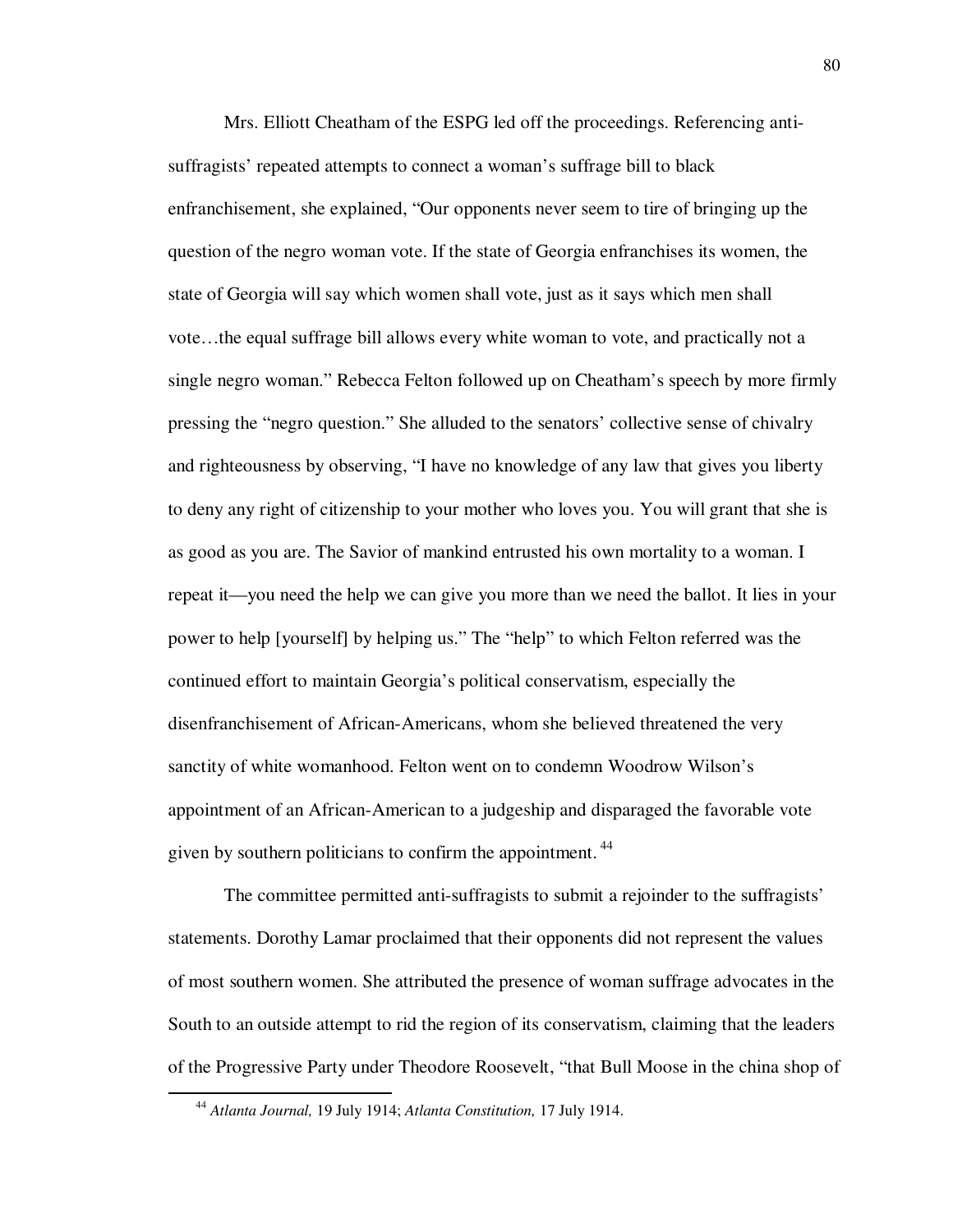Mrs. Elliott Cheatham of the ESPG led off the proceedings. Referencing anti-suffragists' repeated attempts to connect a woman's suffrage bill to black enfranchisement, she explained, "Our opponents never seem to tire of bringing up the question of the negro woman vote. If the state of Georgia enfranchises its women, the state of Georgia will say which women shall vote, just as it says which men shall vote…the equal suffrage bill allows every white woman to vote, and practically not a single negro woman." Rebecca Felton followed up on Cheatham's speech by more firmly pressing the "negro question." She alluded to the senators' collective sense of chivalry and righteousness by observing, "I have no knowledge of any law that gives you liberty to deny any right of citizenship to your mother who loves you. You will grant that she is as good as you are. The Savior of mankind entrusted his own mortality to a woman. I repeat it—you need the help we can give you more than we need the ballot. It lies in your power to help [yourself] by helping us." The "help" to which Felton referred was the continued effort to maintain Georgia's political conservatism, especially the disenfranchisement of African-Americans, whom she believed threatened the very sanctity of white womanhood. Felton went on to condemn Woodrow Wilson's appointment of an African-American to a judgeship and disparaged the favorable vote given by southern politicians to confirm the appointment.[44]

The committee permitted anti-suffragists to submit a rejoinder to the suffragists' statements. Dorothy Lamar proclaimed that their opponents did not represent the values of most southern women. She attributed the presence of woman suffrage advocates in the South to an outside attempt to rid the region of its conservatism, claiming that the leaders of the Progressive Party under Theodore Roosevelt, "that Bull Moose in the china shop of

[44] *Atlanta Journal,* 19 July 1914; *Atlanta Constitution,* 17 July 1914.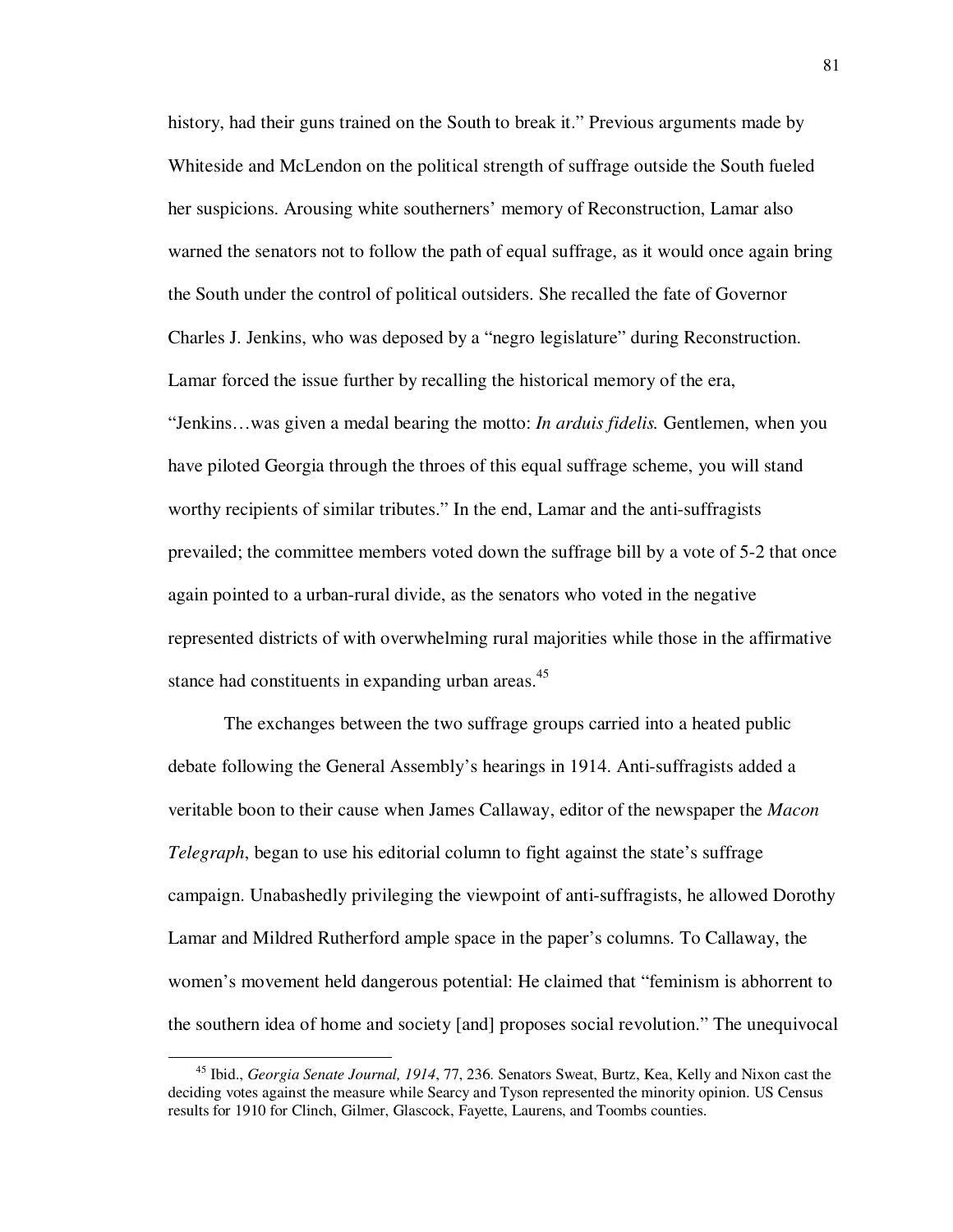history, had their guns trained on the South to break it." Previous arguments made by Whiteside and McLendon on the political strength of suffrage outside the South fueled her suspicions. Arousing white southerners' memory of Reconstruction, Lamar also warned the senators not to follow the path of equal suffrage, as it would once again bring the South under the control of political outsiders. She recalled the fate of Governor Charles J. Jenkins, who was deposed by a "negro legislature" during Reconstruction. Lamar forced the issue further by recalling the historical memory of the era, "Jenkins…was given a medal bearing the motto: *In arduis fidelis.* Gentlemen, when you have piloted Georgia through the throes of this equal suffrage scheme, you will stand worthy recipients of similar tributes." In the end, Lamar and the anti-suffragists prevailed; the committee members voted down the suffrage bill by a vote of 5-2 that once again pointed to a urban-rural divide, as the senators who voted in the negative represented districts of with overwhelming rural majorities while those in the affirmative stance had constituents in expanding urban areas.[45]

The exchanges between the two suffrage groups carried into a heated public debate following the General Assembly's hearings in 1914. Anti-suffragists added a veritable boon to their cause when James Callaway, editor of the newspaper the *Macon Telegraph*, began to use his editorial column to fight against the state's suffrage campaign. Unabashedly privileging the viewpoint of anti-suffragists, he allowed Dorothy Lamar and Mildred Rutherford ample space in the paper's columns. To Callaway, the women's movement held dangerous potential: He claimed that "feminism is abhorrent to the southern idea of home and society [and] proposes social revolution." The unequivocal

---

[45] Ibid., *Georgia Senate Journal, 1914*, 77, 236. Senators Sweat, Burtz, Kea, Kelly and Nixon cast the deciding votes against the measure while Searcy and Tyson represented the minority opinion. US Census results for 1910 for Clinch, Gilmer, Glascock, Fayette, Laurens, and Toombs counties.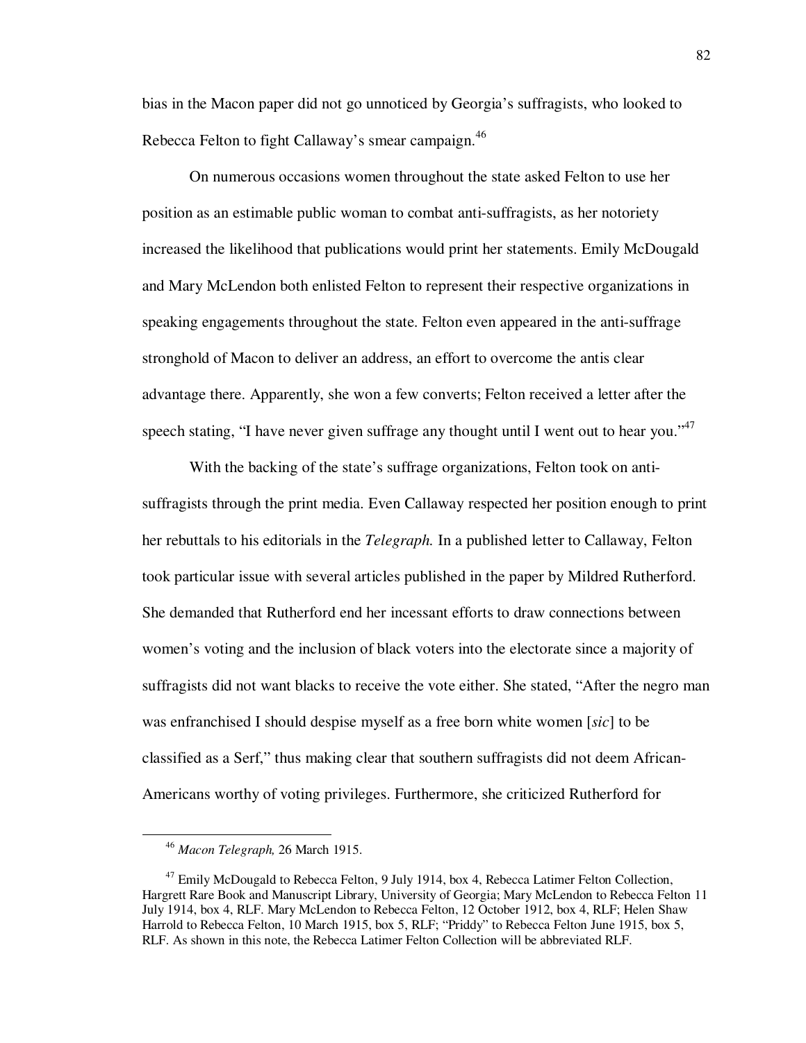bias in the Macon paper did not go unnoticed by Georgia's suffragists, who looked to Rebecca Felton to fight Callaway's smear campaign.[46]

On numerous occasions women throughout the state asked Felton to use her position as an estimable public woman to combat anti-suffragists, as her notoriety increased the likelihood that publications would print her statements. Emily McDougald and Mary McLendon both enlisted Felton to represent their respective organizations in speaking engagements throughout the state. Felton even appeared in the anti-suffrage stronghold of Macon to deliver an address, an effort to overcome the antis clear advantage there. Apparently, she won a few converts; Felton received a letter after the speech stating, "I have never given suffrage any thought until I went out to hear you."[47]

With the backing of the state's suffrage organizations, Felton took on anti-suffragists through the print media. Even Callaway respected her position enough to print her rebuttals to his editorials in the *Telegraph.* In a published letter to Callaway, Felton took particular issue with several articles published in the paper by Mildred Rutherford. She demanded that Rutherford end her incessant efforts to draw connections between women's voting and the inclusion of black voters into the electorate since a majority of suffragists did not want blacks to receive the vote either. She stated, "After the negro man was enfranchised I should despise myself as a free born white women [*sic*] to be classified as a Serf," thus making clear that southern suffragists did not deem African-Americans worthy of voting privileges. Furthermore, she criticized Rutherford for

---

[46] *Macon Telegraph,* 26 March 1915.

[47] Emily McDougald to Rebecca Felton, 9 July 1914, box 4, Rebecca Latimer Felton Collection, Hargrett Rare Book and Manuscript Library, University of Georgia; Mary McLendon to Rebecca Felton 11 July 1914, box 4, RLF. Mary McLendon to Rebecca Felton, 12 October 1912, box 4, RLF; Helen Shaw Harrold to Rebecca Felton, 10 March 1915, box 5, RLF; "Priddy" to Rebecca Felton June 1915, box 5, RLF. As shown in this note, the Rebecca Latimer Felton Collection will be abbreviated RLF.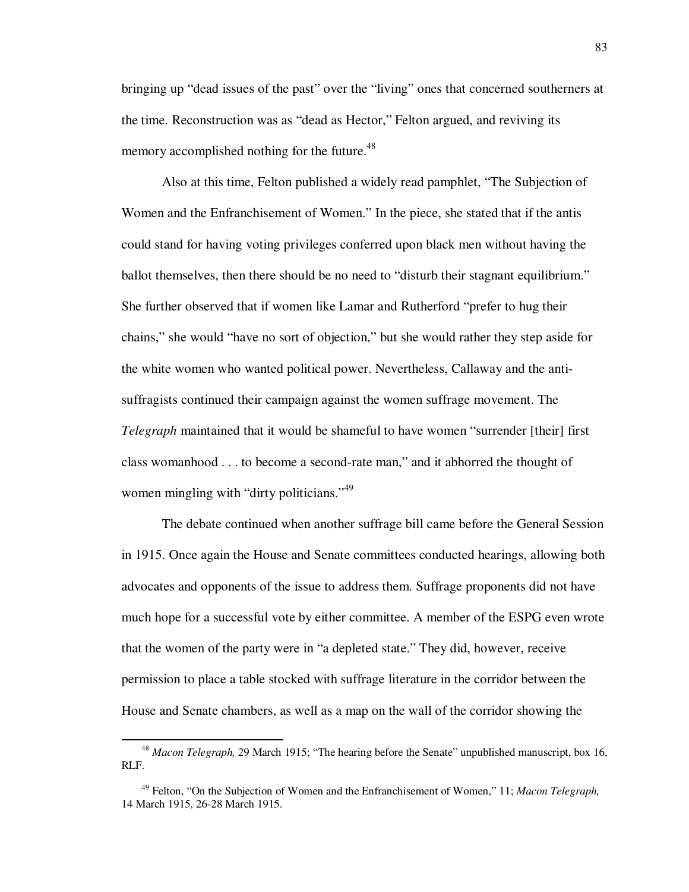bringing up "dead issues of the past" over the "living" ones that concerned southerners at the time. Reconstruction was as "dead as Hector," Felton argued, and reviving its memory accomplished nothing for the future.[48]

Also at this time, Felton published a widely read pamphlet, "The Subjection of Women and the Enfranchisement of Women." In the piece, she stated that if the antis could stand for having voting privileges conferred upon black men without having the ballot themselves, then there should be no need to "disturb their stagnant equilibrium." She further observed that if women like Lamar and Rutherford "prefer to hug their chains," she would "have no sort of objection," but she would rather they step aside for the white women who wanted political power. Nevertheless, Callaway and the anti-suffragists continued their campaign against the women suffrage movement. The *Telegraph* maintained that it would be shameful to have women "surrender [their] first class womanhood . . . to become a second-rate man," and it abhorred the thought of women mingling with "dirty politicians."[49]

The debate continued when another suffrage bill came before the General Session in 1915. Once again the House and Senate committees conducted hearings, allowing both advocates and opponents of the issue to address them. Suffrage proponents did not have much hope for a successful vote by either committee. A member of the ESPG even wrote that the women of the party were in "a depleted state." They did, however, receive permission to place a table stocked with suffrage literature in the corridor between the House and Senate chambers, as well as a map on the wall of the corridor showing the

---

[48] *Macon Telegraph,* 29 March 1915; "The hearing before the Senate" unpublished manuscript, box 16, RLF.

[49] Felton, "On the Subjection of Women and the Enfranchisement of Women," 11; *Macon Telegraph,* 14 March 1915, 26-28 March 1915.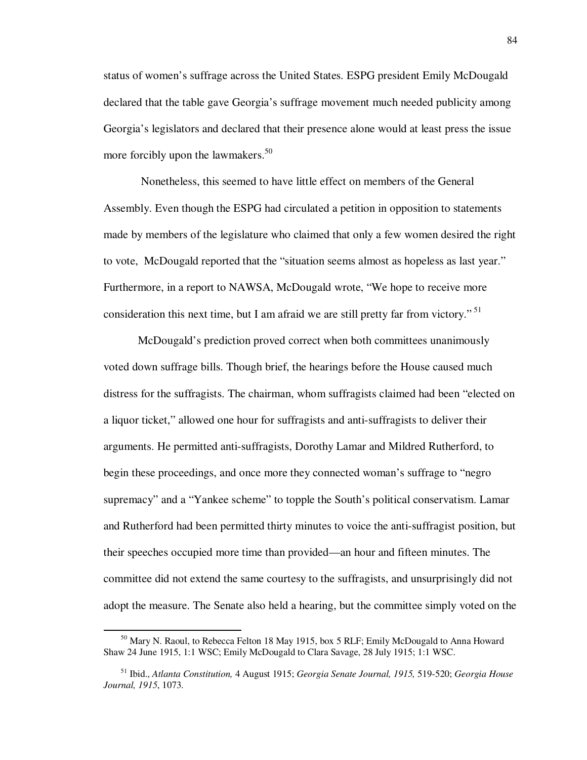status of women's suffrage across the United States. ESPG president Emily McDougald declared that the table gave Georgia's suffrage movement much needed publicity among Georgia's legislators and declared that their presence alone would at least press the issue more forcibly upon the lawmakers.[50]

Nonetheless, this seemed to have little effect on members of the General Assembly. Even though the ESPG had circulated a petition in opposition to statements made by members of the legislature who claimed that only a few women desired the right to vote, McDougald reported that the "situation seems almost as hopeless as last year." Furthermore, in a report to NAWSA, McDougald wrote, "We hope to receive more consideration this next time, but I am afraid we are still pretty far from victory." [51]

McDougald's prediction proved correct when both committees unanimously voted down suffrage bills. Though brief, the hearings before the House caused much distress for the suffragists. The chairman, whom suffragists claimed had been "elected on a liquor ticket," allowed one hour for suffragists and anti-suffragists to deliver their arguments. He permitted anti-suffragists, Dorothy Lamar and Mildred Rutherford, to begin these proceedings, and once more they connected woman's suffrage to "negro supremacy" and a "Yankee scheme" to topple the South's political conservatism. Lamar and Rutherford had been permitted thirty minutes to voice the anti-suffragist position, but their speeches occupied more time than provided—an hour and fifteen minutes. The committee did not extend the same courtesy to the suffragists, and unsurprisingly did not adopt the measure. The Senate also held a hearing, but the committee simply voted on the

---

[50] Mary N. Raoul, to Rebecca Felton 18 May 1915, box 5 RLF; Emily McDougald to Anna Howard Shaw 24 June 1915, 1:1 WSC; Emily McDougald to Clara Savage, 28 July 1915; 1:1 WSC.

[51] Ibid., *Atlanta Constitution,* 4 August 1915; *Georgia Senate Journal, 1915,* 519-520; *Georgia House Journal, 1915*, 1073.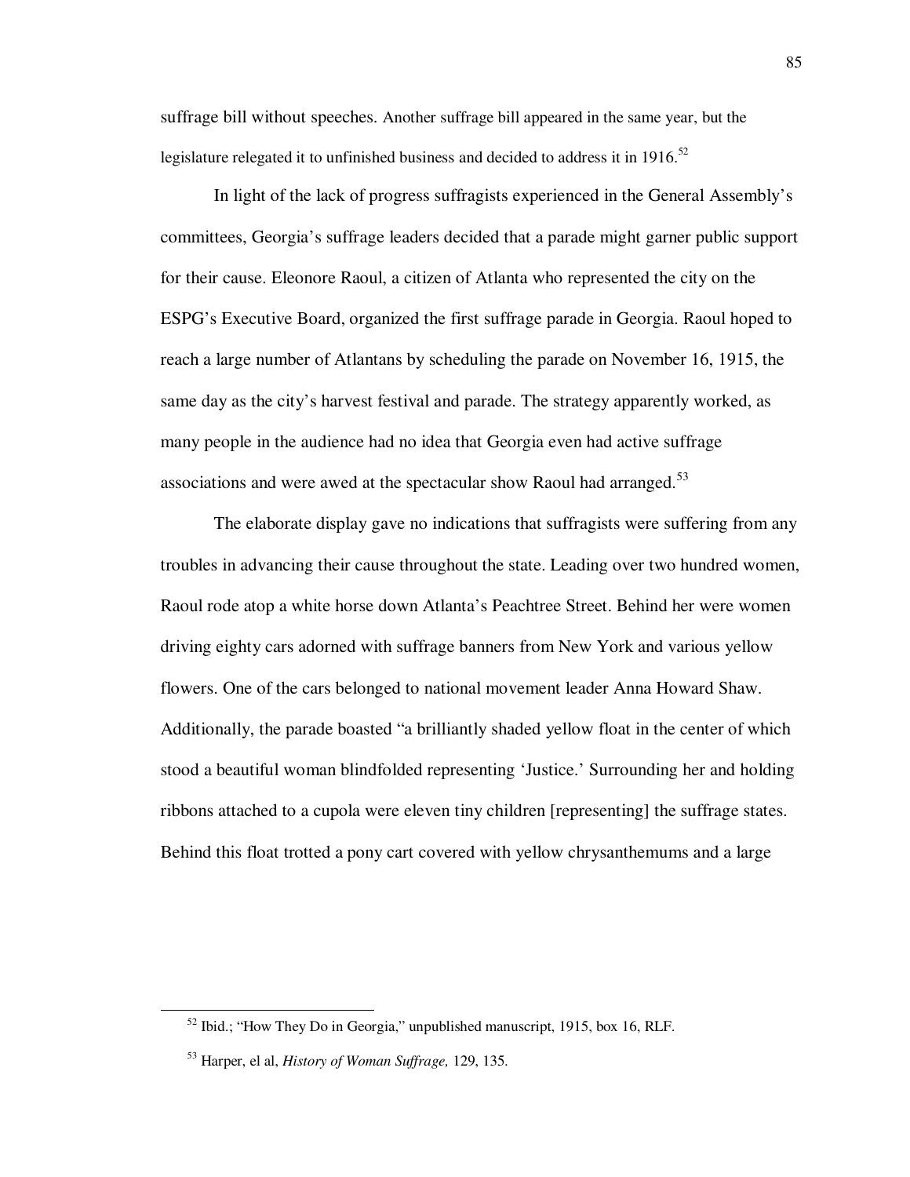suffrage bill without speeches. Another suffrage bill appeared in the same year, but the legislature relegated it to unfinished business and decided to address it in 1916.[52]

In light of the lack of progress suffragists experienced in the General Assembly's committees, Georgia's suffrage leaders decided that a parade might garner public support for their cause. Eleonore Raoul, a citizen of Atlanta who represented the city on the ESPG's Executive Board, organized the first suffrage parade in Georgia. Raoul hoped to reach a large number of Atlantans by scheduling the parade on November 16, 1915, the same day as the city's harvest festival and parade. The strategy apparently worked, as many people in the audience had no idea that Georgia even had active suffrage associations and were awed at the spectacular show Raoul had arranged.[53]

The elaborate display gave no indications that suffragists were suffering from any troubles in advancing their cause throughout the state. Leading over two hundred women, Raoul rode atop a white horse down Atlanta's Peachtree Street. Behind her were women driving eighty cars adorned with suffrage banners from New York and various yellow flowers. One of the cars belonged to national movement leader Anna Howard Shaw. Additionally, the parade boasted "a brilliantly shaded yellow float in the center of which stood a beautiful woman blindfolded representing 'Justice.' Surrounding her and holding ribbons attached to a cupola were eleven tiny children [representing] the suffrage states. Behind this float trotted a pony cart covered with yellow chrysanthemums and a large

---

[52] Ibid.; "How They Do in Georgia," unpublished manuscript, 1915, box 16, RLF.

[53] Harper, el al, *History of Woman Suffrage,* 129, 135.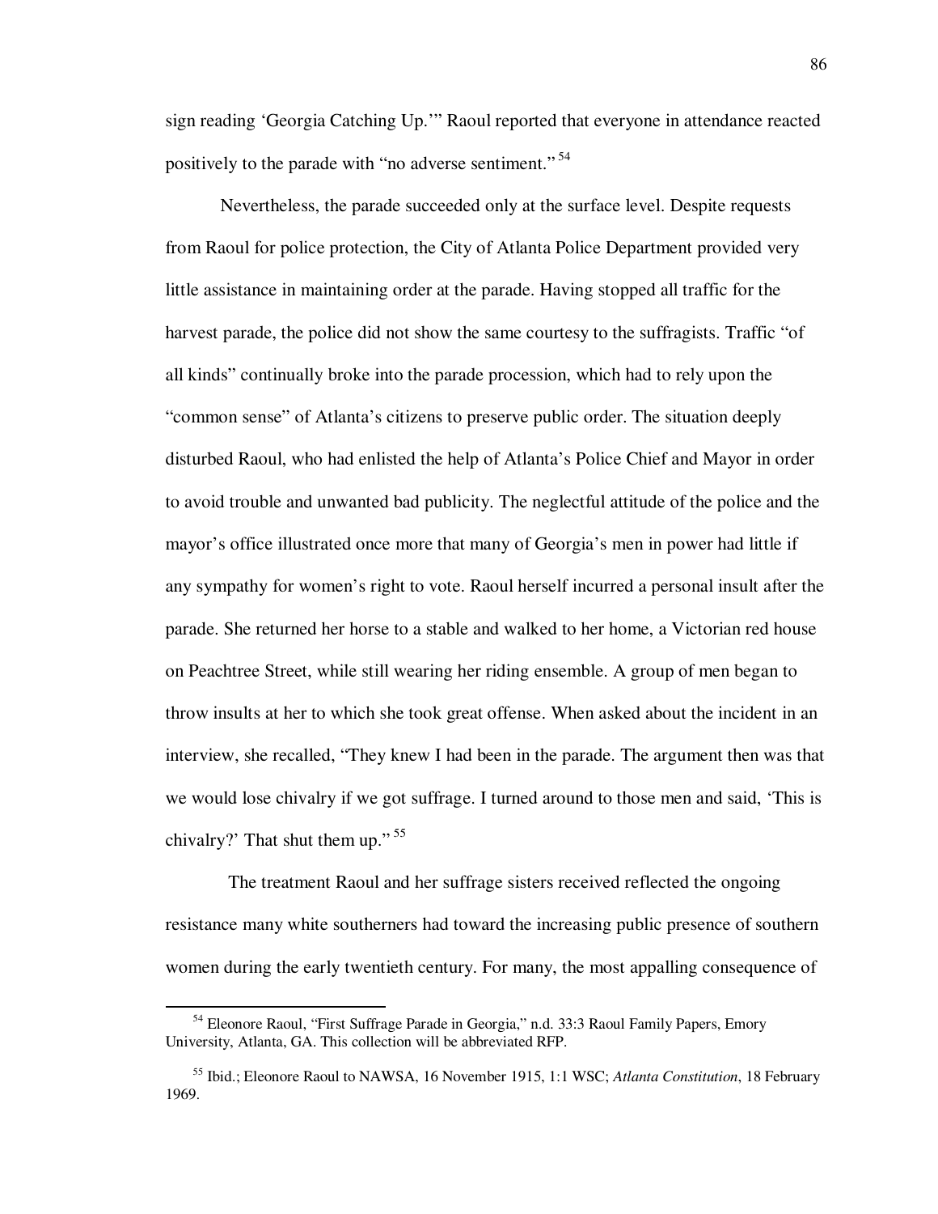sign reading ‘Georgia Catching Up.’” Raoul reported that everyone in attendance reacted positively to the parade with “no adverse sentiment.”[54]

Nevertheless, the parade succeeded only at the surface level. Despite requests from Raoul for police protection, the City of Atlanta Police Department provided very little assistance in maintaining order at the parade. Having stopped all traffic for the harvest parade, the police did not show the same courtesy to the suffragists. Traffic “of all kinds” continually broke into the parade procession, which had to rely upon the “common sense” of Atlanta’s citizens to preserve public order. The situation deeply disturbed Raoul, who had enlisted the help of Atlanta’s Police Chief and Mayor in order to avoid trouble and unwanted bad publicity. The neglectful attitude of the police and the mayor’s office illustrated once more that many of Georgia’s men in power had little if any sympathy for women’s right to vote. Raoul herself incurred a personal insult after the parade. She returned her horse to a stable and walked to her home, a Victorian red house on Peachtree Street, while still wearing her riding ensemble. A group of men began to throw insults at her to which she took great offense. When asked about the incident in an interview, she recalled, “They knew I had been in the parade. The argument then was that we would lose chivalry if we got suffrage. I turned around to those men and said, ‘This is chivalry?’ That shut them up.”[55]

The treatment Raoul and her suffrage sisters received reflected the ongoing resistance many white southerners had toward the increasing public presence of southern women during the early twentieth century. For many, the most appalling consequence of

---

[54] Eleonore Raoul, “First Suffrage Parade in Georgia,” n.d. 33:3 Raoul Family Papers, Emory University, Atlanta, GA. This collection will be abbreviated RFP.

[55] Ibid.; Eleonore Raoul to NAWSA, 16 November 1915, 1:1 WSC; *Atlanta Constitution*, 18 February 1969.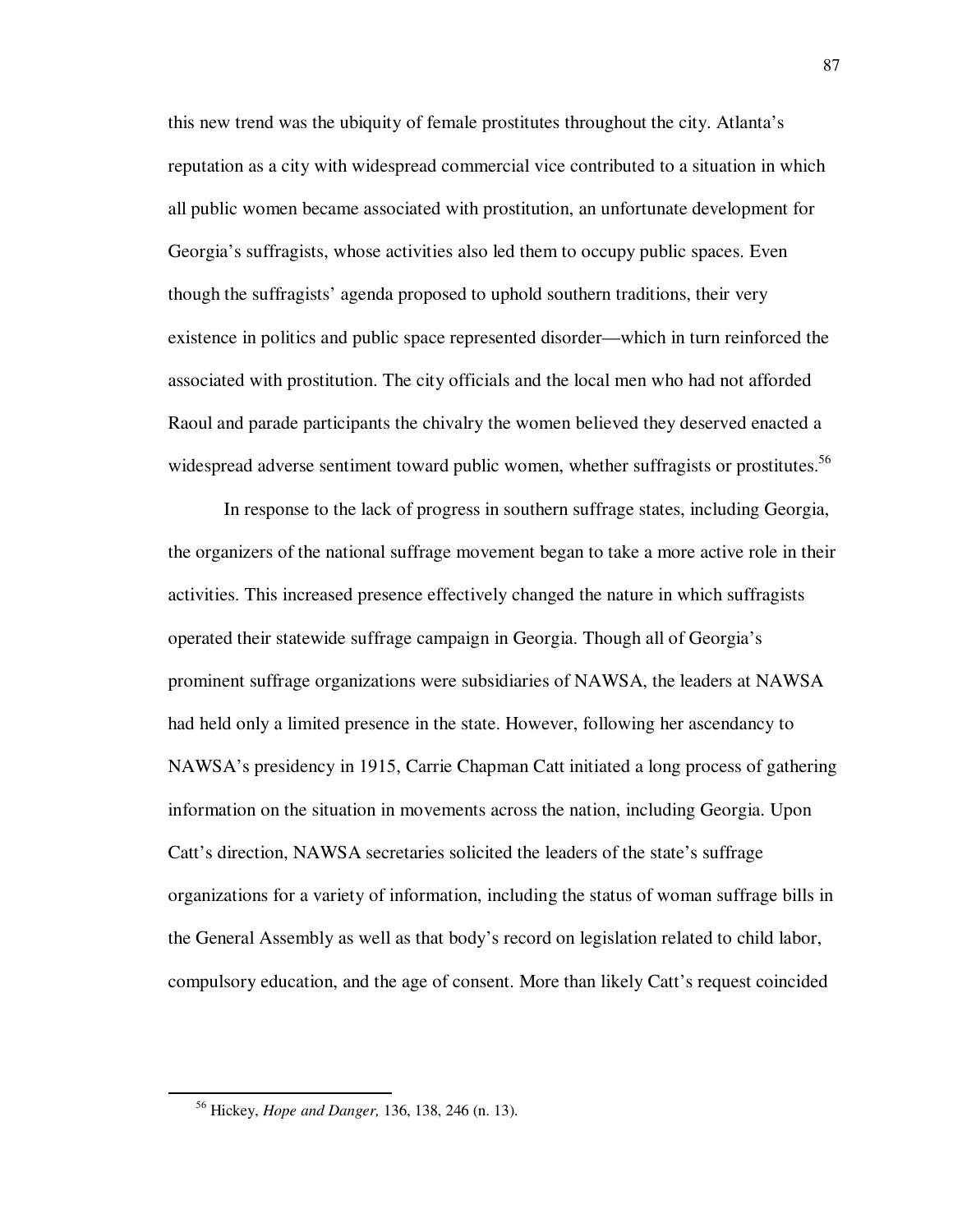this new trend was the ubiquity of female prostitutes throughout the city. Atlanta's reputation as a city with widespread commercial vice contributed to a situation in which all public women became associated with prostitution, an unfortunate development for Georgia's suffragists, whose activities also led them to occupy public spaces. Even though the suffragists' agenda proposed to uphold southern traditions, their very existence in politics and public space represented disorder—which in turn reinforced the associated with prostitution. The city officials and the local men who had not afforded Raoul and parade participants the chivalry the women believed they deserved enacted a widespread adverse sentiment toward public women, whether suffragists or prostitutes.[56]

In response to the lack of progress in southern suffrage states, including Georgia, the organizers of the national suffrage movement began to take a more active role in their activities. This increased presence effectively changed the nature in which suffragists operated their statewide suffrage campaign in Georgia. Though all of Georgia's prominent suffrage organizations were subsidiaries of NAWSA, the leaders at NAWSA had held only a limited presence in the state. However, following her ascendancy to NAWSA's presidency in 1915, Carrie Chapman Catt initiated a long process of gathering information on the situation in movements across the nation, including Georgia. Upon Catt's direction, NAWSA secretaries solicited the leaders of the state's suffrage organizations for a variety of information, including the status of woman suffrage bills in the General Assembly as well as that body's record on legislation related to child labor, compulsory education, and the age of consent. More than likely Catt's request coincided

[56] Hickey, *Hope and Danger,* 136, 138, 246 (n. 13).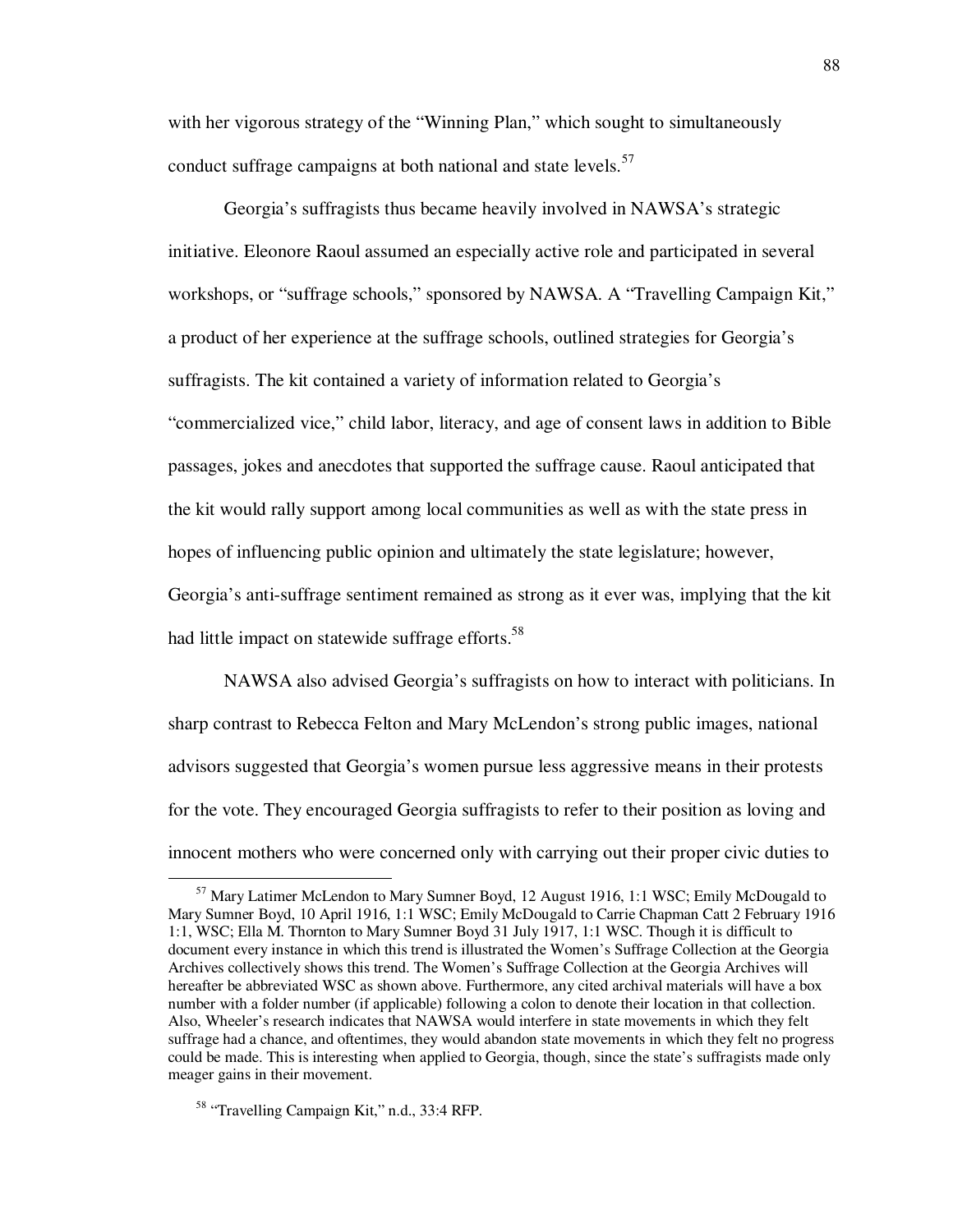with her vigorous strategy of the "Winning Plan," which sought to simultaneously conduct suffrage campaigns at both national and state levels.[57]

Georgia's suffragists thus became heavily involved in NAWSA's strategic initiative. Eleonore Raoul assumed an especially active role and participated in several workshops, or "suffrage schools," sponsored by NAWSA. A "Travelling Campaign Kit," a product of her experience at the suffrage schools, outlined strategies for Georgia's suffragists. The kit contained a variety of information related to Georgia's "commercialized vice," child labor, literacy, and age of consent laws in addition to Bible passages, jokes and anecdotes that supported the suffrage cause. Raoul anticipated that the kit would rally support among local communities as well as with the state press in hopes of influencing public opinion and ultimately the state legislature; however, Georgia's anti-suffrage sentiment remained as strong as it ever was, implying that the kit had little impact on statewide suffrage efforts.[58]

NAWSA also advised Georgia's suffragists on how to interact with politicians. In sharp contrast to Rebecca Felton and Mary McLendon's strong public images, national advisors suggested that Georgia's women pursue less aggressive means in their protests for the vote. They encouraged Georgia suffragists to refer to their position as loving and innocent mothers who were concerned only with carrying out their proper civic duties to

---

[57] Mary Latimer McLendon to Mary Sumner Boyd, 12 August 1916, 1:1 WSC; Emily McDougald to Mary Sumner Boyd, 10 April 1916, 1:1 WSC; Emily McDougald to Carrie Chapman Catt 2 February 1916 1:1, WSC; Ella M. Thornton to Mary Sumner Boyd 31 July 1917, 1:1 WSC. Though it is difficult to document every instance in which this trend is illustrated the Women's Suffrage Collection at the Georgia Archives collectively shows this trend. The Women's Suffrage Collection at the Georgia Archives will hereafter be abbreviated WSC as shown above. Furthermore, any cited archival materials will have a box number with a folder number (if applicable) following a colon to denote their location in that collection. Also, Wheeler's research indicates that NAWSA would interfere in state movements in which they felt suffrage had a chance, and oftentimes, they would abandon state movements in which they felt no progress could be made. This is interesting when applied to Georgia, though, since the state's suffragists made only meager gains in their movement.

[58] "Travelling Campaign Kit," n.d., 33:4 RFP.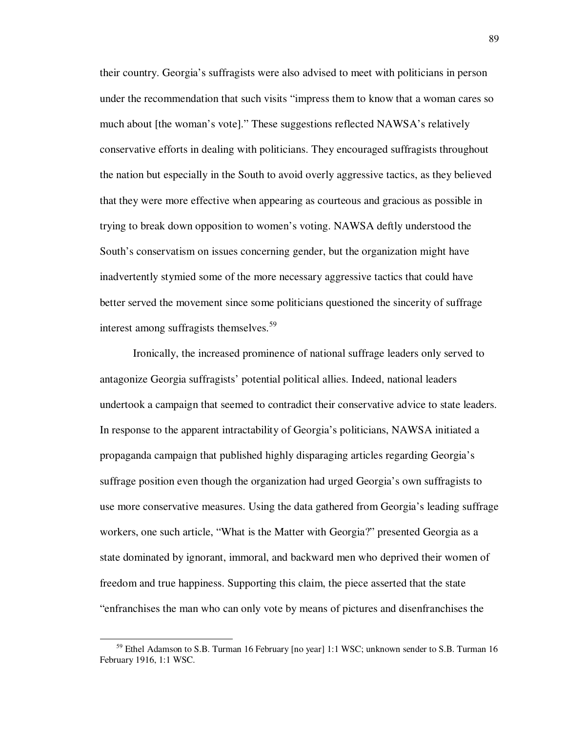their country. Georgia's suffragists were also advised to meet with politicians in person under the recommendation that such visits "impress them to know that a woman cares so much about [the woman's vote]." These suggestions reflected NAWSA's relatively conservative efforts in dealing with politicians. They encouraged suffragists throughout the nation but especially in the South to avoid overly aggressive tactics, as they believed that they were more effective when appearing as courteous and gracious as possible in trying to break down opposition to women's voting. NAWSA deftly understood the South's conservatism on issues concerning gender, but the organization might have inadvertently stymied some of the more necessary aggressive tactics that could have better served the movement since some politicians questioned the sincerity of suffrage interest among suffragists themselves.[59]

Ironically, the increased prominence of national suffrage leaders only served to antagonize Georgia suffragists' potential political allies. Indeed, national leaders undertook a campaign that seemed to contradict their conservative advice to state leaders. In response to the apparent intractability of Georgia's politicians, NAWSA initiated a propaganda campaign that published highly disparaging articles regarding Georgia's suffrage position even though the organization had urged Georgia's own suffragists to use more conservative measures. Using the data gathered from Georgia's leading suffrage workers, one such article, "What is the Matter with Georgia?" presented Georgia as a state dominated by ignorant, immoral, and backward men who deprived their women of freedom and true happiness. Supporting this claim, the piece asserted that the state "enfranchises the man who can only vote by means of pictures and disenfranchises the

---

[59] Ethel Adamson to S.B. Turman 16 February [no year] 1:1 WSC; unknown sender to S.B. Turman 16 February 1916, 1:1 WSC.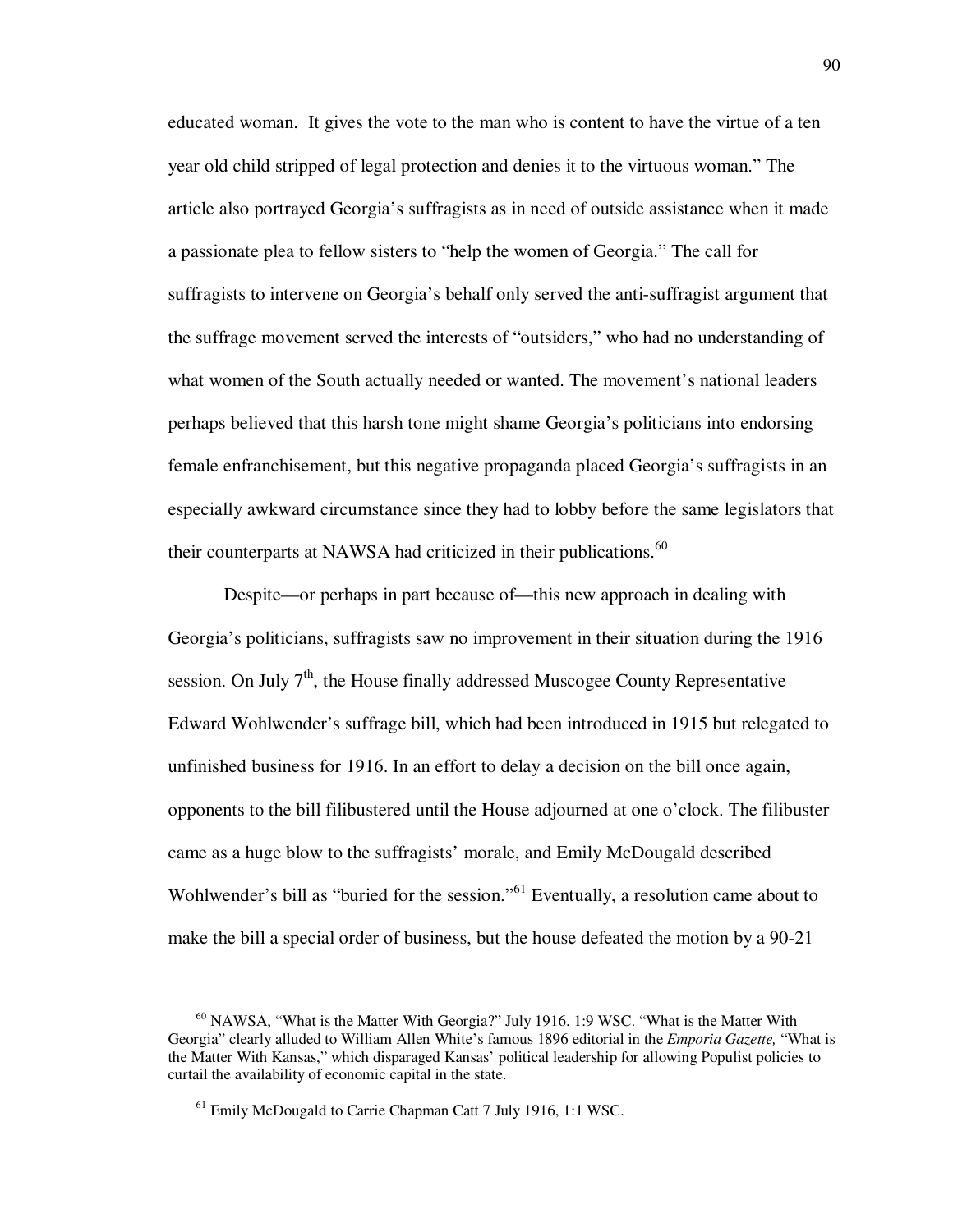educated woman. It gives the vote to the man who is content to have the virtue of a ten year old child stripped of legal protection and denies it to the virtuous woman." The article also portrayed Georgia's suffragists as in need of outside assistance when it made a passionate plea to fellow sisters to "help the women of Georgia." The call for suffragists to intervene on Georgia's behalf only served the anti-suffragist argument that the suffrage movement served the interests of "outsiders," who had no understanding of what women of the South actually needed or wanted. The movement's national leaders perhaps believed that this harsh tone might shame Georgia's politicians into endorsing female enfranchisement, but this negative propaganda placed Georgia's suffragists in an especially awkward circumstance since they had to lobby before the same legislators that their counterparts at NAWSA had criticized in their publications.[60]

Despite—or perhaps in part because of—this new approach in dealing with Georgia's politicians, suffragists saw no improvement in their situation during the 1916 session. On July 7th, the House finally addressed Muscogee County Representative Edward Wohlwender's suffrage bill, which had been introduced in 1915 but relegated to unfinished business for 1916. In an effort to delay a decision on the bill once again, opponents to the bill filibustered until the House adjourned at one o'clock. The filibuster came as a huge blow to the suffragists' morale, and Emily McDougald described Wohlwender's bill as "buried for the session."[61] Eventually, a resolution came about to make the bill a special order of business, but the house defeated the motion by a 90-21

---

[60] NAWSA, "What is the Matter With Georgia?" July 1916. 1:9 WSC. "What is the Matter With Georgia" clearly alluded to William Allen White's famous 1896 editorial in the *Emporia Gazette,* "What is the Matter With Kansas," which disparaged Kansas' political leadership for allowing Populist policies to curtail the availability of economic capital in the state.

[61] Emily McDougald to Carrie Chapman Catt 7 July 1916, 1:1 WSC.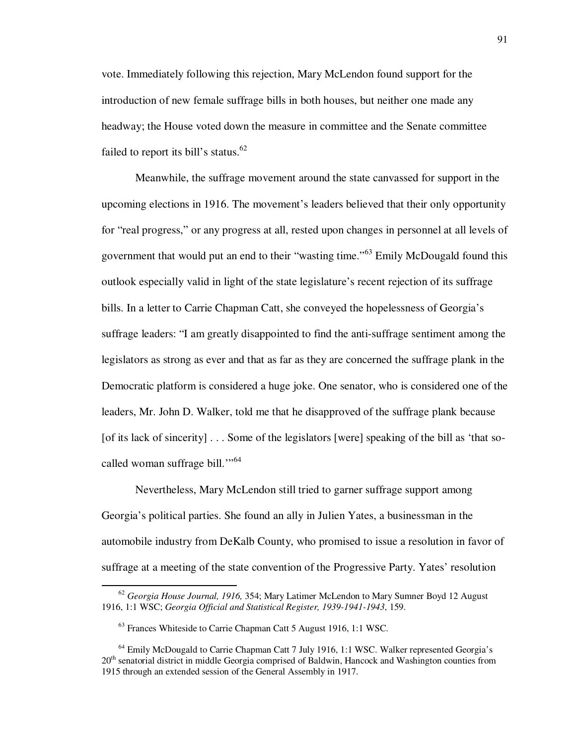vote. Immediately following this rejection, Mary McLendon found support for the introduction of new female suffrage bills in both houses, but neither one made any headway; the House voted down the measure in committee and the Senate committee failed to report its bill's status.[62]

Meanwhile, the suffrage movement around the state canvassed for support in the upcoming elections in 1916. The movement's leaders believed that their only opportunity for "real progress," or any progress at all, rested upon changes in personnel at all levels of government that would put an end to their "wasting time."[63] Emily McDougald found this outlook especially valid in light of the state legislature's recent rejection of its suffrage bills. In a letter to Carrie Chapman Catt, she conveyed the hopelessness of Georgia's suffrage leaders: "I am greatly disappointed to find the anti-suffrage sentiment among the legislators as strong as ever and that as far as they are concerned the suffrage plank in the Democratic platform is considered a huge joke. One senator, who is considered one of the leaders, Mr. John D. Walker, told me that he disapproved of the suffrage plank because [of its lack of sincerity] . . . Some of the legislators [were] speaking of the bill as 'that so-called woman suffrage bill.'"[64]

Nevertheless, Mary McLendon still tried to garner suffrage support among Georgia's political parties. She found an ally in Julien Yates, a businessman in the automobile industry from DeKalb County, who promised to issue a resolution in favor of suffrage at a meeting of the state convention of the Progressive Party. Yates' resolution

---

[62] *Georgia House Journal, 1916,* 354; Mary Latimer McLendon to Mary Sumner Boyd 12 August 1916, 1:1 WSC; *Georgia Official and Statistical Register, 1939-1941-1943*, 159.

[63] Frances Whiteside to Carrie Chapman Catt 5 August 1916, 1:1 WSC.

[64] Emily McDougald to Carrie Chapman Catt 7 July 1916, 1:1 WSC. Walker represented Georgia's 20th senatorial district in middle Georgia comprised of Baldwin, Hancock and Washington counties from 1915 through an extended session of the General Assembly in 1917.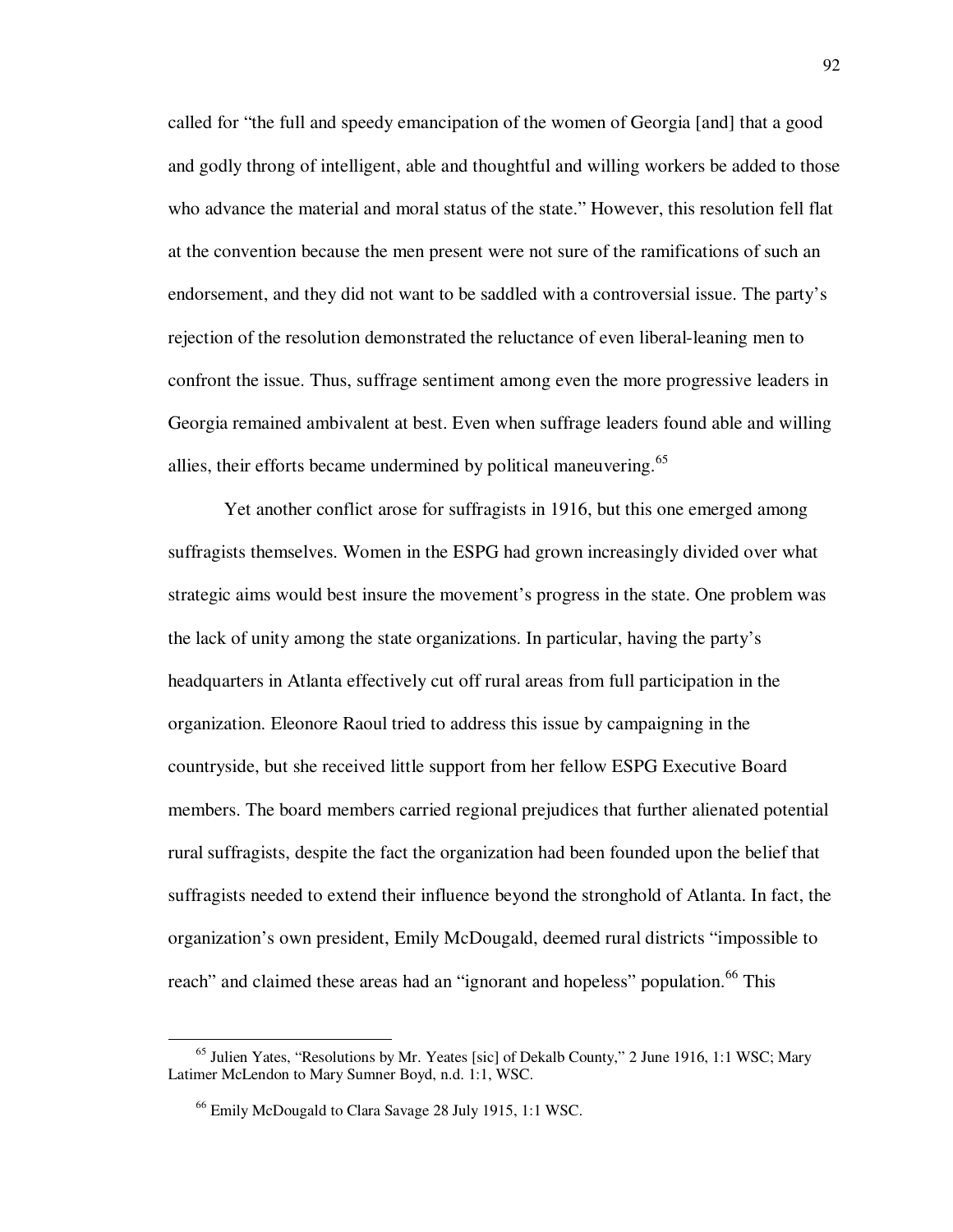called for "the full and speedy emancipation of the women of Georgia [and] that a good and godly throng of intelligent, able and thoughtful and willing workers be added to those who advance the material and moral status of the state." However, this resolution fell flat at the convention because the men present were not sure of the ramifications of such an endorsement, and they did not want to be saddled with a controversial issue. The party's rejection of the resolution demonstrated the reluctance of even liberal-leaning men to confront the issue. Thus, suffrage sentiment among even the more progressive leaders in Georgia remained ambivalent at best. Even when suffrage leaders found able and willing allies, their efforts became undermined by political maneuvering.[65]

Yet another conflict arose for suffragists in 1916, but this one emerged among suffragists themselves. Women in the ESPG had grown increasingly divided over what strategic aims would best insure the movement's progress in the state. One problem was the lack of unity among the state organizations. In particular, having the party's headquarters in Atlanta effectively cut off rural areas from full participation in the organization. Eleonore Raoul tried to address this issue by campaigning in the countryside, but she received little support from her fellow ESPG Executive Board members. The board members carried regional prejudices that further alienated potential rural suffragists, despite the fact the organization had been founded upon the belief that suffragists needed to extend their influence beyond the stronghold of Atlanta. In fact, the organization's own president, Emily McDougald, deemed rural districts "impossible to reach" and claimed these areas had an "ignorant and hopeless" population.[66] This

---

[65] Julien Yates, "Resolutions by Mr. Yeates [sic] of Dekalb County," 2 June 1916, 1:1 WSC; Mary Latimer McLendon to Mary Sumner Boyd, n.d. 1:1, WSC.

[66] Emily McDougald to Clara Savage 28 July 1915, 1:1 WSC.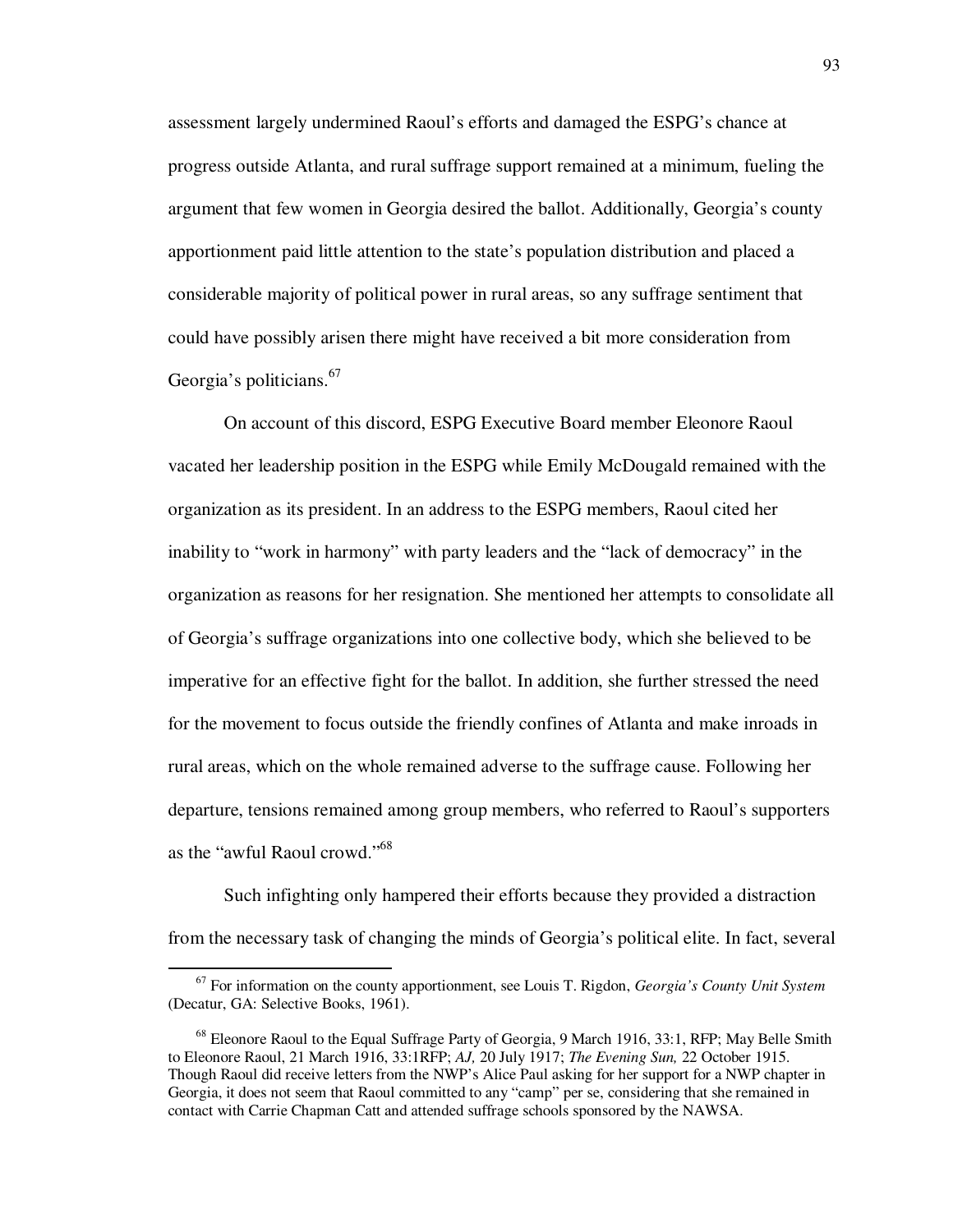assessment largely undermined Raoul's efforts and damaged the ESPG's chance at progress outside Atlanta, and rural suffrage support remained at a minimum, fueling the argument that few women in Georgia desired the ballot. Additionally, Georgia's county apportionment paid little attention to the state's population distribution and placed a considerable majority of political power in rural areas, so any suffrage sentiment that could have possibly arisen there might have received a bit more consideration from Georgia's politicians.[67]

On account of this discord, ESPG Executive Board member Eleonore Raoul vacated her leadership position in the ESPG while Emily McDougald remained with the organization as its president. In an address to the ESPG members, Raoul cited her inability to "work in harmony" with party leaders and the "lack of democracy" in the organization as reasons for her resignation. She mentioned her attempts to consolidate all of Georgia's suffrage organizations into one collective body, which she believed to be imperative for an effective fight for the ballot. In addition, she further stressed the need for the movement to focus outside the friendly confines of Atlanta and make inroads in rural areas, which on the whole remained adverse to the suffrage cause. Following her departure, tensions remained among group members, who referred to Raoul's supporters as the "awful Raoul crowd."[68]

Such infighting only hampered their efforts because they provided a distraction from the necessary task of changing the minds of Georgia's political elite. In fact, several

---

[67] For information on the county apportionment, see Louis T. Rigdon, *Georgia's County Unit System* (Decatur, GA: Selective Books, 1961).

[68] Eleonore Raoul to the Equal Suffrage Party of Georgia, 9 March 1916, 33:1, RFP; May Belle Smith to Eleonore Raoul, 21 March 1916, 33:1RFP; *AJ,* 20 July 1917; *The Evening Sun,* 22 October 1915. Though Raoul did receive letters from the NWP's Alice Paul asking for her support for a NWP chapter in Georgia, it does not seem that Raoul committed to any "camp" per se, considering that she remained in contact with Carrie Chapman Catt and attended suffrage schools sponsored by the NAWSA.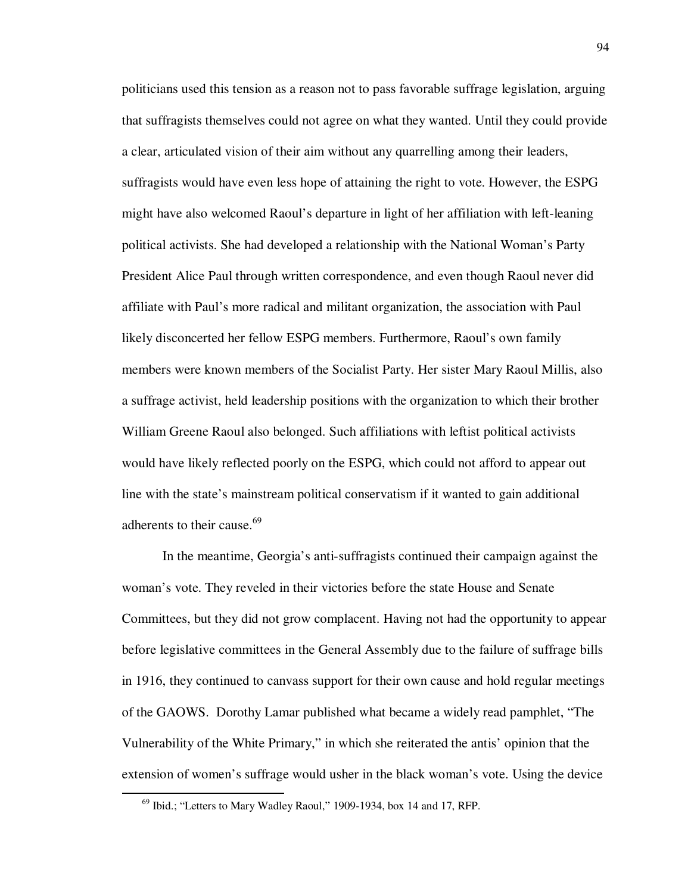politicians used this tension as a reason not to pass favorable suffrage legislation, arguing that suffragists themselves could not agree on what they wanted. Until they could provide a clear, articulated vision of their aim without any quarrelling among their leaders, suffragists would have even less hope of attaining the right to vote. However, the ESPG might have also welcomed Raoul's departure in light of her affiliation with left-leaning political activists. She had developed a relationship with the National Woman's Party President Alice Paul through written correspondence, and even though Raoul never did affiliate with Paul's more radical and militant organization, the association with Paul likely disconcerted her fellow ESPG members. Furthermore, Raoul's own family members were known members of the Socialist Party. Her sister Mary Raoul Millis, also a suffrage activist, held leadership positions with the organization to which their brother William Greene Raoul also belonged. Such affiliations with leftist political activists would have likely reflected poorly on the ESPG, which could not afford to appear out line with the state's mainstream political conservatism if it wanted to gain additional adherents to their cause.[69]

In the meantime, Georgia's anti-suffragists continued their campaign against the woman's vote. They reveled in their victories before the state House and Senate Committees, but they did not grow complacent. Having not had the opportunity to appear before legislative committees in the General Assembly due to the failure of suffrage bills in 1916, they continued to canvass support for their own cause and hold regular meetings of the GAOWS. Dorothy Lamar published what became a widely read pamphlet, "The Vulnerability of the White Primary," in which she reiterated the antis' opinion that the extension of women's suffrage would usher in the black woman's vote. Using the device

[69] Ibid.; "Letters to Mary Wadley Raoul," 1909-1934, box 14 and 17, RFP.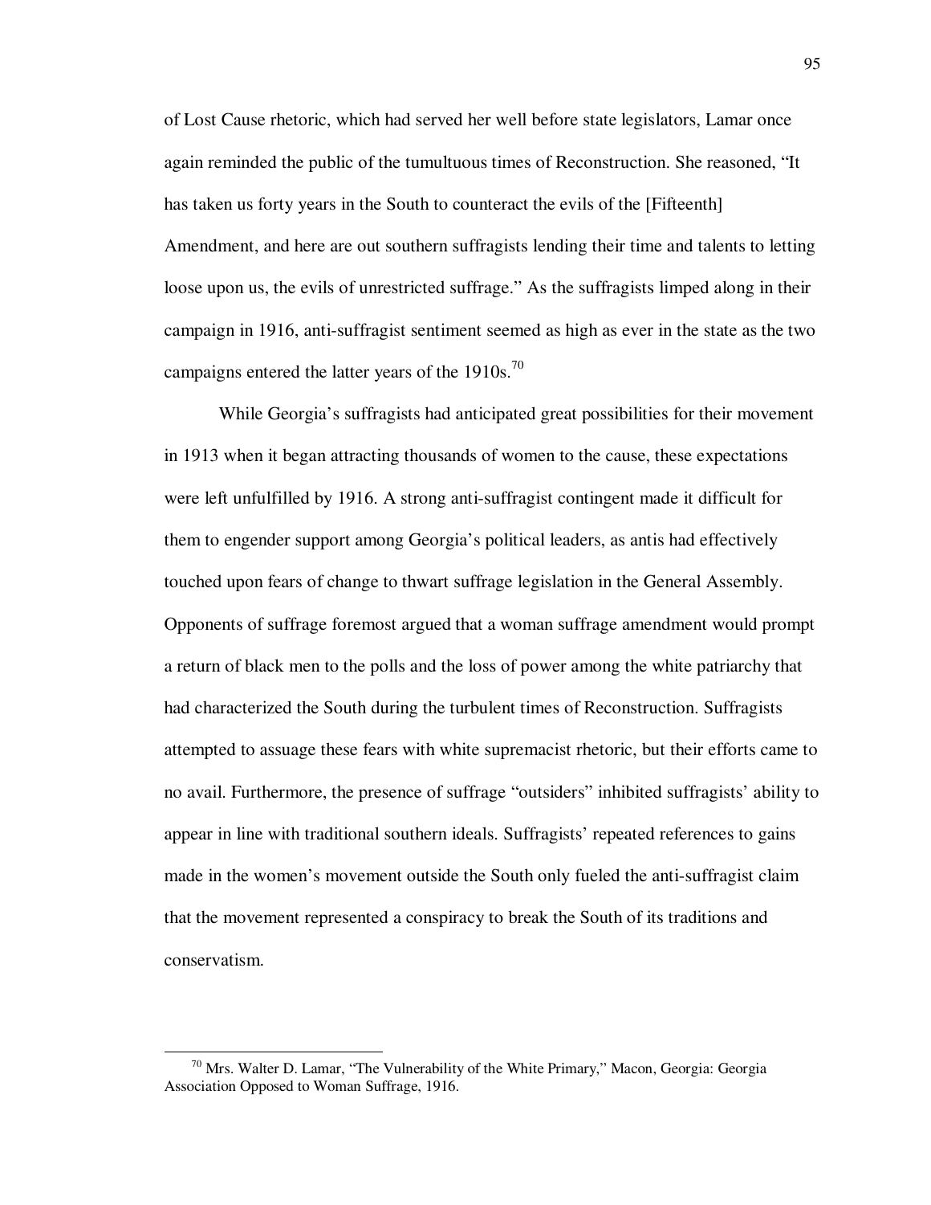of Lost Cause rhetoric, which had served her well before state legislators, Lamar once again reminded the public of the tumultuous times of Reconstruction. She reasoned, "It has taken us forty years in the South to counteract the evils of the [Fifteenth] Amendment, and here are out southern suffragists lending their time and talents to letting loose upon us, the evils of unrestricted suffrage." As the suffragists limped along in their campaign in 1916, anti-suffragist sentiment seemed as high as ever in the state as the two campaigns entered the latter years of the 1910s.[70]

While Georgia's suffragists had anticipated great possibilities for their movement in 1913 when it began attracting thousands of women to the cause, these expectations were left unfulfilled by 1916. A strong anti-suffragist contingent made it difficult for them to engender support among Georgia's political leaders, as antis had effectively touched upon fears of change to thwart suffrage legislation in the General Assembly. Opponents of suffrage foremost argued that a woman suffrage amendment would prompt a return of black men to the polls and the loss of power among the white patriarchy that had characterized the South during the turbulent times of Reconstruction. Suffragists attempted to assuage these fears with white supremacist rhetoric, but their efforts came to no avail. Furthermore, the presence of suffrage "outsiders" inhibited suffragists' ability to appear in line with traditional southern ideals. Suffragists' repeated references to gains made in the women's movement outside the South only fueled the anti-suffragist claim that the movement represented a conspiracy to break the South of its traditions and conservatism.

[70] Mrs. Walter D. Lamar, "The Vulnerability of the White Primary," Macon, Georgia: Georgia Association Opposed to Woman Suffrage, 1916.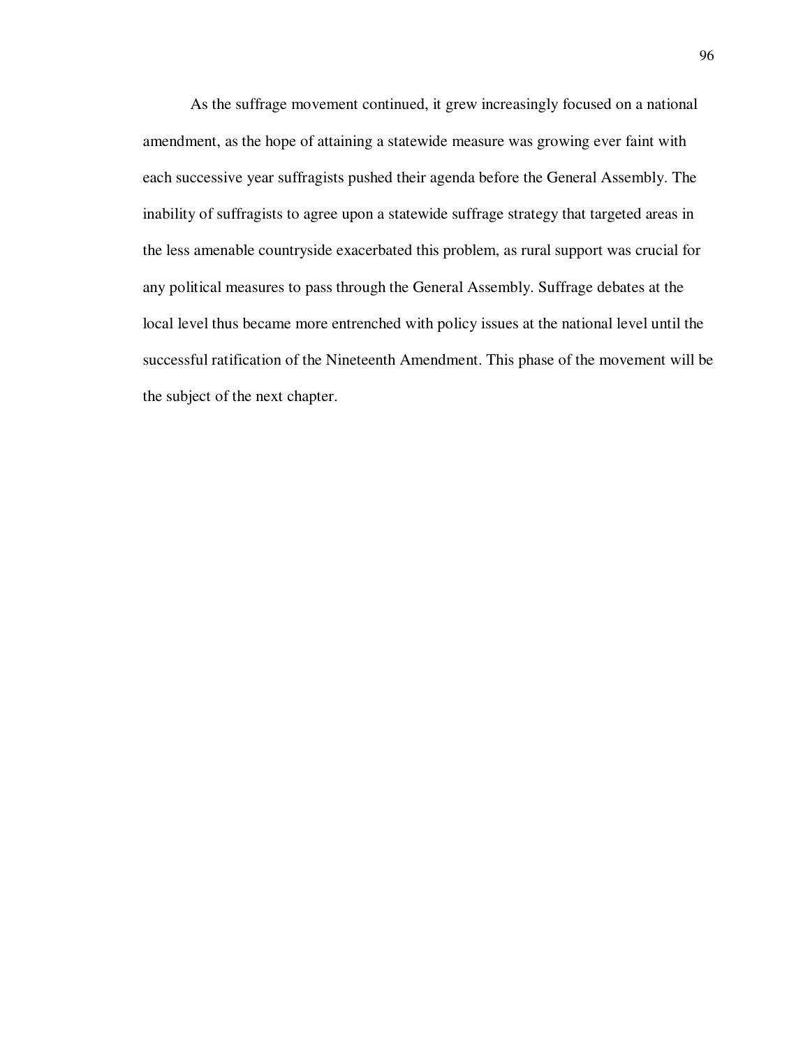As the suffrage movement continued, it grew increasingly focused on a national amendment, as the hope of attaining a statewide measure was growing ever faint with each successive year suffragists pushed their agenda before the General Assembly. The inability of suffragists to agree upon a statewide suffrage strategy that targeted areas in the less amenable countryside exacerbated this problem, as rural support was crucial for any political measures to pass through the General Assembly. Suffrage debates at the local level thus became more entrenched with policy issues at the national level until the successful ratification of the Nineteenth Amendment. This phase of the movement will be the subject of the next chapter.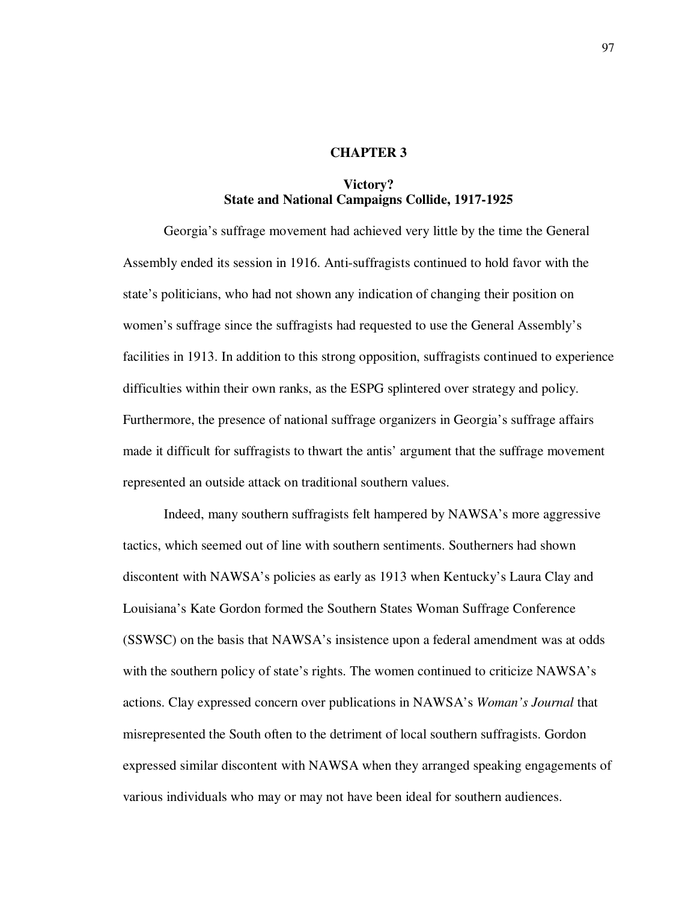# CHAPTER 3

## Victory?
## State and National Campaigns Collide, 1917-1925

Georgia's suffrage movement had achieved very little by the time the General Assembly ended its session in 1916. Anti-suffragists continued to hold favor with the state's politicians, who had not shown any indication of changing their position on women's suffrage since the suffragists had requested to use the General Assembly's facilities in 1913. In addition to this strong opposition, suffragists continued to experience difficulties within their own ranks, as the ESPG splintered over strategy and policy. Furthermore, the presence of national suffrage organizers in Georgia's suffrage affairs made it difficult for suffragists to thwart the antis' argument that the suffrage movement represented an outside attack on traditional southern values.

Indeed, many southern suffragists felt hampered by NAWSA's more aggressive tactics, which seemed out of line with southern sentiments. Southerners had shown discontent with NAWSA's policies as early as 1913 when Kentucky's Laura Clay and Louisiana's Kate Gordon formed the Southern States Woman Suffrage Conference (SSWSC) on the basis that NAWSA's insistence upon a federal amendment was at odds with the southern policy of state's rights. The women continued to criticize NAWSA's actions. Clay expressed concern over publications in NAWSA's *Woman's Journal* that misrepresented the South often to the detriment of local southern suffragists. Gordon expressed similar discontent with NAWSA when they arranged speaking engagements of various individuals who may or may not have been ideal for southern audiences.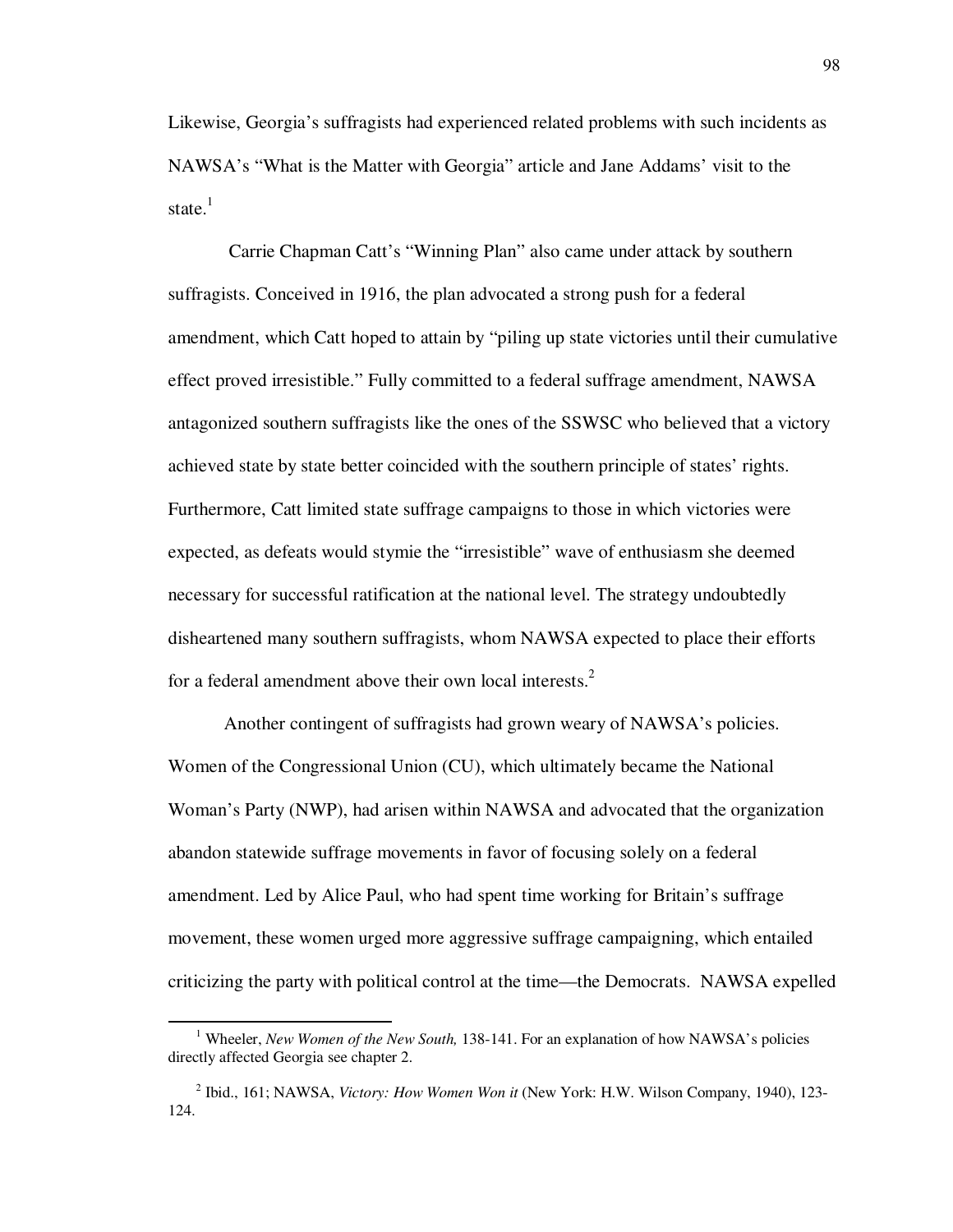Likewise, Georgia's suffragists had experienced related problems with such incidents as NAWSA's "What is the Matter with Georgia" article and Jane Addams' visit to the state.[1]

Carrie Chapman Catt's "Winning Plan" also came under attack by southern suffragists. Conceived in 1916, the plan advocated a strong push for a federal amendment, which Catt hoped to attain by "piling up state victories until their cumulative effect proved irresistible." Fully committed to a federal suffrage amendment, NAWSA antagonized southern suffragists like the ones of the SSWSC who believed that a victory achieved state by state better coincided with the southern principle of states' rights. Furthermore, Catt limited state suffrage campaigns to those in which victories were expected, as defeats would stymie the "irresistible" wave of enthusiasm she deemed necessary for successful ratification at the national level. The strategy undoubtedly disheartened many southern suffragists, whom NAWSA expected to place their efforts for a federal amendment above their own local interests.[2]

Another contingent of suffragists had grown weary of NAWSA's policies. Women of the Congressional Union (CU), which ultimately became the National Woman's Party (NWP), had arisen within NAWSA and advocated that the organization abandon statewide suffrage movements in favor of focusing solely on a federal amendment. Led by Alice Paul, who had spent time working for Britain's suffrage movement, these women urged more aggressive suffrage campaigning, which entailed criticizing the party with political control at the time—the Democrats. NAWSA expelled

---

[1] Wheeler, *New Women of the New South,* 138-141. For an explanation of how NAWSA's policies directly affected Georgia see chapter 2.

[2] Ibid., 161; NAWSA, *Victory: How Women Won it* (New York: H.W. Wilson Company, 1940), 123-124.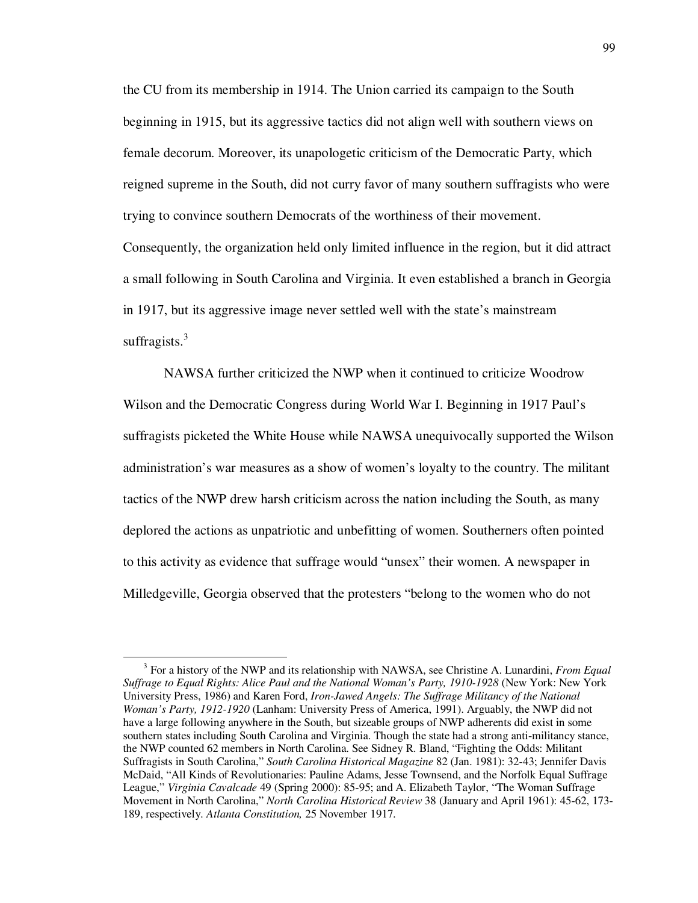the CU from its membership in 1914. The Union carried its campaign to the South beginning in 1915, but its aggressive tactics did not align well with southern views on female decorum. Moreover, its unapologetic criticism of the Democratic Party, which reigned supreme in the South, did not curry favor of many southern suffragists who were trying to convince southern Democrats of the worthiness of their movement. Consequently, the organization held only limited influence in the region, but it did attract a small following in South Carolina and Virginia. It even established a branch in Georgia in 1917, but its aggressive image never settled well with the state's mainstream suffragists.[3]

NAWSA further criticized the NWP when it continued to criticize Woodrow Wilson and the Democratic Congress during World War I. Beginning in 1917 Paul's suffragists picketed the White House while NAWSA unequivocally supported the Wilson administration's war measures as a show of women's loyalty to the country. The militant tactics of the NWP drew harsh criticism across the nation including the South, as many deplored the actions as unpatriotic and unbefitting of women. Southerners often pointed to this activity as evidence that suffrage would "unsex" their women. A newspaper in Milledgeville, Georgia observed that the protesters "belong to the women who do not

---

[3] For a history of the NWP and its relationship with NAWSA, see Christine A. Lunardini, *From Equal Suffrage to Equal Rights: Alice Paul and the National Woman's Party, 1910-1928* (New York: New York University Press, 1986) and Karen Ford, *Iron-Jawed Angels: The Suffrage Militancy of the National Woman's Party, 1912-1920* (Lanham: University Press of America, 1991). Arguably, the NWP did not have a large following anywhere in the South, but sizeable groups of NWP adherents did exist in some southern states including South Carolina and Virginia. Though the state had a strong anti-militancy stance, the NWP counted 62 members in North Carolina. See Sidney R. Bland, "Fighting the Odds: Militant Suffragists in South Carolina," *South Carolina Historical Magazine* 82 (Jan. 1981): 32-43; Jennifer Davis McDaid, "All Kinds of Revolutionaries: Pauline Adams, Jesse Townsend, and the Norfolk Equal Suffrage League," *Virginia Cavalcade* 49 (Spring 2000): 85-95; and A. Elizabeth Taylor, "The Woman Suffrage Movement in North Carolina," *North Carolina Historical Review* 38 (January and April 1961): 45-62, 173-189, respectively. *Atlanta Constitution,* 25 November 1917.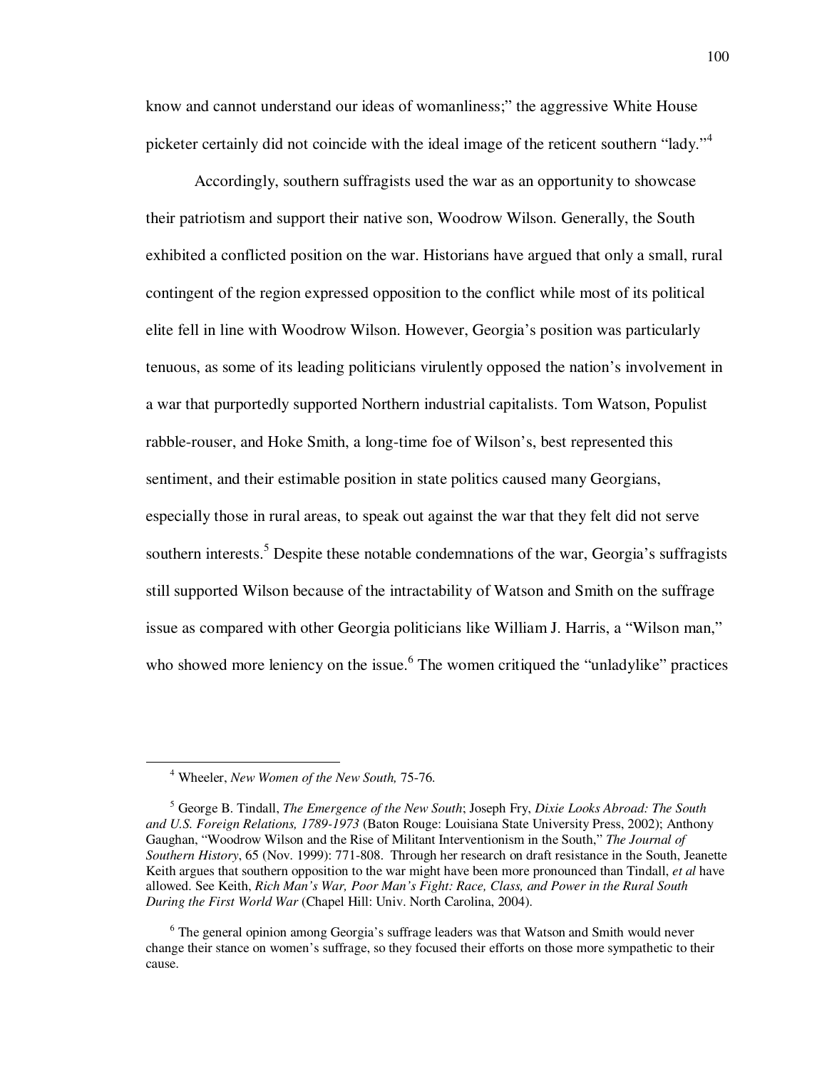know and cannot understand our ideas of womanliness;" the aggressive White House picketer certainly did not coincide with the ideal image of the reticent southern "lady."[4]

Accordingly, southern suffragists used the war as an opportunity to showcase their patriotism and support their native son, Woodrow Wilson. Generally, the South exhibited a conflicted position on the war. Historians have argued that only a small, rural contingent of the region expressed opposition to the conflict while most of its political elite fell in line with Woodrow Wilson. However, Georgia's position was particularly tenuous, as some of its leading politicians virulently opposed the nation's involvement in a war that purportedly supported Northern industrial capitalists. Tom Watson, Populist rabble-rouser, and Hoke Smith, a long-time foe of Wilson's, best represented this sentiment, and their estimable position in state politics caused many Georgians, especially those in rural areas, to speak out against the war that they felt did not serve southern interests.[5] Despite these notable condemnations of the war, Georgia's suffragists still supported Wilson because of the intractability of Watson and Smith on the suffrage issue as compared with other Georgia politicians like William J. Harris, a "Wilson man," who showed more leniency on the issue.[6] The women critiqued the "unladylike" practices

---

[4] Wheeler, *New Women of the New South,* 75-76.

[5] George B. Tindall, *The Emergence of the New South*; Joseph Fry, *Dixie Looks Abroad: The South and U.S. Foreign Relations, 1789-1973* (Baton Rouge: Louisiana State University Press, 2002); Anthony Gaughan, "Woodrow Wilson and the Rise of Militant Interventionism in the South," *The Journal of Southern History*, 65 (Nov. 1999): 771-808. Through her research on draft resistance in the South, Jeanette Keith argues that southern opposition to the war might have been more pronounced than Tindall, *et al* have allowed. See Keith, *Rich Man's War, Poor Man's Fight: Race, Class, and Power in the Rural South During the First World War* (Chapel Hill: Univ. North Carolina, 2004).

[6] The general opinion among Georgia's suffrage leaders was that Watson and Smith would never change their stance on women's suffrage, so they focused their efforts on those more sympathetic to their cause.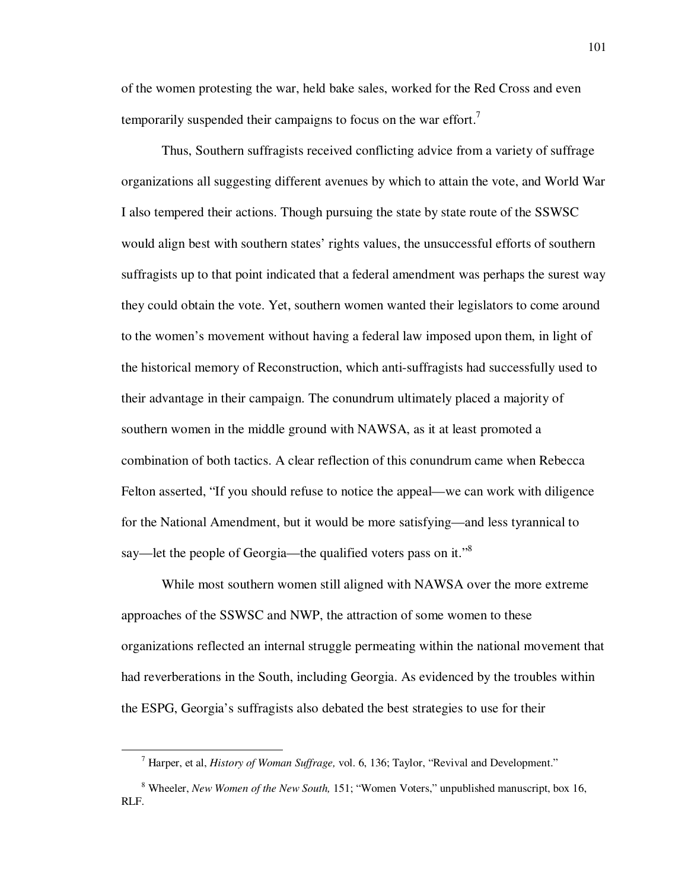of the women protesting the war, held bake sales, worked for the Red Cross and even temporarily suspended their campaigns to focus on the war effort.[7]

Thus, Southern suffragists received conflicting advice from a variety of suffrage organizations all suggesting different avenues by which to attain the vote, and World War I also tempered their actions. Though pursuing the state by state route of the SSWSC would align best with southern states' rights values, the unsuccessful efforts of southern suffragists up to that point indicated that a federal amendment was perhaps the surest way they could obtain the vote. Yet, southern women wanted their legislators to come around to the women's movement without having a federal law imposed upon them, in light of the historical memory of Reconstruction, which anti-suffragists had successfully used to their advantage in their campaign. The conundrum ultimately placed a majority of southern women in the middle ground with NAWSA, as it at least promoted a combination of both tactics. A clear reflection of this conundrum came when Rebecca Felton asserted, "If you should refuse to notice the appeal—we can work with diligence for the National Amendment, but it would be more satisfying—and less tyrannical to say—let the people of Georgia—the qualified voters pass on it."[8]

While most southern women still aligned with NAWSA over the more extreme approaches of the SSWSC and NWP, the attraction of some women to these organizations reflected an internal struggle permeating within the national movement that had reverberations in the South, including Georgia. As evidenced by the troubles within the ESPG, Georgia's suffragists also debated the best strategies to use for their

---

[7] Harper, et al, *History of Woman Suffrage,* vol. 6, 136; Taylor, "Revival and Development."

[8] Wheeler, *New Women of the New South,* 151; "Women Voters," unpublished manuscript, box 16, RLF.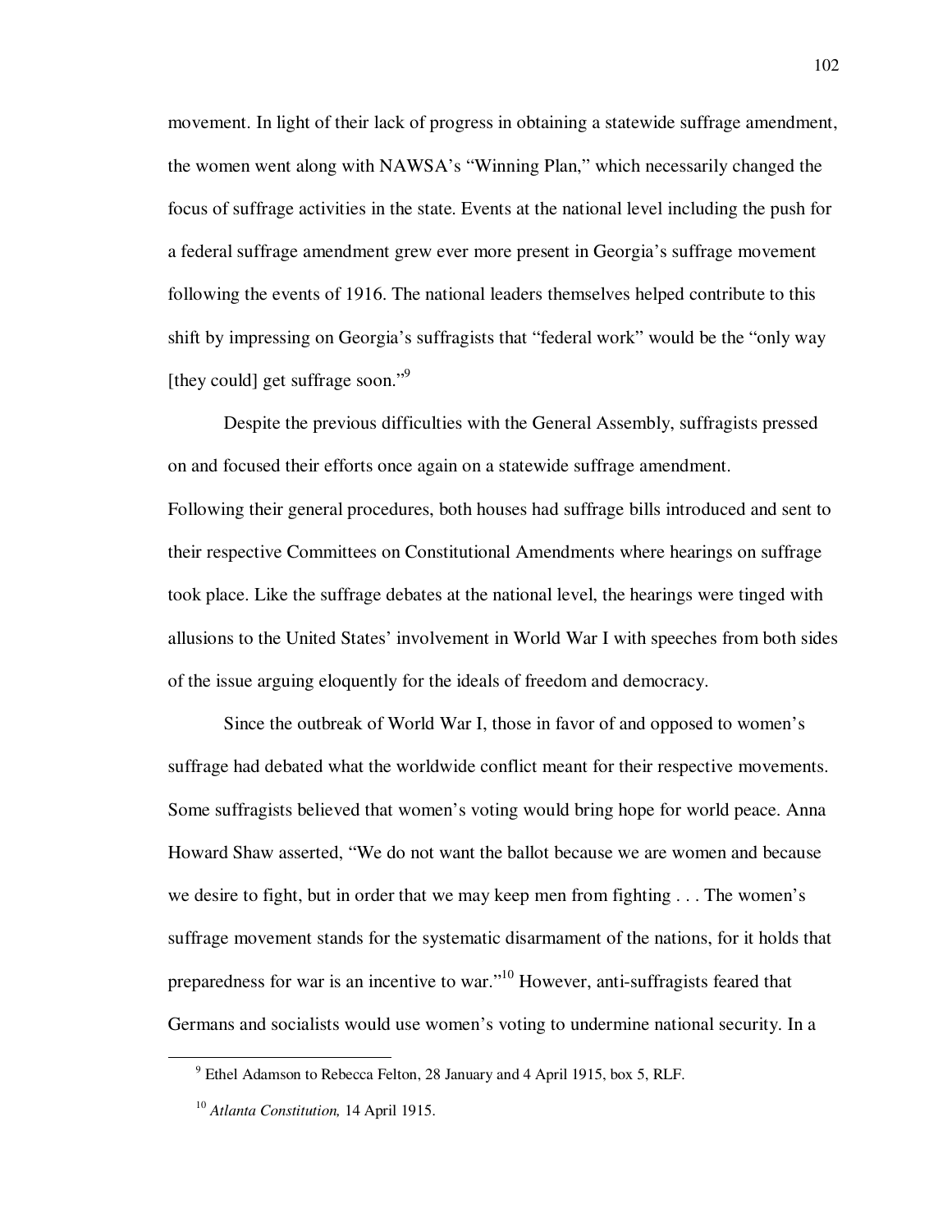movement. In light of their lack of progress in obtaining a statewide suffrage amendment, the women went along with NAWSA's "Winning Plan," which necessarily changed the focus of suffrage activities in the state. Events at the national level including the push for a federal suffrage amendment grew ever more present in Georgia's suffrage movement following the events of 1916. The national leaders themselves helped contribute to this shift by impressing on Georgia's suffragists that "federal work" would be the "only way [they could] get suffrage soon."[9]

Despite the previous difficulties with the General Assembly, suffragists pressed on and focused their efforts once again on a statewide suffrage amendment. Following their general procedures, both houses had suffrage bills introduced and sent to their respective Committees on Constitutional Amendments where hearings on suffrage took place. Like the suffrage debates at the national level, the hearings were tinged with allusions to the United States' involvement in World War I with speeches from both sides of the issue arguing eloquently for the ideals of freedom and democracy.

Since the outbreak of World War I, those in favor of and opposed to women's suffrage had debated what the worldwide conflict meant for their respective movements. Some suffragists believed that women's voting would bring hope for world peace. Anna Howard Shaw asserted, "We do not want the ballot because we are women and because we desire to fight, but in order that we may keep men from fighting . . . The women's suffrage movement stands for the systematic disarmament of the nations, for it holds that preparedness for war is an incentive to war."[10] However, anti-suffragists feared that Germans and socialists would use women's voting to undermine national security. In a

[9] Ethel Adamson to Rebecca Felton, 28 January and 4 April 1915, box 5, RLF.

[10] *Atlanta Constitution,* 14 April 1915.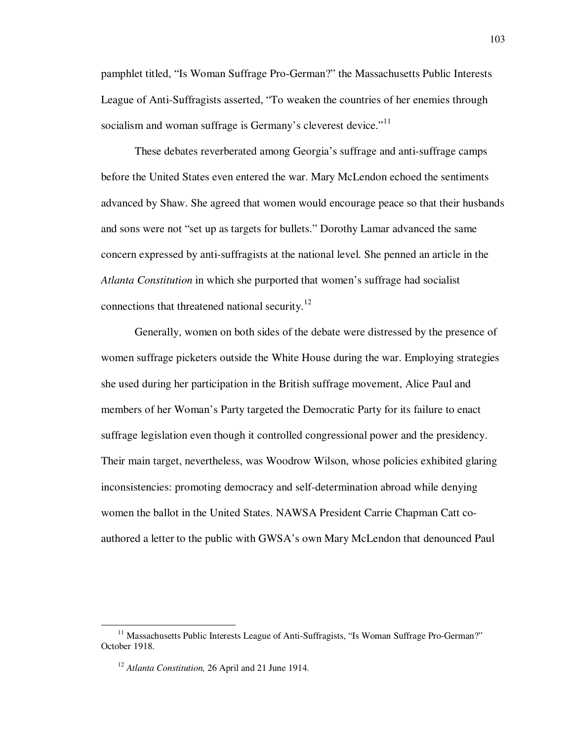pamphlet titled, "Is Woman Suffrage Pro-German?" the Massachusetts Public Interests League of Anti-Suffragists asserted, "To weaken the countries of her enemies through socialism and woman suffrage is Germany's cleverest device."[11]

These debates reverberated among Georgia's suffrage and anti-suffrage camps before the United States even entered the war. Mary McLendon echoed the sentiments advanced by Shaw. She agreed that women would encourage peace so that their husbands and sons were not "set up as targets for bullets." Dorothy Lamar advanced the same concern expressed by anti-suffragists at the national level. She penned an article in the *Atlanta Constitution* in which she purported that women's suffrage had socialist connections that threatened national security.[12]

Generally, women on both sides of the debate were distressed by the presence of women suffrage picketers outside the White House during the war. Employing strategies she used during her participation in the British suffrage movement, Alice Paul and members of her Woman's Party targeted the Democratic Party for its failure to enact suffrage legislation even though it controlled congressional power and the presidency. Their main target, nevertheless, was Woodrow Wilson, whose policies exhibited glaring inconsistencies: promoting democracy and self-determination abroad while denying women the ballot in the United States. NAWSA President Carrie Chapman Catt co-authored a letter to the public with GWSA's own Mary McLendon that denounced Paul

---

[11] Massachusetts Public Interests League of Anti-Suffragists, "Is Woman Suffrage Pro-German?" October 1918.

[12] *Atlanta Constitution,* 26 April and 21 June 1914.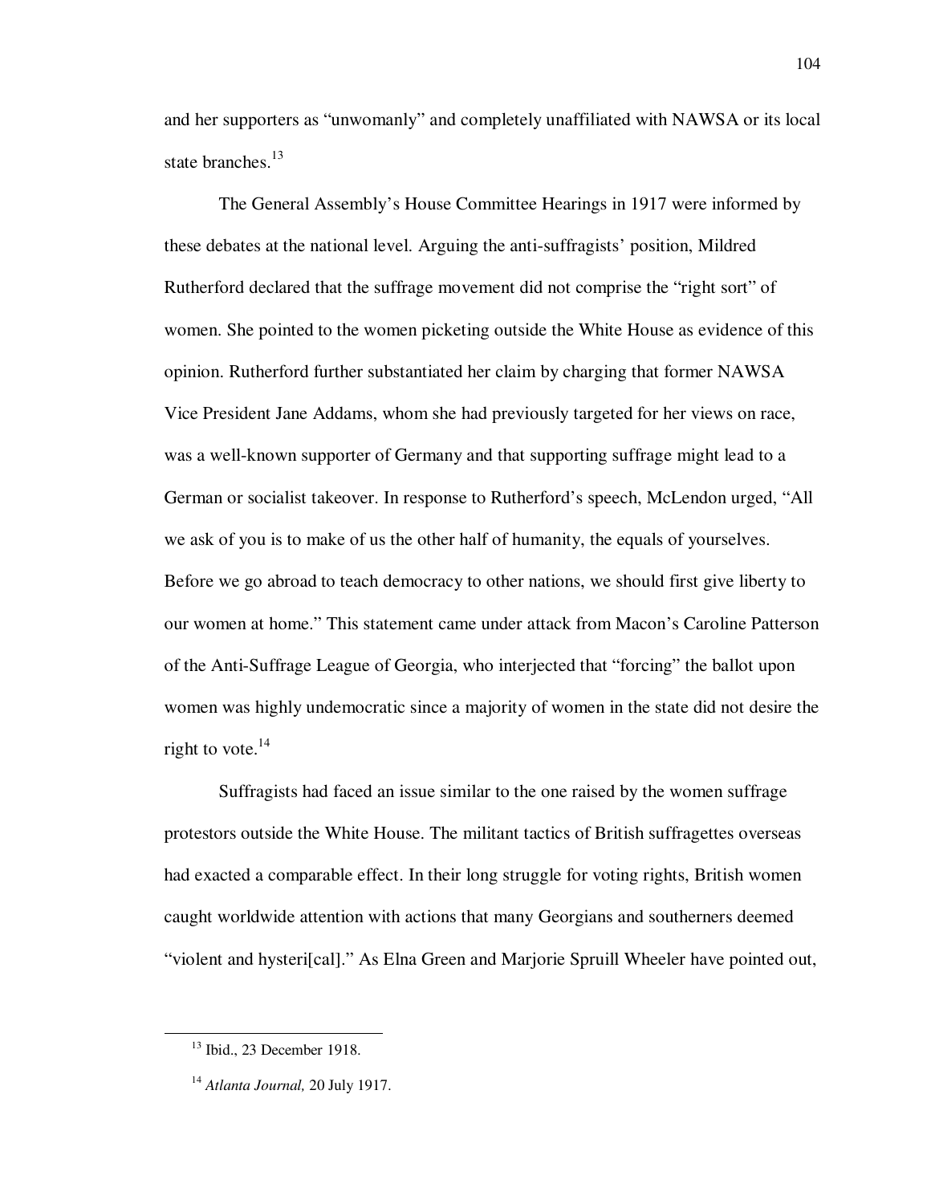and her supporters as "unwomanly" and completely unaffiliated with NAWSA or its local state branches.[13]

The General Assembly's House Committee Hearings in 1917 were informed by these debates at the national level. Arguing the anti-suffragists' position, Mildred Rutherford declared that the suffrage movement did not comprise the "right sort" of women. She pointed to the women picketing outside the White House as evidence of this opinion. Rutherford further substantiated her claim by charging that former NAWSA Vice President Jane Addams, whom she had previously targeted for her views on race, was a well-known supporter of Germany and that supporting suffrage might lead to a German or socialist takeover. In response to Rutherford's speech, McLendon urged, "All we ask of you is to make of us the other half of humanity, the equals of yourselves. Before we go abroad to teach democracy to other nations, we should first give liberty to our women at home." This statement came under attack from Macon's Caroline Patterson of the Anti-Suffrage League of Georgia, who interjected that "forcing" the ballot upon women was highly undemocratic since a majority of women in the state did not desire the right to vote.[14]

Suffragists had faced an issue similar to the one raised by the women suffrage protestors outside the White House. The militant tactics of British suffragettes overseas had exacted a comparable effect. In their long struggle for voting rights, British women caught worldwide attention with actions that many Georgians and southerners deemed "violent and hysteri[cal]." As Elna Green and Marjorie Spruill Wheeler have pointed out,

---

[13] Ibid., 23 December 1918.

[14] *Atlanta Journal,* 20 July 1917.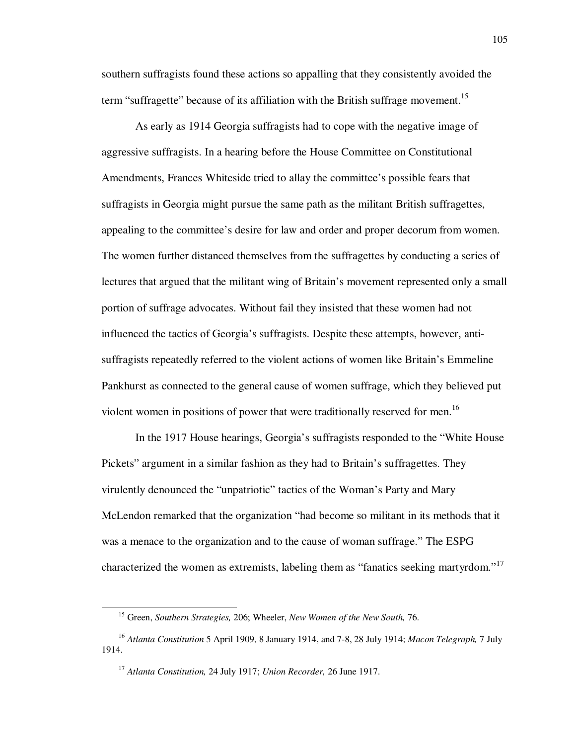southern suffragists found these actions so appalling that they consistently avoided the term "suffragette" because of its affiliation with the British suffrage movement.[15]

As early as 1914 Georgia suffragists had to cope with the negative image of aggressive suffragists. In a hearing before the House Committee on Constitutional Amendments, Frances Whiteside tried to allay the committee's possible fears that suffragists in Georgia might pursue the same path as the militant British suffragettes, appealing to the committee's desire for law and order and proper decorum from women. The women further distanced themselves from the suffragettes by conducting a series of lectures that argued that the militant wing of Britain's movement represented only a small portion of suffrage advocates. Without fail they insisted that these women had not influenced the tactics of Georgia's suffragists. Despite these attempts, however, anti-suffragists repeatedly referred to the violent actions of women like Britain's Emmeline Pankhurst as connected to the general cause of women suffrage, which they believed put violent women in positions of power that were traditionally reserved for men.[16]

In the 1917 House hearings, Georgia's suffragists responded to the "White House Pickets" argument in a similar fashion as they had to Britain's suffragettes. They virulently denounced the "unpatriotic" tactics of the Woman's Party and Mary McLendon remarked that the organization "had become so militant in its methods that it was a menace to the organization and to the cause of woman suffrage." The ESPG characterized the women as extremists, labeling them as "fanatics seeking martyrdom."[17]

---

[15] Green, *Southern Strategies,* 206; Wheeler, *New Women of the New South,* 76.

[16] *Atlanta Constitution* 5 April 1909, 8 January 1914, and 7-8, 28 July 1914; *Macon Telegraph,* 7 July 1914.

[17] *Atlanta Constitution,* 24 July 1917; *Union Recorder,* 26 June 1917.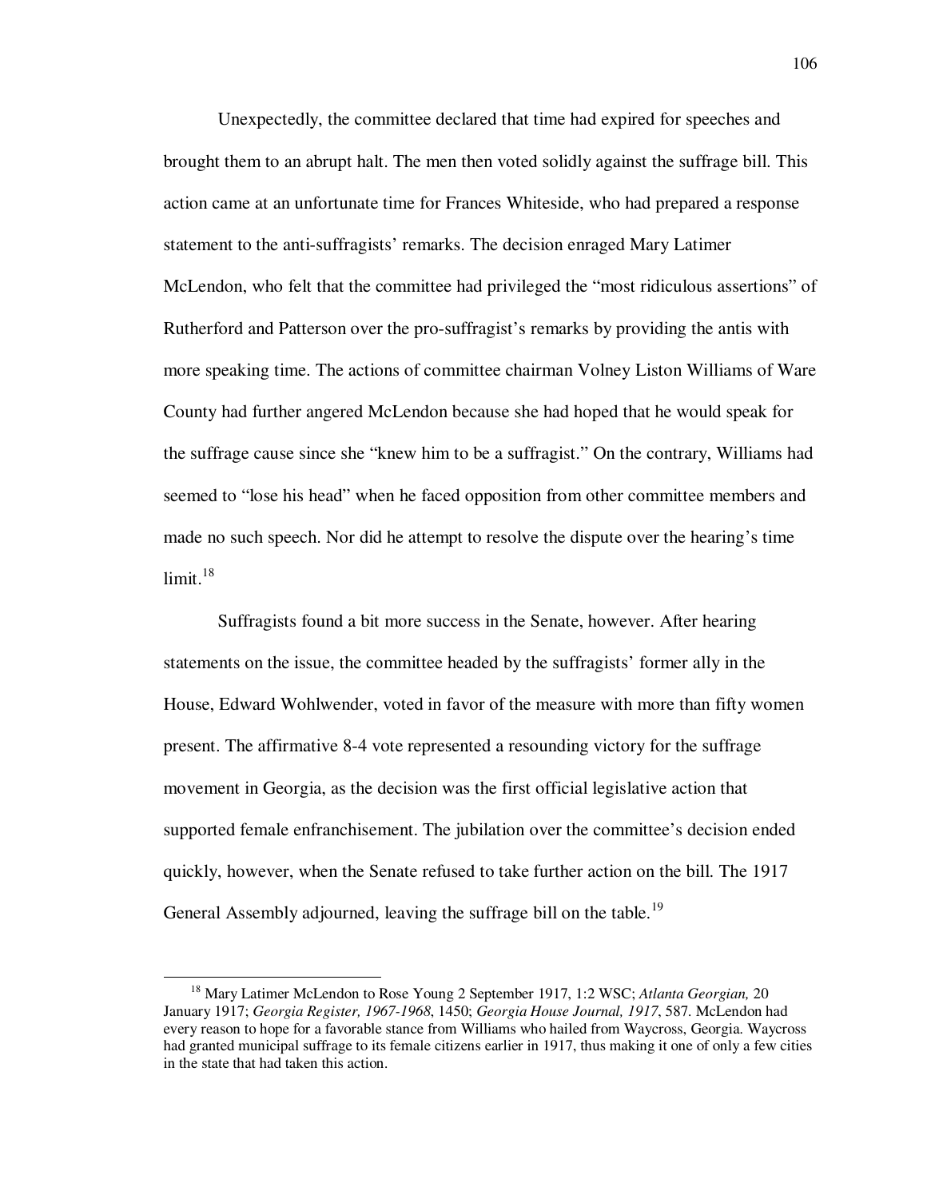Unexpectedly, the committee declared that time had expired for speeches and brought them to an abrupt halt. The men then voted solidly against the suffrage bill. This action came at an unfortunate time for Frances Whiteside, who had prepared a response statement to the anti-suffragists' remarks. The decision enraged Mary Latimer McLendon, who felt that the committee had privileged the "most ridiculous assertions" of Rutherford and Patterson over the pro-suffragist's remarks by providing the antis with more speaking time. The actions of committee chairman Volney Liston Williams of Ware County had further angered McLendon because she had hoped that he would speak for the suffrage cause since she "knew him to be a suffragist." On the contrary, Williams had seemed to "lose his head" when he faced opposition from other committee members and made no such speech. Nor did he attempt to resolve the dispute over the hearing's time limit.[18]

Suffragists found a bit more success in the Senate, however. After hearing statements on the issue, the committee headed by the suffragists' former ally in the House, Edward Wohlwender, voted in favor of the measure with more than fifty women present. The affirmative 8-4 vote represented a resounding victory for the suffrage movement in Georgia, as the decision was the first official legislative action that supported female enfranchisement. The jubilation over the committee's decision ended quickly, however, when the Senate refused to take further action on the bill. The 1917 General Assembly adjourned, leaving the suffrage bill on the table.[19]

---

[18] Mary Latimer McLendon to Rose Young 2 September 1917, 1:2 WSC; *Atlanta Georgian,* 20 January 1917; *Georgia Register, 1967-1968*, 1450; *Georgia House Journal, 1917*, 587. McLendon had every reason to hope for a favorable stance from Williams who hailed from Waycross, Georgia. Waycross had granted municipal suffrage to its female citizens earlier in 1917, thus making it one of only a few cities in the state that had taken this action.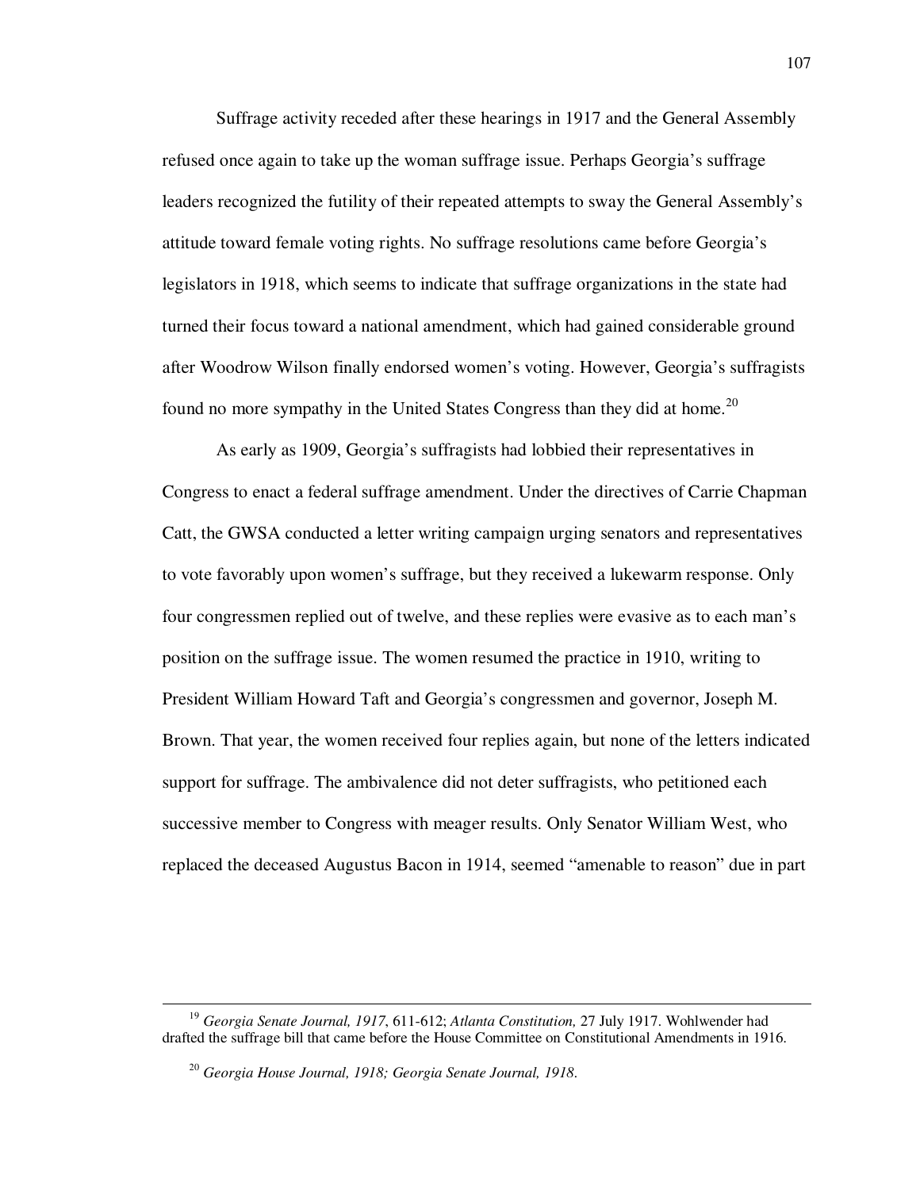Suffrage activity receded after these hearings in 1917 and the General Assembly refused once again to take up the woman suffrage issue. Perhaps Georgia's suffrage leaders recognized the futility of their repeated attempts to sway the General Assembly's attitude toward female voting rights. No suffrage resolutions came before Georgia's legislators in 1918, which seems to indicate that suffrage organizations in the state had turned their focus toward a national amendment, which had gained considerable ground after Woodrow Wilson finally endorsed women's voting. However, Georgia's suffragists found no more sympathy in the United States Congress than they did at home.[20]

As early as 1909, Georgia's suffragists had lobbied their representatives in Congress to enact a federal suffrage amendment. Under the directives of Carrie Chapman Catt, the GWSA conducted a letter writing campaign urging senators and representatives to vote favorably upon women's suffrage, but they received a lukewarm response. Only four congressmen replied out of twelve, and these replies were evasive as to each man's position on the suffrage issue. The women resumed the practice in 1910, writing to President William Howard Taft and Georgia's congressmen and governor, Joseph M. Brown. That year, the women received four replies again, but none of the letters indicated support for suffrage. The ambivalence did not deter suffragists, who petitioned each successive member to Congress with meager results. Only Senator William West, who replaced the deceased Augustus Bacon in 1914, seemed "amenable to reason" due in part

---

[19] *Georgia Senate Journal, 1917*, 611-612; *Atlanta Constitution,* 27 July 1917. Wohlwender had drafted the suffrage bill that came before the House Committee on Constitutional Amendments in 1916.

[20] *Georgia House Journal, 1918; Georgia Senate Journal, 1918.*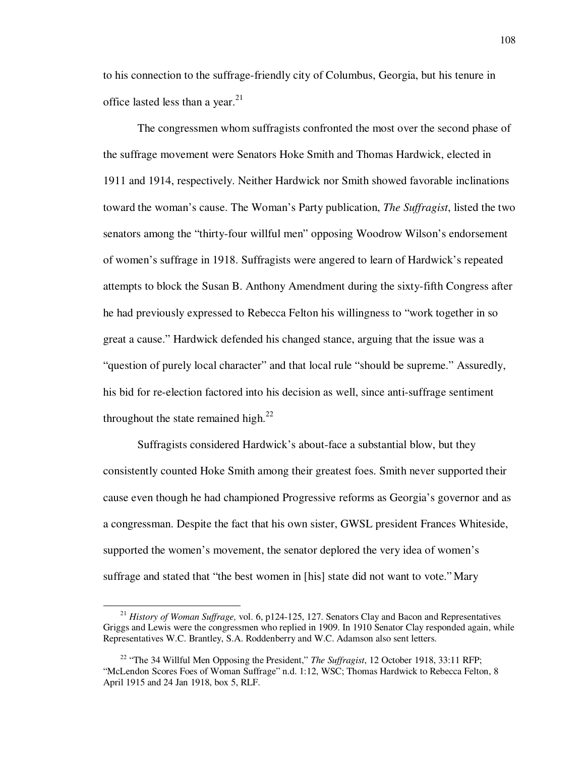to his connection to the suffrage-friendly city of Columbus, Georgia, but his tenure in office lasted less than a year.[21]

The congressmen whom suffragists confronted the most over the second phase of the suffrage movement were Senators Hoke Smith and Thomas Hardwick, elected in 1911 and 1914, respectively. Neither Hardwick nor Smith showed favorable inclinations toward the woman's cause. The Woman's Party publication, *The Suffragist*, listed the two senators among the "thirty-four willful men" opposing Woodrow Wilson's endorsement of women's suffrage in 1918. Suffragists were angered to learn of Hardwick's repeated attempts to block the Susan B. Anthony Amendment during the sixty-fifth Congress after he had previously expressed to Rebecca Felton his willingness to "work together in so great a cause." Hardwick defended his changed stance, arguing that the issue was a "question of purely local character" and that local rule "should be supreme." Assuredly, his bid for re-election factored into his decision as well, since anti-suffrage sentiment throughout the state remained high.[22]

Suffragists considered Hardwick's about-face a substantial blow, but they consistently counted Hoke Smith among their greatest foes. Smith never supported their cause even though he had championed Progressive reforms as Georgia's governor and as a congressman. Despite the fact that his own sister, GWSL president Frances Whiteside, supported the women's movement, the senator deplored the very idea of women's suffrage and stated that "the best women in [his] state did not want to vote." Mary

---

[21] *History of Woman Suffrage,* vol. 6, p124-125, 127. Senators Clay and Bacon and Representatives Griggs and Lewis were the congressmen who replied in 1909. In 1910 Senator Clay responded again, while Representatives W.C. Brantley, S.A. Roddenberry and W.C. Adamson also sent letters.

[22] "The 34 Willful Men Opposing the President," *The Suffragist*, 12 October 1918, 33:11 RFP; "McLendon Scores Foes of Woman Suffrage" n.d. 1:12, WSC; Thomas Hardwick to Rebecca Felton, 8 April 1915 and 24 Jan 1918, box 5, RLF.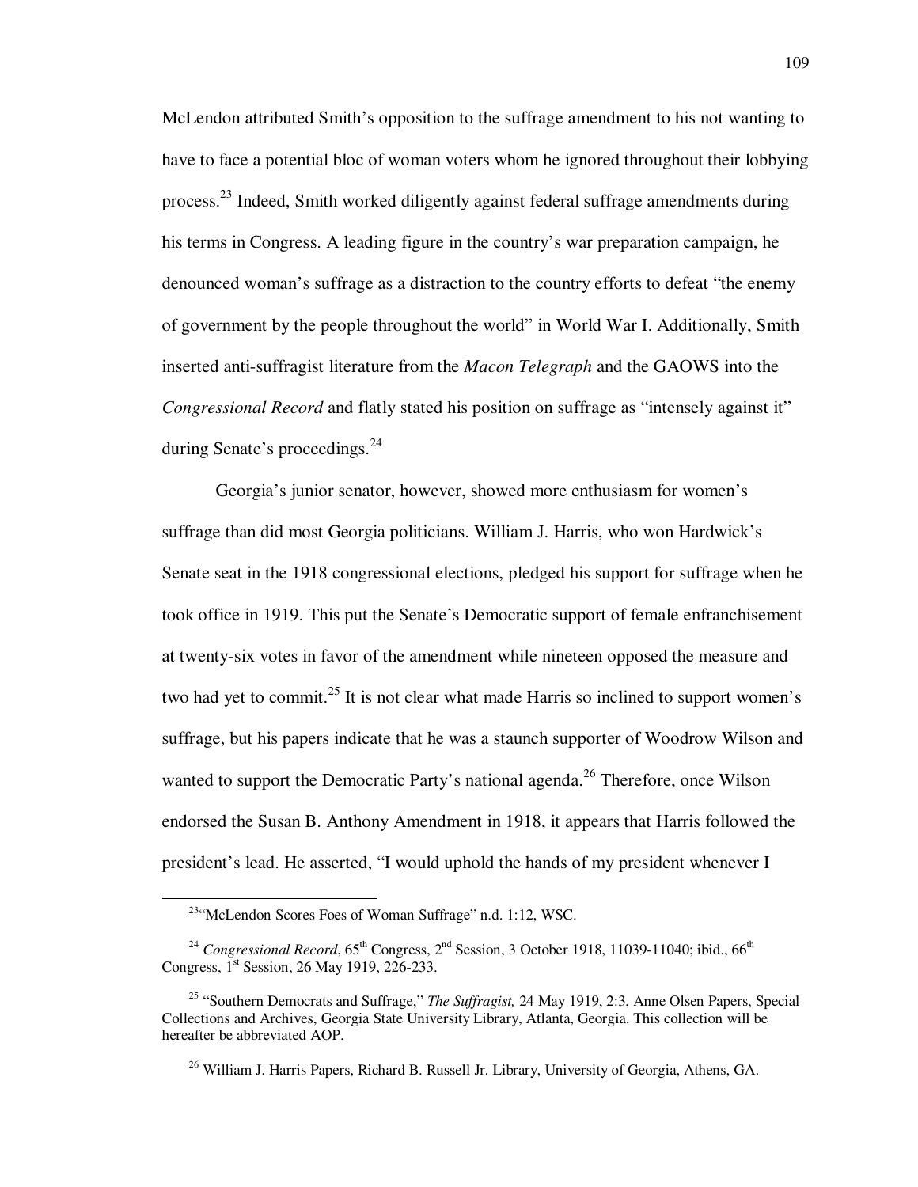McLendon attributed Smith's opposition to the suffrage amendment to his not wanting to have to face a potential bloc of woman voters whom he ignored throughout their lobbying process.[23] Indeed, Smith worked diligently against federal suffrage amendments during his terms in Congress. A leading figure in the country's war preparation campaign, he denounced woman's suffrage as a distraction to the country efforts to defeat "the enemy of government by the people throughout the world" in World War I. Additionally, Smith inserted anti-suffragist literature from the *Macon Telegraph* and the GAOWS into the *Congressional Record* and flatly stated his position on suffrage as "intensely against it" during Senate's proceedings.[24]

Georgia's junior senator, however, showed more enthusiasm for women's suffrage than did most Georgia politicians. William J. Harris, who won Hardwick's Senate seat in the 1918 congressional elections, pledged his support for suffrage when he took office in 1919. This put the Senate's Democratic support of female enfranchisement at twenty-six votes in favor of the amendment while nineteen opposed the measure and two had yet to commit.[25] It is not clear what made Harris so inclined to support women's suffrage, but his papers indicate that he was a staunch supporter of Woodrow Wilson and wanted to support the Democratic Party's national agenda.[26] Therefore, once Wilson endorsed the Susan B. Anthony Amendment in 1918, it appears that Harris followed the president's lead. He asserted, "I would uphold the hands of my president whenever I

---

[23] "McLendon Scores Foes of Woman Suffrage" n.d. 1:12, WSC.

[24] *Congressional Record*, 65th Congress, 2nd Session, 3 October 1918, 11039-11040; ibid., 66th Congress, 1st Session, 26 May 1919, 226-233.

[25] "Southern Democrats and Suffrage," *The Suffragist,* 24 May 1919, 2:3, Anne Olsen Papers, Special Collections and Archives, Georgia State University Library, Atlanta, Georgia. This collection will be hereafter be abbreviated AOP.

[26] William J. Harris Papers, Richard B. Russell Jr. Library, University of Georgia, Athens, GA.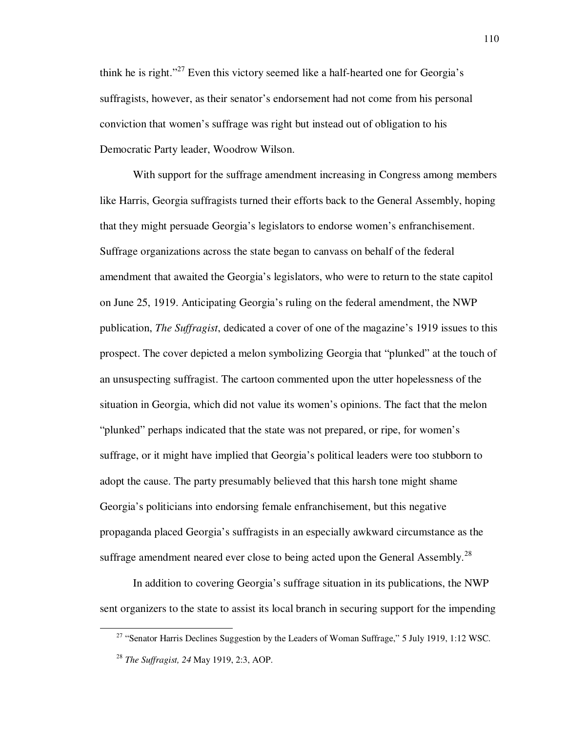think he is right."[27] Even this victory seemed like a half-hearted one for Georgia's suffragists, however, as their senator's endorsement had not come from his personal conviction that women's suffrage was right but instead out of obligation to his Democratic Party leader, Woodrow Wilson.

With support for the suffrage amendment increasing in Congress among members like Harris, Georgia suffragists turned their efforts back to the General Assembly, hoping that they might persuade Georgia's legislators to endorse women's enfranchisement. Suffrage organizations across the state began to canvass on behalf of the federal amendment that awaited the Georgia's legislators, who were to return to the state capitol on June 25, 1919. Anticipating Georgia's ruling on the federal amendment, the NWP publication, *The Suffragist*, dedicated a cover of one of the magazine's 1919 issues to this prospect. The cover depicted a melon symbolizing Georgia that "plunked" at the touch of an unsuspecting suffragist. The cartoon commented upon the utter hopelessness of the situation in Georgia, which did not value its women's opinions. The fact that the melon "plunked" perhaps indicated that the state was not prepared, or ripe, for women's suffrage, or it might have implied that Georgia's political leaders were too stubborn to adopt the cause. The party presumably believed that this harsh tone might shame Georgia's politicians into endorsing female enfranchisement, but this negative propaganda placed Georgia's suffragists in an especially awkward circumstance as the suffrage amendment neared ever close to being acted upon the General Assembly.[28]

In addition to covering Georgia's suffrage situation in its publications, the NWP sent organizers to the state to assist its local branch in securing support for the impending

---

[27] "Senator Harris Declines Suggestion by the Leaders of Woman Suffrage," 5 July 1919, 1:12 WSC.

[28] *The Suffragist, 24* May 1919, 2:3, AOP.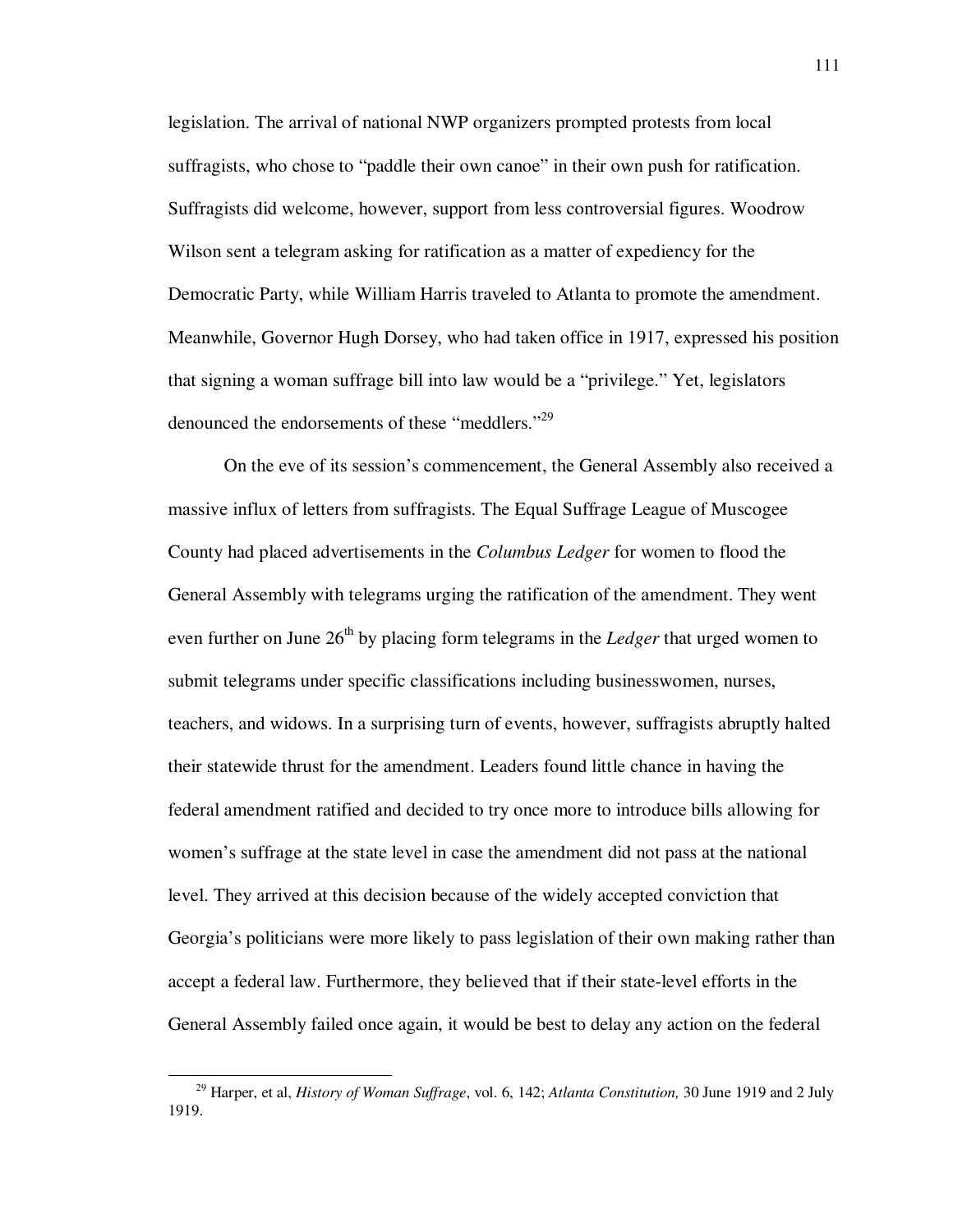legislation. The arrival of national NWP organizers prompted protests from local suffragists, who chose to "paddle their own canoe" in their own push for ratification. Suffragists did welcome, however, support from less controversial figures. Woodrow Wilson sent a telegram asking for ratification as a matter of expediency for the Democratic Party, while William Harris traveled to Atlanta to promote the amendment. Meanwhile, Governor Hugh Dorsey, who had taken office in 1917, expressed his position that signing a woman suffrage bill into law would be a "privilege." Yet, legislators denounced the endorsements of these "meddlers."[29]

On the eve of its session's commencement, the General Assembly also received a massive influx of letters from suffragists. The Equal Suffrage League of Muscogee County had placed advertisements in the *Columbus Ledger* for women to flood the General Assembly with telegrams urging the ratification of the amendment. They went even further on June 26th by placing form telegrams in the *Ledger* that urged women to submit telegrams under specific classifications including businesswomen, nurses, teachers, and widows. In a surprising turn of events, however, suffragists abruptly halted their statewide thrust for the amendment. Leaders found little chance in having the federal amendment ratified and decided to try once more to introduce bills allowing for women's suffrage at the state level in case the amendment did not pass at the national level. They arrived at this decision because of the widely accepted conviction that Georgia's politicians were more likely to pass legislation of their own making rather than accept a federal law. Furthermore, they believed that if their state-level efforts in the General Assembly failed once again, it would be best to delay any action on the federal

---

[29] Harper, et al, *History of Woman Suffrage*, vol. 6, 142; *Atlanta Constitution,* 30 June 1919 and 2 July 1919.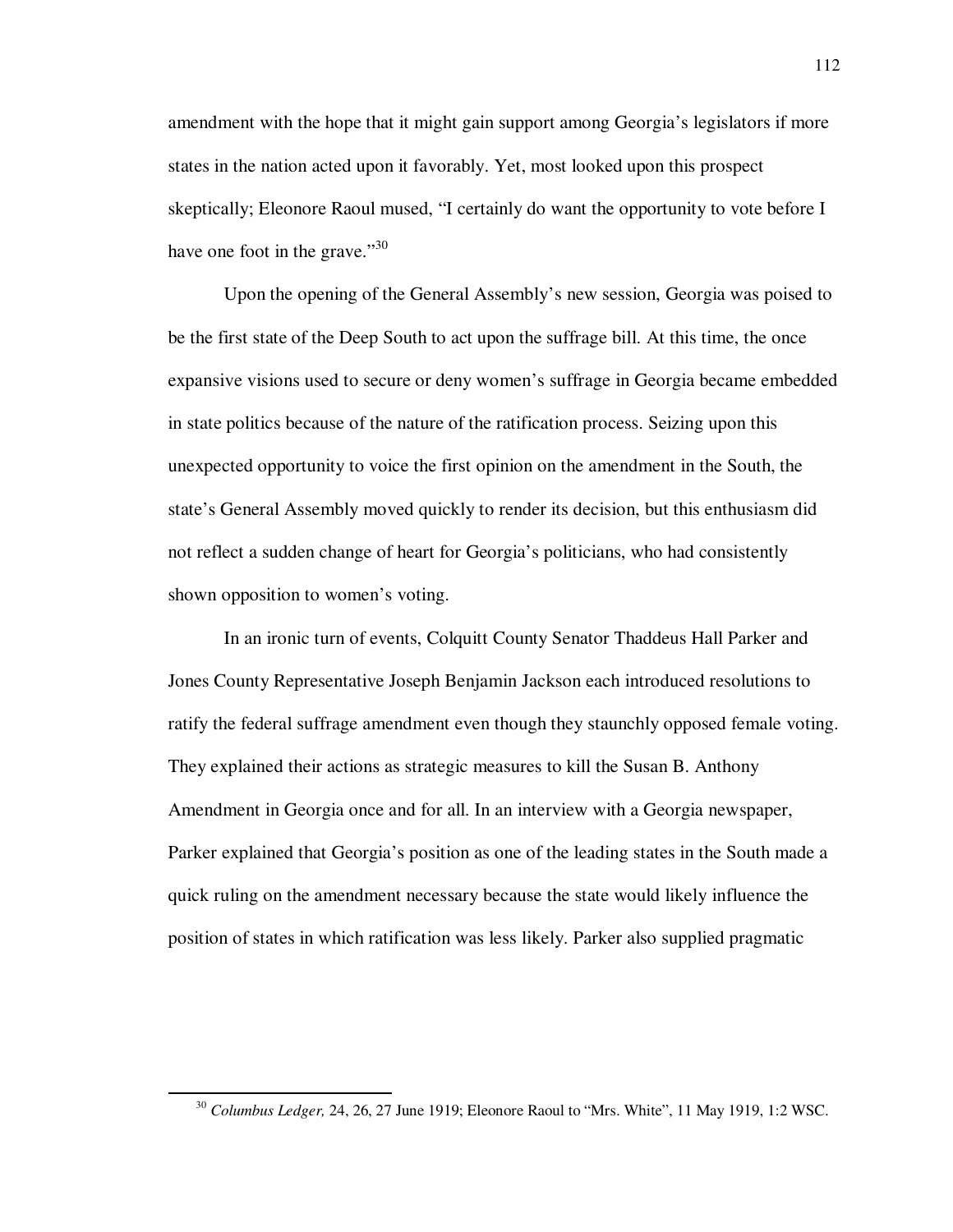amendment with the hope that it might gain support among Georgia's legislators if more states in the nation acted upon it favorably. Yet, most looked upon this prospect skeptically; Eleonore Raoul mused, "I certainly do want the opportunity to vote before I have one foot in the grave."[30]

Upon the opening of the General Assembly's new session, Georgia was poised to be the first state of the Deep South to act upon the suffrage bill. At this time, the once expansive visions used to secure or deny women's suffrage in Georgia became embedded in state politics because of the nature of the ratification process. Seizing upon this unexpected opportunity to voice the first opinion on the amendment in the South, the state's General Assembly moved quickly to render its decision, but this enthusiasm did not reflect a sudden change of heart for Georgia's politicians, who had consistently shown opposition to women's voting.

In an ironic turn of events, Colquitt County Senator Thaddeus Hall Parker and Jones County Representative Joseph Benjamin Jackson each introduced resolutions to ratify the federal suffrage amendment even though they staunchly opposed female voting. They explained their actions as strategic measures to kill the Susan B. Anthony Amendment in Georgia once and for all. In an interview with a Georgia newspaper, Parker explained that Georgia's position as one of the leading states in the South made a quick ruling on the amendment necessary because the state would likely influence the position of states in which ratification was less likely. Parker also supplied pragmatic

---

[30] *Columbus Ledger,* 24, 26, 27 June 1919; Eleonore Raoul to "Mrs. White", 11 May 1919, 1:2 WSC.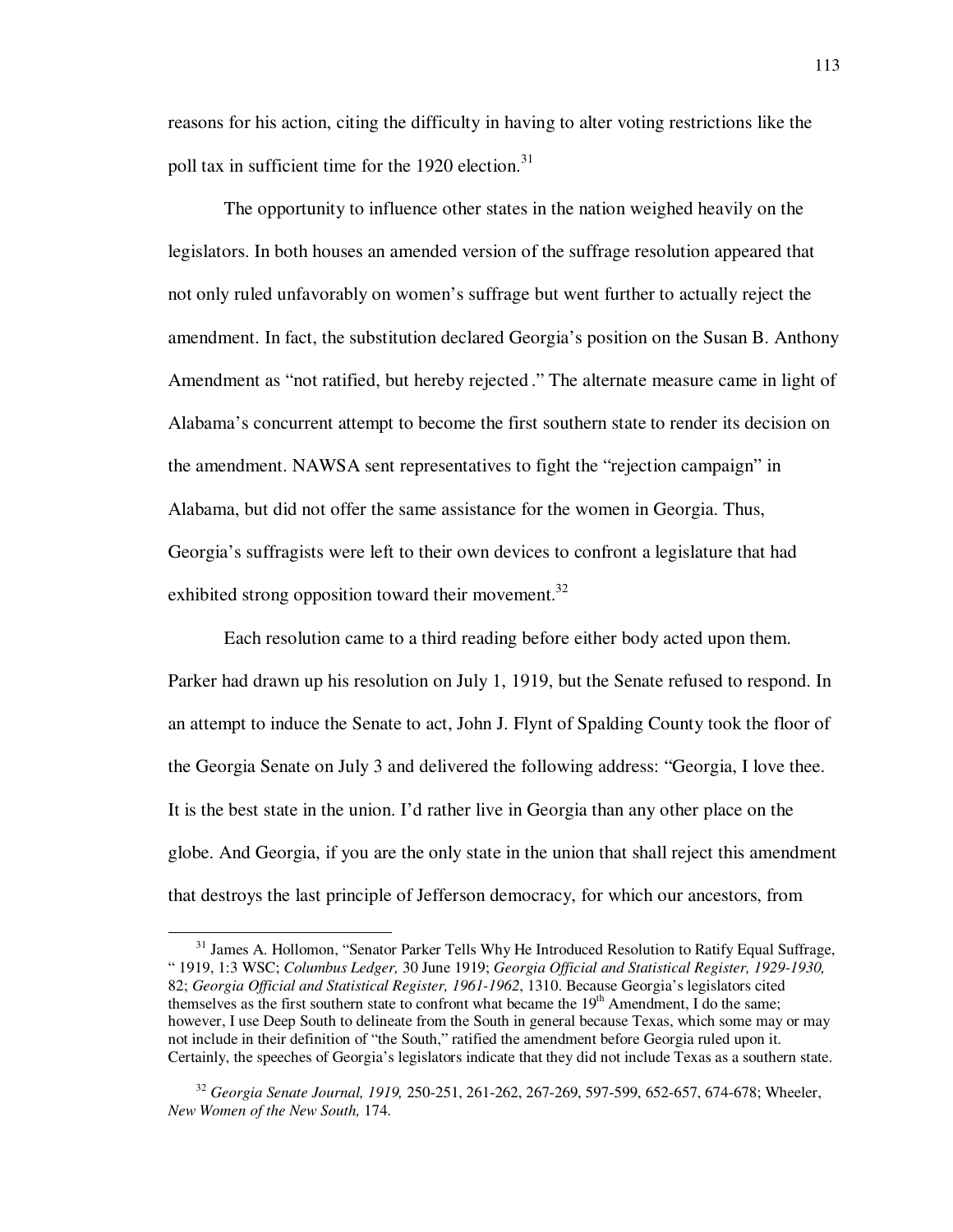reasons for his action, citing the difficulty in having to alter voting restrictions like the poll tax in sufficient time for the 1920 election.[31]

The opportunity to influence other states in the nation weighed heavily on the legislators. In both houses an amended version of the suffrage resolution appeared that not only ruled unfavorably on women's suffrage but went further to actually reject the amendment. In fact, the substitution declared Georgia's position on the Susan B. Anthony Amendment as "not ratified, but hereby rejected." The alternate measure came in light of Alabama's concurrent attempt to become the first southern state to render its decision on the amendment. NAWSA sent representatives to fight the "rejection campaign" in Alabama, but did not offer the same assistance for the women in Georgia. Thus, Georgia's suffragists were left to their own devices to confront a legislature that had exhibited strong opposition toward their movement.[32]

Each resolution came to a third reading before either body acted upon them. Parker had drawn up his resolution on July 1, 1919, but the Senate refused to respond. In an attempt to induce the Senate to act, John J. Flynt of Spalding County took the floor of the Georgia Senate on July 3 and delivered the following address: "Georgia, I love thee. It is the best state in the union. I'd rather live in Georgia than any other place on the globe. And Georgia, if you are the only state in the union that shall reject this amendment that destroys the last principle of Jefferson democracy, for which our ancestors, from

---

[31] James A. Hollomon, "Senator Parker Tells Why He Introduced Resolution to Ratify Equal Suffrage, " 1919, 1:3 WSC; *Columbus Ledger,* 30 June 1919; *Georgia Official and Statistical Register, 1929-1930,* 82; *Georgia Official and Statistical Register, 1961-1962*, 1310. Because Georgia's legislators cited themselves as the first southern state to confront what became the 19th Amendment, I do the same; however, I use Deep South to delineate from the South in general because Texas, which some may or may not include in their definition of "the South," ratified the amendment before Georgia ruled upon it. Certainly, the speeches of Georgia's legislators indicate that they did not include Texas as a southern state.

[32] *Georgia Senate Journal, 1919,* 250-251, 261-262, 267-269, 597-599, 652-657, 674-678; Wheeler, *New Women of the New South,* 174.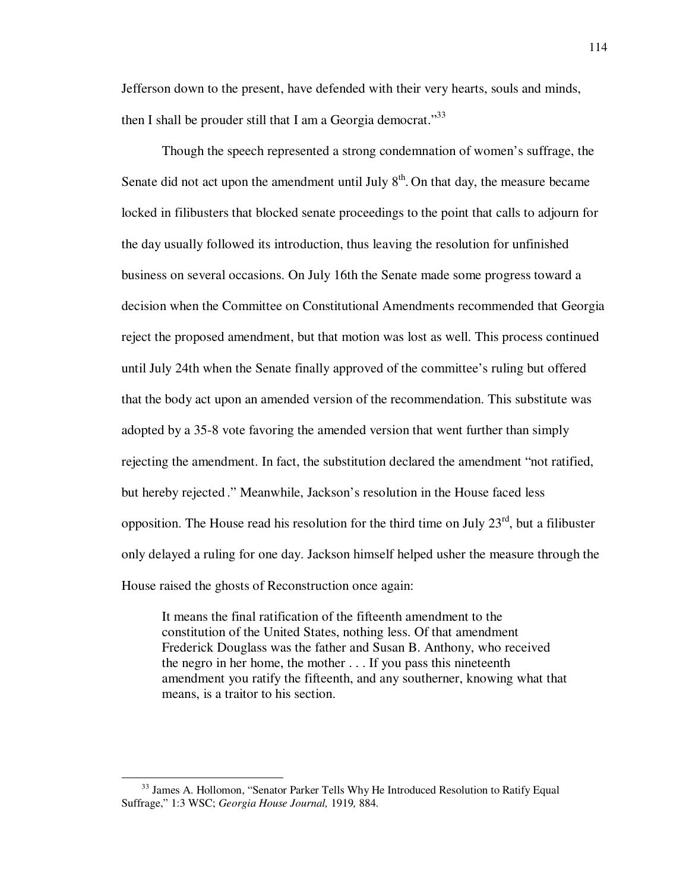Jefferson down to the present, have defended with their very hearts, souls and minds, then I shall be prouder still that I am a Georgia democrat."[33]

Though the speech represented a strong condemnation of women's suffrage, the Senate did not act upon the amendment until July 8th. On that day, the measure became locked in filibusters that blocked senate proceedings to the point that calls to adjourn for the day usually followed its introduction, thus leaving the resolution for unfinished business on several occasions. On July 16th the Senate made some progress toward a decision when the Committee on Constitutional Amendments recommended that Georgia reject the proposed amendment, but that motion was lost as well. This process continued until July 24th when the Senate finally approved of the committee's ruling but offered that the body act upon an amended version of the recommendation. This substitute was adopted by a 35-8 vote favoring the amended version that went further than simply rejecting the amendment. In fact, the substitution declared the amendment "not ratified, but hereby rejected ." Meanwhile, Jackson's resolution in the House faced less opposition. The House read his resolution for the third time on July 23rd, but a filibuster only delayed a ruling for one day. Jackson himself helped usher the measure through the House raised the ghosts of Reconstruction once again:

> It means the final ratification of the fifteenth amendment to the constitution of the United States, nothing less. Of that amendment Frederick Douglass was the father and Susan B. Anthony, who received the negro in her home, the mother . . . If you pass this nineteenth amendment you ratify the fifteenth, and any southerner, knowing what that means, is a traitor to his section.

---

[33] James A. Hollomon, "Senator Parker Tells Why He Introduced Resolution to Ratify Equal Suffrage," 1:3 WSC; *Georgia House Journal,* 1919*,* 884.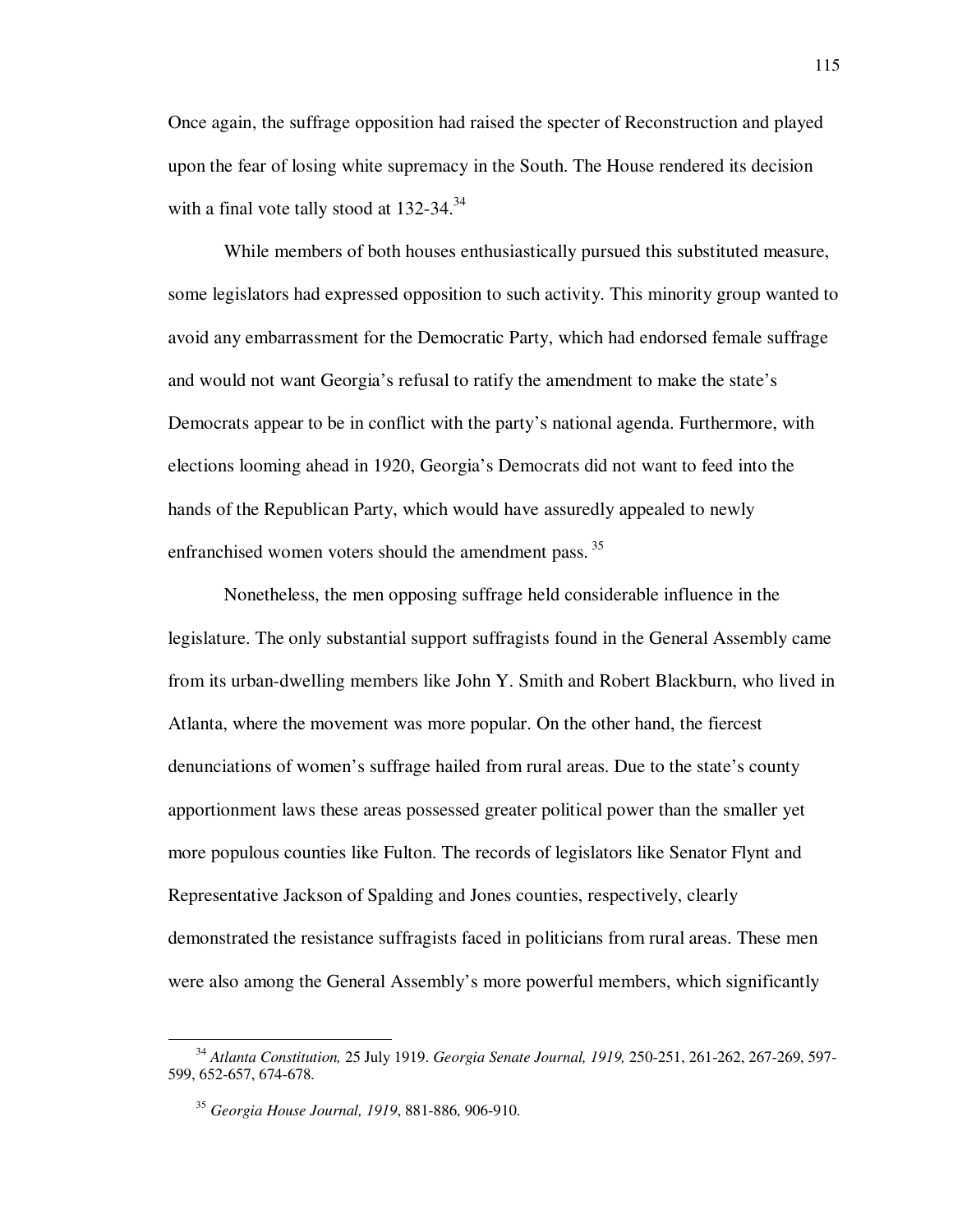Once again, the suffrage opposition had raised the specter of Reconstruction and played upon the fear of losing white supremacy in the South. The House rendered its decision with a final vote tally stood at 132-34.[34]

While members of both houses enthusiastically pursued this substituted measure, some legislators had expressed opposition to such activity. This minority group wanted to avoid any embarrassment for the Democratic Party, which had endorsed female suffrage and would not want Georgia's refusal to ratify the amendment to make the state's Democrats appear to be in conflict with the party's national agenda. Furthermore, with elections looming ahead in 1920, Georgia's Democrats did not want to feed into the hands of the Republican Party, which would have assuredly appealed to newly enfranchised women voters should the amendment pass.[35]

Nonetheless, the men opposing suffrage held considerable influence in the legislature. The only substantial support suffragists found in the General Assembly came from its urban-dwelling members like John Y. Smith and Robert Blackburn, who lived in Atlanta, where the movement was more popular. On the other hand, the fiercest denunciations of women's suffrage hailed from rural areas. Due to the state's county apportionment laws these areas possessed greater political power than the smaller yet more populous counties like Fulton. The records of legislators like Senator Flynt and Representative Jackson of Spalding and Jones counties, respectively, clearly demonstrated the resistance suffragists faced in politicians from rural areas. These men were also among the General Assembly's more powerful members, which significantly

---

[34] *Atlanta Constitution,* 25 July 1919. *Georgia Senate Journal, 1919,* 250-251, 261-262, 267-269, 597-599, 652-657, 674-678.

[35] *Georgia House Journal, 1919*, 881-886, 906-910.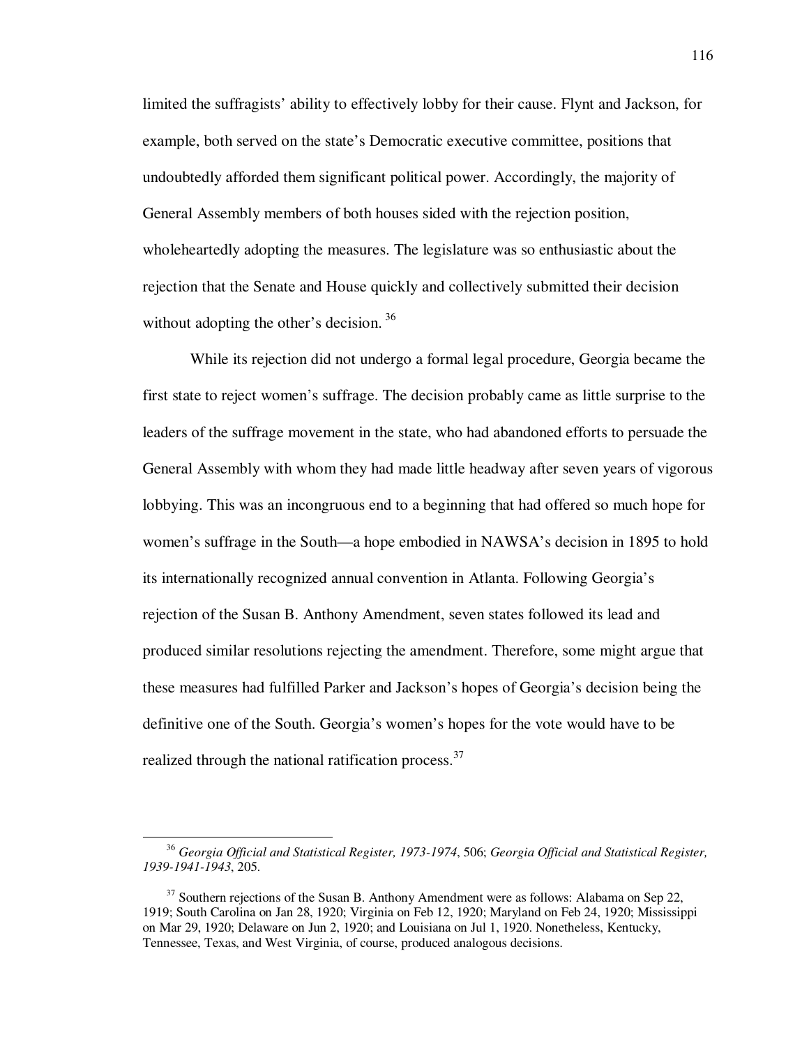limited the suffragists' ability to effectively lobby for their cause. Flynt and Jackson, for example, both served on the state's Democratic executive committee, positions that undoubtedly afforded them significant political power. Accordingly, the majority of General Assembly members of both houses sided with the rejection position, wholeheartedly adopting the measures. The legislature was so enthusiastic about the rejection that the Senate and House quickly and collectively submitted their decision without adopting the other's decision. [36]

While its rejection did not undergo a formal legal procedure, Georgia became the first state to reject women's suffrage. The decision probably came as little surprise to the leaders of the suffrage movement in the state, who had abandoned efforts to persuade the General Assembly with whom they had made little headway after seven years of vigorous lobbying. This was an incongruous end to a beginning that had offered so much hope for women's suffrage in the South—a hope embodied in NAWSA's decision in 1895 to hold its internationally recognized annual convention in Atlanta. Following Georgia's rejection of the Susan B. Anthony Amendment, seven states followed its lead and produced similar resolutions rejecting the amendment. Therefore, some might argue that these measures had fulfilled Parker and Jackson's hopes of Georgia's decision being the definitive one of the South. Georgia's women's hopes for the vote would have to be realized through the national ratification process.[37]

---

[36] *Georgia Official and Statistical Register, 1973-1974*, 506; *Georgia Official and Statistical Register, 1939-1941-1943*, 205.

[37] Southern rejections of the Susan B. Anthony Amendment were as follows: Alabama on Sep 22, 1919; South Carolina on Jan 28, 1920; Virginia on Feb 12, 1920; Maryland on Feb 24, 1920; Mississippi on Mar 29, 1920; Delaware on Jun 2, 1920; and Louisiana on Jul 1, 1920. Nonetheless, Kentucky, Tennessee, Texas, and West Virginia, of course, produced analogous decisions.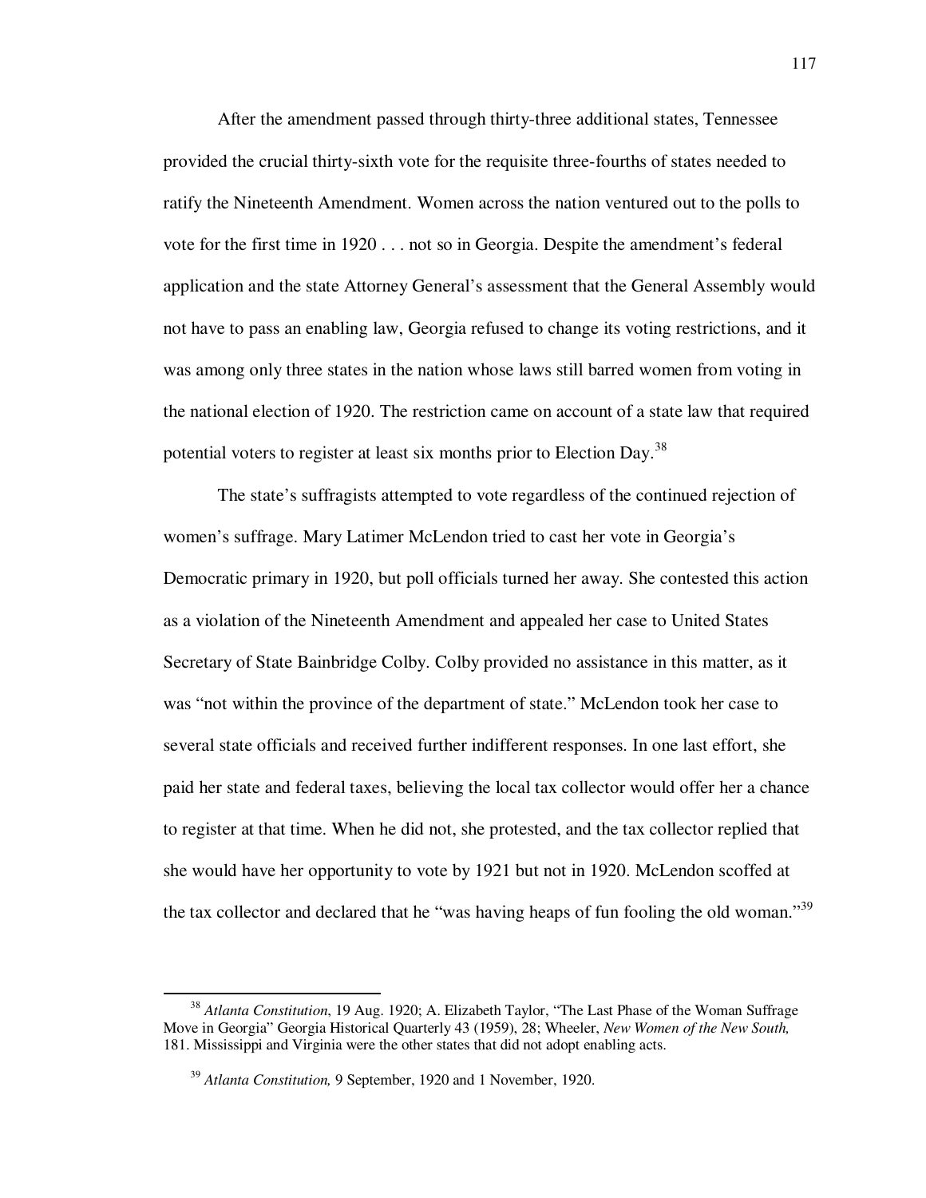After the amendment passed through thirty-three additional states, Tennessee provided the crucial thirty-sixth vote for the requisite three-fourths of states needed to ratify the Nineteenth Amendment. Women across the nation ventured out to the polls to vote for the first time in 1920 . . . not so in Georgia. Despite the amendment's federal application and the state Attorney General's assessment that the General Assembly would not have to pass an enabling law, Georgia refused to change its voting restrictions, and it was among only three states in the nation whose laws still barred women from voting in the national election of 1920. The restriction came on account of a state law that required potential voters to register at least six months prior to Election Day.[38]

The state's suffragists attempted to vote regardless of the continued rejection of women's suffrage. Mary Latimer McLendon tried to cast her vote in Georgia's Democratic primary in 1920, but poll officials turned her away. She contested this action as a violation of the Nineteenth Amendment and appealed her case to United States Secretary of State Bainbridge Colby. Colby provided no assistance in this matter, as it was "not within the province of the department of state." McLendon took her case to several state officials and received further indifferent responses. In one last effort, she paid her state and federal taxes, believing the local tax collector would offer her a chance to register at that time. When he did not, she protested, and the tax collector replied that she would have her opportunity to vote by 1921 but not in 1920. McLendon scoffed at the tax collector and declared that he "was having heaps of fun fooling the old woman."[39]

---

[38] *Atlanta Constitution*, 19 Aug. 1920; A. Elizabeth Taylor, "The Last Phase of the Woman Suffrage Move in Georgia" Georgia Historical Quarterly 43 (1959), 28; Wheeler, *New Women of the New South,* 181. Mississippi and Virginia were the other states that did not adopt enabling acts.

[39] *Atlanta Constitution,* 9 September, 1920 and 1 November, 1920.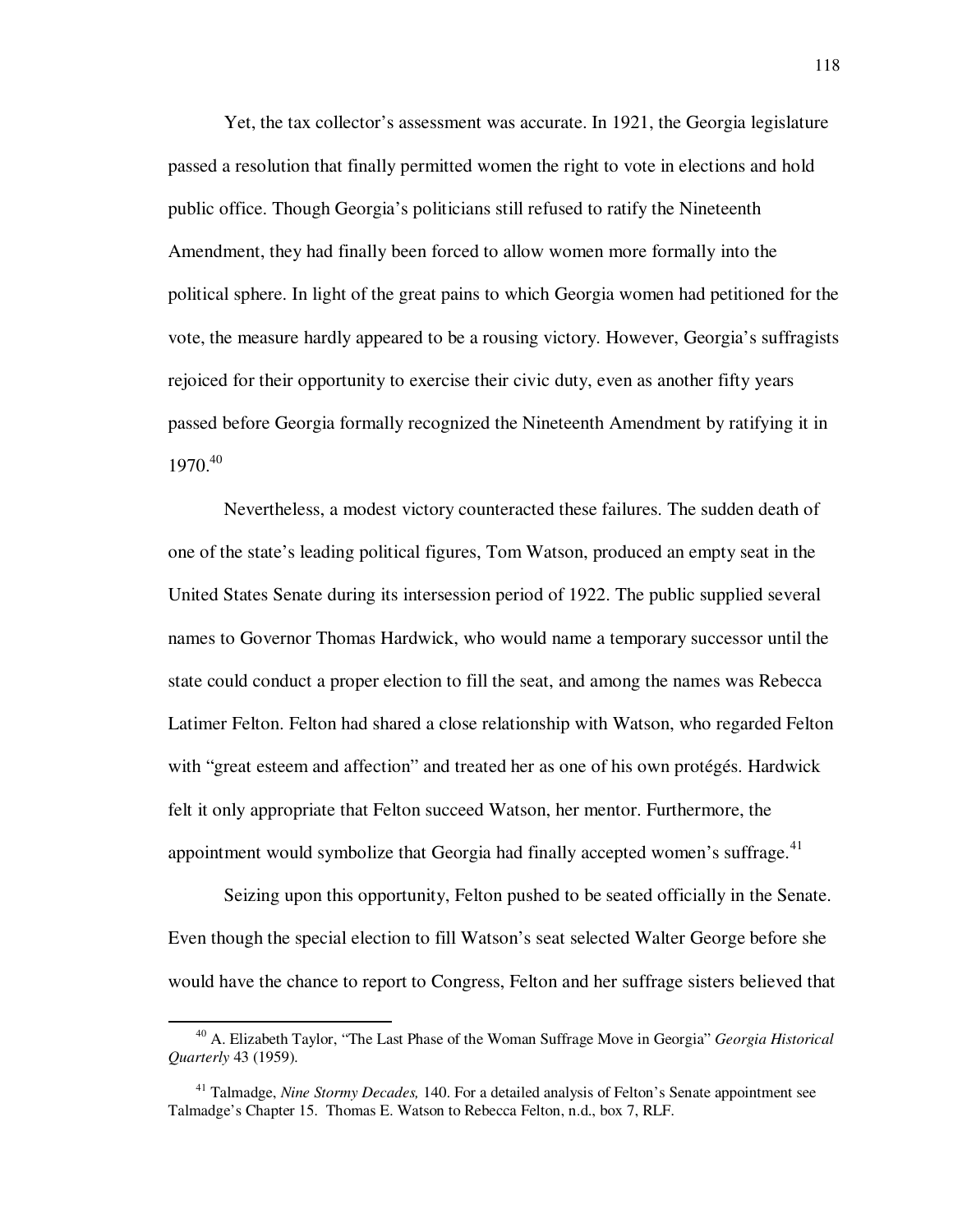Yet, the tax collector's assessment was accurate. In 1921, the Georgia legislature passed a resolution that finally permitted women the right to vote in elections and hold public office. Though Georgia's politicians still refused to ratify the Nineteenth Amendment, they had finally been forced to allow women more formally into the political sphere. In light of the great pains to which Georgia women had petitioned for the vote, the measure hardly appeared to be a rousing victory. However, Georgia's suffragists rejoiced for their opportunity to exercise their civic duty, even as another fifty years passed before Georgia formally recognized the Nineteenth Amendment by ratifying it in 1970.[40]

Nevertheless, a modest victory counteracted these failures. The sudden death of one of the state's leading political figures, Tom Watson, produced an empty seat in the United States Senate during its intersession period of 1922. The public supplied several names to Governor Thomas Hardwick, who would name a temporary successor until the state could conduct a proper election to fill the seat, and among the names was Rebecca Latimer Felton. Felton had shared a close relationship with Watson, who regarded Felton with "great esteem and affection" and treated her as one of his own protégés. Hardwick felt it only appropriate that Felton succeed Watson, her mentor. Furthermore, the appointment would symbolize that Georgia had finally accepted women's suffrage.[41]

Seizing upon this opportunity, Felton pushed to be seated officially in the Senate. Even though the special election to fill Watson's seat selected Walter George before she would have the chance to report to Congress, Felton and her suffrage sisters believed that

---

[40] A. Elizabeth Taylor, "The Last Phase of the Woman Suffrage Move in Georgia" *Georgia Historical Quarterly* 43 (1959).

[41] Talmadge, *Nine Stormy Decades,* 140. For a detailed analysis of Felton's Senate appointment see Talmadge's Chapter 15. Thomas E. Watson to Rebecca Felton, n.d., box 7, RLF.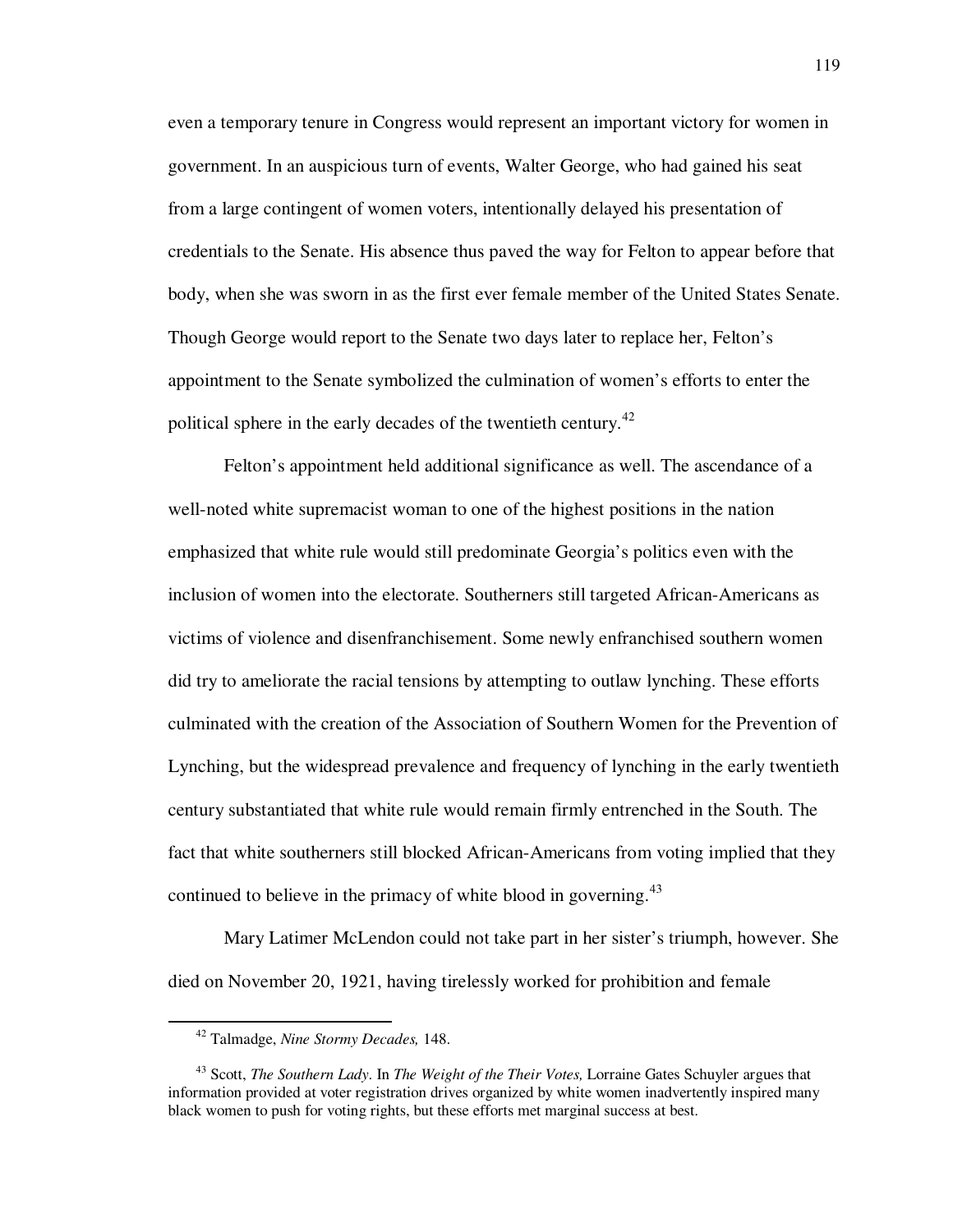even a temporary tenure in Congress would represent an important victory for women in government. In an auspicious turn of events, Walter George, who had gained his seat from a large contingent of women voters, intentionally delayed his presentation of credentials to the Senate. His absence thus paved the way for Felton to appear before that body, when she was sworn in as the first ever female member of the United States Senate. Though George would report to the Senate two days later to replace her, Felton's appointment to the Senate symbolized the culmination of women's efforts to enter the political sphere in the early decades of the twentieth century.[42]

Felton's appointment held additional significance as well. The ascendance of a well-noted white supremacist woman to one of the highest positions in the nation emphasized that white rule would still predominate Georgia's politics even with the inclusion of women into the electorate. Southerners still targeted African-Americans as victims of violence and disenfranchisement. Some newly enfranchised southern women did try to ameliorate the racial tensions by attempting to outlaw lynching. These efforts culminated with the creation of the Association of Southern Women for the Prevention of Lynching, but the widespread prevalence and frequency of lynching in the early twentieth century substantiated that white rule would remain firmly entrenched in the South. The fact that white southerners still blocked African-Americans from voting implied that they continued to believe in the primacy of white blood in governing.[43]

Mary Latimer McLendon could not take part in her sister's triumph, however. She died on November 20, 1921, having tirelessly worked for prohibition and female

---

[42] Talmadge, *Nine Stormy Decades,* 148.

[43] Scott, *The Southern Lady*. In *The Weight of the Their Votes,* Lorraine Gates Schuyler argues that information provided at voter registration drives organized by white women inadvertently inspired many black women to push for voting rights, but these efforts met marginal success at best.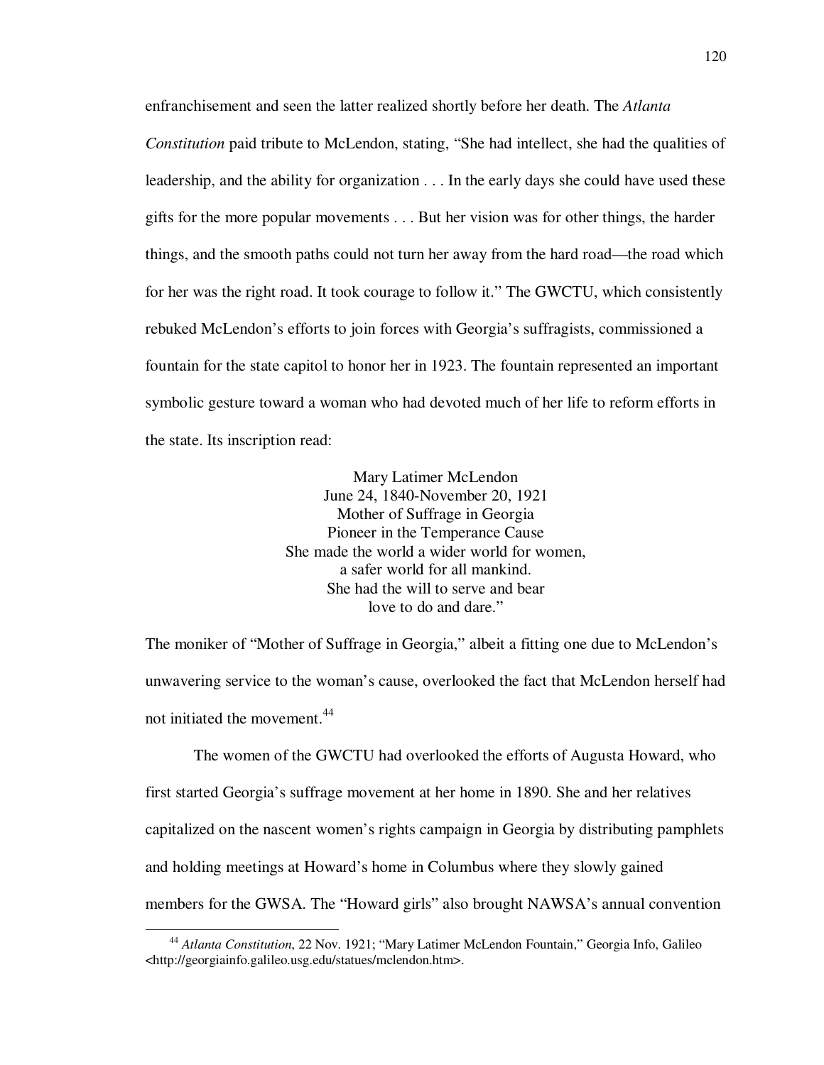enfranchisement and seen the latter realized shortly before her death. The *Atlanta Constitution* paid tribute to McLendon, stating, "She had intellect, she had the qualities of leadership, and the ability for organization . . . In the early days she could have used these gifts for the more popular movements . . . But her vision was for other things, the harder things, and the smooth paths could not turn her away from the hard road—the road which for her was the right road. It took courage to follow it." The GWCTU, which consistently rebuked McLendon's efforts to join forces with Georgia's suffragists, commissioned a fountain for the state capitol to honor her in 1923. The fountain represented an important symbolic gesture toward a woman who had devoted much of her life to reform efforts in the state. Its inscription read:

> Mary Latimer McLendon
> June 24, 1840-November 20, 1921
> Mother of Suffrage in Georgia
> Pioneer in the Temperance Cause
> She made the world a wider world for women,
> a safer world for all mankind.
> She had the will to serve and bear
> love to do and dare."

The moniker of "Mother of Suffrage in Georgia," albeit a fitting one due to McLendon's unwavering service to the woman's cause, overlooked the fact that McLendon herself had not initiated the movement.[44]

The women of the GWCTU had overlooked the efforts of Augusta Howard, who first started Georgia's suffrage movement at her home in 1890. She and her relatives capitalized on the nascent women's rights campaign in Georgia by distributing pamphlets and holding meetings at Howard's home in Columbus where they slowly gained members for the GWSA. The "Howard girls" also brought NAWSA's annual convention

---

[44] *Atlanta Constitution*, 22 Nov. 1921; "Mary Latimer McLendon Fountain," Georgia Info, Galileo <http://georgiainfo.galileo.usg.edu/statues/mclendon.htm>.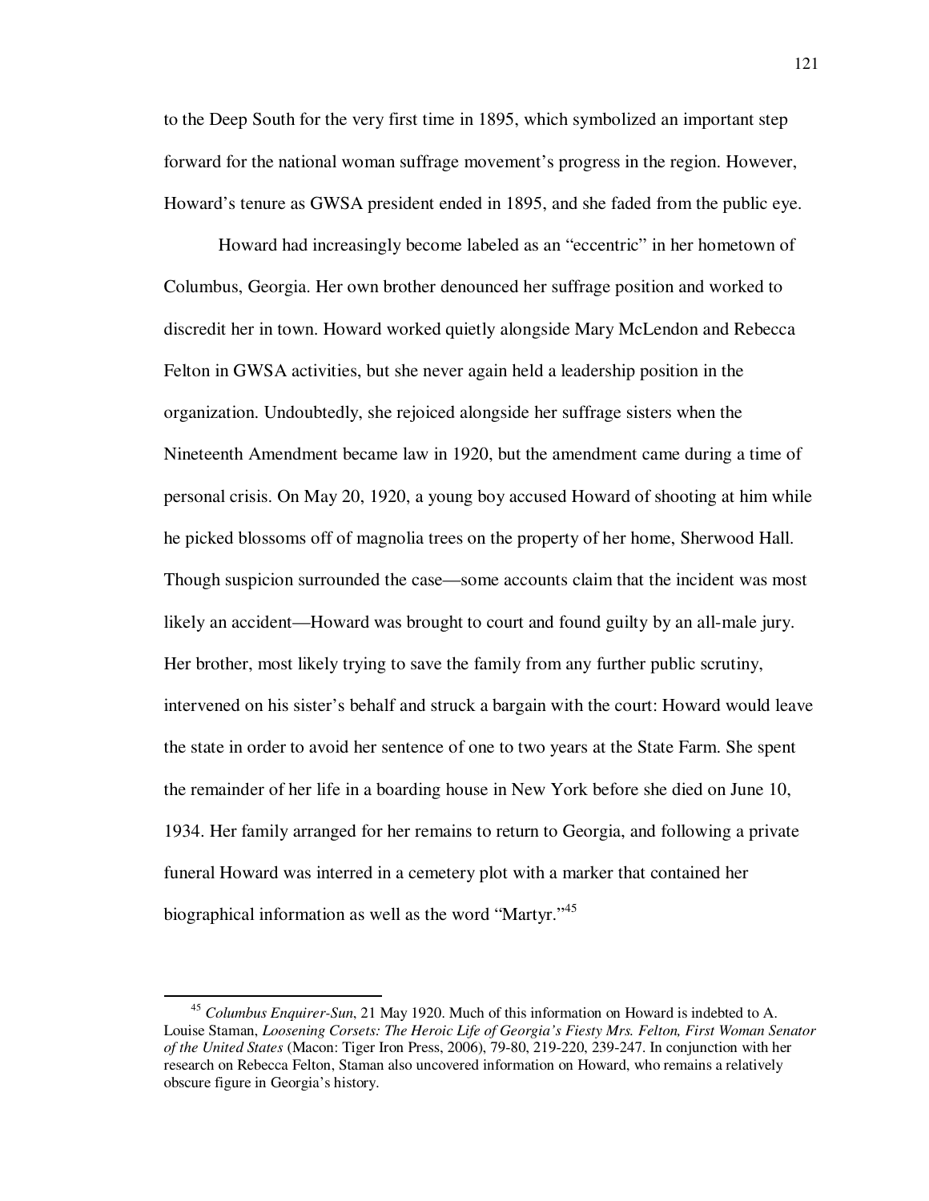to the Deep South for the very first time in 1895, which symbolized an important step forward for the national woman suffrage movement's progress in the region. However, Howard's tenure as GWSA president ended in 1895, and she faded from the public eye.

Howard had increasingly become labeled as an "eccentric" in her hometown of Columbus, Georgia. Her own brother denounced her suffrage position and worked to discredit her in town. Howard worked quietly alongside Mary McLendon and Rebecca Felton in GWSA activities, but she never again held a leadership position in the organization. Undoubtedly, she rejoiced alongside her suffrage sisters when the Nineteenth Amendment became law in 1920, but the amendment came during a time of personal crisis. On May 20, 1920, a young boy accused Howard of shooting at him while he picked blossoms off of magnolia trees on the property of her home, Sherwood Hall. Though suspicion surrounded the case—some accounts claim that the incident was most likely an accident—Howard was brought to court and found guilty by an all-male jury. Her brother, most likely trying to save the family from any further public scrutiny, intervened on his sister's behalf and struck a bargain with the court: Howard would leave the state in order to avoid her sentence of one to two years at the State Farm. She spent the remainder of her life in a boarding house in New York before she died on June 10, 1934. Her family arranged for her remains to return to Georgia, and following a private funeral Howard was interred in a cemetery plot with a marker that contained her biographical information as well as the word "Martyr."[45]

---

[45] *Columbus Enquirer-Sun*, 21 May 1920. Much of this information on Howard is indebted to A. Louise Staman, *Loosening Corsets: The Heroic Life of Georgia's Fiesty Mrs. Felton, First Woman Senator of the United States* (Macon: Tiger Iron Press, 2006), 79-80, 219-220, 239-247. In conjunction with her research on Rebecca Felton, Staman also uncovered information on Howard, who remains a relatively obscure figure in Georgia's history.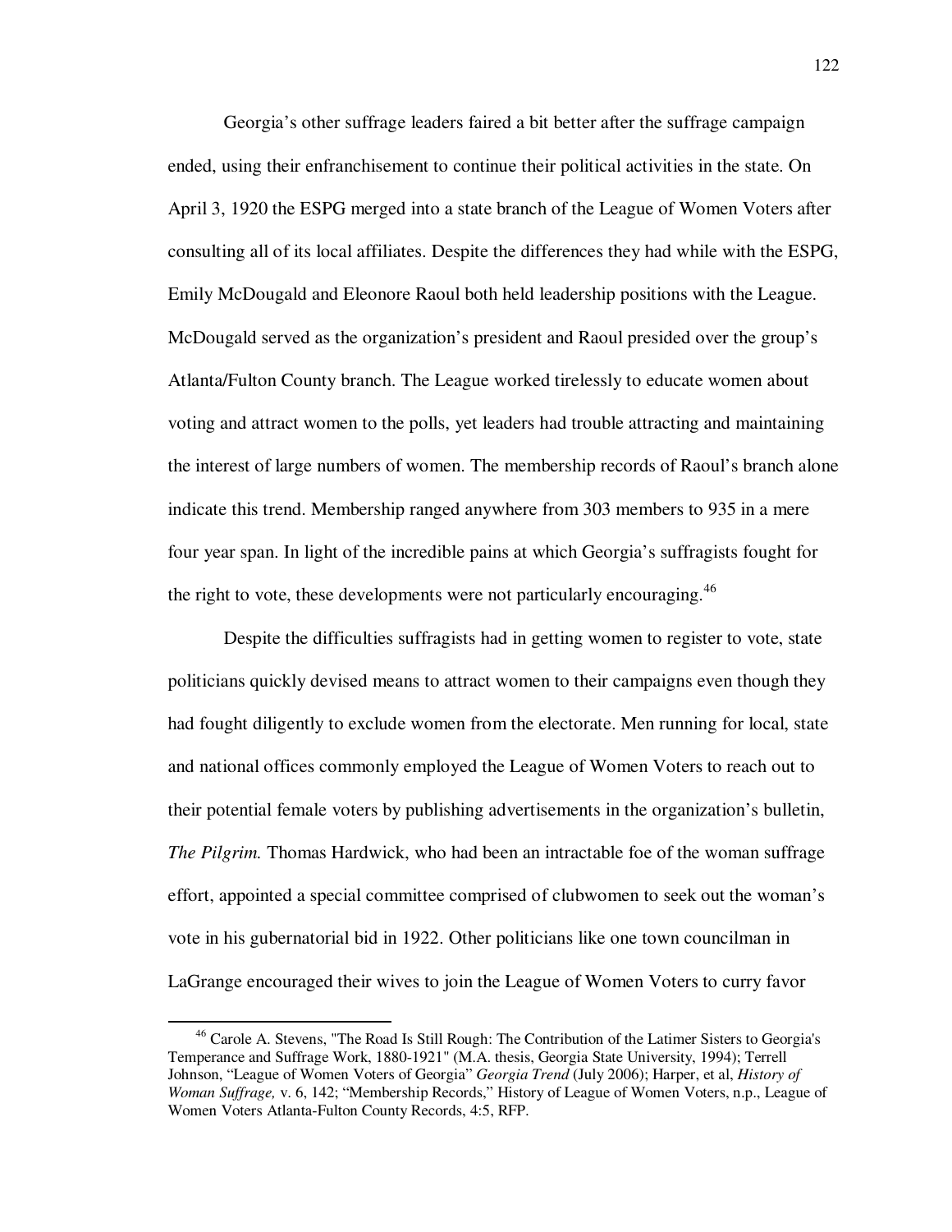Georgia's other suffrage leaders faired a bit better after the suffrage campaign ended, using their enfranchisement to continue their political activities in the state. On April 3, 1920 the ESPG merged into a state branch of the League of Women Voters after consulting all of its local affiliates. Despite the differences they had while with the ESPG, Emily McDougald and Eleonore Raoul both held leadership positions with the League. McDougald served as the organization's president and Raoul presided over the group's Atlanta/Fulton County branch. The League worked tirelessly to educate women about voting and attract women to the polls, yet leaders had trouble attracting and maintaining the interest of large numbers of women. The membership records of Raoul's branch alone indicate this trend. Membership ranged anywhere from 303 members to 935 in a mere four year span. In light of the incredible pains at which Georgia's suffragists fought for the right to vote, these developments were not particularly encouraging.[46]

Despite the difficulties suffragists had in getting women to register to vote, state politicians quickly devised means to attract women to their campaigns even though they had fought diligently to exclude women from the electorate. Men running for local, state and national offices commonly employed the League of Women Voters to reach out to their potential female voters by publishing advertisements in the organization's bulletin, *The Pilgrim.* Thomas Hardwick, who had been an intractable foe of the woman suffrage effort, appointed a special committee comprised of clubwomen to seek out the woman's vote in his gubernatorial bid in 1922. Other politicians like one town councilman in LaGrange encouraged their wives to join the League of Women Voters to curry favor

[46] Carole A. Stevens, "The Road Is Still Rough: The Contribution of the Latimer Sisters to Georgia's Temperance and Suffrage Work, 1880-1921" (M.A. thesis, Georgia State University, 1994); Terrell Johnson, "League of Women Voters of Georgia" *Georgia Trend* (July 2006); Harper, et al, *History of Woman Suffrage,* v. 6, 142; "Membership Records," History of League of Women Voters, n.p., League of Women Voters Atlanta-Fulton County Records, 4:5, RFP.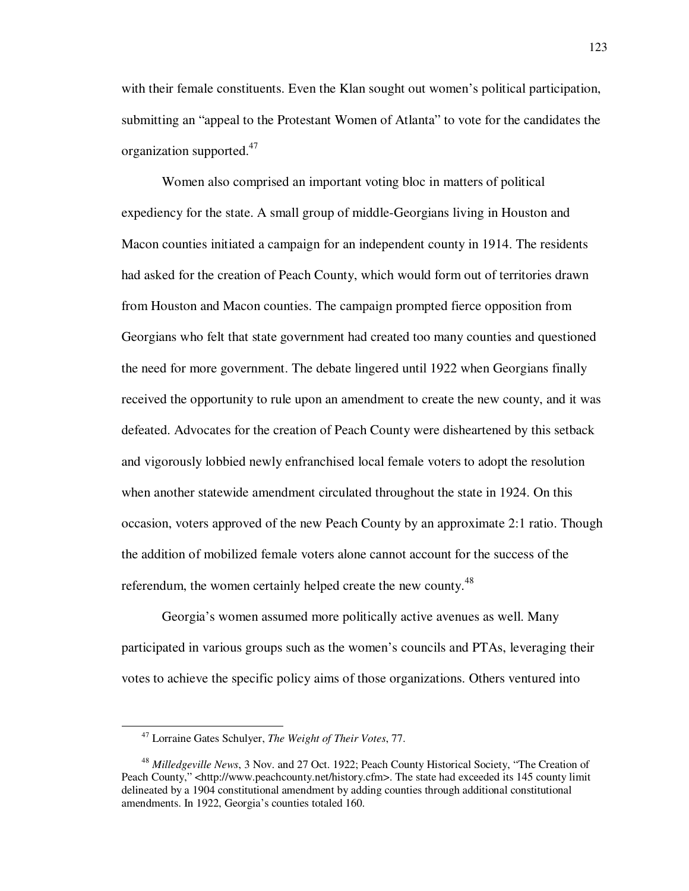with their female constituents. Even the Klan sought out women's political participation, submitting an "appeal to the Protestant Women of Atlanta" to vote for the candidates the organization supported.[47]

Women also comprised an important voting bloc in matters of political expediency for the state. A small group of middle-Georgians living in Houston and Macon counties initiated a campaign for an independent county in 1914. The residents had asked for the creation of Peach County, which would form out of territories drawn from Houston and Macon counties. The campaign prompted fierce opposition from Georgians who felt that state government had created too many counties and questioned the need for more government. The debate lingered until 1922 when Georgians finally received the opportunity to rule upon an amendment to create the new county, and it was defeated. Advocates for the creation of Peach County were disheartened by this setback and vigorously lobbied newly enfranchised local female voters to adopt the resolution when another statewide amendment circulated throughout the state in 1924. On this occasion, voters approved of the new Peach County by an approximate 2:1 ratio. Though the addition of mobilized female voters alone cannot account for the success of the referendum, the women certainly helped create the new county.[48]

Georgia's women assumed more politically active avenues as well. Many participated in various groups such as the women's councils and PTAs, leveraging their votes to achieve the specific policy aims of those organizations. Others ventured into

---

[47] Lorraine Gates Schulyer, *The Weight of Their Votes*, 77.

[48] *Milledgeville News*, 3 Nov. and 27 Oct. 1922; Peach County Historical Society, "The Creation of Peach County," <http://www.peachcounty.net/history.cfm>. The state had exceeded its 145 county limit delineated by a 1904 constitutional amendment by adding counties through additional constitutional amendments. In 1922, Georgia's counties totaled 160.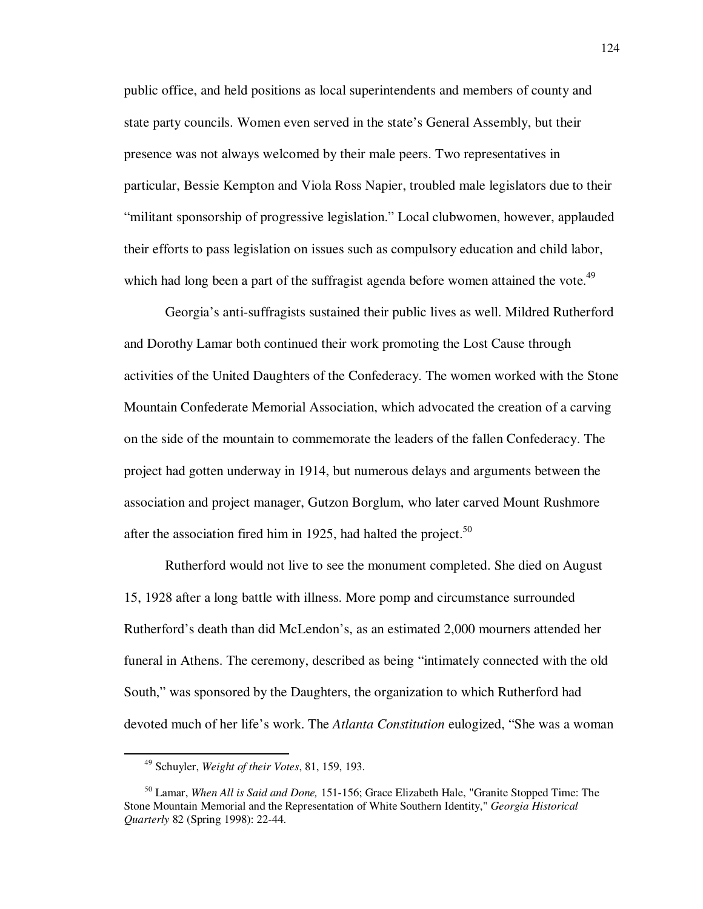public office, and held positions as local superintendents and members of county and state party councils. Women even served in the state's General Assembly, but their presence was not always welcomed by their male peers. Two representatives in particular, Bessie Kempton and Viola Ross Napier, troubled male legislators due to their "militant sponsorship of progressive legislation." Local clubwomen, however, applauded their efforts to pass legislation on issues such as compulsory education and child labor, which had long been a part of the suffragist agenda before women attained the vote.[49]

Georgia's anti-suffragists sustained their public lives as well. Mildred Rutherford and Dorothy Lamar both continued their work promoting the Lost Cause through activities of the United Daughters of the Confederacy. The women worked with the Stone Mountain Confederate Memorial Association, which advocated the creation of a carving on the side of the mountain to commemorate the leaders of the fallen Confederacy. The project had gotten underway in 1914, but numerous delays and arguments between the association and project manager, Gutzon Borglum, who later carved Mount Rushmore after the association fired him in 1925, had halted the project.[50]

Rutherford would not live to see the monument completed. She died on August 15, 1928 after a long battle with illness. More pomp and circumstance surrounded Rutherford's death than did McLendon's, as an estimated 2,000 mourners attended her funeral in Athens. The ceremony, described as being "intimately connected with the old South," was sponsored by the Daughters, the organization to which Rutherford had devoted much of her life's work. The *Atlanta Constitution* eulogized, "She was a woman

---

[49] Schuyler, *Weight of their Votes*, 81, 159, 193.

[50] Lamar, *When All is Said and Done,* 151-156; Grace Elizabeth Hale, "Granite Stopped Time: The Stone Mountain Memorial and the Representation of White Southern Identity," *Georgia Historical Quarterly* 82 (Spring 1998): 22-44.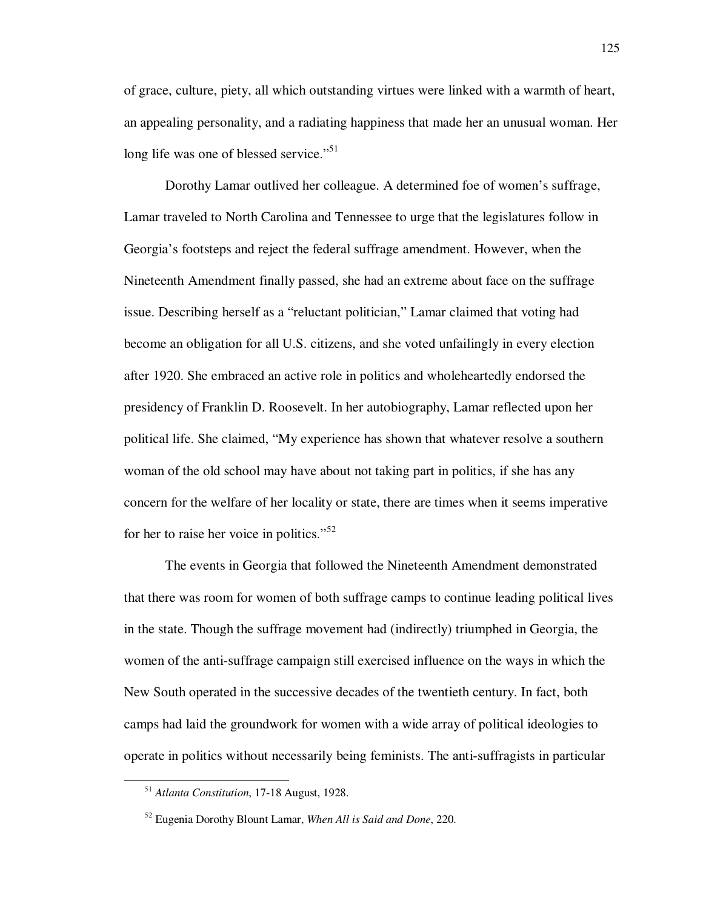of grace, culture, piety, all which outstanding virtues were linked with a warmth of heart, an appealing personality, and a radiating happiness that made her an unusual woman. Her long life was one of blessed service."[51]

Dorothy Lamar outlived her colleague. A determined foe of women's suffrage, Lamar traveled to North Carolina and Tennessee to urge that the legislatures follow in Georgia's footsteps and reject the federal suffrage amendment. However, when the Nineteenth Amendment finally passed, she had an extreme about face on the suffrage issue. Describing herself as a "reluctant politician," Lamar claimed that voting had become an obligation for all U.S. citizens, and she voted unfailingly in every election after 1920. She embraced an active role in politics and wholeheartedly endorsed the presidency of Franklin D. Roosevelt. In her autobiography, Lamar reflected upon her political life. She claimed, "My experience has shown that whatever resolve a southern woman of the old school may have about not taking part in politics, if she has any concern for the welfare of her locality or state, there are times when it seems imperative for her to raise her voice in politics."[52]

The events in Georgia that followed the Nineteenth Amendment demonstrated that there was room for women of both suffrage camps to continue leading political lives in the state. Though the suffrage movement had (indirectly) triumphed in Georgia, the women of the anti-suffrage campaign still exercised influence on the ways in which the New South operated in the successive decades of the twentieth century. In fact, both camps had laid the groundwork for women with a wide array of political ideologies to operate in politics without necessarily being feminists. The anti-suffragists in particular

---

[51] *Atlanta Constitution*, 17-18 August, 1928.

[52] Eugenia Dorothy Blount Lamar, *When All is Said and Done*, 220.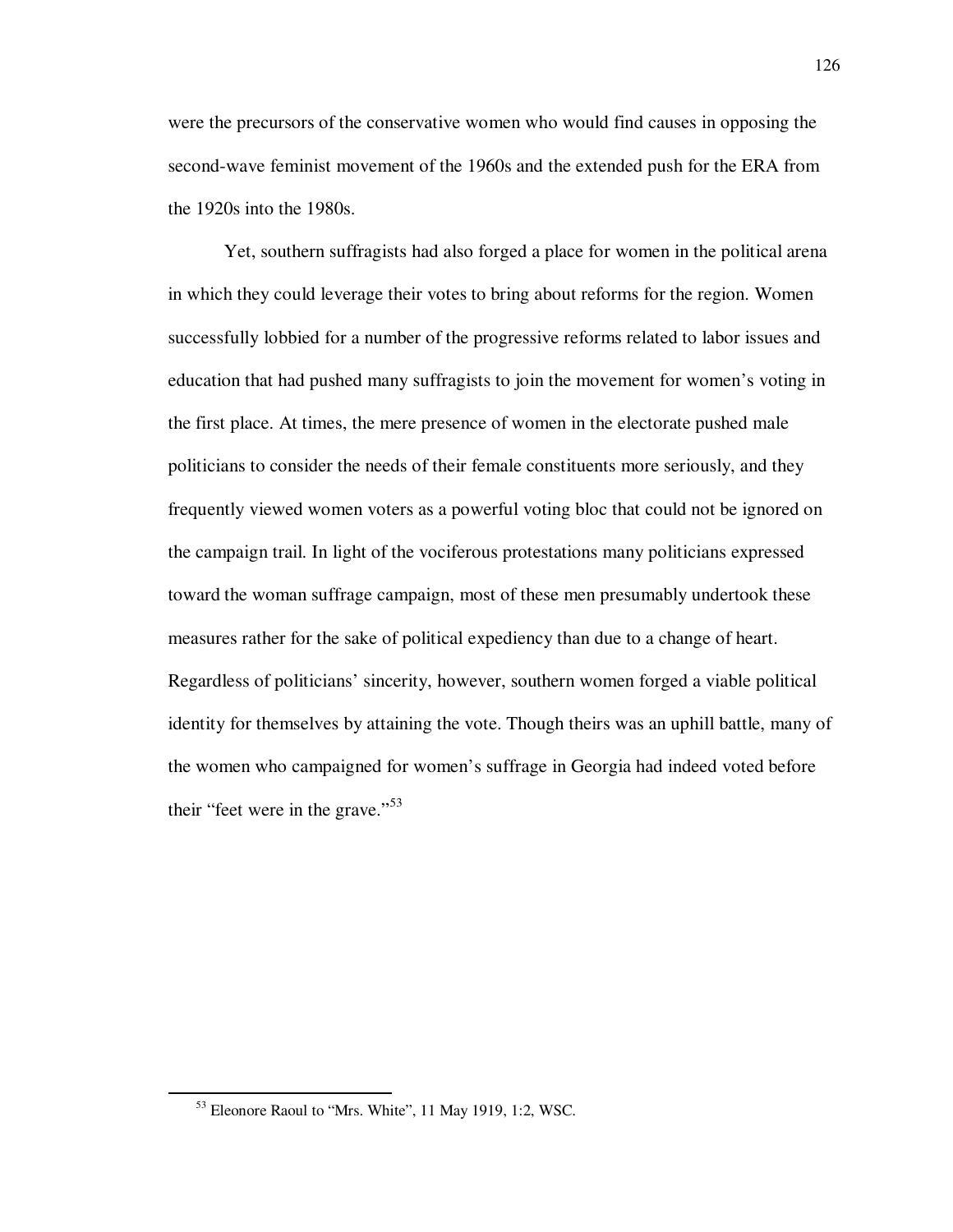were the precursors of the conservative women who would find causes in opposing the second-wave feminist movement of the 1960s and the extended push for the ERA from the 1920s into the 1980s.

Yet, southern suffragists had also forged a place for women in the political arena in which they could leverage their votes to bring about reforms for the region. Women successfully lobbied for a number of the progressive reforms related to labor issues and education that had pushed many suffragists to join the movement for women's voting in the first place. At times, the mere presence of women in the electorate pushed male politicians to consider the needs of their female constituents more seriously, and they frequently viewed women voters as a powerful voting bloc that could not be ignored on the campaign trail. In light of the vociferous protestations many politicians expressed toward the woman suffrage campaign, most of these men presumably undertook these measures rather for the sake of political expediency than due to a change of heart. Regardless of politicians' sincerity, however, southern women forged a viable political identity for themselves by attaining the vote. Though theirs was an uphill battle, many of the women who campaigned for women's suffrage in Georgia had indeed voted before their "feet were in the grave."[53]

---

[53] Eleonore Raoul to "Mrs. White", 11 May 1919, 1:2, WSC.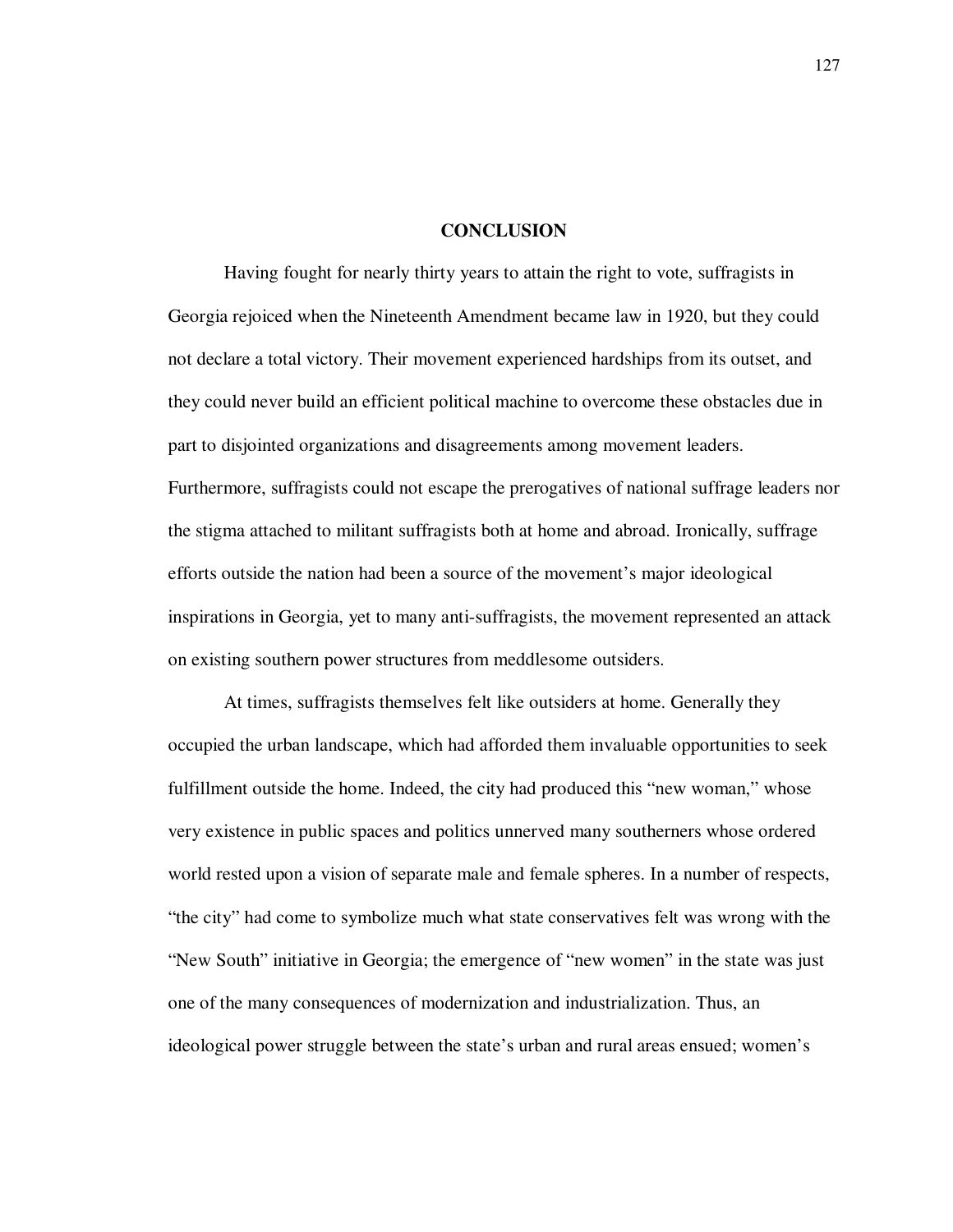# CONCLUSION

Having fought for nearly thirty years to attain the right to vote, suffragists in Georgia rejoiced when the Nineteenth Amendment became law in 1920, but they could not declare a total victory. Their movement experienced hardships from its outset, and they could never build an efficient political machine to overcome these obstacles due in part to disjointed organizations and disagreements among movement leaders. Furthermore, suffragists could not escape the prerogatives of national suffrage leaders nor the stigma attached to militant suffragists both at home and abroad. Ironically, suffrage efforts outside the nation had been a source of the movement's major ideological inspirations in Georgia, yet to many anti-suffragists, the movement represented an attack on existing southern power structures from meddlesome outsiders.

At times, suffragists themselves felt like outsiders at home. Generally they occupied the urban landscape, which had afforded them invaluable opportunities to seek fulfillment outside the home. Indeed, the city had produced this "new woman," whose very existence in public spaces and politics unnerved many southerners whose ordered world rested upon a vision of separate male and female spheres. In a number of respects, "the city" had come to symbolize much what state conservatives felt was wrong with the "New South" initiative in Georgia; the emergence of "new women" in the state was just one of the many consequences of modernization and industrialization. Thus, an ideological power struggle between the state's urban and rural areas ensued; women's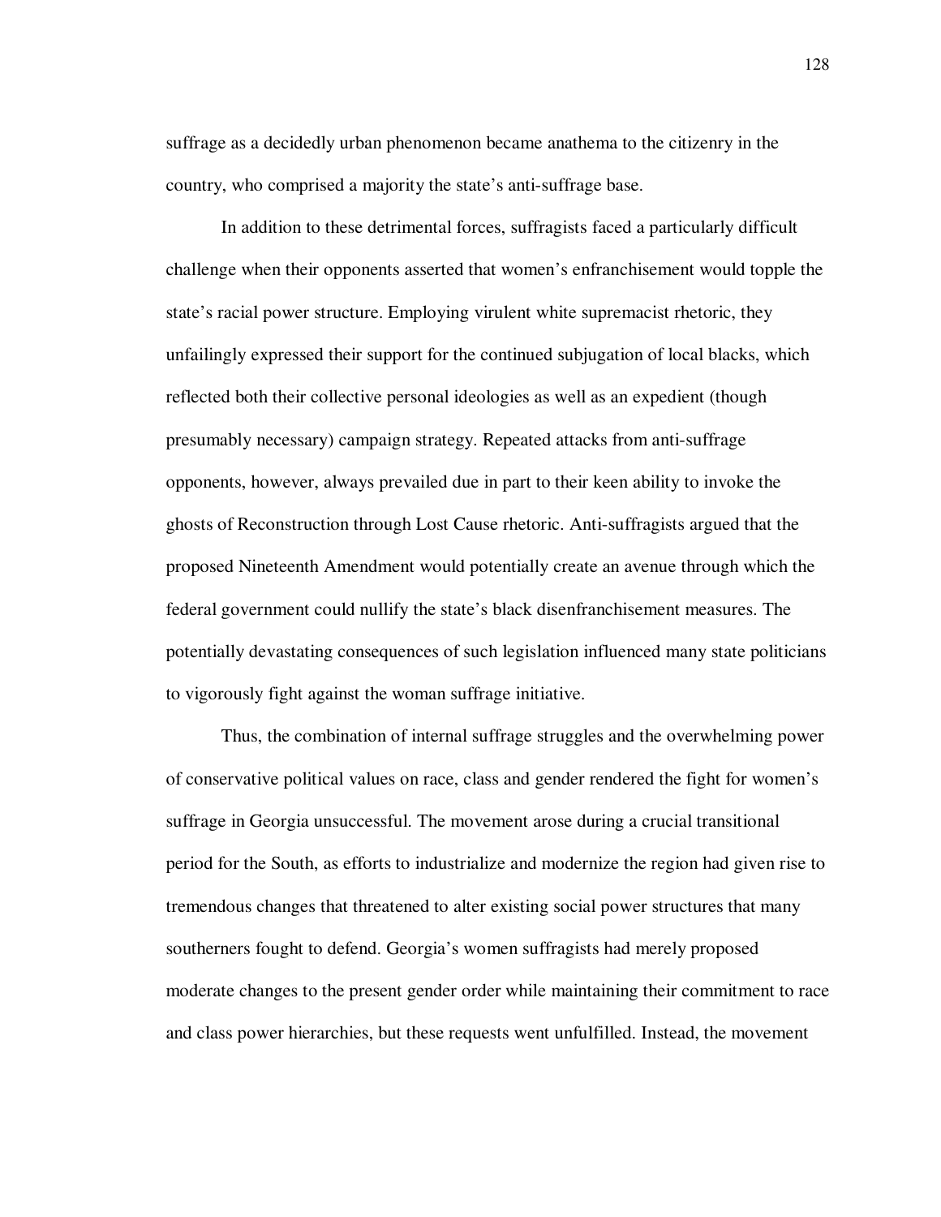suffrage as a decidedly urban phenomenon became anathema to the citizenry in the country, who comprised a majority the state's anti-suffrage base.

In addition to these detrimental forces, suffragists faced a particularly difficult challenge when their opponents asserted that women's enfranchisement would topple the state's racial power structure. Employing virulent white supremacist rhetoric, they unfailingly expressed their support for the continued subjugation of local blacks, which reflected both their collective personal ideologies as well as an expedient (though presumably necessary) campaign strategy. Repeated attacks from anti-suffrage opponents, however, always prevailed due in part to their keen ability to invoke the ghosts of Reconstruction through Lost Cause rhetoric. Anti-suffragists argued that the proposed Nineteenth Amendment would potentially create an avenue through which the federal government could nullify the state's black disenfranchisement measures. The potentially devastating consequences of such legislation influenced many state politicians to vigorously fight against the woman suffrage initiative.

Thus, the combination of internal suffrage struggles and the overwhelming power of conservative political values on race, class and gender rendered the fight for women's suffrage in Georgia unsuccessful. The movement arose during a crucial transitional period for the South, as efforts to industrialize and modernize the region had given rise to tremendous changes that threatened to alter existing social power structures that many southerners fought to defend. Georgia's women suffragists had merely proposed moderate changes to the present gender order while maintaining their commitment to race and class power hierarchies, but these requests went unfulfilled. Instead, the movement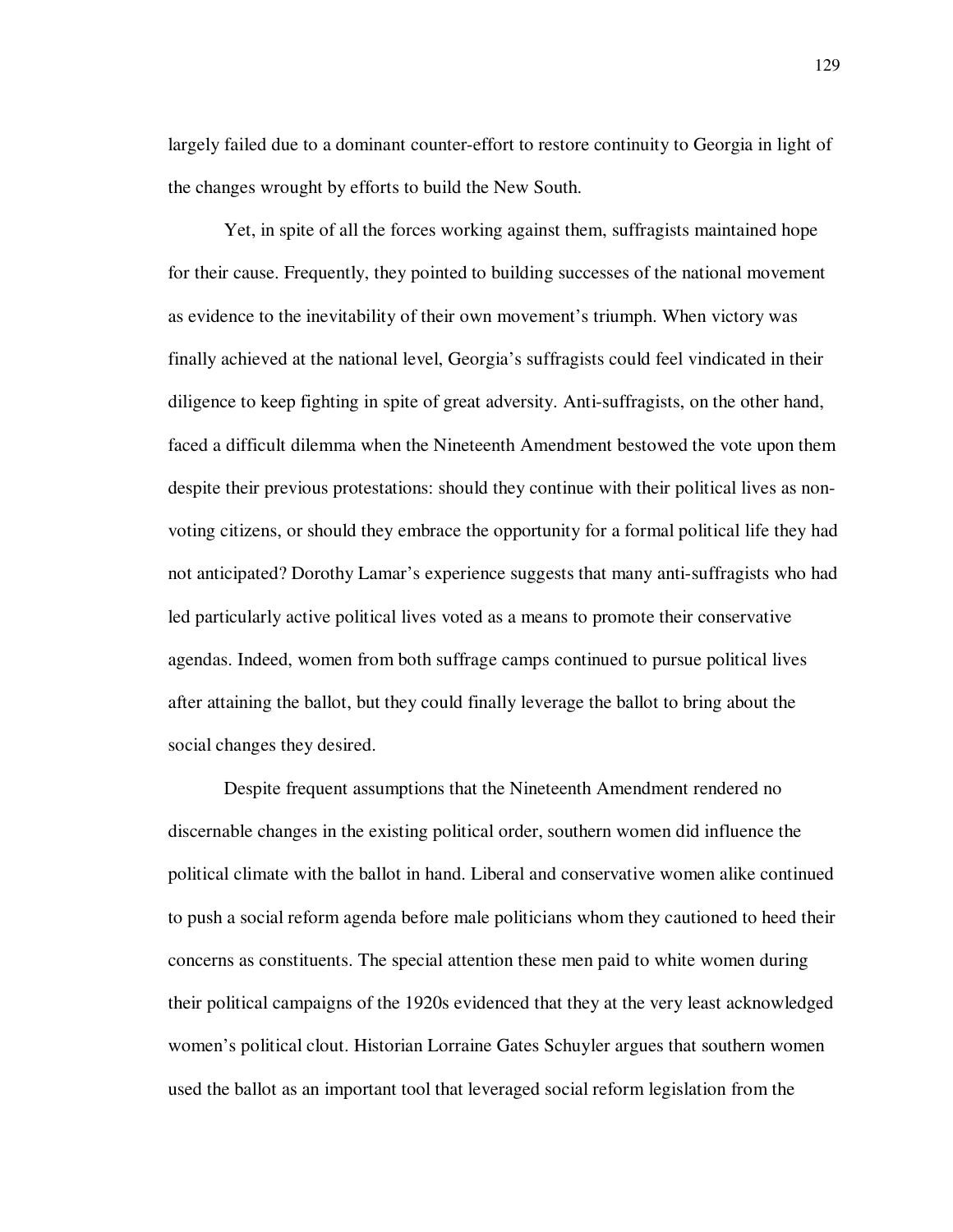largely failed due to a dominant counter-effort to restore continuity to Georgia in light of the changes wrought by efforts to build the New South.

Yet, in spite of all the forces working against them, suffragists maintained hope for their cause. Frequently, they pointed to building successes of the national movement as evidence to the inevitability of their own movement's triumph. When victory was finally achieved at the national level, Georgia's suffragists could feel vindicated in their diligence to keep fighting in spite of great adversity. Anti-suffragists, on the other hand, faced a difficult dilemma when the Nineteenth Amendment bestowed the vote upon them despite their previous protestations: should they continue with their political lives as non-voting citizens, or should they embrace the opportunity for a formal political life they had not anticipated? Dorothy Lamar's experience suggests that many anti-suffragists who had led particularly active political lives voted as a means to promote their conservative agendas. Indeed, women from both suffrage camps continued to pursue political lives after attaining the ballot, but they could finally leverage the ballot to bring about the social changes they desired.

Despite frequent assumptions that the Nineteenth Amendment rendered no discernable changes in the existing political order, southern women did influence the political climate with the ballot in hand. Liberal and conservative women alike continued to push a social reform agenda before male politicians whom they cautioned to heed their concerns as constituents. The special attention these men paid to white women during their political campaigns of the 1920s evidenced that they at the very least acknowledged women's political clout. Historian Lorraine Gates Schuyler argues that southern women used the ballot as an important tool that leveraged social reform legislation from the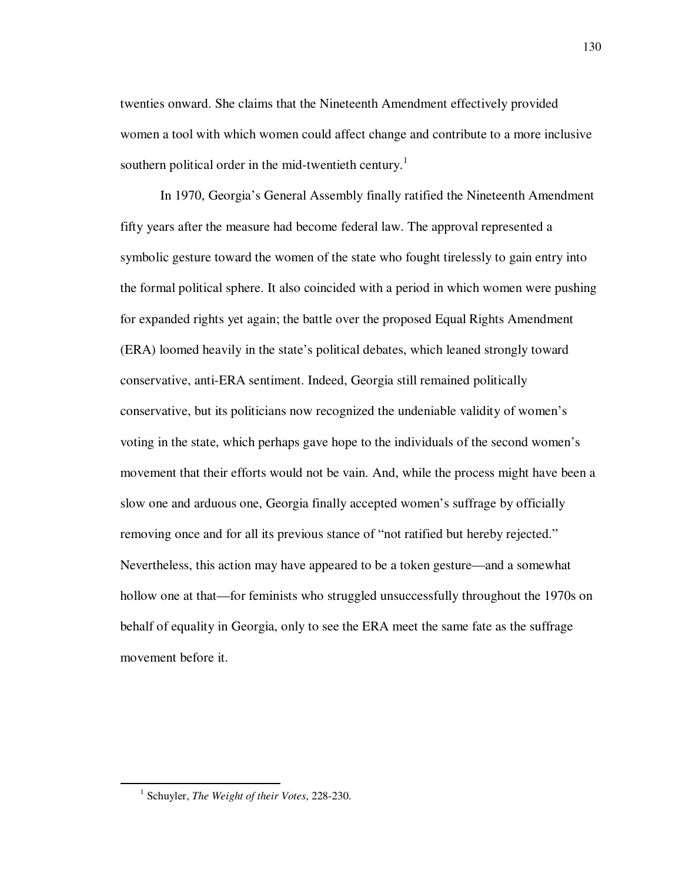twenties onward. She claims that the Nineteenth Amendment effectively provided women a tool with which women could affect change and contribute to a more inclusive southern political order in the mid-twentieth century.[1]

In 1970, Georgia's General Assembly finally ratified the Nineteenth Amendment fifty years after the measure had become federal law. The approval represented a symbolic gesture toward the women of the state who fought tirelessly to gain entry into the formal political sphere. It also coincided with a period in which women were pushing for expanded rights yet again; the battle over the proposed Equal Rights Amendment (ERA) loomed heavily in the state's political debates, which leaned strongly toward conservative, anti-ERA sentiment. Indeed, Georgia still remained politically conservative, but its politicians now recognized the undeniable validity of women's voting in the state, which perhaps gave hope to the individuals of the second women's movement that their efforts would not be vain. And, while the process might have been a slow one and arduous one, Georgia finally accepted women's suffrage by officially removing once and for all its previous stance of "not ratified but hereby rejected." Nevertheless, this action may have appeared to be a token gesture—and a somewhat hollow one at that—for feminists who struggled unsuccessfully throughout the 1970s on behalf of equality in Georgia, only to see the ERA meet the same fate as the suffrage movement before it.

---

[1] Schuyler, *The Weight of their Votes*, 228-230.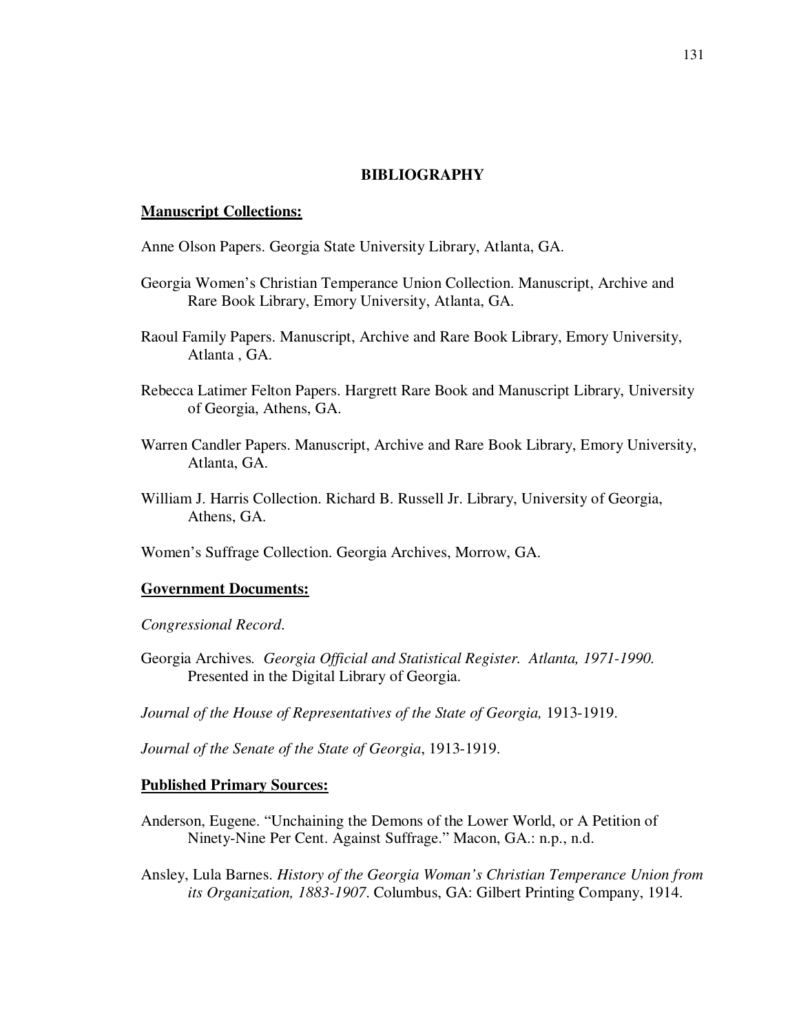# BIBLIOGRAPHY

**Manuscript Collections:**

Anne Olson Papers. Georgia State University Library, Atlanta, GA.

Georgia Women's Christian Temperance Union Collection. Manuscript, Archive and Rare Book Library, Emory University, Atlanta, GA.

Raoul Family Papers. Manuscript, Archive and Rare Book Library, Emory University, Atlanta , GA.

Rebecca Latimer Felton Papers. Hargrett Rare Book and Manuscript Library, University of Georgia, Athens, GA.

Warren Candler Papers. Manuscript, Archive and Rare Book Library, Emory University, Atlanta, GA.

William J. Harris Collection. Richard B. Russell Jr. Library, University of Georgia, Athens, GA.

Women's Suffrage Collection. Georgia Archives, Morrow, GA.

**Government Documents:**

*Congressional Record*.

Georgia Archives. *Georgia Official and Statistical Register. Atlanta, 1971-1990.* Presented in the Digital Library of Georgia.

*Journal of the House of Representatives of the State of Georgia,* 1913-1919.

*Journal of the Senate of the State of Georgia*, 1913-1919.

**Published Primary Sources:**

Anderson, Eugene. "Unchaining the Demons of the Lower World, or A Petition of Ninety-Nine Per Cent. Against Suffrage." Macon, GA.: n.p., n.d.

Ansley, Lula Barnes. *History of the Georgia Woman's Christian Temperance Union from its Organization, 1883-1907*. Columbus, GA: Gilbert Printing Company, 1914.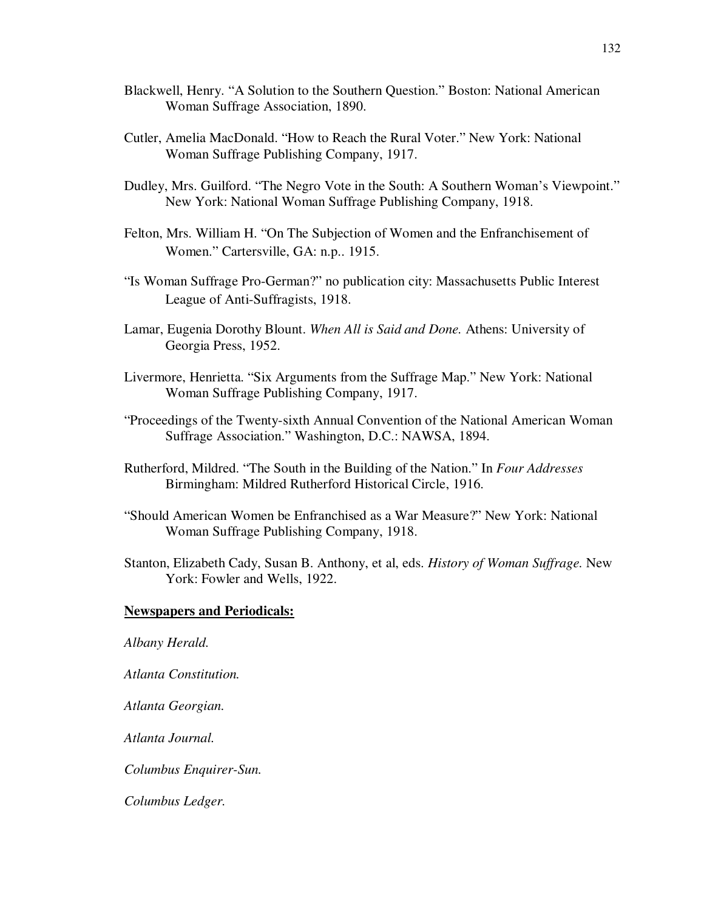Blackwell, Henry. "A Solution to the Southern Question." Boston: National American Woman Suffrage Association, 1890.

Cutler, Amelia MacDonald. "How to Reach the Rural Voter." New York: National Woman Suffrage Publishing Company, 1917.

Dudley, Mrs. Guilford. "The Negro Vote in the South: A Southern Woman's Viewpoint." New York: National Woman Suffrage Publishing Company, 1918.

Felton, Mrs. William H. "On The Subjection of Women and the Enfranchisement of Women." Cartersville, GA: n.p.. 1915.

"Is Woman Suffrage Pro-German?" no publication city: Massachusetts Public Interest League of Anti-Suffragists, 1918.

Lamar, Eugenia Dorothy Blount. *When All is Said and Done.* Athens: University of Georgia Press, 1952.

Livermore, Henrietta. "Six Arguments from the Suffrage Map." New York: National Woman Suffrage Publishing Company, 1917.

"Proceedings of the Twenty-sixth Annual Convention of the National American Woman Suffrage Association." Washington, D.C.: NAWSA, 1894.

Rutherford, Mildred. "The South in the Building of the Nation." In *Four Addresses* Birmingham: Mildred Rutherford Historical Circle, 1916.

"Should American Women be Enfranchised as a War Measure?" New York: National Woman Suffrage Publishing Company, 1918.

Stanton, Elizabeth Cady, Susan B. Anthony, et al, eds. *History of Woman Suffrage.* New York: Fowler and Wells, 1922.

**Newspapers and Periodicals:**

*Albany Herald.*

*Atlanta Constitution.*

*Atlanta Georgian.*

*Atlanta Journal.*

*Columbus Enquirer-Sun.*

*Columbus Ledger.*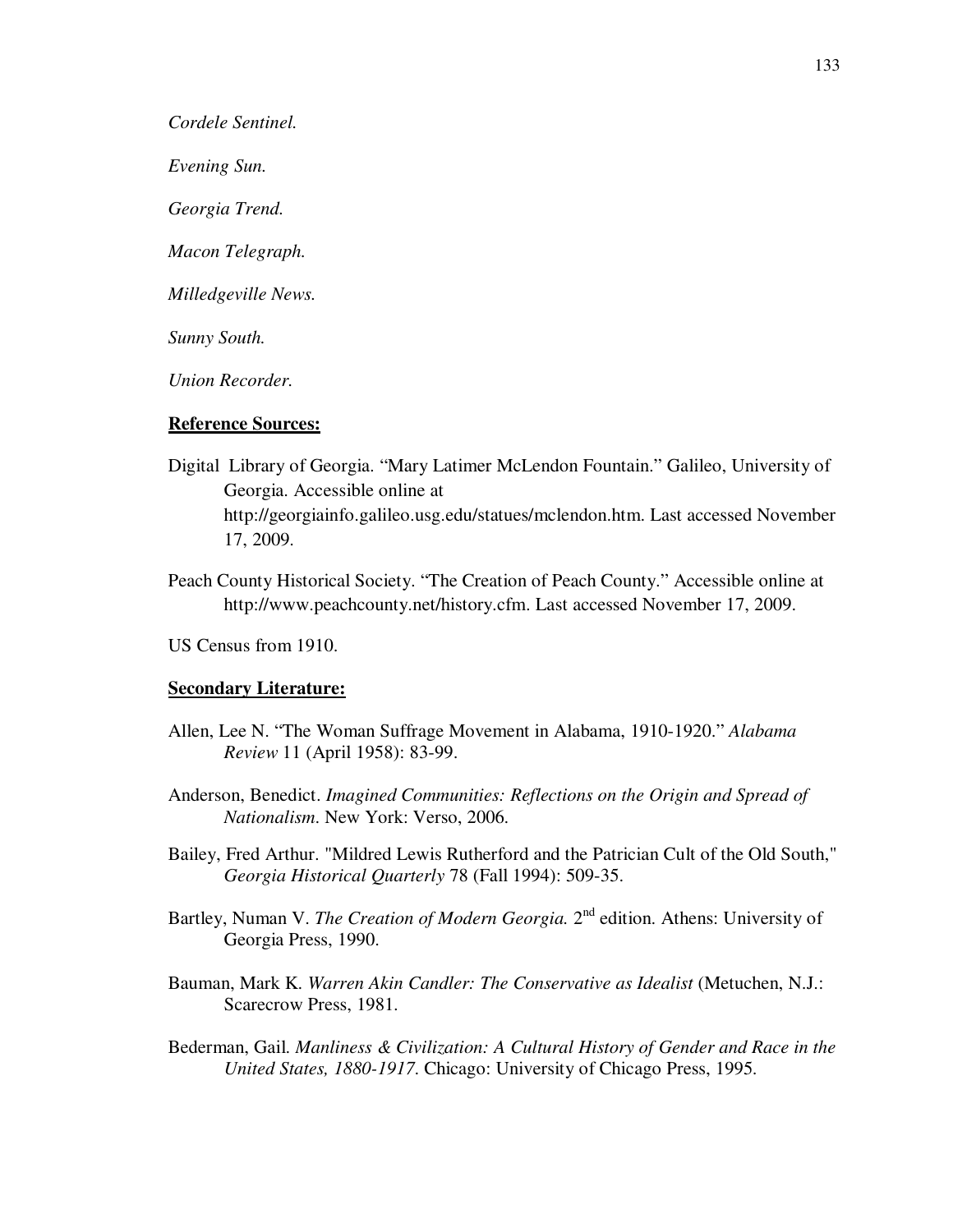*Cordele Sentinel.*

*Evening Sun.*

*Georgia Trend.*

*Macon Telegraph.*

*Milledgeville News.*

*Sunny South.*

*Union Recorder.*

**Reference Sources:**

Digital Library of Georgia. "Mary Latimer McLendon Fountain." Galileo, University of Georgia. Accessible online at http://georgiainfo.galileo.usg.edu/statues/mclendon.htm. Last accessed November 17, 2009.

Peach County Historical Society. "The Creation of Peach County." Accessible online at http://www.peachcounty.net/history.cfm. Last accessed November 17, 2009.

US Census from 1910.

**Secondary Literature:**

Allen, Lee N. "The Woman Suffrage Movement in Alabama, 1910-1920." *Alabama Review* 11 (April 1958): 83-99.

Anderson, Benedict. *Imagined Communities: Reflections on the Origin and Spread of Nationalism*. New York: Verso, 2006.

Bailey, Fred Arthur. "Mildred Lewis Rutherford and the Patrician Cult of the Old South," *Georgia Historical Quarterly* 78 (Fall 1994): 509-35.

Bartley, Numan V. *The Creation of Modern Georgia.* 2nd edition. Athens: University of Georgia Press, 1990.

Bauman, Mark K. *Warren Akin Candler: The Conservative as Idealist* (Metuchen, N.J.: Scarecrow Press, 1981.

Bederman, Gail. *Manliness & Civilization: A Cultural History of Gender and Race in the United States, 1880-1917*. Chicago: University of Chicago Press, 1995.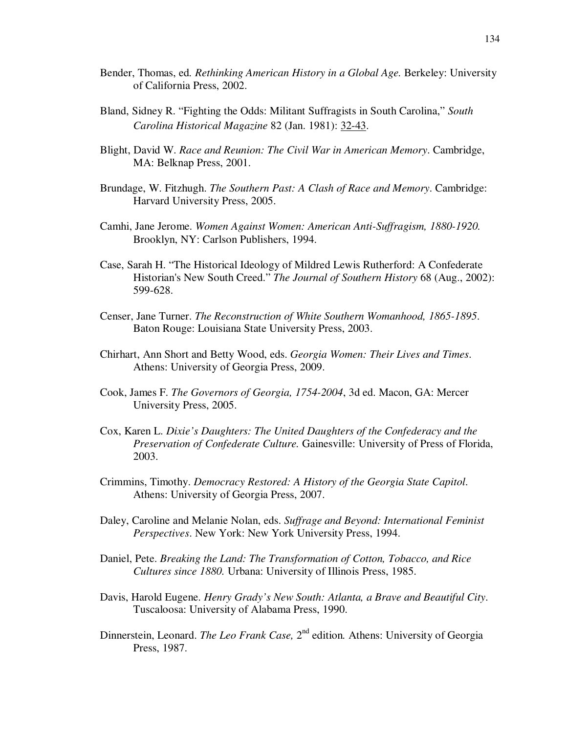Bender, Thomas, ed. *Rethinking American History in a Global Age.* Berkeley: University of California Press, 2002.

Bland, Sidney R. "Fighting the Odds: Militant Suffragists in South Carolina," *South Carolina Historical Magazine* 82 (Jan. 1981): 32-43.

Blight, David W. *Race and Reunion: The Civil War in American Memory*. Cambridge, MA: Belknap Press, 2001.

Brundage, W. Fitzhugh. *The Southern Past: A Clash of Race and Memory*. Cambridge: Harvard University Press, 2005.

Camhi, Jane Jerome. *Women Against Women: American Anti-Suffragism, 1880-1920.* Brooklyn, NY: Carlson Publishers, 1994.

Case, Sarah H. "The Historical Ideology of Mildred Lewis Rutherford: A Confederate Historian's New South Creed." *The Journal of Southern History* 68 (Aug., 2002): 599-628.

Censer, Jane Turner. *The Reconstruction of White Southern Womanhood, 1865-1895*. Baton Rouge: Louisiana State University Press, 2003.

Chirhart, Ann Short and Betty Wood, eds. *Georgia Women: Their Lives and Times*. Athens: University of Georgia Press, 2009.

Cook, James F. *The Governors of Georgia, 1754-2004*, 3d ed. Macon, GA: Mercer University Press, 2005.

Cox, Karen L. *Dixie's Daughters: The United Daughters of the Confederacy and the Preservation of Confederate Culture.* Gainesville: University of Press of Florida, 2003.

Crimmins, Timothy. *Democracy Restored: A History of the Georgia State Capitol*. Athens: University of Georgia Press, 2007.

Daley, Caroline and Melanie Nolan, eds. *Suffrage and Beyond: International Feminist Perspectives*. New York: New York University Press, 1994.

Daniel, Pete. *Breaking the Land: The Transformation of Cotton, Tobacco, and Rice Cultures since 1880.* Urbana: University of Illinois Press, 1985.

Davis, Harold Eugene. *Henry Grady's New South: Atlanta, a Brave and Beautiful City*. Tuscaloosa: University of Alabama Press, 1990.

Dinnerstein, Leonard. *The Leo Frank Case,* 2nd edition*.* Athens: University of Georgia Press, 1987.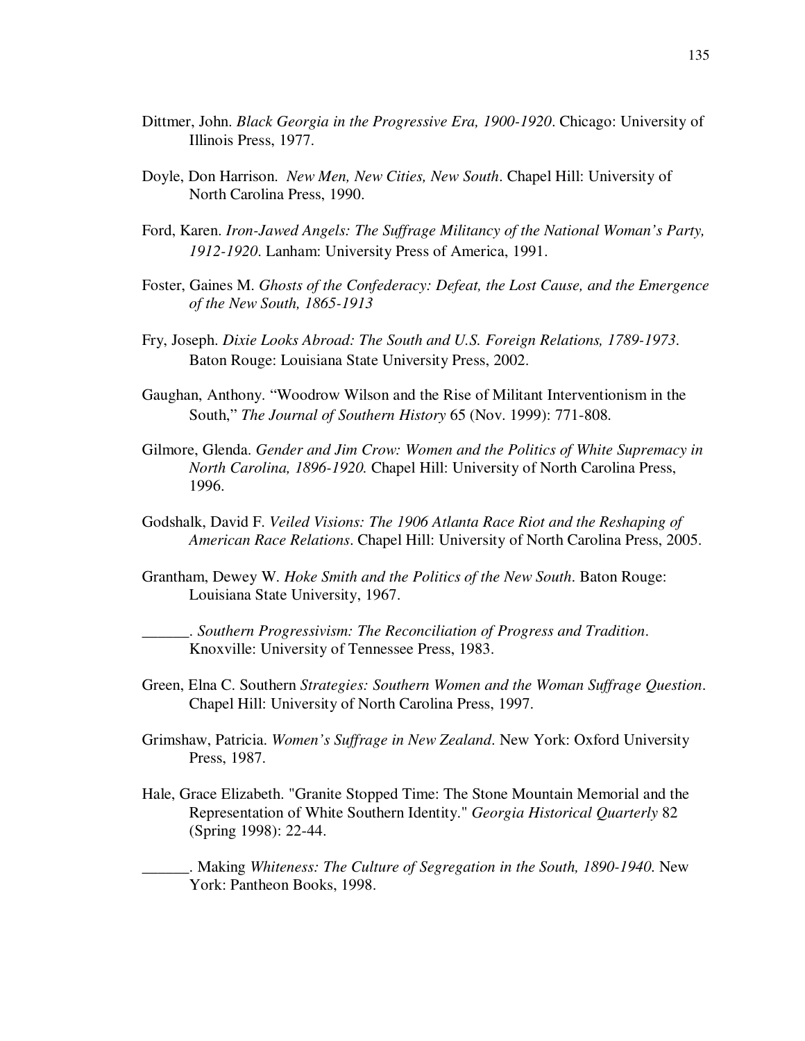Dittmer, John. *Black Georgia in the Progressive Era, 1900-1920*. Chicago: University of Illinois Press, 1977.

Doyle, Don Harrison. *New Men, New Cities, New South*. Chapel Hill: University of North Carolina Press, 1990.

Ford, Karen. *Iron-Jawed Angels: The Suffrage Militancy of the National Woman's Party, 1912-1920*. Lanham: University Press of America, 1991.

Foster, Gaines M. *Ghosts of the Confederacy: Defeat, the Lost Cause, and the Emergence of the New South, 1865-1913*

Fry, Joseph. *Dixie Looks Abroad: The South and U.S. Foreign Relations, 1789-1973*. Baton Rouge: Louisiana State University Press, 2002.

Gaughan, Anthony. "Woodrow Wilson and the Rise of Militant Interventionism in the South," *The Journal of Southern History* 65 (Nov. 1999): 771-808.

Gilmore, Glenda. *Gender and Jim Crow: Women and the Politics of White Supremacy in North Carolina, 1896-1920.* Chapel Hill: University of North Carolina Press, 1996.

Godshalk, David F. *Veiled Visions: The 1906 Atlanta Race Riot and the Reshaping of American Race Relations*. Chapel Hill: University of North Carolina Press, 2005.

Grantham, Dewey W. *Hoke Smith and the Politics of the New South*. Baton Rouge: Louisiana State University, 1967.

______. *Southern Progressivism: The Reconciliation of Progress and Tradition*. Knoxville: University of Tennessee Press, 1983.

Green, Elna C. Southern *Strategies: Southern Women and the Woman Suffrage Question*. Chapel Hill: University of North Carolina Press, 1997.

Grimshaw, Patricia. *Women's Suffrage in New Zealand*. New York: Oxford University Press, 1987.

Hale, Grace Elizabeth. "Granite Stopped Time: The Stone Mountain Memorial and the Representation of White Southern Identity." *Georgia Historical Quarterly* 82 (Spring 1998): 22-44.

______. Making *Whiteness: The Culture of Segregation in the South, 1890-1940*. New York: Pantheon Books, 1998.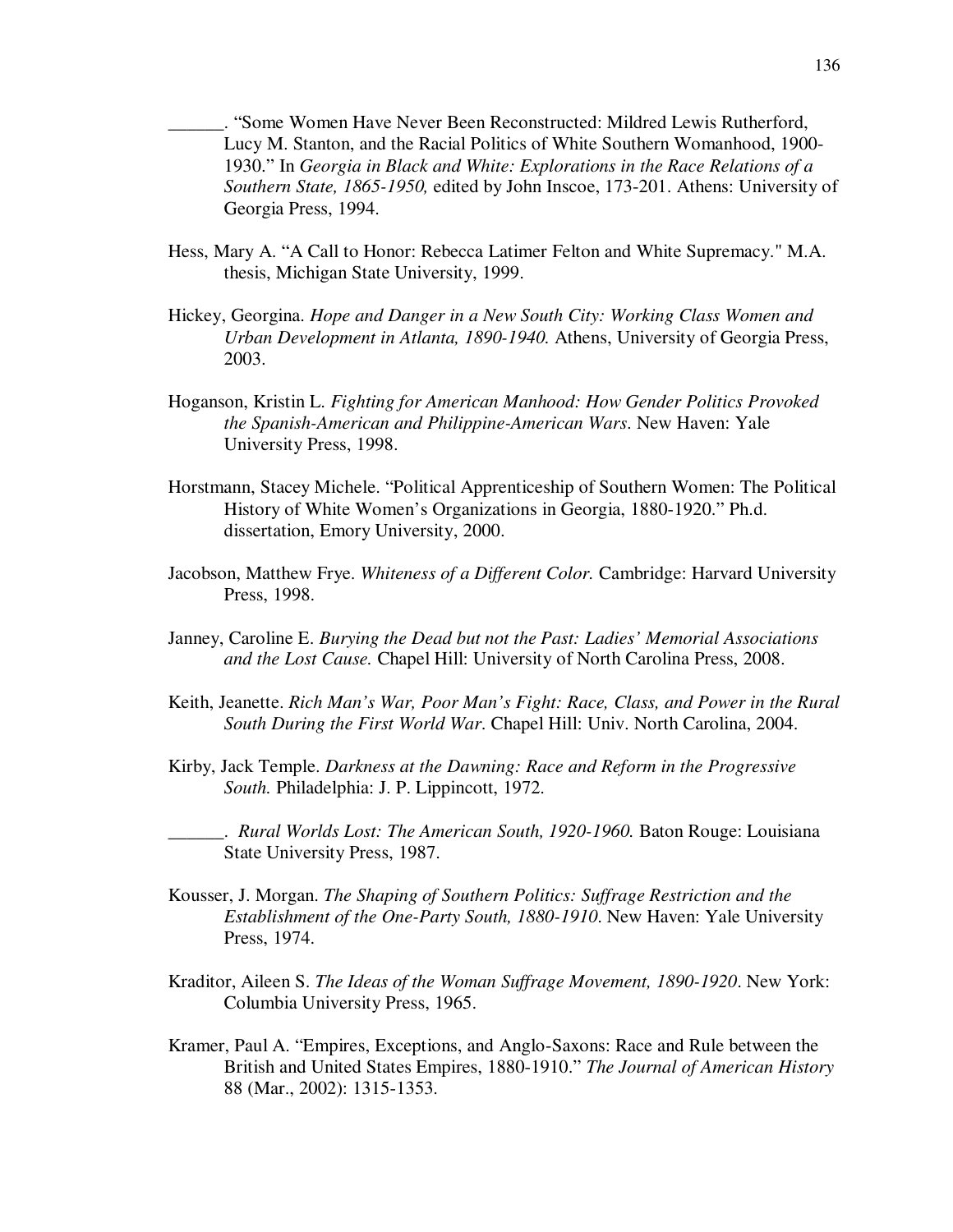\_\_\_\_\_\_. “Some Women Have Never Been Reconstructed: Mildred Lewis Rutherford, Lucy M. Stanton, and the Racial Politics of White Southern Womanhood, 1900-1930.” In *Georgia in Black and White: Explorations in the Race Relations of a Southern State, 1865-1950,* edited by John Inscoe, 173-201. Athens: University of Georgia Press, 1994.

Hess, Mary A. “A Call to Honor: Rebecca Latimer Felton and White Supremacy." M.A. thesis, Michigan State University, 1999.

Hickey, Georgina. *Hope and Danger in a New South City: Working Class Women and Urban Development in Atlanta, 1890-1940.* Athens, University of Georgia Press, 2003.

Hoganson, Kristin L. *Fighting for American Manhood: How Gender Politics Provoked the Spanish-American and Philippine-American Wars*. New Haven: Yale University Press, 1998.

Horstmann, Stacey Michele. “Political Apprenticeship of Southern Women: The Political History of White Women’s Organizations in Georgia, 1880-1920.” Ph.d. dissertation, Emory University, 2000.

Jacobson, Matthew Frye. *Whiteness of a Different Color.* Cambridge: Harvard University Press, 1998.

Janney, Caroline E. *Burying the Dead but not the Past: Ladies’ Memorial Associations and the Lost Cause.* Chapel Hill: University of North Carolina Press, 2008.

Keith, Jeanette. *Rich Man’s War, Poor Man’s Fight: Race, Class, and Power in the Rural South During the First World War*. Chapel Hill: Univ. North Carolina, 2004.

Kirby, Jack Temple. *Darkness at the Dawning: Race and Reform in the Progressive South.* Philadelphia: J. P. Lippincott, 1972.

\_\_\_\_\_\_. *Rural Worlds Lost: The American South, 1920-1960.* Baton Rouge: Louisiana State University Press, 1987.

Kousser, J. Morgan. *The Shaping of Southern Politics: Suffrage Restriction and the Establishment of the One-Party South, 1880-1910*. New Haven: Yale University Press, 1974.

Kraditor, Aileen S. *The Ideas of the Woman Suffrage Movement, 1890-1920*. New York: Columbia University Press, 1965.

Kramer, Paul A. “Empires, Exceptions, and Anglo-Saxons: Race and Rule between the British and United States Empires, 1880-1910.” *The Journal of American History* 88 (Mar., 2002): 1315-1353.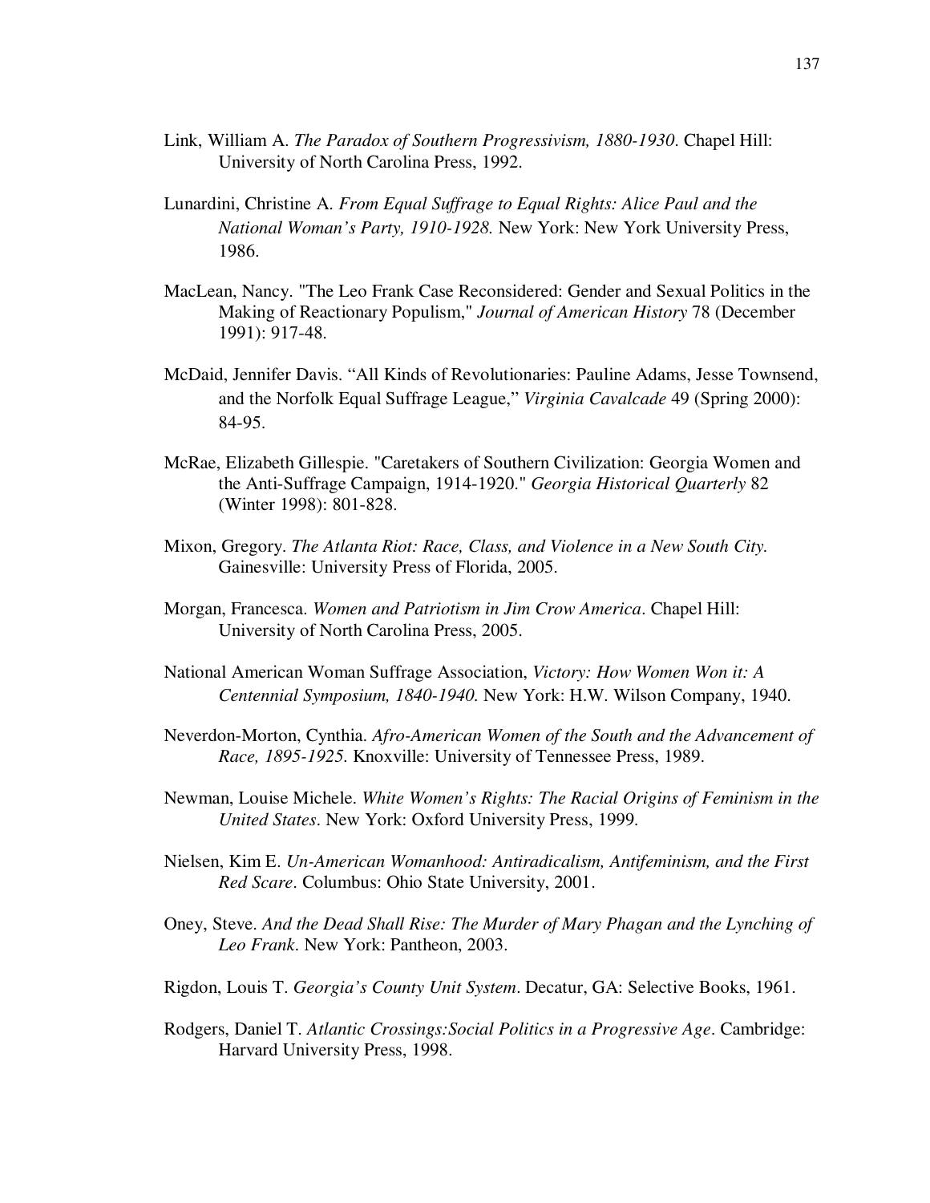Link, William A. *The Paradox of Southern Progressivism, 1880-1930*. Chapel Hill: University of North Carolina Press, 1992.

Lunardini, Christine A. *From Equal Suffrage to Equal Rights: Alice Paul and the National Woman's Party, 1910-1928.* New York: New York University Press, 1986.

MacLean, Nancy. "The Leo Frank Case Reconsidered: Gender and Sexual Politics in the Making of Reactionary Populism," *Journal of American History* 78 (December 1991): 917-48.

McDaid, Jennifer Davis. "All Kinds of Revolutionaries: Pauline Adams, Jesse Townsend, and the Norfolk Equal Suffrage League," *Virginia Cavalcade* 49 (Spring 2000): 84-95.

McRae, Elizabeth Gillespie. "Caretakers of Southern Civilization: Georgia Women and the Anti-Suffrage Campaign, 1914-1920." *Georgia Historical Quarterly* 82 (Winter 1998): 801-828.

Mixon, Gregory. *The Atlanta Riot: Race, Class, and Violence in a New South City.* Gainesville: University Press of Florida, 2005.

Morgan, Francesca. *Women and Patriotism in Jim Crow America*. Chapel Hill: University of North Carolina Press, 2005.

National American Woman Suffrage Association, *Victory: How Women Won it: A Centennial Symposium, 1840-1940.* New York: H.W. Wilson Company, 1940.

Neverdon-Morton, Cynthia. *Afro-American Women of the South and the Advancement of Race, 1895-1925*. Knoxville: University of Tennessee Press, 1989.

Newman, Louise Michele. *White Women's Rights: The Racial Origins of Feminism in the United States*. New York: Oxford University Press, 1999.

Nielsen, Kim E. *Un-American Womanhood: Antiradicalism, Antifeminism, and the First Red Scare*. Columbus: Ohio State University, 2001.

Oney, Steve. *And the Dead Shall Rise: The Murder of Mary Phagan and the Lynching of Leo Frank*. New York: Pantheon, 2003.

Rigdon, Louis T. *Georgia's County Unit System*. Decatur, GA: Selective Books, 1961.

Rodgers, Daniel T. *Atlantic Crossings:Social Politics in a Progressive Age*. Cambridge: Harvard University Press, 1998.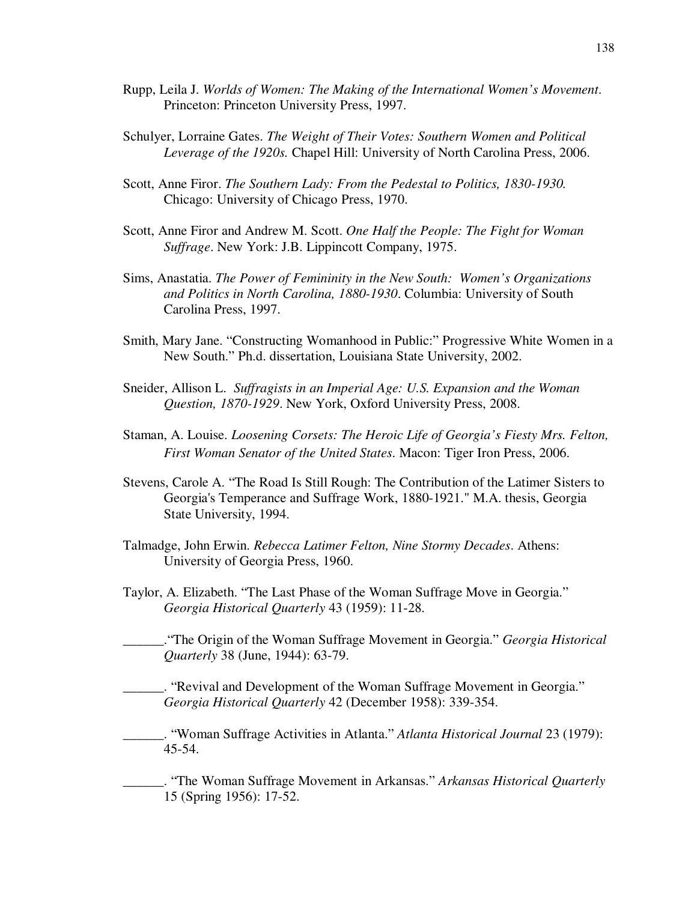Rupp, Leila J. *Worlds of Women: The Making of the International Women's Movement*. Princeton: Princeton University Press, 1997.

Schulyer, Lorraine Gates. *The Weight of Their Votes: Southern Women and Political Leverage of the 1920s.* Chapel Hill: University of North Carolina Press, 2006.

Scott, Anne Firor. *The Southern Lady: From the Pedestal to Politics, 1830-1930.* Chicago: University of Chicago Press, 1970.

Scott, Anne Firor and Andrew M. Scott. *One Half the People: The Fight for Woman Suffrage*. New York: J.B. Lippincott Company, 1975.

Sims, Anastatia. *The Power of Femininity in the New South: Women's Organizations and Politics in North Carolina, 1880-1930*. Columbia: University of South Carolina Press, 1997.

Smith, Mary Jane. "Constructing Womanhood in Public:" Progressive White Women in a New South." Ph.d. dissertation, Louisiana State University, 2002.

Sneider, Allison L. *Suffragists in an Imperial Age: U.S. Expansion and the Woman Question, 1870-1929*. New York, Oxford University Press, 2008.

Staman, A. Louise. *Loosening Corsets: The Heroic Life of Georgia's Fiesty Mrs. Felton, First Woman Senator of the United States*. Macon: Tiger Iron Press, 2006.

Stevens, Carole A. "The Road Is Still Rough: The Contribution of the Latimer Sisters to Georgia's Temperance and Suffrage Work, 1880-1921." M.A. thesis, Georgia State University, 1994.

Talmadge, John Erwin. *Rebecca Latimer Felton, Nine Stormy Decades*. Athens: University of Georgia Press, 1960.

Taylor, A. Elizabeth. "The Last Phase of the Woman Suffrage Move in Georgia." *Georgia Historical Quarterly* 43 (1959): 11-28.

______."The Origin of the Woman Suffrage Movement in Georgia." *Georgia Historical Quarterly* 38 (June, 1944): 63-79.

______. "Revival and Development of the Woman Suffrage Movement in Georgia." *Georgia Historical Quarterly* 42 (December 1958): 339-354.

______. "Woman Suffrage Activities in Atlanta." *Atlanta Historical Journal* 23 (1979): 45-54.

______. "The Woman Suffrage Movement in Arkansas." *Arkansas Historical Quarterly* 15 (Spring 1956): 17-52.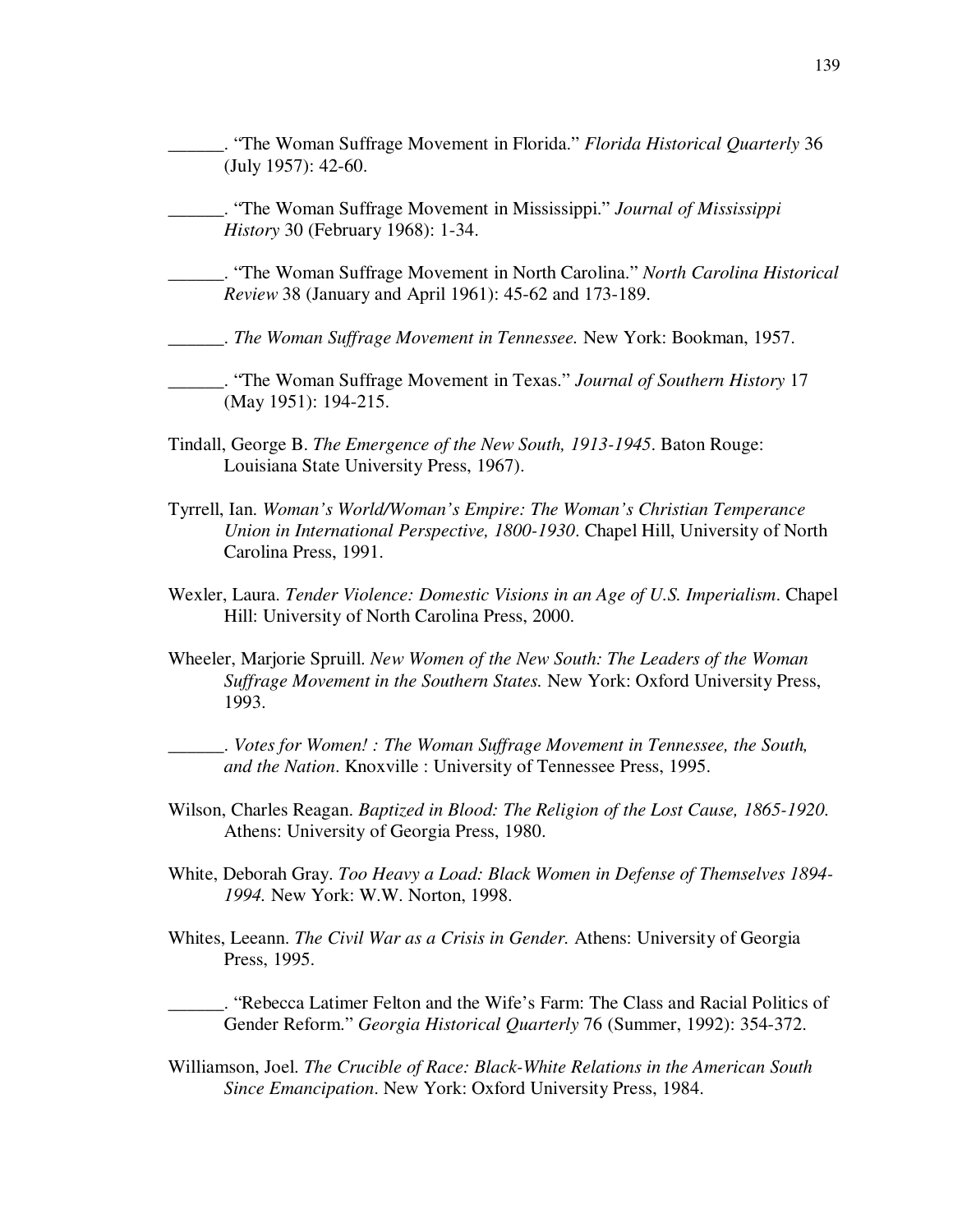______. "The Woman Suffrage Movement in Florida." *Florida Historical Quarterly* 36 (July 1957): 42-60.

______. "The Woman Suffrage Movement in Mississippi." *Journal of Mississippi History* 30 (February 1968): 1-34.

______. "The Woman Suffrage Movement in North Carolina." *North Carolina Historical Review* 38 (January and April 1961): 45-62 and 173-189.

______. *The Woman Suffrage Movement in Tennessee.* New York: Bookman, 1957.

______. "The Woman Suffrage Movement in Texas." *Journal of Southern History* 17 (May 1951): 194-215.

Tindall, George B. *The Emergence of the New South, 1913-1945*. Baton Rouge: Louisiana State University Press, 1967).

Tyrrell, Ian. *Woman's World/Woman's Empire: The Woman's Christian Temperance Union in International Perspective, 1800-1930*. Chapel Hill, University of North Carolina Press, 1991.

Wexler, Laura. *Tender Violence: Domestic Visions in an Age of U.S. Imperialism*. Chapel Hill: University of North Carolina Press, 2000.

Wheeler, Marjorie Spruill. *New Women of the New South: The Leaders of the Woman Suffrage Movement in the Southern States.* New York: Oxford University Press, 1993.

______. *Votes for Women! : The Woman Suffrage Movement in Tennessee, the South, and the Nation*. Knoxville : University of Tennessee Press, 1995.

Wilson, Charles Reagan. *Baptized in Blood: The Religion of the Lost Cause, 1865-1920.* Athens: University of Georgia Press, 1980.

White, Deborah Gray. *Too Heavy a Load: Black Women in Defense of Themselves 1894-1994.* New York: W.W. Norton, 1998.

Whites, Leeann. *The Civil War as a Crisis in Gender.* Athens: University of Georgia Press, 1995.

______. "Rebecca Latimer Felton and the Wife's Farm: The Class and Racial Politics of Gender Reform." *Georgia Historical Quarterly* 76 (Summer, 1992): 354-372.

Williamson, Joel. *The Crucible of Race: Black-White Relations in the American South Since Emancipation*. New York: Oxford University Press, 1984.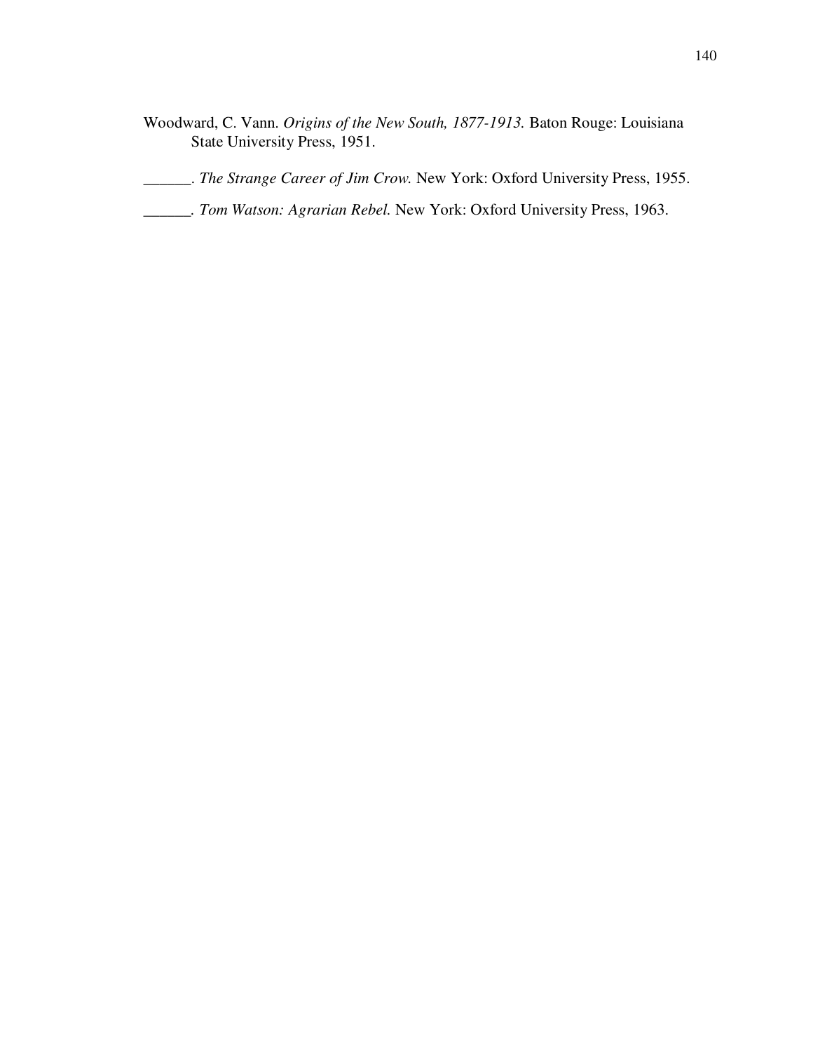Woodward, C. Vann. *Origins of the New South, 1877-1913.* Baton Rouge: Louisiana State University Press, 1951.

______. *The Strange Career of Jim Crow.* New York: Oxford University Press, 1955.

______. *Tom Watson: Agrarian Rebel.* New York: Oxford University Press, 1963.